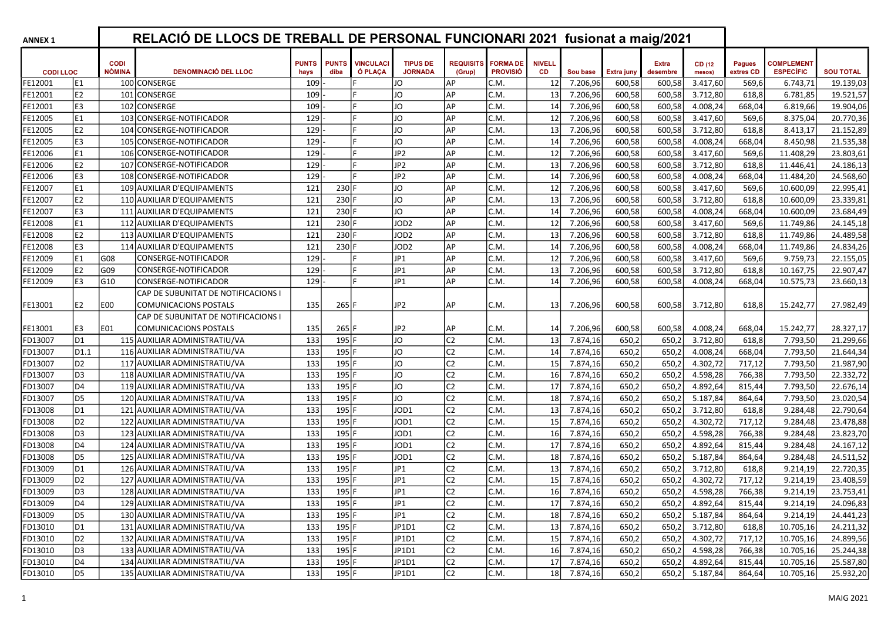ANNEX 1

# RELACIÓ DE LLOCS DE TREBALL DE PERSONAL FUNCIONARI 2021 fusionat a maig/2021

| CODI LLOC | | CODI NÒMINA | DENOMINACIÓ DEL LLOC | PUNTS hays | PUNTS diba | VINCULACIÓ PLAÇA | TIPUS DE JORNADA | REQUISITS (Grup) | FORMA DE PROVISIÓ | NIVELL CD | Sou base | Extra juny | Extra desembre | CD (12 mesos) | Pagues extres CD | COMPLEMENT ESPECÍFIC | SOU TOTAL |
|---|---|---|---|---|---|---|---|---|---|---|---|---|---|---|---|---|---|
| FE12001 | E1 | 100 | CONSERGE | 109 | - | F | JO | AP | C.M. | 12 | 7.206,96 | 600,58 | 600,58 | 3.417,60 | 569,6 | 6.743,71 | 19.139,03 |
| FE12001 | E2 | 101 | CONSERGE | 109 | - | F | JO | AP | C.M. | 13 | 7.206,96 | 600,58 | 600,58 | 3.712,80 | 618,8 | 6.781,85 | 19.521,57 |
| FE12001 | E3 | 102 | CONSERGE | 109 | - | F | JO | AP | C.M. | 14 | 7.206,96 | 600,58 | 600,58 | 4.008,24 | 668,04 | 6.819,66 | 19.904,06 |
| FE12005 | E1 | 103 | CONSERGE-NOTIFICADOR | 129 | - | F | JO | AP | C.M. | 12 | 7.206,96 | 600,58 | 600,58 | 3.417,60 | 569,6 | 8.375,04 | 20.770,36 |
| FE12005 | E2 | 104 | CONSERGE-NOTIFICADOR | 129 | - | F | JO | AP | C.M. | 13 | 7.206,96 | 600,58 | 600,58 | 3.712,80 | 618,8 | 8.413,17 | 21.152,89 |
| FE12005 | E3 | 105 | CONSERGE-NOTIFICADOR | 129 | - | F | JO | AP | C.M. | 14 | 7.206,96 | 600,58 | 600,58 | 4.008,24 | 668,04 | 8.450,98 | 21.535,38 |
| FE12006 | E1 | 106 | CONSERGE-NOTIFICADOR | 129 | - | F | JP2 | AP | C.M. | 12 | 7.206,96 | 600,58 | 600,58 | 3.417,60 | 569,6 | 11.408,29 | 23.803,61 |
| FE12006 | E2 | 107 | CONSERGE-NOTIFICADOR | 129 | - | F | JP2 | AP | C.M. | 13 | 7.206,96 | 600,58 | 600,58 | 3.712,80 | 618,8 | 11.446,41 | 24.186,13 |
| FE12006 | E3 | 108 | CONSERGE-NOTIFICADOR | 129 | - | F | JP2 | AP | C.M. | 14 | 7.206,96 | 600,58 | 600,58 | 4.008,24 | 668,04 | 11.484,20 | 24.568,60 |
| FE12007 | E1 | 109 | AUXILIAR D'EQUIPAMENTS | 121 | 230 | F | JO | AP | C.M. | 12 | 7.206,96 | 600,58 | 600,58 | 3.417,60 | 569,6 | 10.600,09 | 22.995,41 |
| FE12007 | E2 | 110 | AUXILIAR D'EQUIPAMENTS | 121 | 230 | F | JO | AP | C.M. | 13 | 7.206,96 | 600,58 | 600,58 | 3.712,80 | 618,8 | 10.600,09 | 23.339,81 |
| FE12007 | E3 | 111 | AUXILIAR D'EQUIPAMENTS | 121 | 230 | F | JO | AP | C.M. | 14 | 7.206,96 | 600,58 | 600,58 | 4.008,24 | 668,04 | 10.600,09 | 23.684,49 |
| FE12008 | E1 | 112 | AUXILIAR D'EQUIPAMENTS | 121 | 230 | F | JOD2 | AP | C.M. | 12 | 7.206,96 | 600,58 | 600,58 | 3.417,60 | 569,6 | 11.749,86 | 24.145,18 |
| FE12008 | E2 | 113 | AUXILIAR D'EQUIPAMENTS | 121 | 230 | F | JOD2 | AP | C.M. | 13 | 7.206,96 | 600,58 | 600,58 | 3.712,80 | 618,8 | 11.749,86 | 24.489,58 |
| FE12008 | E3 | 114 | AUXILIAR D'EQUIPAMENTS | 121 | 230 | F | JOD2 | AP | C.M. | 14 | 7.206,96 | 600,58 | 600,58 | 4.008,24 | 668,04 | 11.749,86 | 24.834,26 |
| FE12009 | E1 | G08 | CONSERGE-NOTIFICADOR | 129 | - | F | JP1 | AP | C.M. | 12 | 7.206,96 | 600,58 | 600,58 | 3.417,60 | 569,6 | 9.759,73 | 22.155,05 |
| FE12009 | E2 | G09 | CONSERGE-NOTIFICADOR | 129 | - | F | JP1 | AP | C.M. | 13 | 7.206,96 | 600,58 | 600,58 | 3.712,80 | 618,8 | 10.167,75 | 22.907,47 |
| FE12009 | E3 | G10 | CONSERGE-NOTIFICADOR | 129 | - | F | JP1 | AP | C.M. | 14 | 7.206,96 | 600,58 | 600,58 | 4.008,24 | 668,04 | 10.575,73 | 23.660,13 |
| FE13001 | E2 | E00 | CAP DE SUBUNITAT DE NOTIFICACIONS I COMUNICACIONS POSTALS | 135 | 265 | F | JP2 | AP | C.M. | 13 | 7.206,96 | 600,58 | 600,58 | 3.712,80 | 618,8 | 15.242,77 | 27.982,49 |
| FE13001 | E3 | E01 | CAP DE SUBUNITAT DE NOTIFICACIONS I COMUNICACIONS POSTALS | 135 | 265 | F | JP2 | AP | C.M. | 14 | 7.206,96 | 600,58 | 600,58 | 4.008,24 | 668,04 | 15.242,77 | 28.327,17 |
| FD13007 | D1 | 115 | AUXILIAR ADMINISTRATIU/VA | 133 | 195 | F | JO | C2 | C.M. | 13 | 7.874,16 | 650,2 | 650,2 | 3.712,80 | 618,8 | 7.793,50 | 21.299,66 |
| FD13007 | D1.1 | 116 | AUXILIAR ADMINISTRATIU/VA | 133 | 195 | F | JO | C2 | C.M. | 14 | 7.874,16 | 650,2 | 650,2 | 4.008,24 | 668,04 | 7.793,50 | 21.644,34 |
| FD13007 | D2 | 117 | AUXILIAR ADMINISTRATIU/VA | 133 | 195 | F | JO | C2 | C.M. | 15 | 7.874,16 | 650,2 | 650,2 | 4.302,72 | 717,12 | 7.793,50 | 21.987,90 |
| FD13007 | D3 | 118 | AUXILIAR ADMINISTRATIU/VA | 133 | 195 | F | JO | C2 | C.M. | 16 | 7.874,16 | 650,2 | 650,2 | 4.598,28 | 766,38 | 7.793,50 | 22.332,72 |
| FD13007 | D4 | 119 | AUXILIAR ADMINISTRATIU/VA | 133 | 195 | F | JO | C2 | C.M. | 17 | 7.874,16 | 650,2 | 650,2 | 4.892,64 | 815,44 | 7.793,50 | 22.676,14 |
| FD13007 | D5 | 120 | AUXILIAR ADMINISTRATIU/VA | 133 | 195 | F | JO | C2 | C.M. | 18 | 7.874,16 | 650,2 | 650,2 | 5.187,84 | 864,64 | 7.793,50 | 23.020,54 |
| FD13008 | D1 | 121 | AUXILIAR ADMINISTRATIU/VA | 133 | 195 | F | JOD1 | C2 | C.M. | 13 | 7.874,16 | 650,2 | 650,2 | 3.712,80 | 618,8 | 9.284,48 | 22.790,64 |
| FD13008 | D2 | 122 | AUXILIAR ADMINISTRATIU/VA | 133 | 195 | F | JOD1 | C2 | C.M. | 15 | 7.874,16 | 650,2 | 650,2 | 4.302,72 | 717,12 | 9.284,48 | 23.478,88 |
| FD13008 | D3 | 123 | AUXILIAR ADMINISTRATIU/VA | 133 | 195 | F | JOD1 | C2 | C.M. | 16 | 7.874,16 | 650,2 | 650,2 | 4.598,28 | 766,38 | 9.284,48 | 23.823,70 |
| FD13008 | D4 | 124 | AUXILIAR ADMINISTRATIU/VA | 133 | 195 | F | JOD1 | C2 | C.M. | 17 | 7.874,16 | 650,2 | 650,2 | 4.892,64 | 815,44 | 9.284,48 | 24.167,12 |
| FD13008 | D5 | 125 | AUXILIAR ADMINISTRATIU/VA | 133 | 195 | F | JOD1 | C2 | C.M. | 18 | 7.874,16 | 650,2 | 650,2 | 5.187,84 | 864,64 | 9.284,48 | 24.511,52 |
| FD13009 | D1 | 126 | AUXILIAR ADMINISTRATIU/VA | 133 | 195 | F | JP1 | C2 | C.M. | 13 | 7.874,16 | 650,2 | 650,2 | 3.712,80 | 618,8 | 9.214,19 | 22.720,35 |
| FD13009 | D2 | 127 | AUXILIAR ADMINISTRATIU/VA | 133 | 195 | F | JP1 | C2 | C.M. | 15 | 7.874,16 | 650,2 | 650,2 | 4.302,72 | 717,12 | 9.214,19 | 23.408,59 |
| FD13009 | D3 | 128 | AUXILIAR ADMINISTRATIU/VA | 133 | 195 | F | JP1 | C2 | C.M. | 16 | 7.874,16 | 650,2 | 650,2 | 4.598,28 | 766,38 | 9.214,19 | 23.753,41 |
| FD13009 | D4 | 129 | AUXILIAR ADMINISTRATIU/VA | 133 | 195 | F | JP1 | C2 | C.M. | 17 | 7.874,16 | 650,2 | 650,2 | 4.892,64 | 815,44 | 9.214,19 | 24.096,83 |
| FD13009 | D5 | 130 | AUXILIAR ADMINISTRATIU/VA | 133 | 195 | F | JP1 | C2 | C.M. | 18 | 7.874,16 | 650,2 | 650,2 | 5.187,84 | 864,64 | 9.214,19 | 24.441,23 |
| FD13010 | D1 | 131 | AUXILIAR ADMINISTRATIU/VA | 133 | 195 | F | JP1D1 | C2 | C.M. | 13 | 7.874,16 | 650,2 | 650,2 | 3.712,80 | 618,8 | 10.705,16 | 24.211,32 |
| FD13010 | D2 | 132 | AUXILIAR ADMINISTRATIU/VA | 133 | 195 | F | JP1D1 | C2 | C.M. | 15 | 7.874,16 | 650,2 | 650,2 | 4.302,72 | 717,12 | 10.705,16 | 24.899,56 |
| FD13010 | D3 | 133 | AUXILIAR ADMINISTRATIU/VA | 133 | 195 | F | JP1D1 | C2 | C.M. | 16 | 7.874,16 | 650,2 | 650,2 | 4.598,28 | 766,38 | 10.705,16 | 25.244,38 |
| FD13010 | D4 | 134 | AUXILIAR ADMINISTRATIU/VA | 133 | 195 | F | JP1D1 | C2 | C.M. | 17 | 7.874,16 | 650,2 | 650,2 | 4.892,64 | 815,44 | 10.705,16 | 25.587,80 |
| FD13010 | D5 | 135 | AUXILIAR ADMINISTRATIU/VA | 133 | 195 | F | JP1D1 | C2 | C.M. | 18 | 7.874,16 | 650,2 | 650,2 | 5.187,84 | 864,64 | 10.705,16 | 25.932,20 |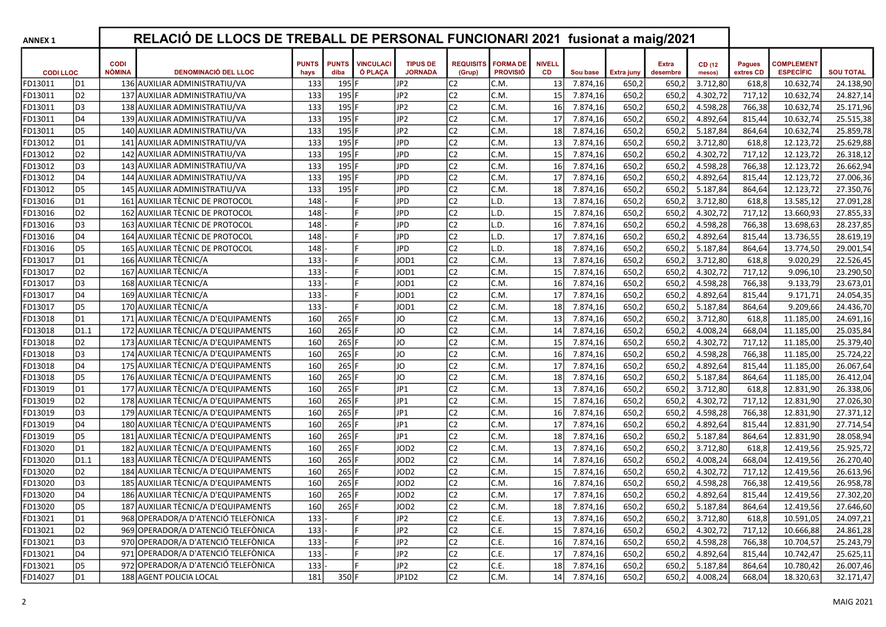ANNEX 1

# RELACIÓ DE LLOCS DE TREBALL DE PERSONAL FUNCIONARI 2021 fusionat a maig/2021

| CODI LLOC | | CODI NÒMINA | DENOMINACIÓ DEL LLOC | PUNTS hays | PUNTS diba | VINCULACIÓ PLAÇA | TIPUS DE JORNADA | REQUISITS (Grup) | FORMA DE PROVISIÓ | NIVELL CD | Sou base | Extra juny | Extra desembre | CD (12 mesos) | Pagues extres CD | COMPLEMENT ESPECÍFIC | SOU TOTAL |
|---|---|---|---|---|---|---|---|---|---|---|---|---|---|---|---|---|---|
| FD13011 | D1 | 136 | AUXILIAR ADMINISTRATIU/VA | 133 | 195 | F | JP2 | C2 | C.M. | 13 | 7.874,16 | 650,2 | 650,2 | 3.712,80 | 618,8 | 10.632,74 | 24.138,90 |
| FD13011 | D2 | 137 | AUXILIAR ADMINISTRATIU/VA | 133 | 195 | F | JP2 | C2 | C.M. | 15 | 7.874,16 | 650,2 | 650,2 | 4.302,72 | 717,12 | 10.632,74 | 24.827,14 |
| FD13011 | D3 | 138 | AUXILIAR ADMINISTRATIU/VA | 133 | 195 | F | JP2 | C2 | C.M. | 16 | 7.874,16 | 650,2 | 650,2 | 4.598,28 | 766,38 | 10.632,74 | 25.171,96 |
| FD13011 | D4 | 139 | AUXILIAR ADMINISTRATIU/VA | 133 | 195 | F | JP2 | C2 | C.M. | 17 | 7.874,16 | 650,2 | 650,2 | 4.892,64 | 815,44 | 10.632,74 | 25.515,38 |
| FD13011 | D5 | 140 | AUXILIAR ADMINISTRATIU/VA | 133 | 195 | F | JP2 | C2 | C.M. | 18 | 7.874,16 | 650,2 | 650,2 | 5.187,84 | 864,64 | 10.632,74 | 25.859,78 |
| FD13012 | D1 | 141 | AUXILIAR ADMINISTRATIU/VA | 133 | 195 | F | JPD | C2 | C.M. | 13 | 7.874,16 | 650,2 | 650,2 | 3.712,80 | 618,8 | 12.123,72 | 25.629,88 |
| FD13012 | D2 | 142 | AUXILIAR ADMINISTRATIU/VA | 133 | 195 | F | JPD | C2 | C.M. | 15 | 7.874,16 | 650,2 | 650,2 | 4.302,72 | 717,12 | 12.123,72 | 26.318,12 |
| FD13012 | D3 | 143 | AUXILIAR ADMINISTRATIU/VA | 133 | 195 | F | JPD | C2 | C.M. | 16 | 7.874,16 | 650,2 | 650,2 | 4.598,28 | 766,38 | 12.123,72 | 26.662,94 |
| FD13012 | D4 | 144 | AUXILIAR ADMINISTRATIU/VA | 133 | 195 | F | JPD | C2 | C.M. | 17 | 7.874,16 | 650,2 | 650,2 | 4.892,64 | 815,44 | 12.123,72 | 27.006,36 |
| FD13012 | D5 | 145 | AUXILIAR ADMINISTRATIU/VA | 133 | 195 | F | JPD | C2 | C.M. | 18 | 7.874,16 | 650,2 | 650,2 | 5.187,84 | 864,64 | 12.123,72 | 27.350,76 |
| FD13016 | D1 | 161 | AUXILIAR TÈCNIC DE PROTOCOL | 148 | - | F | JPD | C2 | L.D. | 13 | 7.874,16 | 650,2 | 650,2 | 3.712,80 | 618,8 | 13.585,12 | 27.091,28 |
| FD13016 | D2 | 162 | AUXILIAR TÈCNIC DE PROTOCOL | 148 | - | F | JPD | C2 | L.D. | 15 | 7.874,16 | 650,2 | 650,2 | 4.302,72 | 717,12 | 13.660,93 | 27.855,33 |
| FD13016 | D3 | 163 | AUXILIAR TÈCNIC DE PROTOCOL | 148 | - | F | JPD | C2 | L.D. | 16 | 7.874,16 | 650,2 | 650,2 | 4.598,28 | 766,38 | 13.698,63 | 28.237,85 |
| FD13016 | D4 | 164 | AUXILIAR TÈCNIC DE PROTOCOL | 148 | - | F | JPD | C2 | L.D. | 17 | 7.874,16 | 650,2 | 650,2 | 4.892,64 | 815,44 | 13.736,55 | 28.619,19 |
| FD13016 | D5 | 165 | AUXILIAR TÈCNIC DE PROTOCOL | 148 | - | F | JPD | C2 | L.D. | 18 | 7.874,16 | 650,2 | 650,2 | 5.187,84 | 864,64 | 13.774,50 | 29.001,54 |
| FD13017 | D1 | 166 | AUXILIAR TÈCNIC/A | 133 | - | F | JOD1 | C2 | C.M. | 13 | 7.874,16 | 650,2 | 650,2 | 3.712,80 | 618,8 | 9.020,29 | 22.526,45 |
| FD13017 | D2 | 167 | AUXILIAR TÈCNIC/A | 133 | - | F | JOD1 | C2 | C.M. | 15 | 7.874,16 | 650,2 | 650,2 | 4.302,72 | 717,12 | 9.096,10 | 23.290,50 |
| FD13017 | D3 | 168 | AUXILIAR TÈCNIC/A | 133 | - | F | JOD1 | C2 | C.M. | 16 | 7.874,16 | 650,2 | 650,2 | 4.598,28 | 766,38 | 9.133,79 | 23.673,01 |
| FD13017 | D4 | 169 | AUXILIAR TÈCNIC/A | 133 | - | F | JOD1 | C2 | C.M. | 17 | 7.874,16 | 650,2 | 650,2 | 4.892,64 | 815,44 | 9.171,71 | 24.054,35 |
| FD13017 | D5 | 170 | AUXILIAR TÈCNIC/A | 133 | - | F | JOD1 | C2 | C.M. | 18 | 7.874,16 | 650,2 | 650,2 | 5.187,84 | 864,64 | 9.209,66 | 24.436,70 |
| FD13018 | D1 | 171 | AUXILIAR TÈCNIC/A D'EQUIPAMENTS | 160 | 265 | F | JO | C2 | C.M. | 13 | 7.874,16 | 650,2 | 650,2 | 3.712,80 | 618,8 | 11.185,00 | 24.691,16 |
| FD13018 | D1.1 | 172 | AUXILIAR TÈCNIC/A D'EQUIPAMENTS | 160 | 265 | F | JO | C2 | C.M. | 14 | 7.874,16 | 650,2 | 650,2 | 4.008,24 | 668,04 | 11.185,00 | 25.035,84 |
| FD13018 | D2 | 173 | AUXILIAR TÈCNIC/A D'EQUIPAMENTS | 160 | 265 | F | JO | C2 | C.M. | 15 | 7.874,16 | 650,2 | 650,2 | 4.302,72 | 717,12 | 11.185,00 | 25.379,40 |
| FD13018 | D3 | 174 | AUXILIAR TÈCNIC/A D'EQUIPAMENTS | 160 | 265 | F | JO | C2 | C.M. | 16 | 7.874,16 | 650,2 | 650,2 | 4.598,28 | 766,38 | 11.185,00 | 25.724,22 |
| FD13018 | D4 | 175 | AUXILIAR TÈCNIC/A D'EQUIPAMENTS | 160 | 265 | F | JO | C2 | C.M. | 17 | 7.874,16 | 650,2 | 650,2 | 4.892,64 | 815,44 | 11.185,00 | 26.067,64 |
| FD13018 | D5 | 176 | AUXILIAR TÈCNIC/A D'EQUIPAMENTS | 160 | 265 | F | JO | C2 | C.M. | 18 | 7.874,16 | 650,2 | 650,2 | 5.187,84 | 864,64 | 11.185,00 | 26.412,04 |
| FD13019 | D1 | 177 | AUXILIAR TÈCNIC/A D'EQUIPAMENTS | 160 | 265 | F | JP1 | C2 | C.M. | 13 | 7.874,16 | 650,2 | 650,2 | 3.712,80 | 618,8 | 12.831,90 | 26.338,06 |
| FD13019 | D2 | 178 | AUXILIAR TÈCNIC/A D'EQUIPAMENTS | 160 | 265 | F | JP1 | C2 | C.M. | 15 | 7.874,16 | 650,2 | 650,2 | 4.302,72 | 717,12 | 12.831,90 | 27.026,30 |
| FD13019 | D3 | 179 | AUXILIAR TÈCNIC/A D'EQUIPAMENTS | 160 | 265 | F | JP1 | C2 | C.M. | 16 | 7.874,16 | 650,2 | 650,2 | 4.598,28 | 766,38 | 12.831,90 | 27.371,12 |
| FD13019 | D4 | 180 | AUXILIAR TÈCNIC/A D'EQUIPAMENTS | 160 | 265 | F | JP1 | C2 | C.M. | 17 | 7.874,16 | 650,2 | 650,2 | 4.892,64 | 815,44 | 12.831,90 | 27.714,54 |
| FD13019 | D5 | 181 | AUXILIAR TÈCNIC/A D'EQUIPAMENTS | 160 | 265 | F | JP1 | C2 | C.M. | 18 | 7.874,16 | 650,2 | 650,2 | 5.187,84 | 864,64 | 12.831,90 | 28.058,94 |
| FD13020 | D1 | 182 | AUXILIAR TÈCNIC/A D'EQUIPAMENTS | 160 | 265 | F | JOD2 | C2 | C.M. | 13 | 7.874,16 | 650,2 | 650,2 | 3.712,80 | 618,8 | 12.419,56 | 25.925,72 |
| FD13020 | D1.1 | 183 | AUXILIAR TÈCNIC/A D'EQUIPAMENTS | 160 | 265 | F | JOD2 | C2 | C.M. | 14 | 7.874,16 | 650,2 | 650,2 | 4.008,24 | 668,04 | 12.419,56 | 26.270,40 |
| FD13020 | D2 | 184 | AUXILIAR TÈCNIC/A D'EQUIPAMENTS | 160 | 265 | F | JOD2 | C2 | C.M. | 15 | 7.874,16 | 650,2 | 650,2 | 4.302,72 | 717,12 | 12.419,56 | 26.613,96 |
| FD13020 | D3 | 185 | AUXILIAR TÈCNIC/A D'EQUIPAMENTS | 160 | 265 | F | JOD2 | C2 | C.M. | 16 | 7.874,16 | 650,2 | 650,2 | 4.598,28 | 766,38 | 12.419,56 | 26.958,78 |
| FD13020 | D4 | 186 | AUXILIAR TÈCNIC/A D'EQUIPAMENTS | 160 | 265 | F | JOD2 | C2 | C.M. | 17 | 7.874,16 | 650,2 | 650,2 | 4.892,64 | 815,44 | 12.419,56 | 27.302,20 |
| FD13020 | D5 | 187 | AUXILIAR TÈCNIC/A D'EQUIPAMENTS | 160 | 265 | F | JOD2 | C2 | C.M. | 18 | 7.874,16 | 650,2 | 650,2 | 5.187,84 | 864,64 | 12.419,56 | 27.646,60 |
| FD13021 | D1 | 968 | OPERADOR/A D'ATENCIÓ TELEFÒNICA | 133 | - | F | JP2 | C2 | C.E. | 13 | 7.874,16 | 650,2 | 650,2 | 3.712,80 | 618,8 | 10.591,05 | 24.097,21 |
| FD13021 | D2 | 969 | OPERADOR/A D'ATENCIÓ TELEFÒNICA | 133 | - | F | JP2 | C2 | C.E. | 15 | 7.874,16 | 650,2 | 650,2 | 4.302,72 | 717,12 | 10.666,88 | 24.861,28 |
| FD13021 | D3 | 970 | OPERADOR/A D'ATENCIÓ TELEFÒNICA | 133 | - | F | JP2 | C2 | C.E. | 16 | 7.874,16 | 650,2 | 650,2 | 4.598,28 | 766,38 | 10.704,57 | 25.243,79 |
| FD13021 | D4 | 971 | OPERADOR/A D'ATENCIÓ TELEFÒNICA | 133 | - | F | JP2 | C2 | C.E. | 17 | 7.874,16 | 650,2 | 650,2 | 4.892,64 | 815,44 | 10.742,47 | 25.625,11 |
| FD13021 | D5 | 972 | OPERADOR/A D'ATENCIÓ TELEFÒNICA | 133 | - | F | JP2 | C2 | C.E. | 18 | 7.874,16 | 650,2 | 650,2 | 5.187,84 | 864,64 | 10.780,42 | 26.007,46 |
| FD14027 | D1 | 188 | AGENT POLICIA LOCAL | 181 | 350 | F | JP1D2 | C2 | C.M. | 14 | 7.874,16 | 650,2 | 650,2 | 4.008,24 | 668,04 | 18.320,63 | 32.171,47 |

MAIG 2021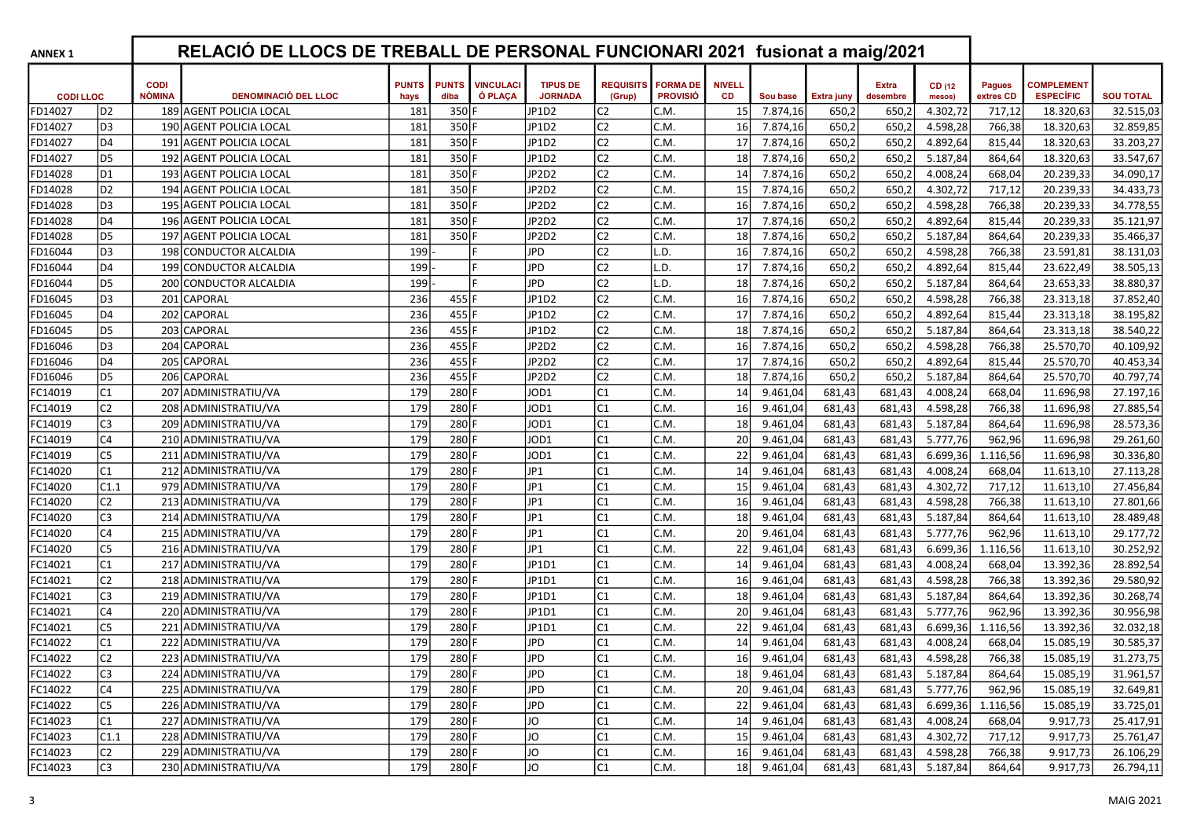ANNEX 1

# RELACIÓ DE LLOCS DE TREBALL DE PERSONAL FUNCIONARI 2021 fusionat a maig/2021

| CODI LLOC | | CODI NÒMINA | DENOMINACIÓ DEL LLOC | PUNTS hays | PUNTS diba | VINCULACIÓ PLAÇA | TIPUS DE JORNADA | REQUISITS (Grup) | FORMA DE PROVISIÓ | NIVELL CD | Sou base | Extra juny | Extra desembre | CD (12 mesos) | Pagues extres CD | COMPLEMENT ESPECÍFIC | SOU TOTAL |
|---|---|---|---|---|---|---|---|---|---|---|---|---|---|---|---|---|---|
| FD14027 | D2 | 189 | AGENT POLICIA LOCAL | 181 | 350 | F | JP1D2 | C2 | C.M. | 15 | 7.874,16 | 650,2 | 650,2 | 4.302,72 | 717,12 | 18.320,63 | 32.515,03 |
| FD14027 | D3 | 190 | AGENT POLICIA LOCAL | 181 | 350 | F | JP1D2 | C2 | C.M. | 16 | 7.874,16 | 650,2 | 650,2 | 4.598,28 | 766,38 | 18.320,63 | 32.859,85 |
| FD14027 | D4 | 191 | AGENT POLICIA LOCAL | 181 | 350 | F | JP1D2 | C2 | C.M. | 17 | 7.874,16 | 650,2 | 650,2 | 4.892,64 | 815,44 | 18.320,63 | 33.203,27 |
| FD14027 | D5 | 192 | AGENT POLICIA LOCAL | 181 | 350 | F | JP1D2 | C2 | C.M. | 18 | 7.874,16 | 650,2 | 650,2 | 5.187,84 | 864,64 | 18.320,63 | 33.547,67 |
| FD14028 | D1 | 193 | AGENT POLICIA LOCAL | 181 | 350 | F | JP2D2 | C2 | C.M. | 14 | 7.874,16 | 650,2 | 650,2 | 4.008,24 | 668,04 | 20.239,33 | 34.090,17 |
| FD14028 | D2 | 194 | AGENT POLICIA LOCAL | 181 | 350 | F | JP2D2 | C2 | C.M. | 15 | 7.874,16 | 650,2 | 650,2 | 4.302,72 | 717,12 | 20.239,33 | 34.433,73 |
| FD14028 | D3 | 195 | AGENT POLICIA LOCAL | 181 | 350 | F | JP2D2 | C2 | C.M. | 16 | 7.874,16 | 650,2 | 650,2 | 4.598,28 | 766,38 | 20.239,33 | 34.778,55 |
| FD14028 | D4 | 196 | AGENT POLICIA LOCAL | 181 | 350 | F | JP2D2 | C2 | C.M. | 17 | 7.874,16 | 650,2 | 650,2 | 4.892,64 | 815,44 | 20.239,33 | 35.121,97 |
| FD14028 | D5 | 197 | AGENT POLICIA LOCAL | 181 | 350 | F | JP2D2 | C2 | C.M. | 18 | 7.874,16 | 650,2 | 650,2 | 5.187,84 | 864,64 | 20.239,33 | 35.466,37 |
| FD16044 | D3 | 198 | CONDUCTOR ALCALDIA | 199 | - | F | JPD | C2 | L.D. | 16 | 7.874,16 | 650,2 | 650,2 | 4.598,28 | 766,38 | 23.591,81 | 38.131,03 |
| FD16044 | D4 | 199 | CONDUCTOR ALCALDIA | 199 | - | F | JPD | C2 | L.D. | 17 | 7.874,16 | 650,2 | 650,2 | 4.892,64 | 815,44 | 23.622,49 | 38.505,13 |
| FD16044 | D5 | 200 | CONDUCTOR ALCALDIA | 199 | - | F | JPD | C2 | L.D. | 18 | 7.874,16 | 650,2 | 650,2 | 5.187,84 | 864,64 | 23.653,33 | 38.880,37 |
| FD16045 | D3 | 201 | CAPORAL | 236 | 455 | F | JP1D2 | C2 | C.M. | 16 | 7.874,16 | 650,2 | 650,2 | 4.598,28 | 766,38 | 23.313,18 | 37.852,40 |
| FD16045 | D4 | 202 | CAPORAL | 236 | 455 | F | JP1D2 | C2 | C.M. | 17 | 7.874,16 | 650,2 | 650,2 | 4.892,64 | 815,44 | 23.313,18 | 38.195,82 |
| FD16045 | D5 | 203 | CAPORAL | 236 | 455 | F | JP1D2 | C2 | C.M. | 18 | 7.874,16 | 650,2 | 650,2 | 5.187,84 | 864,64 | 23.313,18 | 38.540,22 |
| FD16046 | D3 | 204 | CAPORAL | 236 | 455 | F | JP2D2 | C2 | C.M. | 16 | 7.874,16 | 650,2 | 650,2 | 4.598,28 | 766,38 | 25.570,70 | 40.109,92 |
| FD16046 | D4 | 205 | CAPORAL | 236 | 455 | F | JP2D2 | C2 | C.M. | 17 | 7.874,16 | 650,2 | 650,2 | 4.892,64 | 815,44 | 25.570,70 | 40.453,34 |
| FD16046 | D5 | 206 | CAPORAL | 236 | 455 | F | JP2D2 | C2 | C.M. | 18 | 7.874,16 | 650,2 | 650,2 | 5.187,84 | 864,64 | 25.570,70 | 40.797,74 |
| FC14019 | C1 | 207 | ADMINISTRATIU/VA | 179 | 280 | F | JOD1 | C1 | C.M. | 14 | 9.461,04 | 681,43 | 681,43 | 4.008,24 | 668,04 | 11.696,98 | 27.197,16 |
| FC14019 | C2 | 208 | ADMINISTRATIU/VA | 179 | 280 | F | JOD1 | C1 | C.M. | 16 | 9.461,04 | 681,43 | 681,43 | 4.598,28 | 766,38 | 11.696,98 | 27.885,54 |
| FC14019 | C3 | 209 | ADMINISTRATIU/VA | 179 | 280 | F | JOD1 | C1 | C.M. | 18 | 9.461,04 | 681,43 | 681,43 | 5.187,84 | 864,64 | 11.696,98 | 28.573,36 |
| FC14019 | C4 | 210 | ADMINISTRATIU/VA | 179 | 280 | F | JOD1 | C1 | C.M. | 20 | 9.461,04 | 681,43 | 681,43 | 5.777,76 | 962,96 | 11.696,98 | 29.261,60 |
| FC14019 | C5 | 211 | ADMINISTRATIU/VA | 179 | 280 | F | JOD1 | C1 | C.M. | 22 | 9.461,04 | 681,43 | 681,43 | 6.699,36 | 1.116,56 | 11.696,98 | 30.336,80 |
| FC14020 | C1 | 212 | ADMINISTRATIU/VA | 179 | 280 | F | JP1 | C1 | C.M. | 14 | 9.461,04 | 681,43 | 681,43 | 4.008,24 | 668,04 | 11.613,10 | 27.113,28 |
| FC14020 | C1.1 | 979 | ADMINISTRATIU/VA | 179 | 280 | F | JP1 | C1 | C.M. | 15 | 9.461,04 | 681,43 | 681,43 | 4.302,72 | 717,12 | 11.613,10 | 27.456,84 |
| FC14020 | C2 | 213 | ADMINISTRATIU/VA | 179 | 280 | F | JP1 | C1 | C.M. | 16 | 9.461,04 | 681,43 | 681,43 | 4.598,28 | 766,38 | 11.613,10 | 27.801,66 |
| FC14020 | C3 | 214 | ADMINISTRATIU/VA | 179 | 280 | F | JP1 | C1 | C.M. | 18 | 9.461,04 | 681,43 | 681,43 | 5.187,84 | 864,64 | 11.613,10 | 28.489,48 |
| FC14020 | C4 | 215 | ADMINISTRATIU/VA | 179 | 280 | F | JP1 | C1 | C.M. | 20 | 9.461,04 | 681,43 | 681,43 | 5.777,76 | 962,96 | 11.613,10 | 29.177,72 |
| FC14020 | C5 | 216 | ADMINISTRATIU/VA | 179 | 280 | F | JP1 | C1 | C.M. | 22 | 9.461,04 | 681,43 | 681,43 | 6.699,36 | 1.116,56 | 11.613,10 | 30.252,92 |
| FC14021 | C1 | 217 | ADMINISTRATIU/VA | 179 | 280 | F | JP1D1 | C1 | C.M. | 14 | 9.461,04 | 681,43 | 681,43 | 4.008,24 | 668,04 | 13.392,36 | 28.892,54 |
| FC14021 | C2 | 218 | ADMINISTRATIU/VA | 179 | 280 | F | JP1D1 | C1 | C.M. | 16 | 9.461,04 | 681,43 | 681,43 | 4.598,28 | 766,38 | 13.392,36 | 29.580,92 |
| FC14021 | C3 | 219 | ADMINISTRATIU/VA | 179 | 280 | F | JP1D1 | C1 | C.M. | 18 | 9.461,04 | 681,43 | 681,43 | 5.187,84 | 864,64 | 13.392,36 | 30.268,74 |
| FC14021 | C4 | 220 | ADMINISTRATIU/VA | 179 | 280 | F | JP1D1 | C1 | C.M. | 20 | 9.461,04 | 681,43 | 681,43 | 5.777,76 | 962,96 | 13.392,36 | 30.956,98 |
| FC14021 | C5 | 221 | ADMINISTRATIU/VA | 179 | 280 | F | JP1D1 | C1 | C.M. | 22 | 9.461,04 | 681,43 | 681,43 | 6.699,36 | 1.116,56 | 13.392,36 | 32.032,18 |
| FC14022 | C1 | 222 | ADMINISTRATIU/VA | 179 | 280 | F | JPD | C1 | C.M. | 14 | 9.461,04 | 681,43 | 681,43 | 4.008,24 | 668,04 | 15.085,19 | 30.585,37 |
| FC14022 | C2 | 223 | ADMINISTRATIU/VA | 179 | 280 | F | JPD | C1 | C.M. | 16 | 9.461,04 | 681,43 | 681,43 | 4.598,28 | 766,38 | 15.085,19 | 31.273,75 |
| FC14022 | C3 | 224 | ADMINISTRATIU/VA | 179 | 280 | F | JPD | C1 | C.M. | 18 | 9.461,04 | 681,43 | 681,43 | 5.187,84 | 864,64 | 15.085,19 | 31.961,57 |
| FC14022 | C4 | 225 | ADMINISTRATIU/VA | 179 | 280 | F | JPD | C1 | C.M. | 20 | 9.461,04 | 681,43 | 681,43 | 5.777,76 | 962,96 | 15.085,19 | 32.649,81 |
| FC14022 | C5 | 226 | ADMINISTRATIU/VA | 179 | 280 | F | JPD | C1 | C.M. | 22 | 9.461,04 | 681,43 | 681,43 | 6.699,36 | 1.116,56 | 15.085,19 | 33.725,01 |
| FC14023 | C1 | 227 | ADMINISTRATIU/VA | 179 | 280 | F | JO | C1 | C.M. | 14 | 9.461,04 | 681,43 | 681,43 | 4.008,24 | 668,04 | 9.917,73 | 25.417,91 |
| FC14023 | C1.1 | 228 | ADMINISTRATIU/VA | 179 | 280 | F | JO | C1 | C.M. | 15 | 9.461,04 | 681,43 | 681,43 | 4.302,72 | 717,12 | 9.917,73 | 25.761,47 |
| FC14023 | C2 | 229 | ADMINISTRATIU/VA | 179 | 280 | F | JO | C1 | C.M. | 16 | 9.461,04 | 681,43 | 681,43 | 4.598,28 | 766,38 | 9.917,73 | 26.106,29 |
| FC14023 | C3 | 230 | ADMINISTRATIU/VA | 179 | 280 | F | JO | C1 | C.M. | 18 | 9.461,04 | 681,43 | 681,43 | 5.187,84 | 864,64 | 9.917,73 | 26.794,11 |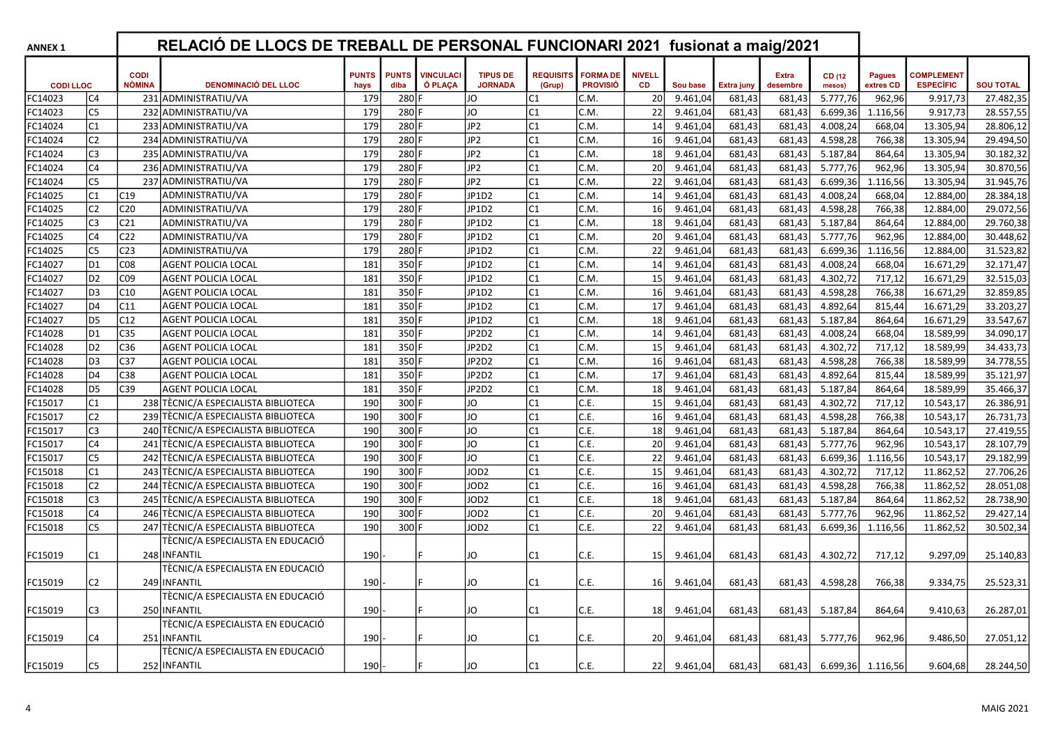ANNEX 1

# RELACIÓ DE LLOCS DE TREBALL DE PERSONAL FUNCIONARI 2021 fusionat a maig/2021

| CODI LLOC | | CODI NÒMINA | DENOMINACIÓ DEL LLOC | PUNTS hays | PUNTS diba | VINCULACIÓ PLAÇA | TIPUS DE JORNADA | REQUISITS (Grup) | FORMA DE PROVISIÓ | NIVELL CD | Sou base | Extra juny | Extra desembre | CD (12 mesos) | Pagues extres CD | COMPLEMENT ESPECÍFIC | SOU TOTAL |
|---|---|---|---|---|---|---|---|---|---|---|---|---|---|---|---|---|---|
| FC14023 | C4 | 231 | ADMINISTRATIU/VA | 179 | 280 | F | JO | C1 | C.M. | 20 | 9.461,04 | 681,43 | 681,43 | 5.777,76 | 962,96 | 9.917,73 | 27.482,35 |
| FC14023 | C5 | 232 | ADMINISTRATIU/VA | 179 | 280 | F | JO | C1 | C.M. | 22 | 9.461,04 | 681,43 | 681,43 | 6.699,36 | 1.116,56 | 9.917,73 | 28.557,55 |
| FC14024 | C1 | 233 | ADMINISTRATIU/VA | 179 | 280 | F | JP2 | C1 | C.M. | 14 | 9.461,04 | 681,43 | 681,43 | 4.008,24 | 668,04 | 13.305,94 | 28.806,12 |
| FC14024 | C2 | 234 | ADMINISTRATIU/VA | 179 | 280 | F | JP2 | C1 | C.M. | 16 | 9.461,04 | 681,43 | 681,43 | 4.598,28 | 766,38 | 13.305,94 | 29.494,50 |
| FC14024 | C3 | 235 | ADMINISTRATIU/VA | 179 | 280 | F | JP2 | C1 | C.M. | 18 | 9.461,04 | 681,43 | 681,43 | 5.187,84 | 864,64 | 13.305,94 | 30.182,32 |
| FC14024 | C4 | 236 | ADMINISTRATIU/VA | 179 | 280 | F | JP2 | C1 | C.M. | 20 | 9.461,04 | 681,43 | 681,43 | 5.777,76 | 962,96 | 13.305,94 | 30.870,56 |
| FC14024 | C5 | 237 | ADMINISTRATIU/VA | 179 | 280 | F | JP2 | C1 | C.M. | 22 | 9.461,04 | 681,43 | 681,43 | 6.699,36 | 1.116,56 | 13.305,94 | 31.945,76 |
| FC14025 | C1 | C19 | ADMINISTRATIU/VA | 179 | 280 | F | JP1D2 | C1 | C.M. | 14 | 9.461,04 | 681,43 | 681,43 | 4.008,24 | 668,04 | 12.884,00 | 28.384,18 |
| FC14025 | C2 | C20 | ADMINISTRATIU/VA | 179 | 280 | F | JP1D2 | C1 | C.M. | 16 | 9.461,04 | 681,43 | 681,43 | 4.598,28 | 766,38 | 12.884,00 | 29.072,56 |
| FC14025 | C3 | C21 | ADMINISTRATIU/VA | 179 | 280 | F | JP1D2 | C1 | C.M. | 18 | 9.461,04 | 681,43 | 681,43 | 5.187,84 | 864,64 | 12.884,00 | 29.760,38 |
| FC14025 | C4 | C22 | ADMINISTRATIU/VA | 179 | 280 | F | JP1D2 | C1 | C.M. | 20 | 9.461,04 | 681,43 | 681,43 | 5.777,76 | 962,96 | 12.884,00 | 30.448,62 |
| FC14025 | C5 | C23 | ADMINISTRATIU/VA | 179 | 280 | F | JP1D2 | C1 | C.M. | 22 | 9.461,04 | 681,43 | 681,43 | 6.699,36 | 1.116,56 | 12.884,00 | 31.523,82 |
| FC14027 | D1 | C08 | AGENT POLICIA LOCAL | 181 | 350 | F | JP1D2 | C1 | C.M. | 14 | 9.461,04 | 681,43 | 681,43 | 4.008,24 | 668,04 | 16.671,29 | 32.171,47 |
| FC14027 | D2 | C09 | AGENT POLICIA LOCAL | 181 | 350 | F | JP1D2 | C1 | C.M. | 15 | 9.461,04 | 681,43 | 681,43 | 4.302,72 | 717,12 | 16.671,29 | 32.515,03 |
| FC14027 | D3 | C10 | AGENT POLICIA LOCAL | 181 | 350 | F | JP1D2 | C1 | C.M. | 16 | 9.461,04 | 681,43 | 681,43 | 4.598,28 | 766,38 | 16.671,29 | 32.859,85 |
| FC14027 | D4 | C11 | AGENT POLICIA LOCAL | 181 | 350 | F | JP1D2 | C1 | C.M. | 17 | 9.461,04 | 681,43 | 681,43 | 4.892,64 | 815,44 | 16.671,29 | 33.203,27 |
| FC14027 | D5 | C12 | AGENT POLICIA LOCAL | 181 | 350 | F | JP1D2 | C1 | C.M. | 18 | 9.461,04 | 681,43 | 681,43 | 5.187,84 | 864,64 | 16.671,29 | 33.547,67 |
| FC14028 | D1 | C35 | AGENT POLICIA LOCAL | 181 | 350 | F | JP2D2 | C1 | C.M. | 14 | 9.461,04 | 681,43 | 681,43 | 4.008,24 | 668,04 | 18.589,99 | 34.090,17 |
| FC14028 | D2 | C36 | AGENT POLICIA LOCAL | 181 | 350 | F | JP2D2 | C1 | C.M. | 15 | 9.461,04 | 681,43 | 681,43 | 4.302,72 | 717,12 | 18.589,99 | 34.433,73 |
| FC14028 | D3 | C37 | AGENT POLICIA LOCAL | 181 | 350 | F | JP2D2 | C1 | C.M. | 16 | 9.461,04 | 681,43 | 681,43 | 4.598,28 | 766,38 | 18.589,99 | 34.778,55 |
| FC14028 | D4 | C38 | AGENT POLICIA LOCAL | 181 | 350 | F | JP2D2 | C1 | C.M. | 17 | 9.461,04 | 681,43 | 681,43 | 4.892,64 | 815,44 | 18.589,99 | 35.121,97 |
| FC14028 | D5 | C39 | AGENT POLICIA LOCAL | 181 | 350 | F | JP2D2 | C1 | C.M. | 18 | 9.461,04 | 681,43 | 681,43 | 5.187,84 | 864,64 | 18.589,99 | 35.466,37 |
| FC15017 | C1 | 238 | TÈCNIC/A ESPECIALISTA BIBLIOTECA | 190 | 300 | F | JO | C1 | C.E. | 15 | 9.461,04 | 681,43 | 681,43 | 4.302,72 | 717,12 | 10.543,17 | 26.386,91 |
| FC15017 | C2 | 239 | TÈCNIC/A ESPECIALISTA BIBLIOTECA | 190 | 300 | F | JO | C1 | C.E. | 16 | 9.461,04 | 681,43 | 681,43 | 4.598,28 | 766,38 | 10.543,17 | 26.731,73 |
| FC15017 | C3 | 240 | TÈCNIC/A ESPECIALISTA BIBLIOTECA | 190 | 300 | F | JO | C1 | C.E. | 18 | 9.461,04 | 681,43 | 681,43 | 5.187,84 | 864,64 | 10.543,17 | 27.419,55 |
| FC15017 | C4 | 241 | TÈCNIC/A ESPECIALISTA BIBLIOTECA | 190 | 300 | F | JO | C1 | C.E. | 20 | 9.461,04 | 681,43 | 681,43 | 5.777,76 | 962,96 | 10.543,17 | 28.107,79 |
| FC15017 | C5 | 242 | TÈCNIC/A ESPECIALISTA BIBLIOTECA | 190 | 300 | F | JO | C1 | C.E. | 22 | 9.461,04 | 681,43 | 681,43 | 6.699,36 | 1.116,56 | 10.543,17 | 29.182,99 |
| FC15018 | C1 | 243 | TÈCNIC/A ESPECIALISTA BIBLIOTECA | 190 | 300 | F | JOD2 | C1 | C.E. | 15 | 9.461,04 | 681,43 | 681,43 | 4.302,72 | 717,12 | 11.862,52 | 27.706,26 |
| FC15018 | C2 | 244 | TÈCNIC/A ESPECIALISTA BIBLIOTECA | 190 | 300 | F | JOD2 | C1 | C.E. | 16 | 9.461,04 | 681,43 | 681,43 | 4.598,28 | 766,38 | 11.862,52 | 28.051,08 |
| FC15018 | C3 | 245 | TÈCNIC/A ESPECIALISTA BIBLIOTECA | 190 | 300 | F | JOD2 | C1 | C.E. | 18 | 9.461,04 | 681,43 | 681,43 | 5.187,84 | 864,64 | 11.862,52 | 28.738,90 |
| FC15018 | C4 | 246 | TÈCNIC/A ESPECIALISTA BIBLIOTECA | 190 | 300 | F | JOD2 | C1 | C.E. | 20 | 9.461,04 | 681,43 | 681,43 | 5.777,76 | 962,96 | 11.862,52 | 29.427,14 |
| FC15018 | C5 | 247 | TÈCNIC/A ESPECIALISTA BIBLIOTECA | 190 | 300 | F | JOD2 | C1 | C.E. | 22 | 9.461,04 | 681,43 | 681,43 | 6.699,36 | 1.116,56 | 11.862,52 | 30.502,34 |
| FC15019 | C1 | 248 | TÈCNIC/A ESPECIALISTA EN EDUCACIÓ INFANTIL | 190 | - | F | JO | C1 | C.E. | 15 | 9.461,04 | 681,43 | 681,43 | 4.302,72 | 717,12 | 9.297,09 | 25.140,83 |
| FC15019 | C2 | 249 | TÈCNIC/A ESPECIALISTA EN EDUCACIÓ INFANTIL | 190 | - | F | JO | C1 | C.E. | 16 | 9.461,04 | 681,43 | 681,43 | 4.598,28 | 766,38 | 9.334,75 | 25.523,31 |
| FC15019 | C3 | 250 | TÈCNIC/A ESPECIALISTA EN EDUCACIÓ INFANTIL | 190 | - | F | JO | C1 | C.E. | 18 | 9.461,04 | 681,43 | 681,43 | 5.187,84 | 864,64 | 9.410,63 | 26.287,01 |
| FC15019 | C4 | 251 | TÈCNIC/A ESPECIALISTA EN EDUCACIÓ INFANTIL | 190 | - | F | JO | C1 | C.E. | 20 | 9.461,04 | 681,43 | 681,43 | 5.777,76 | 962,96 | 9.486,50 | 27.051,12 |
| FC15019 | C5 | 252 | TÈCNIC/A ESPECIALISTA EN EDUCACIÓ INFANTIL | 190 | - | F | JO | C1 | C.E. | 22 | 9.461,04 | 681,43 | 681,43 | 6.699,36 | 1.116,56 | 9.604,68 | 28.244,50 |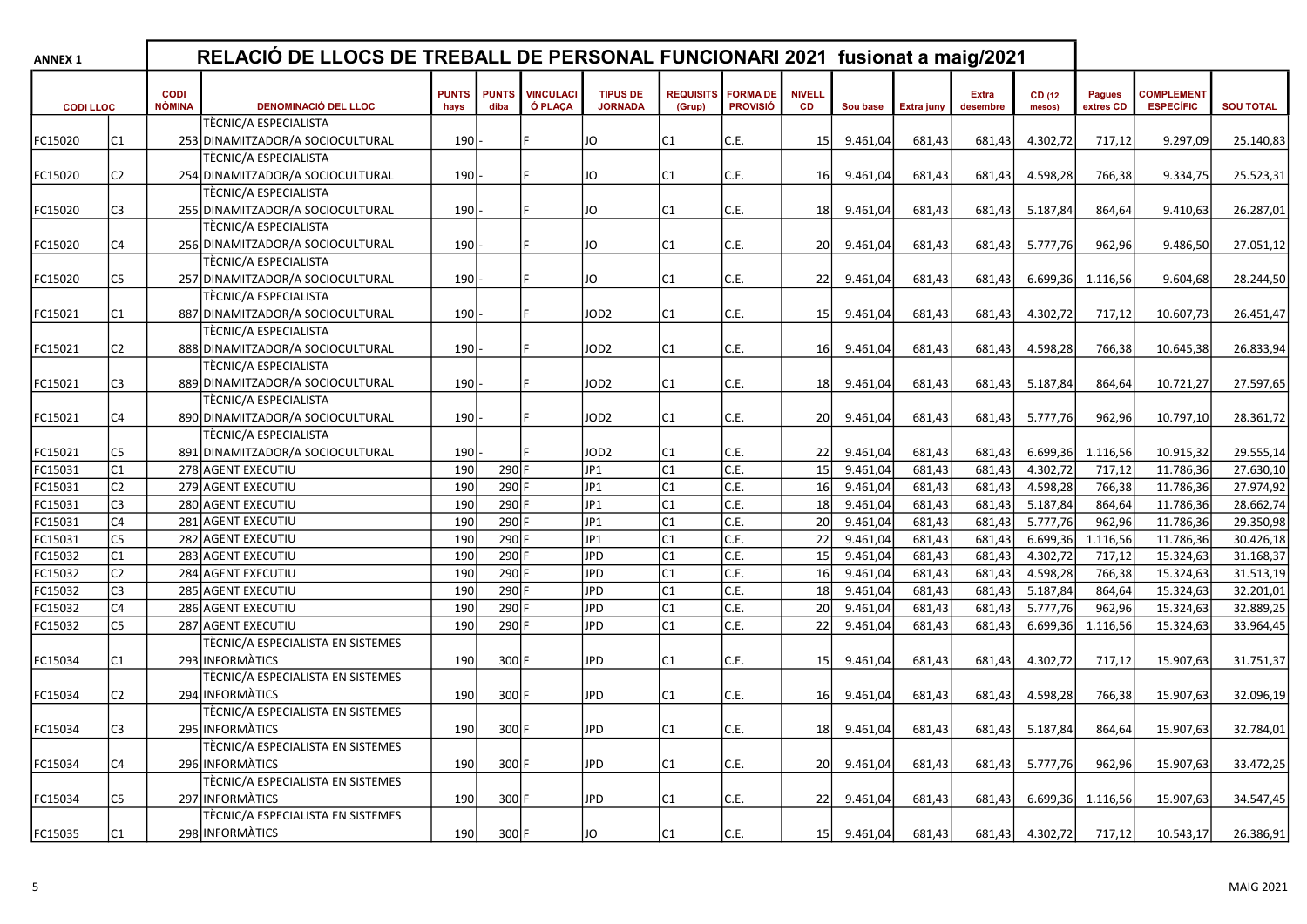ANNEX 1

# RELACIÓ DE LLOCS DE TREBALL DE PERSONAL FUNCIONARI 2021 fusionat a maig/2021

| CODI LLOC | | CODI NÒMINA | DENOMINACIÓ DEL LLOC | PUNTS hays | PUNTS diba | VINCULACIÓ PLAÇA | TIPUS DE JORNADA | REQUISITS (Grup) | FORMA DE PROVISIÓ | NIVELL CD | Sou base | Extra juny | Extra desembre | CD (12 mesos) | Pagues extres CD | COMPLEMENT ESPECÍFIC | SOU TOTAL |
|---|---|---|---|---|---|---|---|---|---|---|---|---|---|---|---|---|---|
| FC15020 | C1 | 253 | TÈCNIC/A ESPECIALISTA DINAMITZADOR/A SOCIOCULTURAL | 190 | - | F | JO | C1 | C.E. | 15 | 9.461,04 | 681,43 | 681,43 | 4.302,72 | 717,12 | 9.297,09 | 25.140,83 |
| FC15020 | C2 | 254 | TÈCNIC/A ESPECIALISTA DINAMITZADOR/A SOCIOCULTURAL | 190 | - | F | JO | C1 | C.E. | 16 | 9.461,04 | 681,43 | 681,43 | 4.598,28 | 766,38 | 9.334,75 | 25.523,31 |
| FC15020 | C3 | 255 | TÈCNIC/A ESPECIALISTA DINAMITZADOR/A SOCIOCULTURAL | 190 | - | F | JO | C1 | C.E. | 18 | 9.461,04 | 681,43 | 681,43 | 5.187,84 | 864,64 | 9.410,63 | 26.287,01 |
| FC15020 | C4 | 256 | TÈCNIC/A ESPECIALISTA DINAMITZADOR/A SOCIOCULTURAL | 190 | - | F | JO | C1 | C.E. | 20 | 9.461,04 | 681,43 | 681,43 | 5.777,76 | 962,96 | 9.486,50 | 27.051,12 |
| FC15020 | C5 | 257 | TÈCNIC/A ESPECIALISTA DINAMITZADOR/A SOCIOCULTURAL | 190 | - | F | JO | C1 | C.E. | 22 | 9.461,04 | 681,43 | 681,43 | 6.699,36 | 1.116,56 | 9.604,68 | 28.244,50 |
| FC15021 | C1 | 887 | TÈCNIC/A ESPECIALISTA DINAMITZADOR/A SOCIOCULTURAL | 190 | - | F | JOD2 | C1 | C.E. | 15 | 9.461,04 | 681,43 | 681,43 | 4.302,72 | 717,12 | 10.607,73 | 26.451,47 |
| FC15021 | C2 | 888 | TÈCNIC/A ESPECIALISTA DINAMITZADOR/A SOCIOCULTURAL | 190 | - | F | JOD2 | C1 | C.E. | 16 | 9.461,04 | 681,43 | 681,43 | 4.598,28 | 766,38 | 10.645,38 | 26.833,94 |
| FC15021 | C3 | 889 | TÈCNIC/A ESPECIALISTA DINAMITZADOR/A SOCIOCULTURAL | 190 | - | F | JOD2 | C1 | C.E. | 18 | 9.461,04 | 681,43 | 681,43 | 5.187,84 | 864,64 | 10.721,27 | 27.597,65 |
| FC15021 | C4 | 890 | TÈCNIC/A ESPECIALISTA DINAMITZADOR/A SOCIOCULTURAL | 190 | - | F | JOD2 | C1 | C.E. | 20 | 9.461,04 | 681,43 | 681,43 | 5.777,76 | 962,96 | 10.797,10 | 28.361,72 |
| FC15021 | C5 | 891 | TÈCNIC/A ESPECIALISTA DINAMITZADOR/A SOCIOCULTURAL | 190 | - | F | JOD2 | C1 | C.E. | 22 | 9.461,04 | 681,43 | 681,43 | 6.699,36 | 1.116,56 | 10.915,32 | 29.555,14 |
| FC15031 | C1 | 278 | AGENT EXECUTIU | 190 | 290 | F | JP1 | C1 | C.E. | 15 | 9.461,04 | 681,43 | 681,43 | 4.302,72 | 717,12 | 11.786,36 | 27.630,10 |
| FC15031 | C2 | 279 | AGENT EXECUTIU | 190 | 290 | F | JP1 | C1 | C.E. | 16 | 9.461,04 | 681,43 | 681,43 | 4.598,28 | 766,38 | 11.786,36 | 27.974,92 |
| FC15031 | C3 | 280 | AGENT EXECUTIU | 190 | 290 | F | JP1 | C1 | C.E. | 18 | 9.461,04 | 681,43 | 681,43 | 5.187,84 | 864,64 | 11.786,36 | 28.662,74 |
| FC15031 | C4 | 281 | AGENT EXECUTIU | 190 | 290 | F | JP1 | C1 | C.E. | 20 | 9.461,04 | 681,43 | 681,43 | 5.777,76 | 962,96 | 11.786,36 | 29.350,98 |
| FC15031 | C5 | 282 | AGENT EXECUTIU | 190 | 290 | F | JP1 | C1 | C.E. | 22 | 9.461,04 | 681,43 | 681,43 | 6.699,36 | 1.116,56 | 11.786,36 | 30.426,18 |
| FC15032 | C1 | 283 | AGENT EXECUTIU | 190 | 290 | F | JPD | C1 | C.E. | 15 | 9.461,04 | 681,43 | 681,43 | 4.302,72 | 717,12 | 15.324,63 | 31.168,37 |
| FC15032 | C2 | 284 | AGENT EXECUTIU | 190 | 290 | F | JPD | C1 | C.E. | 16 | 9.461,04 | 681,43 | 681,43 | 4.598,28 | 766,38 | 15.324,63 | 31.513,19 |
| FC15032 | C3 | 285 | AGENT EXECUTIU | 190 | 290 | F | JPD | C1 | C.E. | 18 | 9.461,04 | 681,43 | 681,43 | 5.187,84 | 864,64 | 15.324,63 | 32.201,01 |
| FC15032 | C4 | 286 | AGENT EXECUTIU | 190 | 290 | F | JPD | C1 | C.E. | 20 | 9.461,04 | 681,43 | 681,43 | 5.777,76 | 962,96 | 15.324,63 | 32.889,25 |
| FC15032 | C5 | 287 | AGENT EXECUTIU | 190 | 290 | F | JPD | C1 | C.E. | 22 | 9.461,04 | 681,43 | 681,43 | 6.699,36 | 1.116,56 | 15.324,63 | 33.964,45 |
| FC15034 | C1 | 293 | TÈCNIC/A ESPECIALISTA EN SISTEMES INFORMÀTICS | 190 | 300 | F | JPD | C1 | C.E. | 15 | 9.461,04 | 681,43 | 681,43 | 4.302,72 | 717,12 | 15.907,63 | 31.751,37 |
| FC15034 | C2 | 294 | TÈCNIC/A ESPECIALISTA EN SISTEMES INFORMÀTICS | 190 | 300 | F | JPD | C1 | C.E. | 16 | 9.461,04 | 681,43 | 681,43 | 4.598,28 | 766,38 | 15.907,63 | 32.096,19 |
| FC15034 | C3 | 295 | TÈCNIC/A ESPECIALISTA EN SISTEMES INFORMÀTICS | 190 | 300 | F | JPD | C1 | C.E. | 18 | 9.461,04 | 681,43 | 681,43 | 5.187,84 | 864,64 | 15.907,63 | 32.784,01 |
| FC15034 | C4 | 296 | TÈCNIC/A ESPECIALISTA EN SISTEMES INFORMÀTICS | 190 | 300 | F | JPD | C1 | C.E. | 20 | 9.461,04 | 681,43 | 681,43 | 5.777,76 | 962,96 | 15.907,63 | 33.472,25 |
| FC15034 | C5 | 297 | TÈCNIC/A ESPECIALISTA EN SISTEMES INFORMÀTICS | 190 | 300 | F | JPD | C1 | C.E. | 22 | 9.461,04 | 681,43 | 681,43 | 6.699,36 | 1.116,56 | 15.907,63 | 34.547,45 |
| FC15035 | C1 | 298 | TÈCNIC/A ESPECIALISTA EN SISTEMES INFORMÀTICS | 190 | 300 | F | JO | C1 | C.E. | 15 | 9.461,04 | 681,43 | 681,43 | 4.302,72 | 717,12 | 10.543,17 | 26.386,91 |

MAIG 2021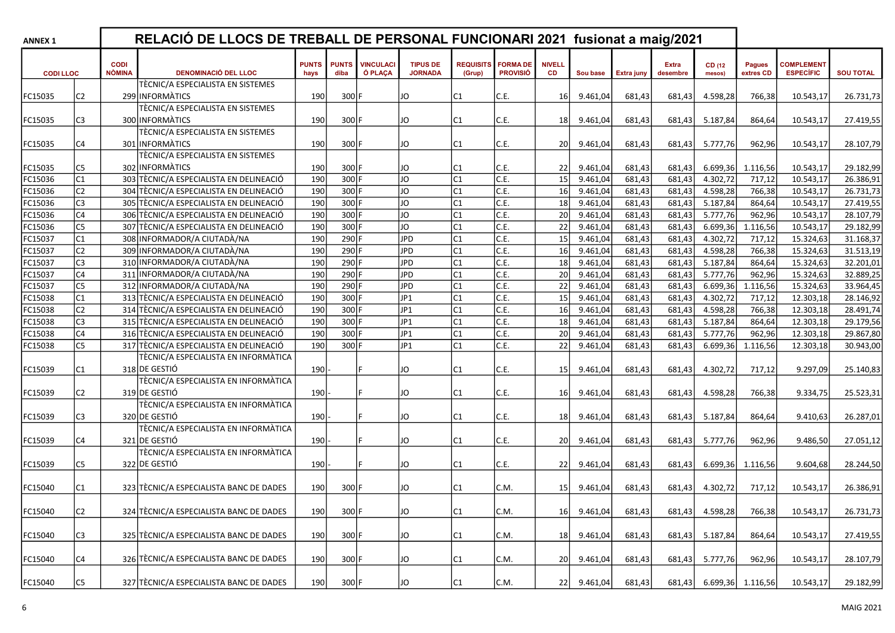**ANNEX 1**

# RELACIÓ DE LLOCS DE TREBALL DE PERSONAL FUNCIONARI 2021 fusionat a maig/2021

| CODI LLOC | | CODI NÒMINA | DENOMINACIÓ DEL LLOC | PUNTS hays | PUNTS diba | VINCULACIÓ PLAÇA | TIPUS DE JORNADA | REQUISITS (Grup) | FORMA DE PROVISIÓ | NIVELL CD | Sou base | Extra juny | Extra desembre | CD (12 mesos) | Pagues extres CD | COMPLEMENT ESPECÍFIC | SOU TOTAL |
|---|---|---|---|---|---|---|---|---|---|---|---|---|---|---|---|---|---|
| FC15035 | C2 | 299 | TÈCNIC/A ESPECIALISTA EN SISTEMES INFORMÀTICS | 190 | 300 | F | JO | C1 | C.E. | 16 | 9.461,04 | 681,43 | 681,43 | 4.598,28 | 766,38 | 10.543,17 | 26.731,73 |
| FC15035 | C3 | 300 | TÈCNIC/A ESPECIALISTA EN SISTEMES INFORMÀTICS | 190 | 300 | F | JO | C1 | C.E. | 18 | 9.461,04 | 681,43 | 681,43 | 5.187,84 | 864,64 | 10.543,17 | 27.419,55 |
| FC15035 | C4 | 301 | TÈCNIC/A ESPECIALISTA EN SISTEMES INFORMÀTICS | 190 | 300 | F | JO | C1 | C.E. | 20 | 9.461,04 | 681,43 | 681,43 | 5.777,76 | 962,96 | 10.543,17 | 28.107,79 |
| FC15035 | C5 | 302 | TÈCNIC/A ESPECIALISTA EN SISTEMES INFORMÀTICS | 190 | 300 | F | JO | C1 | C.E. | 22 | 9.461,04 | 681,43 | 681,43 | 6.699,36 | 1.116,56 | 10.543,17 | 29.182,99 |
| FC15036 | C1 | 303 | TÈCNIC/A ESPECIALISTA EN DELINEACIÓ | 190 | 300 | F | JO | C1 | C.E. | 15 | 9.461,04 | 681,43 | 681,43 | 4.302,72 | 717,12 | 10.543,17 | 26.386,91 |
| FC15036 | C2 | 304 | TÈCNIC/A ESPECIALISTA EN DELINEACIÓ | 190 | 300 | F | JO | C1 | C.E. | 16 | 9.461,04 | 681,43 | 681,43 | 4.598,28 | 766,38 | 10.543,17 | 26.731,73 |
| FC15036 | C3 | 305 | TÈCNIC/A ESPECIALISTA EN DELINEACIÓ | 190 | 300 | F | JO | C1 | C.E. | 18 | 9.461,04 | 681,43 | 681,43 | 5.187,84 | 864,64 | 10.543,17 | 27.419,55 |
| FC15036 | C4 | 306 | TÈCNIC/A ESPECIALISTA EN DELINEACIÓ | 190 | 300 | F | JO | C1 | C.E. | 20 | 9.461,04 | 681,43 | 681,43 | 5.777,76 | 962,96 | 10.543,17 | 28.107,79 |
| FC15036 | C5 | 307 | TÈCNIC/A ESPECIALISTA EN DELINEACIÓ | 190 | 300 | F | JO | C1 | C.E. | 22 | 9.461,04 | 681,43 | 681,43 | 6.699,36 | 1.116,56 | 10.543,17 | 29.182,99 |
| FC15037 | C1 | 308 | INFORMADOR/A CIUTADÀ/NA | 190 | 290 | F | JPD | C1 | C.E. | 15 | 9.461,04 | 681,43 | 681,43 | 4.302,72 | 717,12 | 15.324,63 | 31.168,37 |
| FC15037 | C2 | 309 | INFORMADOR/A CIUTADÀ/NA | 190 | 290 | F | JPD | C1 | C.E. | 16 | 9.461,04 | 681,43 | 681,43 | 4.598,28 | 766,38 | 15.324,63 | 31.513,19 |
| FC15037 | C3 | 310 | INFORMADOR/A CIUTADÀ/NA | 190 | 290 | F | JPD | C1 | C.E. | 18 | 9.461,04 | 681,43 | 681,43 | 5.187,84 | 864,64 | 15.324,63 | 32.201,01 |
| FC15037 | C4 | 311 | INFORMADOR/A CIUTADÀ/NA | 190 | 290 | F | JPD | C1 | C.E. | 20 | 9.461,04 | 681,43 | 681,43 | 5.777,76 | 962,96 | 15.324,63 | 32.889,25 |
| FC15037 | C5 | 312 | INFORMADOR/A CIUTADÀ/NA | 190 | 290 | F | JPD | C1 | C.E. | 22 | 9.461,04 | 681,43 | 681,43 | 6.699,36 | 1.116,56 | 15.324,63 | 33.964,45 |
| FC15038 | C1 | 313 | TÈCNIC/A ESPECIALISTA EN DELINEACIÓ | 190 | 300 | F | JP1 | C1 | C.E. | 15 | 9.461,04 | 681,43 | 681,43 | 4.302,72 | 717,12 | 12.303,18 | 28.146,92 |
| FC15038 | C2 | 314 | TÈCNIC/A ESPECIALISTA EN DELINEACIÓ | 190 | 300 | F | JP1 | C1 | C.E. | 16 | 9.461,04 | 681,43 | 681,43 | 4.598,28 | 766,38 | 12.303,18 | 28.491,74 |
| FC15038 | C3 | 315 | TÈCNIC/A ESPECIALISTA EN DELINEACIÓ | 190 | 300 | F | JP1 | C1 | C.E. | 18 | 9.461,04 | 681,43 | 681,43 | 5.187,84 | 864,64 | 12.303,18 | 29.179,56 |
| FC15038 | C4 | 316 | TÈCNIC/A ESPECIALISTA EN DELINEACIÓ | 190 | 300 | F | JP1 | C1 | C.E. | 20 | 9.461,04 | 681,43 | 681,43 | 5.777,76 | 962,96 | 12.303,18 | 29.867,80 |
| FC15038 | C5 | 317 | TÈCNIC/A ESPECIALISTA EN DELINEACIÓ | 190 | 300 | F | JP1 | C1 | C.E. | 22 | 9.461,04 | 681,43 | 681,43 | 6.699,36 | 1.116,56 | 12.303,18 | 30.943,00 |
| FC15039 | C1 | 318 | TÈCNIC/A ESPECIALISTA EN INFORMÀTICA DE GESTIÓ | 190 | - | F | JO | C1 | C.E. | 15 | 9.461,04 | 681,43 | 681,43 | 4.302,72 | 717,12 | 9.297,09 | 25.140,83 |
| FC15039 | C2 | 319 | TÈCNIC/A ESPECIALISTA EN INFORMÀTICA DE GESTIÓ | 190 | - | F | JO | C1 | C.E. | 16 | 9.461,04 | 681,43 | 681,43 | 4.598,28 | 766,38 | 9.334,75 | 25.523,31 |
| FC15039 | C3 | 320 | TÈCNIC/A ESPECIALISTA EN INFORMÀTICA DE GESTIÓ | 190 | - | F | JO | C1 | C.E. | 18 | 9.461,04 | 681,43 | 681,43 | 5.187,84 | 864,64 | 9.410,63 | 26.287,01 |
| FC15039 | C4 | 321 | TÈCNIC/A ESPECIALISTA EN INFORMÀTICA DE GESTIÓ | 190 | - | F | JO | C1 | C.E. | 20 | 9.461,04 | 681,43 | 681,43 | 5.777,76 | 962,96 | 9.486,50 | 27.051,12 |
| FC15039 | C5 | 322 | TÈCNIC/A ESPECIALISTA EN INFORMÀTICA DE GESTIÓ | 190 | - | F | JO | C1 | C.E. | 22 | 9.461,04 | 681,43 | 681,43 | 6.699,36 | 1.116,56 | 9.604,68 | 28.244,50 |
| FC15040 | C1 | 323 | TÈCNIC/A ESPECIALISTA BANC DE DADES | 190 | 300 | F | JO | C1 | C.M. | 15 | 9.461,04 | 681,43 | 681,43 | 4.302,72 | 717,12 | 10.543,17 | 26.386,91 |
| FC15040 | C2 | 324 | TÈCNIC/A ESPECIALISTA BANC DE DADES | 190 | 300 | F | JO | C1 | C.M. | 16 | 9.461,04 | 681,43 | 681,43 | 4.598,28 | 766,38 | 10.543,17 | 26.731,73 |
| FC15040 | C3 | 325 | TÈCNIC/A ESPECIALISTA BANC DE DADES | 190 | 300 | F | JO | C1 | C.M. | 18 | 9.461,04 | 681,43 | 681,43 | 5.187,84 | 864,64 | 10.543,17 | 27.419,55 |
| FC15040 | C4 | 326 | TÈCNIC/A ESPECIALISTA BANC DE DADES | 190 | 300 | F | JO | C1 | C.M. | 20 | 9.461,04 | 681,43 | 681,43 | 5.777,76 | 962,96 | 10.543,17 | 28.107,79 |
| FC15040 | C5 | 327 | TÈCNIC/A ESPECIALISTA BANC DE DADES | 190 | 300 | F | JO | C1 | C.M. | 22 | 9.461,04 | 681,43 | 681,43 | 6.699,36 | 1.116,56 | 10.543,17 | 29.182,99 |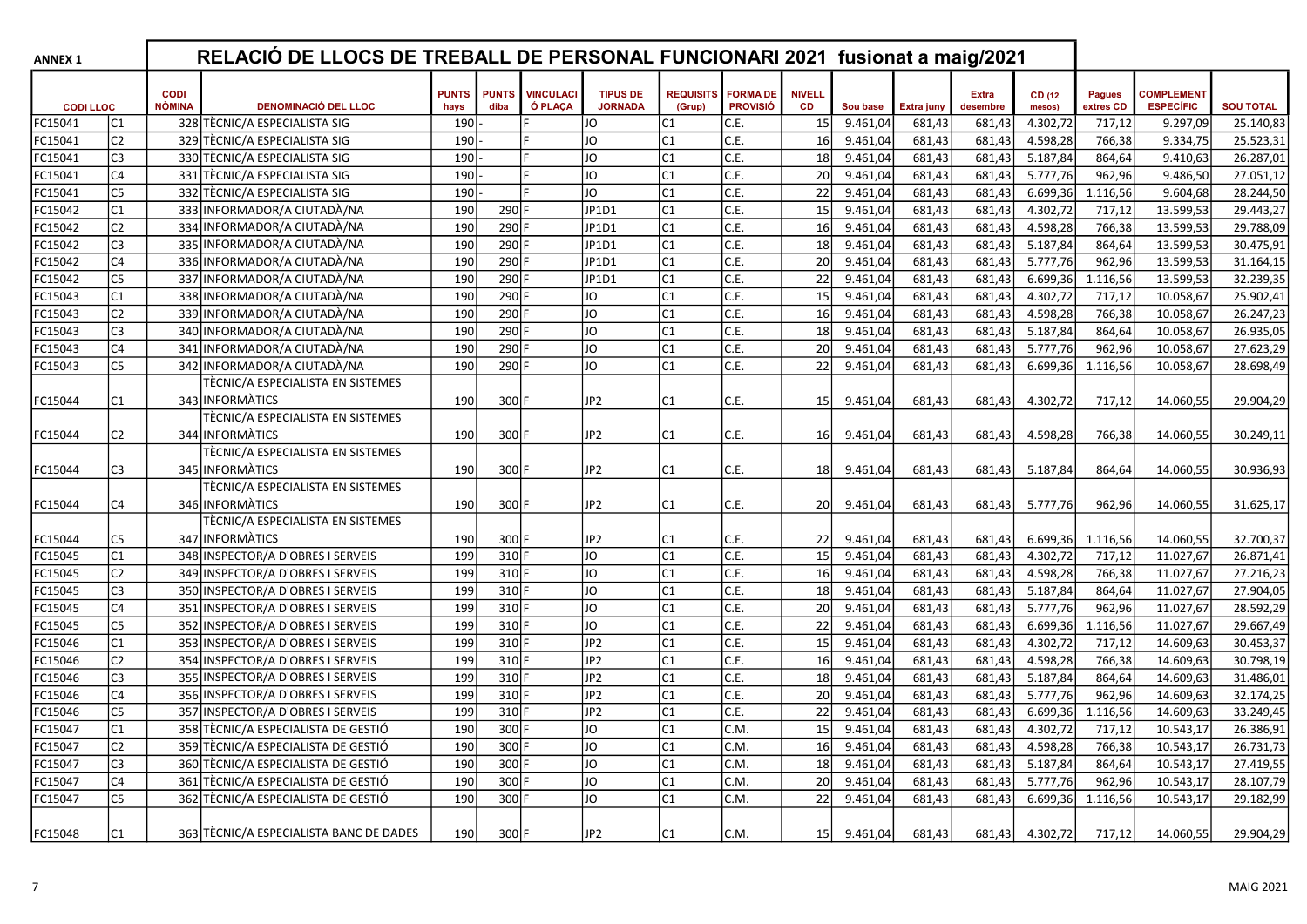ANNEX 1

# RELACIÓ DE LLOCS DE TREBALL DE PERSONAL FUNCIONARI 2021 fusionat a maig/2021

| CODI LLOC | | CODI NÒMINA | DENOMINACIÓ DEL LLOC | PUNTS hays | PUNTS diba | VINCULACIÓ PLAÇA | TIPUS DE JORNADA | REQUISITS (Grup) | FORMA DE PROVISIÓ | NIVELL CD | Sou base | Extra juny | Extra desembre | CD (12 mesos) | Pagues extres CD | COMPLEMENT ESPECÍFIC | SOU TOTAL |
|---|---|---|---|---|---|---|---|---|---|---|---|---|---|---|---|---|---|
| FC15041 | C1 | 328 | TÈCNIC/A ESPECIALISTA SIG | 190 | - | F | JO | C1 | C.E. | 15 | 9.461,04 | 681,43 | 681,43 | 4.302,72 | 717,12 | 9.297,09 | 25.140,83 |
| FC15041 | C2 | 329 | TÈCNIC/A ESPECIALISTA SIG | 190 | - | F | JO | C1 | C.E. | 16 | 9.461,04 | 681,43 | 681,43 | 4.598,28 | 766,38 | 9.334,75 | 25.523,31 |
| FC15041 | C3 | 330 | TÈCNIC/A ESPECIALISTA SIG | 190 | - | F | JO | C1 | C.E. | 18 | 9.461,04 | 681,43 | 681,43 | 5.187,84 | 864,64 | 9.410,63 | 26.287,01 |
| FC15041 | C4 | 331 | TÈCNIC/A ESPECIALISTA SIG | 190 | - | F | JO | C1 | C.E. | 20 | 9.461,04 | 681,43 | 681,43 | 5.777,76 | 962,96 | 9.486,50 | 27.051,12 |
| FC15041 | C5 | 332 | TÈCNIC/A ESPECIALISTA SIG | 190 | - | F | JO | C1 | C.E. | 22 | 9.461,04 | 681,43 | 681,43 | 6.699,36 | 1.116,56 | 9.604,68 | 28.244,50 |
| FC15042 | C1 | 333 | INFORMADOR/A CIUTADÀ/NA | 190 | 290 | F | JP1D1 | C1 | C.E. | 15 | 9.461,04 | 681,43 | 681,43 | 4.302,72 | 717,12 | 13.599,53 | 29.443,27 |
| FC15042 | C2 | 334 | INFORMADOR/A CIUTADÀ/NA | 190 | 290 | F | JP1D1 | C1 | C.E. | 16 | 9.461,04 | 681,43 | 681,43 | 4.598,28 | 766,38 | 13.599,53 | 29.788,09 |
| FC15042 | C3 | 335 | INFORMADOR/A CIUTADÀ/NA | 190 | 290 | F | JP1D1 | C1 | C.E. | 18 | 9.461,04 | 681,43 | 681,43 | 5.187,84 | 864,64 | 13.599,53 | 30.475,91 |
| FC15042 | C4 | 336 | INFORMADOR/A CIUTADÀ/NA | 190 | 290 | F | JP1D1 | C1 | C.E. | 20 | 9.461,04 | 681,43 | 681,43 | 5.777,76 | 962,96 | 13.599,53 | 31.164,15 |
| FC15042 | C5 | 337 | INFORMADOR/A CIUTADÀ/NA | 190 | 290 | F | JP1D1 | C1 | C.E. | 22 | 9.461,04 | 681,43 | 681,43 | 6.699,36 | 1.116,56 | 13.599,53 | 32.239,35 |
| FC15043 | C1 | 338 | INFORMADOR/A CIUTADÀ/NA | 190 | 290 | F | JO | C1 | C.E. | 15 | 9.461,04 | 681,43 | 681,43 | 4.302,72 | 717,12 | 10.058,67 | 25.902,41 |
| FC15043 | C2 | 339 | INFORMADOR/A CIUTADÀ/NA | 190 | 290 | F | JO | C1 | C.E. | 16 | 9.461,04 | 681,43 | 681,43 | 4.598,28 | 766,38 | 10.058,67 | 26.247,23 |
| FC15043 | C3 | 340 | INFORMADOR/A CIUTADÀ/NA | 190 | 290 | F | JO | C1 | C.E. | 18 | 9.461,04 | 681,43 | 681,43 | 5.187,84 | 864,64 | 10.058,67 | 26.935,05 |
| FC15043 | C4 | 341 | INFORMADOR/A CIUTADÀ/NA | 190 | 290 | F | JO | C1 | C.E. | 20 | 9.461,04 | 681,43 | 681,43 | 5.777,76 | 962,96 | 10.058,67 | 27.623,29 |
| FC15043 | C5 | 342 | INFORMADOR/A CIUTADÀ/NA | 190 | 290 | F | JO | C1 | C.E. | 22 | 9.461,04 | 681,43 | 681,43 | 6.699,36 | 1.116,56 | 10.058,67 | 28.698,49 |
| FC15044 | C1 | 343 | TÈCNIC/A ESPECIALISTA EN SISTEMES INFORMÀTICS | 190 | 300 | F | JP2 | C1 | C.E. | 15 | 9.461,04 | 681,43 | 681,43 | 4.302,72 | 717,12 | 14.060,55 | 29.904,29 |
| FC15044 | C2 | 344 | TÈCNIC/A ESPECIALISTA EN SISTEMES INFORMÀTICS | 190 | 300 | F | JP2 | C1 | C.E. | 16 | 9.461,04 | 681,43 | 681,43 | 4.598,28 | 766,38 | 14.060,55 | 30.249,11 |
| FC15044 | C3 | 345 | TÈCNIC/A ESPECIALISTA EN SISTEMES INFORMÀTICS | 190 | 300 | F | JP2 | C1 | C.E. | 18 | 9.461,04 | 681,43 | 681,43 | 5.187,84 | 864,64 | 14.060,55 | 30.936,93 |
| FC15044 | C4 | 346 | TÈCNIC/A ESPECIALISTA EN SISTEMES INFORMÀTICS | 190 | 300 | F | JP2 | C1 | C.E. | 20 | 9.461,04 | 681,43 | 681,43 | 5.777,76 | 962,96 | 14.060,55 | 31.625,17 |
| FC15044 | C5 | 347 | TÈCNIC/A ESPECIALISTA EN SISTEMES INFORMÀTICS | 190 | 300 | F | JP2 | C1 | C.E. | 22 | 9.461,04 | 681,43 | 681,43 | 6.699,36 | 1.116,56 | 14.060,55 | 32.700,37 |
| FC15045 | C1 | 348 | INSPECTOR/A D'OBRES I SERVEIS | 199 | 310 | F | JO | C1 | C.E. | 15 | 9.461,04 | 681,43 | 681,43 | 4.302,72 | 717,12 | 11.027,67 | 26.871,41 |
| FC15045 | C2 | 349 | INSPECTOR/A D'OBRES I SERVEIS | 199 | 310 | F | JO | C1 | C.E. | 16 | 9.461,04 | 681,43 | 681,43 | 4.598,28 | 766,38 | 11.027,67 | 27.216,23 |
| FC15045 | C3 | 350 | INSPECTOR/A D'OBRES I SERVEIS | 199 | 310 | F | JO | C1 | C.E. | 18 | 9.461,04 | 681,43 | 681,43 | 5.187,84 | 864,64 | 11.027,67 | 27.904,05 |
| FC15045 | C4 | 351 | INSPECTOR/A D'OBRES I SERVEIS | 199 | 310 | F | JO | C1 | C.E. | 20 | 9.461,04 | 681,43 | 681,43 | 5.777,76 | 962,96 | 11.027,67 | 28.592,29 |
| FC15045 | C5 | 352 | INSPECTOR/A D'OBRES I SERVEIS | 199 | 310 | F | JO | C1 | C.E. | 22 | 9.461,04 | 681,43 | 681,43 | 6.699,36 | 1.116,56 | 11.027,67 | 29.667,49 |
| FC15046 | C1 | 353 | INSPECTOR/A D'OBRES I SERVEIS | 199 | 310 | F | JP2 | C1 | C.E. | 15 | 9.461,04 | 681,43 | 681,43 | 4.302,72 | 717,12 | 14.609,63 | 30.453,37 |
| FC15046 | C2 | 354 | INSPECTOR/A D'OBRES I SERVEIS | 199 | 310 | F | JP2 | C1 | C.E. | 16 | 9.461,04 | 681,43 | 681,43 | 4.598,28 | 766,38 | 14.609,63 | 30.798,19 |
| FC15046 | C3 | 355 | INSPECTOR/A D'OBRES I SERVEIS | 199 | 310 | F | JP2 | C1 | C.E. | 18 | 9.461,04 | 681,43 | 681,43 | 5.187,84 | 864,64 | 14.609,63 | 31.486,01 |
| FC15046 | C4 | 356 | INSPECTOR/A D'OBRES I SERVEIS | 199 | 310 | F | JP2 | C1 | C.E. | 20 | 9.461,04 | 681,43 | 681,43 | 5.777,76 | 962,96 | 14.609,63 | 32.174,25 |
| FC15046 | C5 | 357 | INSPECTOR/A D'OBRES I SERVEIS | 199 | 310 | F | JP2 | C1 | C.E. | 22 | 9.461,04 | 681,43 | 681,43 | 6.699,36 | 1.116,56 | 14.609,63 | 33.249,45 |
| FC15047 | C1 | 358 | TÈCNIC/A ESPECIALISTA DE GESTIÓ | 190 | 300 | F | JO | C1 | C.M. | 15 | 9.461,04 | 681,43 | 681,43 | 4.302,72 | 717,12 | 10.543,17 | 26.386,91 |
| FC15047 | C2 | 359 | TÈCNIC/A ESPECIALISTA DE GESTIÓ | 190 | 300 | F | JO | C1 | C.M. | 16 | 9.461,04 | 681,43 | 681,43 | 4.598,28 | 766,38 | 10.543,17 | 26.731,73 |
| FC15047 | C3 | 360 | TÈCNIC/A ESPECIALISTA DE GESTIÓ | 190 | 300 | F | JO | C1 | C.M. | 18 | 9.461,04 | 681,43 | 681,43 | 5.187,84 | 864,64 | 10.543,17 | 27.419,55 |
| FC15047 | C4 | 361 | TÈCNIC/A ESPECIALISTA DE GESTIÓ | 190 | 300 | F | JO | C1 | C.M. | 20 | 9.461,04 | 681,43 | 681,43 | 5.777,76 | 962,96 | 10.543,17 | 28.107,79 |
| FC15047 | C5 | 362 | TÈCNIC/A ESPECIALISTA DE GESTIÓ | 190 | 300 | F | JO | C1 | C.M. | 22 | 9.461,04 | 681,43 | 681,43 | 6.699,36 | 1.116,56 | 10.543,17 | 29.182,99 |
| FC15048 | C1 | 363 | TÈCNIC/A ESPECIALISTA BANC DE DADES | 190 | 300 | F | JP2 | C1 | C.M. | 15 | 9.461,04 | 681,43 | 681,43 | 4.302,72 | 717,12 | 14.060,55 | 29.904,29 |

MAIG 2021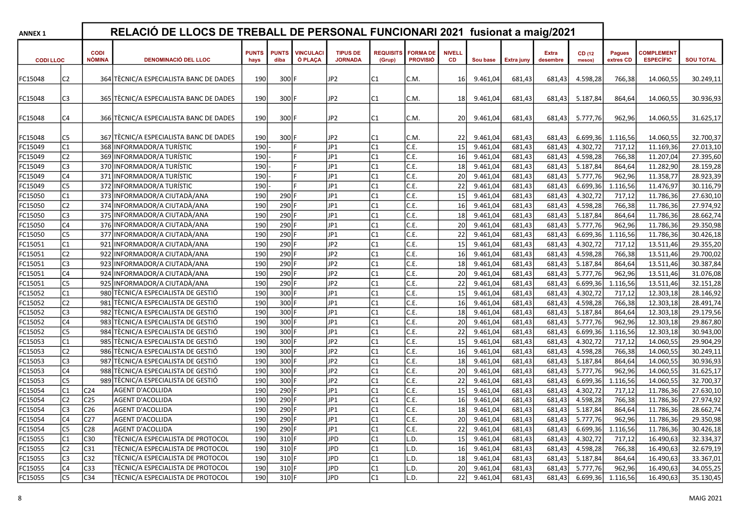ANNEX 1

# RELACIÓ DE LLOCS DE TREBALL DE PERSONAL FUNCIONARI 2021 fusionat a maig/2021

| CODI LLOC | | CODI NÒMINA | DENOMINACIÓ DEL LLOC | PUNTS hays | PUNTS diba | VINCULACIÓ PLAÇA | TIPUS DE JORNADA | REQUISITS (Grup) | FORMA DE PROVISIÓ | NIVELL CD | Sou base | Extra juny | Extra desembre | CD (12 mesos) | Pagues extres CD | COMPLEMENT ESPECÍFIC | SOU TOTAL |
|---|---|---|---|---|---|---|---|---|---|---|---|---|---|---|---|---|---|
| FC15048 | C2 | 364 | TÈCNIC/A ESPECIALISTA BANC DE DADES | 190 | 300 | F | JP2 | C1 | C.M. | 16 | 9.461,04 | 681,43 | 681,43 | 4.598,28 | 766,38 | 14.060,55 | 30.249,11 |
| FC15048 | C3 | 365 | TÈCNIC/A ESPECIALISTA BANC DE DADES | 190 | 300 | F | JP2 | C1 | C.M. | 18 | 9.461,04 | 681,43 | 681,43 | 5.187,84 | 864,64 | 14.060,55 | 30.936,93 |
| FC15048 | C4 | 366 | TÈCNIC/A ESPECIALISTA BANC DE DADES | 190 | 300 | F | JP2 | C1 | C.M. | 20 | 9.461,04 | 681,43 | 681,43 | 5.777,76 | 962,96 | 14.060,55 | 31.625,17 |
| FC15048 | C5 | 367 | TÈCNIC/A ESPECIALISTA BANC DE DADES | 190 | 300 | F | JP2 | C1 | C.M. | 22 | 9.461,04 | 681,43 | 681,43 | 6.699,36 | 1.116,56 | 14.060,55 | 32.700,37 |
| FC15049 | C1 | 368 | INFORMADOR/A TURÍSTIC | 190 | - | F | JP1 | C1 | C.E. | 15 | 9.461,04 | 681,43 | 681,43 | 4.302,72 | 717,12 | 11.169,36 | 27.013,10 |
| FC15049 | C2 | 369 | INFORMADOR/A TURÍSTIC | 190 | - | F | JP1 | C1 | C.E. | 16 | 9.461,04 | 681,43 | 681,43 | 4.598,28 | 766,38 | 11.207,04 | 27.395,60 |
| FC15049 | C3 | 370 | INFORMADOR/A TURÍSTIC | 190 | - | F | JP1 | C1 | C.E. | 18 | 9.461,04 | 681,43 | 681,43 | 5.187,84 | 864,64 | 11.282,90 | 28.159,28 |
| FC15049 | C4 | 371 | INFORMADOR/A TURÍSTIC | 190 | - | F | JP1 | C1 | C.E. | 20 | 9.461,04 | 681,43 | 681,43 | 5.777,76 | 962,96 | 11.358,77 | 28.923,39 |
| FC15049 | C5 | 372 | INFORMADOR/A TURÍSTIC | 190 | - | F | JP1 | C1 | C.E. | 22 | 9.461,04 | 681,43 | 681,43 | 6.699,36 | 1.116,56 | 11.476,97 | 30.116,79 |
| FC15050 | C1 | 373 | INFORMADOR/A CIUTADÀ/ANA | 190 | 290 | F | JP1 | C1 | C.E. | 15 | 9.461,04 | 681,43 | 681,43 | 4.302,72 | 717,12 | 11.786,36 | 27.630,10 |
| FC15050 | C2 | 374 | INFORMADOR/A CIUTADÀ/ANA | 190 | 290 | F | JP1 | C1 | C.E. | 16 | 9.461,04 | 681,43 | 681,43 | 4.598,28 | 766,38 | 11.786,36 | 27.974,92 |
| FC15050 | C3 | 375 | INFORMADOR/A CIUTADÀ/ANA | 190 | 290 | F | JP1 | C1 | C.E. | 18 | 9.461,04 | 681,43 | 681,43 | 5.187,84 | 864,64 | 11.786,36 | 28.662,74 |
| FC15050 | C4 | 376 | INFORMADOR/A CIUTADÀ/ANA | 190 | 290 | F | JP1 | C1 | C.E. | 20 | 9.461,04 | 681,43 | 681,43 | 5.777,76 | 962,96 | 11.786,36 | 29.350,98 |
| FC15050 | C5 | 377 | INFORMADOR/A CIUTADÀ/ANA | 190 | 290 | F | JP1 | C1 | C.E. | 22 | 9.461,04 | 681,43 | 681,43 | 6.699,36 | 1.116,56 | 11.786,36 | 30.426,18 |
| FC15051 | C1 | 921 | INFORMADOR/A CIUTADÀ/ANA | 190 | 290 | F | JP2 | C1 | C.E. | 15 | 9.461,04 | 681,43 | 681,43 | 4.302,72 | 717,12 | 13.511,46 | 29.355,20 |
| FC15051 | C2 | 922 | INFORMADOR/A CIUTADÀ/ANA | 190 | 290 | F | JP2 | C1 | C.E. | 16 | 9.461,04 | 681,43 | 681,43 | 4.598,28 | 766,38 | 13.511,46 | 29.700,02 |
| FC15051 | C3 | 923 | INFORMADOR/A CIUTADÀ/ANA | 190 | 290 | F | JP2 | C1 | C.E. | 18 | 9.461,04 | 681,43 | 681,43 | 5.187,84 | 864,64 | 13.511,46 | 30.387,84 |
| FC15051 | C4 | 924 | INFORMADOR/A CIUTADÀ/ANA | 190 | 290 | F | JP2 | C1 | C.E. | 20 | 9.461,04 | 681,43 | 681,43 | 5.777,76 | 962,96 | 13.511,46 | 31.076,08 |
| FC15051 | C5 | 925 | INFORMADOR/A CIUTADÀ/ANA | 190 | 290 | F | JP2 | C1 | C.E. | 22 | 9.461,04 | 681,43 | 681,43 | 6.699,36 | 1.116,56 | 13.511,46 | 32.151,28 |
| FC15052 | C1 | 980 | TÈCNIC/A ESPECIALISTA DE GESTIÓ | 190 | 300 | F | JP1 | C1 | C.E. | 15 | 9.461,04 | 681,43 | 681,43 | 4.302,72 | 717,12 | 12.303,18 | 28.146,92 |
| FC15052 | C2 | 981 | TÈCNIC/A ESPECIALISTA DE GESTIÓ | 190 | 300 | F | JP1 | C1 | C.E. | 16 | 9.461,04 | 681,43 | 681,43 | 4.598,28 | 766,38 | 12.303,18 | 28.491,74 |
| FC15052 | C3 | 982 | TÈCNIC/A ESPECIALISTA DE GESTIÓ | 190 | 300 | F | JP1 | C1 | C.E. | 18 | 9.461,04 | 681,43 | 681,43 | 5.187,84 | 864,64 | 12.303,18 | 29.179,56 |
| FC15052 | C4 | 983 | TÈCNIC/A ESPECIALISTA DE GESTIÓ | 190 | 300 | F | JP1 | C1 | C.E. | 20 | 9.461,04 | 681,43 | 681,43 | 5.777,76 | 962,96 | 12.303,18 | 29.867,80 |
| FC15052 | C5 | 984 | TÈCNIC/A ESPECIALISTA DE GESTIÓ | 190 | 300 | F | JP1 | C1 | C.E. | 22 | 9.461,04 | 681,43 | 681,43 | 6.699,36 | 1.116,56 | 12.303,18 | 30.943,00 |
| FC15053 | C1 | 985 | TÈCNIC/A ESPECIALISTA DE GESTIÓ | 190 | 300 | F | JP2 | C1 | C.E. | 15 | 9.461,04 | 681,43 | 681,43 | 4.302,72 | 717,12 | 14.060,55 | 29.904,29 |
| FC15053 | C2 | 986 | TÈCNIC/A ESPECIALISTA DE GESTIÓ | 190 | 300 | F | JP2 | C1 | C.E. | 16 | 9.461,04 | 681,43 | 681,43 | 4.598,28 | 766,38 | 14.060,55 | 30.249,11 |
| FC15053 | C3 | 987 | TÈCNIC/A ESPECIALISTA DE GESTIÓ | 190 | 300 | F | JP2 | C1 | C.E. | 18 | 9.461,04 | 681,43 | 681,43 | 5.187,84 | 864,64 | 14.060,55 | 30.936,93 |
| FC15053 | C4 | 988 | TÈCNIC/A ESPECIALISTA DE GESTIÓ | 190 | 300 | F | JP2 | C1 | C.E. | 20 | 9.461,04 | 681,43 | 681,43 | 5.777,76 | 962,96 | 14.060,55 | 31.625,17 |
| FC15053 | C5 | 989 | TÈCNIC/A ESPECIALISTA DE GESTIÓ | 190 | 300 | F | JP2 | C1 | C.E. | 22 | 9.461,04 | 681,43 | 681,43 | 6.699,36 | 1.116,56 | 14.060,55 | 32.700,37 |
| FC15054 | C1 | C24 | AGENT D'ACOLLIDA | 190 | 290 | F | JP1 | C1 | C.E. | 15 | 9.461,04 | 681,43 | 681,43 | 4.302,72 | 717,12 | 11.786,36 | 27.630,10 |
| FC15054 | C2 | C25 | AGENT D'ACOLLIDA | 190 | 290 | F | JP1 | C1 | C.E. | 16 | 9.461,04 | 681,43 | 681,43 | 4.598,28 | 766,38 | 11.786,36 | 27.974,92 |
| FC15054 | C3 | C26 | AGENT D'ACOLLIDA | 190 | 290 | F | JP1 | C1 | C.E. | 18 | 9.461,04 | 681,43 | 681,43 | 5.187,84 | 864,64 | 11.786,36 | 28.662,74 |
| FC15054 | C4 | C27 | AGENT D'ACOLLIDA | 190 | 290 | F | JP1 | C1 | C.E. | 20 | 9.461,04 | 681,43 | 681,43 | 5.777,76 | 962,96 | 11.786,36 | 29.350,98 |
| FC15054 | C5 | C28 | AGENT D'ACOLLIDA | 190 | 290 | F | JP1 | C1 | C.E. | 22 | 9.461,04 | 681,43 | 681,43 | 6.699,36 | 1.116,56 | 11.786,36 | 30.426,18 |
| FC15055 | C1 | C30 | TÈCNIC/A ESPECIALISTA DE PROTOCOL | 190 | 310 | F | JPD | C1 | L.D. | 15 | 9.461,04 | 681,43 | 681,43 | 4.302,72 | 717,12 | 16.490,63 | 32.334,37 |
| FC15055 | C2 | C31 | TÈCNIC/A ESPECIALISTA DE PROTOCOL | 190 | 310 | F | JPD | C1 | L.D. | 16 | 9.461,04 | 681,43 | 681,43 | 4.598,28 | 766,38 | 16.490,63 | 32.679,19 |
| FC15055 | C3 | C32 | TÈCNIC/A ESPECIALISTA DE PROTOCOL | 190 | 310 | F | JPD | C1 | L.D. | 18 | 9.461,04 | 681,43 | 681,43 | 5.187,84 | 864,64 | 16.490,63 | 33.367,01 |
| FC15055 | C4 | C33 | TÈCNIC/A ESPECIALISTA DE PROTOCOL | 190 | 310 | F | JPD | C1 | L.D. | 20 | 9.461,04 | 681,43 | 681,43 | 5.777,76 | 962,96 | 16.490,63 | 34.055,25 |
| FC15055 | C5 | C34 | TÈCNIC/A ESPECIALISTA DE PROTOCOL | 190 | 310 | F | JPD | C1 | L.D. | 22 | 9.461,04 | 681,43 | 681,43 | 6.699,36 | 1.116,56 | 16.490,63 | 35.130,45 |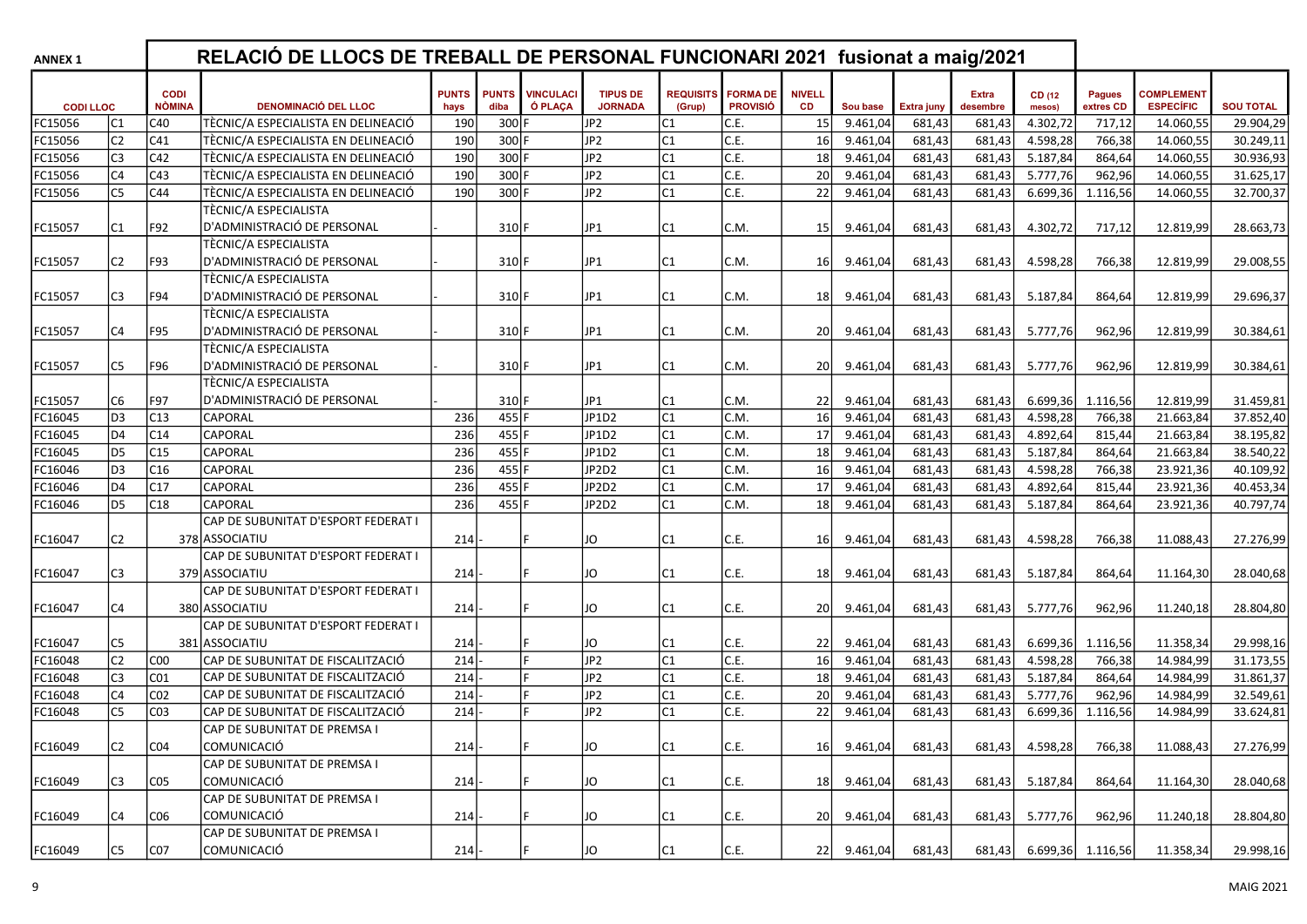ANNEX 1

# RELACIÓ DE LLOCS DE TREBALL DE PERSONAL FUNCIONARI 2021 fusionat a maig/2021

| CODI LLOC | | CODI NÒMINA | DENOMINACIÓ DEL LLOC | PUNTS hays | PUNTS diba | VINCULACIÓ PLAÇA | TIPUS DE JORNADA | REQUISITS (Grup) | FORMA DE PROVISIÓ | NIVELL CD | Sou base | Extra juny | Extra desembre | CD (12 mesos) | Pagues extres CD | COMPLEMENT ESPECÍFIC | SOU TOTAL |
|---|---|---|---|---|---|---|---|---|---|---|---|---|---|---|---|---|---|
| FC15056 | C1 | C40 | TÈCNIC/A ESPECIALISTA EN DELINEACIÓ | 190 | 300 | F | JP2 | C1 | C.E. | 15 | 9.461,04 | 681,43 | 681,43 | 4.302,72 | 717,12 | 14.060,55 | 29.904,29 |
| FC15056 | C2 | C41 | TÈCNIC/A ESPECIALISTA EN DELINEACIÓ | 190 | 300 | F | JP2 | C1 | C.E. | 16 | 9.461,04 | 681,43 | 681,43 | 4.598,28 | 766,38 | 14.060,55 | 30.249,11 |
| FC15056 | C3 | C42 | TÈCNIC/A ESPECIALISTA EN DELINEACIÓ | 190 | 300 | F | JP2 | C1 | C.E. | 18 | 9.461,04 | 681,43 | 681,43 | 5.187,84 | 864,64 | 14.060,55 | 30.936,93 |
| FC15056 | C4 | C43 | TÈCNIC/A ESPECIALISTA EN DELINEACIÓ | 190 | 300 | F | JP2 | C1 | C.E. | 20 | 9.461,04 | 681,43 | 681,43 | 5.777,76 | 962,96 | 14.060,55 | 31.625,17 |
| FC15056 | C5 | C44 | TÈCNIC/A ESPECIALISTA EN DELINEACIÓ | 190 | 300 | F | JP2 | C1 | C.E. | 22 | 9.461,04 | 681,43 | 681,43 | 6.699,36 | 1.116,56 | 14.060,55 | 32.700,37 |
| FC15057 | C1 | F92 | TÈCNIC/A ESPECIALISTA D'ADMINISTRACIÓ DE PERSONAL | - | 310 | F | JP1 | C1 | C.M. | 15 | 9.461,04 | 681,43 | 681,43 | 4.302,72 | 717,12 | 12.819,99 | 28.663,73 |
| FC15057 | C2 | F93 | TÈCNIC/A ESPECIALISTA D'ADMINISTRACIÓ DE PERSONAL | - | 310 | F | JP1 | C1 | C.M. | 16 | 9.461,04 | 681,43 | 681,43 | 4.598,28 | 766,38 | 12.819,99 | 29.008,55 |
| FC15057 | C3 | F94 | TÈCNIC/A ESPECIALISTA D'ADMINISTRACIÓ DE PERSONAL | - | 310 | F | JP1 | C1 | C.M. | 18 | 9.461,04 | 681,43 | 681,43 | 5.187,84 | 864,64 | 12.819,99 | 29.696,37 |
| FC15057 | C4 | F95 | TÈCNIC/A ESPECIALISTA D'ADMINISTRACIÓ DE PERSONAL | - | 310 | F | JP1 | C1 | C.M. | 20 | 9.461,04 | 681,43 | 681,43 | 5.777,76 | 962,96 | 12.819,99 | 30.384,61 |
| FC15057 | C5 | F96 | TÈCNIC/A ESPECIALISTA D'ADMINISTRACIÓ DE PERSONAL | - | 310 | F | JP1 | C1 | C.M. | 20 | 9.461,04 | 681,43 | 681,43 | 5.777,76 | 962,96 | 12.819,99 | 30.384,61 |
| FC15057 | C6 | F97 | TÈCNIC/A ESPECIALISTA D'ADMINISTRACIÓ DE PERSONAL | - | 310 | F | JP1 | C1 | C.M. | 22 | 9.461,04 | 681,43 | 681,43 | 6.699,36 | 1.116,56 | 12.819,99 | 31.459,81 |
| FC16045 | D3 | C13 | CAPORAL | 236 | 455 | F | JP1D2 | C1 | C.M. | 16 | 9.461,04 | 681,43 | 681,43 | 4.598,28 | 766,38 | 21.663,84 | 37.852,40 |
| FC16045 | D4 | C14 | CAPORAL | 236 | 455 | F | JP1D2 | C1 | C.M. | 17 | 9.461,04 | 681,43 | 681,43 | 4.892,64 | 815,44 | 21.663,84 | 38.195,82 |
| FC16045 | D5 | C15 | CAPORAL | 236 | 455 | F | JP1D2 | C1 | C.M. | 18 | 9.461,04 | 681,43 | 681,43 | 5.187,84 | 864,64 | 21.663,84 | 38.540,22 |
| FC16046 | D3 | C16 | CAPORAL | 236 | 455 | F | JP2D2 | C1 | C.M. | 16 | 9.461,04 | 681,43 | 681,43 | 4.598,28 | 766,38 | 23.921,36 | 40.109,92 |
| FC16046 | D4 | C17 | CAPORAL | 236 | 455 | F | JP2D2 | C1 | C.M. | 17 | 9.461,04 | 681,43 | 681,43 | 4.892,64 | 815,44 | 23.921,36 | 40.453,34 |
| FC16046 | D5 | C18 | CAPORAL | 236 | 455 | F | JP2D2 | C1 | C.M. | 18 | 9.461,04 | 681,43 | 681,43 | 5.187,84 | 864,64 | 23.921,36 | 40.797,74 |
| FC16047 | C2 | 378 | CAP DE SUBUNITAT D'ESPORT FEDERAT I ASSOCIATIU | 214 | - | F | JO | C1 | C.E. | 16 | 9.461,04 | 681,43 | 681,43 | 4.598,28 | 766,38 | 11.088,43 | 27.276,99 |
| FC16047 | C3 | 379 | CAP DE SUBUNITAT D'ESPORT FEDERAT I ASSOCIATIU | 214 | - | F | JO | C1 | C.E. | 18 | 9.461,04 | 681,43 | 681,43 | 5.187,84 | 864,64 | 11.164,30 | 28.040,68 |
| FC16047 | C4 | 380 | CAP DE SUBUNITAT D'ESPORT FEDERAT I ASSOCIATIU | 214 | - | F | JO | C1 | C.E. | 20 | 9.461,04 | 681,43 | 681,43 | 5.777,76 | 962,96 | 11.240,18 | 28.804,80 |
| FC16047 | C5 | 381 | CAP DE SUBUNITAT D'ESPORT FEDERAT I ASSOCIATIU | 214 | - | F | JO | C1 | C.E. | 22 | 9.461,04 | 681,43 | 681,43 | 6.699,36 | 1.116,56 | 11.358,34 | 29.998,16 |
| FC16048 | C2 | C00 | CAP DE SUBUNITAT DE FISCALITZACIÓ | 214 | - | F | JP2 | C1 | C.E. | 16 | 9.461,04 | 681,43 | 681,43 | 4.598,28 | 766,38 | 14.984,99 | 31.173,55 |
| FC16048 | C3 | C01 | CAP DE SUBUNITAT DE FISCALITZACIÓ | 214 | - | F | JP2 | C1 | C.E. | 18 | 9.461,04 | 681,43 | 681,43 | 5.187,84 | 864,64 | 14.984,99 | 31.861,37 |
| FC16048 | C4 | C02 | CAP DE SUBUNITAT DE FISCALITZACIÓ | 214 | - | F | JP2 | C1 | C.E. | 20 | 9.461,04 | 681,43 | 681,43 | 5.777,76 | 962,96 | 14.984,99 | 32.549,61 |
| FC16048 | C5 | C03 | CAP DE SUBUNITAT DE FISCALITZACIÓ | 214 | - | F | JP2 | C1 | C.E. | 22 | 9.461,04 | 681,43 | 681,43 | 6.699,36 | 1.116,56 | 14.984,99 | 33.624,81 |
| FC16049 | C2 | C04 | CAP DE SUBUNITAT DE PREMSA I COMUNICACIÓ | 214 | - | F | JO | C1 | C.E. | 16 | 9.461,04 | 681,43 | 681,43 | 4.598,28 | 766,38 | 11.088,43 | 27.276,99 |
| FC16049 | C3 | C05 | CAP DE SUBUNITAT DE PREMSA I COMUNICACIÓ | 214 | - | F | JO | C1 | C.E. | 18 | 9.461,04 | 681,43 | 681,43 | 5.187,84 | 864,64 | 11.164,30 | 28.040,68 |
| FC16049 | C4 | C06 | CAP DE SUBUNITAT DE PREMSA I COMUNICACIÓ | 214 | - | F | JO | C1 | C.E. | 20 | 9.461,04 | 681,43 | 681,43 | 5.777,76 | 962,96 | 11.240,18 | 28.804,80 |
| FC16049 | C5 | C07 | CAP DE SUBUNITAT DE PREMSA I COMUNICACIÓ | 214 | - | F | JO | C1 | C.E. | 22 | 9.461,04 | 681,43 | 681,43 | 6.699,36 | 1.116,56 | 11.358,34 | 29.998,16 |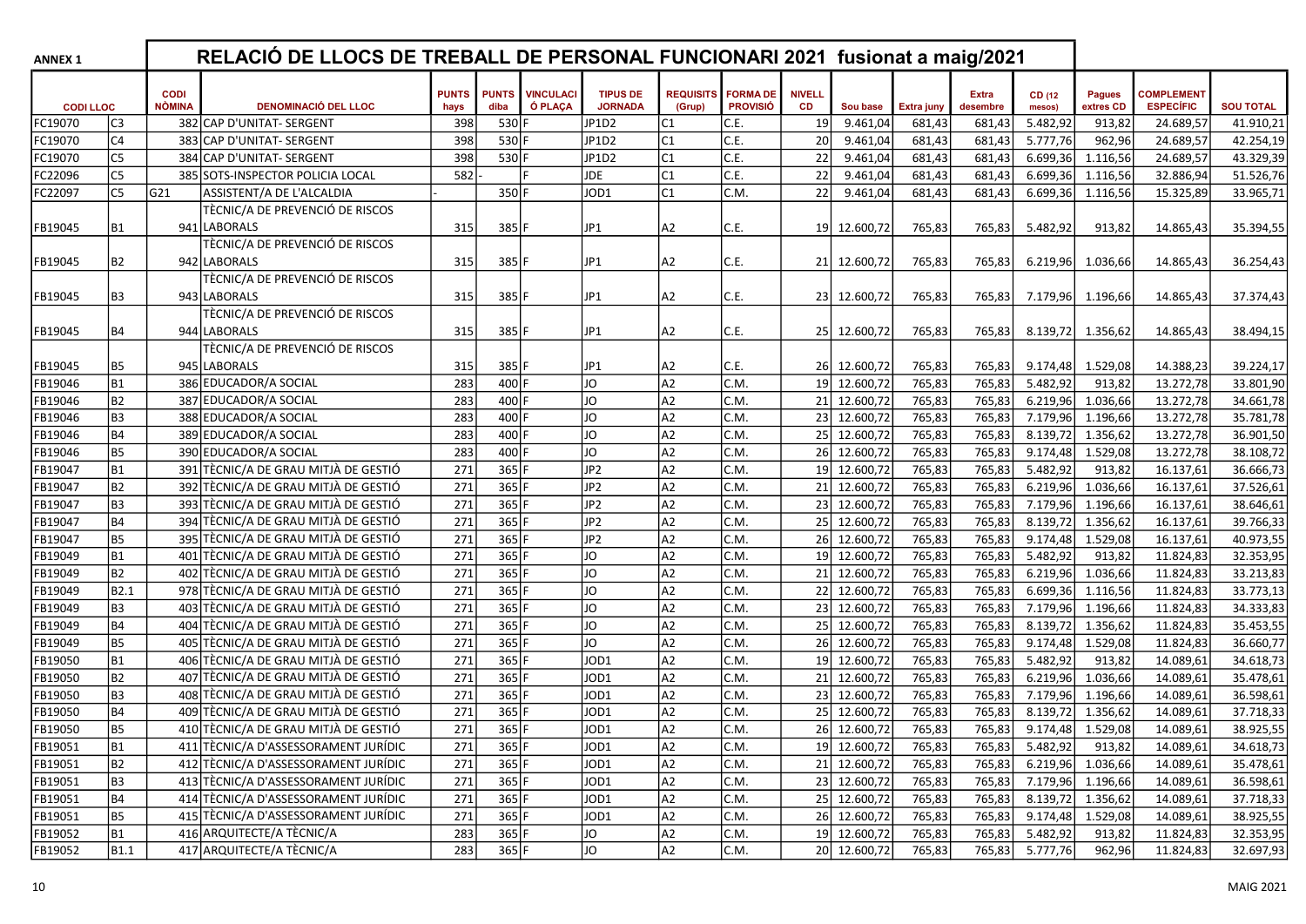ANNEX 1

# RELACIÓ DE LLOCS DE TREBALL DE PERSONAL FUNCIONARI 2021 fusionat a maig/2021

| CODI LLOC | | CODI NÒMINA | DENOMINACIÓ DEL LLOC | PUNTS hays | PUNTS diba | VINCULACIÓ PLAÇA | TIPUS DE JORNADA | REQUISITS (Grup) | FORMA DE PROVISIÓ | NIVELL CD | Sou base | Extra juny | Extra desembre | CD (12 mesos) | Pagues extres CD | COMPLEMENT ESPECÍFIC | SOU TOTAL |
|---|---|---|---|---|---|---|---|---|---|---|---|---|---|---|---|---|---|
| FC19070 | C3 | 382 | CAP D'UNITAT- SERGENT | 398 | 530 | F | JP1D2 | C1 | C.E. | 19 | 9.461,04 | 681,43 | 681,43 | 5.482,92 | 913,82 | 24.689,57 | 41.910,21 |
| FC19070 | C4 | 383 | CAP D'UNITAT- SERGENT | 398 | 530 | F | JP1D2 | C1 | C.E. | 20 | 9.461,04 | 681,43 | 681,43 | 5.777,76 | 962,96 | 24.689,57 | 42.254,19 |
| FC19070 | C5 | 384 | CAP D'UNITAT- SERGENT | 398 | 530 | F | JP1D2 | C1 | C.E. | 22 | 9.461,04 | 681,43 | 681,43 | 6.699,36 | 1.116,56 | 24.689,57 | 43.329,39 |
| FC22096 | C5 | 385 | SOTS-INSPECTOR POLICIA LOCAL | 582 | - | F | JDE | C1 | C.E. | 22 | 9.461,04 | 681,43 | 681,43 | 6.699,36 | 1.116,56 | 32.886,94 | 51.526,76 |
| FC22097 | C5 | G21 | ASSISTENT/A DE L'ALCALDIA | | 350 | F | JOD1 | C1 | C.M. | 22 | 9.461,04 | 681,43 | 681,43 | 6.699,36 | 1.116,56 | 15.325,89 | 33.965,71 |
| FB19045 | B1 | 941 | TÈCNIC/A DE PREVENCIÓ DE RISCOS LABORALS | 315 | 385 | F | JP1 | A2 | C.E. | 19 | 12.600,72 | 765,83 | 765,83 | 5.482,92 | 913,82 | 14.865,43 | 35.394,55 |
| FB19045 | B2 | 942 | TÈCNIC/A DE PREVENCIÓ DE RISCOS LABORALS | 315 | 385 | F | JP1 | A2 | C.E. | 21 | 12.600,72 | 765,83 | 765,83 | 6.219,96 | 1.036,66 | 14.865,43 | 36.254,43 |
| FB19045 | B3 | 943 | TÈCNIC/A DE PREVENCIÓ DE RISCOS LABORALS | 315 | 385 | F | JP1 | A2 | C.E. | 23 | 12.600,72 | 765,83 | 765,83 | 7.179,96 | 1.196,66 | 14.865,43 | 37.374,43 |
| FB19045 | B4 | 944 | TÈCNIC/A DE PREVENCIÓ DE RISCOS LABORALS | 315 | 385 | F | JP1 | A2 | C.E. | 25 | 12.600,72 | 765,83 | 765,83 | 8.139,72 | 1.356,62 | 14.865,43 | 38.494,15 |
| FB19045 | B5 | 945 | TÈCNIC/A DE PREVENCIÓ DE RISCOS LABORALS | 315 | 385 | F | JP1 | A2 | C.E. | 26 | 12.600,72 | 765,83 | 765,83 | 9.174,48 | 1.529,08 | 14.388,23 | 39.224,17 |
| FB19046 | B1 | 386 | EDUCADOR/A SOCIAL | 283 | 400 | F | JO | A2 | C.M. | 19 | 12.600,72 | 765,83 | 765,83 | 5.482,92 | 913,82 | 13.272,78 | 33.801,90 |
| FB19046 | B2 | 387 | EDUCADOR/A SOCIAL | 283 | 400 | F | JO | A2 | C.M. | 21 | 12.600,72 | 765,83 | 765,83 | 6.219,96 | 1.036,66 | 13.272,78 | 34.661,78 |
| FB19046 | B3 | 388 | EDUCADOR/A SOCIAL | 283 | 400 | F | JO | A2 | C.M. | 23 | 12.600,72 | 765,83 | 765,83 | 7.179,96 | 1.196,66 | 13.272,78 | 35.781,78 |
| FB19046 | B4 | 389 | EDUCADOR/A SOCIAL | 283 | 400 | F | JO | A2 | C.M. | 25 | 12.600,72 | 765,83 | 765,83 | 8.139,72 | 1.356,62 | 13.272,78 | 36.901,50 |
| FB19046 | B5 | 390 | EDUCADOR/A SOCIAL | 283 | 400 | F | JO | A2 | C.M. | 26 | 12.600,72 | 765,83 | 765,83 | 9.174,48 | 1.529,08 | 13.272,78 | 38.108,72 |
| FB19047 | B1 | 391 | TÈCNIC/A DE GRAU MITJÀ DE GESTIÓ | 271 | 365 | F | JP2 | A2 | C.M. | 19 | 12.600,72 | 765,83 | 765,83 | 5.482,92 | 913,82 | 16.137,61 | 36.666,73 |
| FB19047 | B2 | 392 | TÈCNIC/A DE GRAU MITJÀ DE GESTIÓ | 271 | 365 | F | JP2 | A2 | C.M. | 21 | 12.600,72 | 765,83 | 765,83 | 6.219,96 | 1.036,66 | 16.137,61 | 37.526,61 |
| FB19047 | B3 | 393 | TÈCNIC/A DE GRAU MITJÀ DE GESTIÓ | 271 | 365 | F | JP2 | A2 | C.M. | 23 | 12.600,72 | 765,83 | 765,83 | 7.179,96 | 1.196,66 | 16.137,61 | 38.646,61 |
| FB19047 | B4 | 394 | TÈCNIC/A DE GRAU MITJÀ DE GESTIÓ | 271 | 365 | F | JP2 | A2 | C.M. | 25 | 12.600,72 | 765,83 | 765,83 | 8.139,72 | 1.356,62 | 16.137,61 | 39.766,33 |
| FB19047 | B5 | 395 | TÈCNIC/A DE GRAU MITJÀ DE GESTIÓ | 271 | 365 | F | JP2 | A2 | C.M. | 26 | 12.600,72 | 765,83 | 765,83 | 9.174,48 | 1.529,08 | 16.137,61 | 40.975,55 |
| FB19049 | B1 | 401 | TÈCNIC/A DE GRAU MITJÀ DE GESTIÓ | 271 | 365 | F | JO | A2 | C.M. | 19 | 12.600,72 | 765,83 | 765,83 | 5.482,92 | 913,82 | 11.824,83 | 32.353,95 |
| FB19049 | B2 | 402 | TÈCNIC/A DE GRAU MITJÀ DE GESTIÓ | 271 | 365 | F | JO | A2 | C.M. | 21 | 12.600,72 | 765,83 | 765,83 | 6.219,96 | 1.036,66 | 11.824,83 | 33.213,83 |
| FB19049 | B2.1 | 978 | TÈCNIC/A DE GRAU MITJÀ DE GESTIÓ | 271 | 365 | F | JO | A2 | C.M. | 22 | 12.600,72 | 765,83 | 765,83 | 6.699,36 | 1.116,56 | 11.824,83 | 33.773,13 |
| FB19049 | B3 | 403 | TÈCNIC/A DE GRAU MITJÀ DE GESTIÓ | 271 | 365 | F | JO | A2 | C.M. | 23 | 12.600,72 | 765,83 | 765,83 | 7.179,96 | 1.196,66 | 11.824,83 | 34.333,83 |
| FB19049 | B4 | 404 | TÈCNIC/A DE GRAU MITJÀ DE GESTIÓ | 271 | 365 | F | JO | A2 | C.M. | 25 | 12.600,72 | 765,83 | 765,83 | 8.139,72 | 1.356,62 | 11.824,83 | 35.453,55 |
| FB19049 | B5 | 405 | TÈCNIC/A DE GRAU MITJÀ DE GESTIÓ | 271 | 365 | F | JO | A2 | C.M. | 26 | 12.600,72 | 765,83 | 765,83 | 9.174,48 | 1.529,08 | 11.824,83 | 36.660,77 |
| FB19050 | B1 | 406 | TÈCNIC/A DE GRAU MITJÀ DE GESTIÓ | 271 | 365 | F | JOD1 | A2 | C.M. | 19 | 12.600,72 | 765,83 | 765,83 | 5.482,92 | 913,82 | 14.089,61 | 34.618,73 |
| FB19050 | B2 | 407 | TÈCNIC/A DE GRAU MITJÀ DE GESTIÓ | 271 | 365 | F | JOD1 | A2 | C.M. | 21 | 12.600,72 | 765,83 | 765,83 | 6.219,96 | 1.036,66 | 14.089,61 | 35.478,61 |
| FB19050 | B3 | 408 | TÈCNIC/A DE GRAU MITJÀ DE GESTIÓ | 271 | 365 | F | JOD1 | A2 | C.M. | 23 | 12.600,72 | 765,83 | 765,83 | 7.179,96 | 1.196,66 | 14.089,61 | 36.598,61 |
| FB19050 | B4 | 409 | TÈCNIC/A DE GRAU MITJÀ DE GESTIÓ | 271 | 365 | F | JOD1 | A2 | C.M. | 25 | 12.600,72 | 765,83 | 765,83 | 8.139,72 | 1.356,62 | 14.089,61 | 37.718,33 |
| FB19050 | B5 | 410 | TÈCNIC/A DE GRAU MITJÀ DE GESTIÓ | 271 | 365 | F | JOD1 | A2 | C.M. | 26 | 12.600,72 | 765,83 | 765,83 | 9.174,48 | 1.529,08 | 14.089,61 | 38.925,55 |
| FB19051 | B1 | 411 | TÈCNIC/A D'ASSESSORAMENT JURÍDIC | 271 | 365 | F | JOD1 | A2 | C.M. | 19 | 12.600,72 | 765,83 | 765,83 | 5.482,92 | 913,82 | 14.089,61 | 34.618,73 |
| FB19051 | B2 | 412 | TÈCNIC/A D'ASSESSORAMENT JURÍDIC | 271 | 365 | F | JOD1 | A2 | C.M. | 21 | 12.600,72 | 765,83 | 765,83 | 6.219,96 | 1.036,66 | 14.089,61 | 35.478,61 |
| FB19051 | B3 | 413 | TÈCNIC/A D'ASSESSORAMENT JURÍDIC | 271 | 365 | F | JOD1 | A2 | C.M. | 23 | 12.600,72 | 765,83 | 765,83 | 7.179,96 | 1.196,66 | 14.089,61 | 36.598,61 |
| FB19051 | B4 | 414 | TÈCNIC/A D'ASSESSORAMENT JURÍDIC | 271 | 365 | F | JOD1 | A2 | C.M. | 25 | 12.600,72 | 765,83 | 765,83 | 8.139,72 | 1.356,62 | 14.089,61 | 37.718,33 |
| FB19051 | B5 | 415 | TÈCNIC/A D'ASSESSORAMENT JURÍDIC | 271 | 365 | F | JOD1 | A2 | C.M. | 26 | 12.600,72 | 765,83 | 765,83 | 9.174,48 | 1.529,08 | 14.089,61 | 38.925,55 |
| FB19052 | B1 | 416 | ARQUITECTE/A TÈCNIC/A | 283 | 365 | F | JO | A2 | C.M. | 19 | 12.600,72 | 765,83 | 765,83 | 5.482,92 | 913,82 | 11.824,83 | 32.353,95 |
| FB19052 | B1.1 | 417 | ARQUITECTE/A TÈCNIC/A | 283 | 365 | F | JO | A2 | C.M. | 20 | 12.600,72 | 765,83 | 765,83 | 5.777,76 | 962,96 | 11.824,83 | 32.697,93 |

MAIG 2021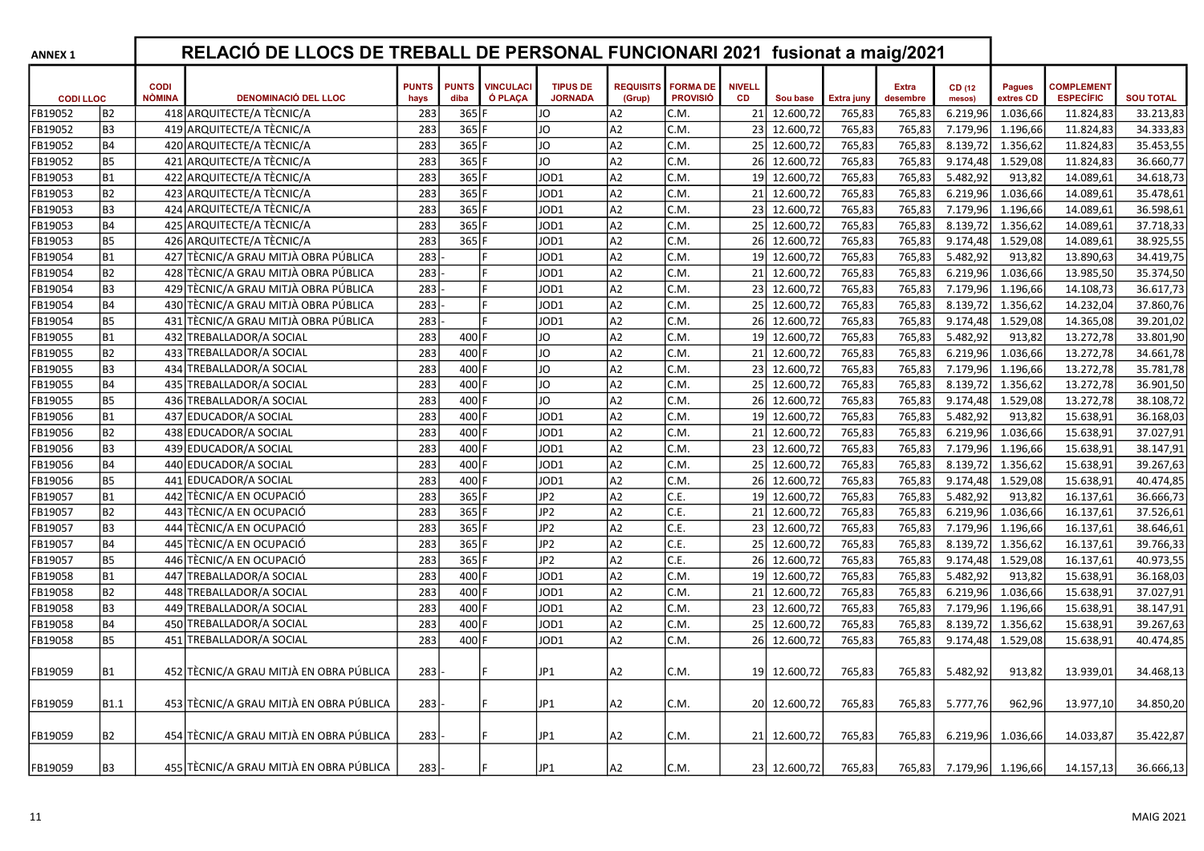ANNEX 1

# RELACIÓ DE LLOCS DE TREBALL DE PERSONAL FUNCIONARI 2021 fusionat a maig/2021

| CODI LLOC | | CODI NÒMINA | DENOMINACIÓ DEL LLOC | PUNTS hays | PUNTS diba | VINCULACIÓ PLAÇA | TIPUS DE JORNADA | REQUISITS (Grup) | FORMA DE PROVISIÓ | NIVELL CD | Sou base | Extra juny | Extra desembre | CD (12 mesos) | Pagues extres CD | COMPLEMENT ESPECÍFIC | SOU TOTAL |
|---|---|---|---|---|---|---|---|---|---|---|---|---|---|---|---|---|---|
| FB19052 | B2 | 418 | ARQUITECTE/A TÈCNIC/A | 283 | 365 | F | JO | A2 | C.M. | 21 | 12.600,72 | 765,83 | 765,83 | 6.219,96 | 1.036,66 | 11.824,83 | 33.213,83 |
| FB19052 | B3 | 419 | ARQUITECTE/A TÈCNIC/A | 283 | 365 | F | JO | A2 | C.M. | 23 | 12.600,72 | 765,83 | 765,83 | 7.179,96 | 1.196,66 | 11.824,83 | 34.333,83 |
| FB19052 | B4 | 420 | ARQUITECTE/A TÈCNIC/A | 283 | 365 | F | JO | A2 | C.M. | 25 | 12.600,72 | 765,83 | 765,83 | 8.139,72 | 1.356,62 | 11.824,83 | 35.453,55 |
| FB19052 | B5 | 421 | ARQUITECTE/A TÈCNIC/A | 283 | 365 | F | JO | A2 | C.M. | 26 | 12.600,72 | 765,83 | 765,83 | 9.174,48 | 1.529,08 | 11.824,83 | 36.660,77 |
| FB19053 | B1 | 422 | ARQUITECTE/A TÈCNIC/A | 283 | 365 | F | JOD1 | A2 | C.M. | 19 | 12.600,72 | 765,83 | 765,83 | 5.482,92 | 913,82 | 14.089,61 | 34.618,73 |
| FB19053 | B2 | 423 | ARQUITECTE/A TÈCNIC/A | 283 | 365 | F | JOD1 | A2 | C.M. | 21 | 12.600,72 | 765,83 | 765,83 | 6.219,96 | 1.036,66 | 14.089,61 | 35.478,61 |
| FB19053 | B3 | 424 | ARQUITECTE/A TÈCNIC/A | 283 | 365 | F | JOD1 | A2 | C.M. | 23 | 12.600,72 | 765,83 | 765,83 | 7.179,96 | 1.196,66 | 14.089,61 | 36.598,61 |
| FB19053 | B4 | 425 | ARQUITECTE/A TÈCNIC/A | 283 | 365 | F | JOD1 | A2 | C.M. | 25 | 12.600,72 | 765,83 | 765,83 | 8.139,72 | 1.356,62 | 14.089,61 | 37.718,33 |
| FB19053 | B5 | 426 | ARQUITECTE/A TÈCNIC/A | 283 | 365 | F | JOD1 | A2 | C.M. | 26 | 12.600,72 | 765,83 | 765,83 | 9.174,48 | 1.529,08 | 14.089,61 | 38.925,55 |
| FB19054 | B1 | 427 | TÈCNIC/A GRAU MITJÀ OBRA PÚBLICA | 283 | - | F | JOD1 | A2 | C.M. | 19 | 12.600,72 | 765,83 | 765,83 | 5.482,92 | 913,82 | 13.890,63 | 34.419,75 |
| FB19054 | B2 | 428 | TÈCNIC/A GRAU MITJÀ OBRA PÚBLICA | 283 | - | F | JOD1 | A2 | C.M. | 21 | 12.600,72 | 765,83 | 765,83 | 6.219,96 | 1.036,66 | 13.985,50 | 35.374,50 |
| FB19054 | B3 | 429 | TÈCNIC/A GRAU MITJÀ OBRA PÚBLICA | 283 | - | F | JOD1 | A2 | C.M. | 23 | 12.600,72 | 765,83 | 765,83 | 7.179,96 | 1.196,66 | 14.108,73 | 36.617,73 |
| FB19054 | B4 | 430 | TÈCNIC/A GRAU MITJÀ OBRA PÚBLICA | 283 | - | F | JOD1 | A2 | C.M. | 25 | 12.600,72 | 765,83 | 765,83 | 8.139,72 | 1.356,62 | 14.232,04 | 37.860,76 |
| FB19054 | B5 | 431 | TÈCNIC/A GRAU MITJÀ OBRA PÚBLICA | 283 | - | F | JOD1 | A2 | C.M. | 26 | 12.600,72 | 765,83 | 765,83 | 9.174,48 | 1.529,08 | 14.365,08 | 39.201,02 |
| FB19055 | B1 | 432 | TREBALLADOR/A SOCIAL | 283 | 400 | F | JO | A2 | C.M. | 19 | 12.600,72 | 765,83 | 765,83 | 5.482,92 | 913,82 | 13.272,78 | 33.801,90 |
| FB19055 | B2 | 433 | TREBALLADOR/A SOCIAL | 283 | 400 | F | JO | A2 | C.M. | 21 | 12.600,72 | 765,83 | 765,83 | 6.219,96 | 1.036,66 | 13.272,78 | 34.661,78 |
| FB19055 | B3 | 434 | TREBALLADOR/A SOCIAL | 283 | 400 | F | JO | A2 | C.M. | 23 | 12.600,72 | 765,83 | 765,83 | 7.179,96 | 1.196,66 | 13.272,78 | 35.781,78 |
| FB19055 | B4 | 435 | TREBALLADOR/A SOCIAL | 283 | 400 | F | JO | A2 | C.M. | 25 | 12.600,72 | 765,83 | 765,83 | 8.139,72 | 1.356,62 | 13.272,78 | 36.901,50 |
| FB19055 | B5 | 436 | TREBALLADOR/A SOCIAL | 283 | 400 | F | JO | A2 | C.M. | 26 | 12.600,72 | 765,83 | 765,83 | 9.174,48 | 1.529,08 | 13.272,78 | 38.108,72 |
| FB19056 | B1 | 437 | EDUCADOR/A SOCIAL | 283 | 400 | F | JOD1 | A2 | C.M. | 19 | 12.600,72 | 765,83 | 765,83 | 5.482,92 | 913,82 | 15.638,91 | 36.168,03 |
| FB19056 | B2 | 438 | EDUCADOR/A SOCIAL | 283 | 400 | F | JOD1 | A2 | C.M. | 21 | 12.600,72 | 765,83 | 765,83 | 6.219,96 | 1.036,66 | 15.638,91 | 37.027,91 |
| FB19056 | B3 | 439 | EDUCADOR/A SOCIAL | 283 | 400 | F | JOD1 | A2 | C.M. | 23 | 12.600,72 | 765,83 | 765,83 | 7.179,96 | 1.196,66 | 15.638,91 | 38.147,91 |
| FB19056 | B4 | 440 | EDUCADOR/A SOCIAL | 283 | 400 | F | JOD1 | A2 | C.M. | 25 | 12.600,72 | 765,83 | 765,83 | 8.139,72 | 1.356,62 | 15.638,91 | 39.267,63 |
| FB19056 | B5 | 441 | EDUCADOR/A SOCIAL | 283 | 400 | F | JOD1 | A2 | C.M. | 26 | 12.600,72 | 765,83 | 765,83 | 9.174,48 | 1.529,08 | 15.638,91 | 40.474,85 |
| FB19057 | B1 | 442 | TÈCNIC/A EN OCUPACIÓ | 283 | 365 | F | JP2 | A2 | C.E. | 19 | 12.600,72 | 765,83 | 765,83 | 5.482,92 | 913,82 | 16.137,61 | 36.666,73 |
| FB19057 | B2 | 443 | TÈCNIC/A EN OCUPACIÓ | 283 | 365 | F | JP2 | A2 | C.E. | 21 | 12.600,72 | 765,83 | 765,83 | 6.219,96 | 1.036,66 | 16.137,61 | 37.526,61 |
| FB19057 | B3 | 444 | TÈCNIC/A EN OCUPACIÓ | 283 | 365 | F | JP2 | A2 | C.E. | 23 | 12.600,72 | 765,83 | 765,83 | 7.179,96 | 1.196,66 | 16.137,61 | 38.646,61 |
| FB19057 | B4 | 445 | TÈCNIC/A EN OCUPACIÓ | 283 | 365 | F | JP2 | A2 | C.E. | 25 | 12.600,72 | 765,83 | 765,83 | 8.139,72 | 1.356,62 | 16.137,61 | 39.766,33 |
| FB19057 | B5 | 446 | TÈCNIC/A EN OCUPACIÓ | 283 | 365 | F | JP2 | A2 | C.E. | 26 | 12.600,72 | 765,83 | 765,83 | 9.174,48 | 1.529,08 | 16.137,61 | 40.973,55 |
| FB19058 | B1 | 447 | TREBALLADOR/A SOCIAL | 283 | 400 | F | JOD1 | A2 | C.M. | 19 | 12.600,72 | 765,83 | 765,83 | 5.482,92 | 913,82 | 15.638,91 | 36.168,03 |
| FB19058 | B2 | 448 | TREBALLADOR/A SOCIAL | 283 | 400 | F | JOD1 | A2 | C.M. | 21 | 12.600,72 | 765,83 | 765,83 | 6.219,96 | 1.036,66 | 15.638,91 | 37.027,91 |
| FB19058 | B3 | 449 | TREBALLADOR/A SOCIAL | 283 | 400 | F | JOD1 | A2 | C.M. | 23 | 12.600,72 | 765,83 | 765,83 | 7.179,96 | 1.196,66 | 15.638,91 | 38.147,91 |
| FB19058 | B4 | 450 | TREBALLADOR/A SOCIAL | 283 | 400 | F | JOD1 | A2 | C.M. | 25 | 12.600,72 | 765,83 | 765,83 | 8.139,72 | 1.356,62 | 15.638,91 | 39.267,63 |
| FB19058 | B5 | 451 | TREBALLADOR/A SOCIAL | 283 | 400 | F | JOD1 | A2 | C.M. | 26 | 12.600,72 | 765,83 | 765,83 | 9.174,48 | 1.529,08 | 15.638,91 | 40.474,85 |
| FB19059 | B1 | 452 | TÈCNIC/A GRAU MITJÀ EN OBRA PÚBLICA | 283 | - | F | JP1 | A2 | C.M. | 19 | 12.600,72 | 765,83 | 765,83 | 5.482,92 | 913,82 | 13.939,01 | 34.468,13 |
| FB19059 | B1.1 | 453 | TÈCNIC/A GRAU MITJÀ EN OBRA PÚBLICA | 283 | - | F | JP1 | A2 | C.M. | 20 | 12.600,72 | 765,83 | 765,83 | 5.777,76 | 962,96 | 13.977,10 | 34.850,20 |
| FB19059 | B2 | 454 | TÈCNIC/A GRAU MITJÀ EN OBRA PÚBLICA | 283 | - | F | JP1 | A2 | C.M. | 21 | 12.600,72 | 765,83 | 765,83 | 6.219,96 | 1.036,66 | 14.033,87 | 35.422,87 |
| FB19059 | B3 | 455 | TÈCNIC/A GRAU MITJÀ EN OBRA PÚBLICA | 283 | - | F | JP1 | A2 | C.M. | 23 | 12.600,72 | 765,83 | 765,83 | 7.179,96 | 1.196,66 | 14.157,13 | 36.666,13 |

MAIG 2021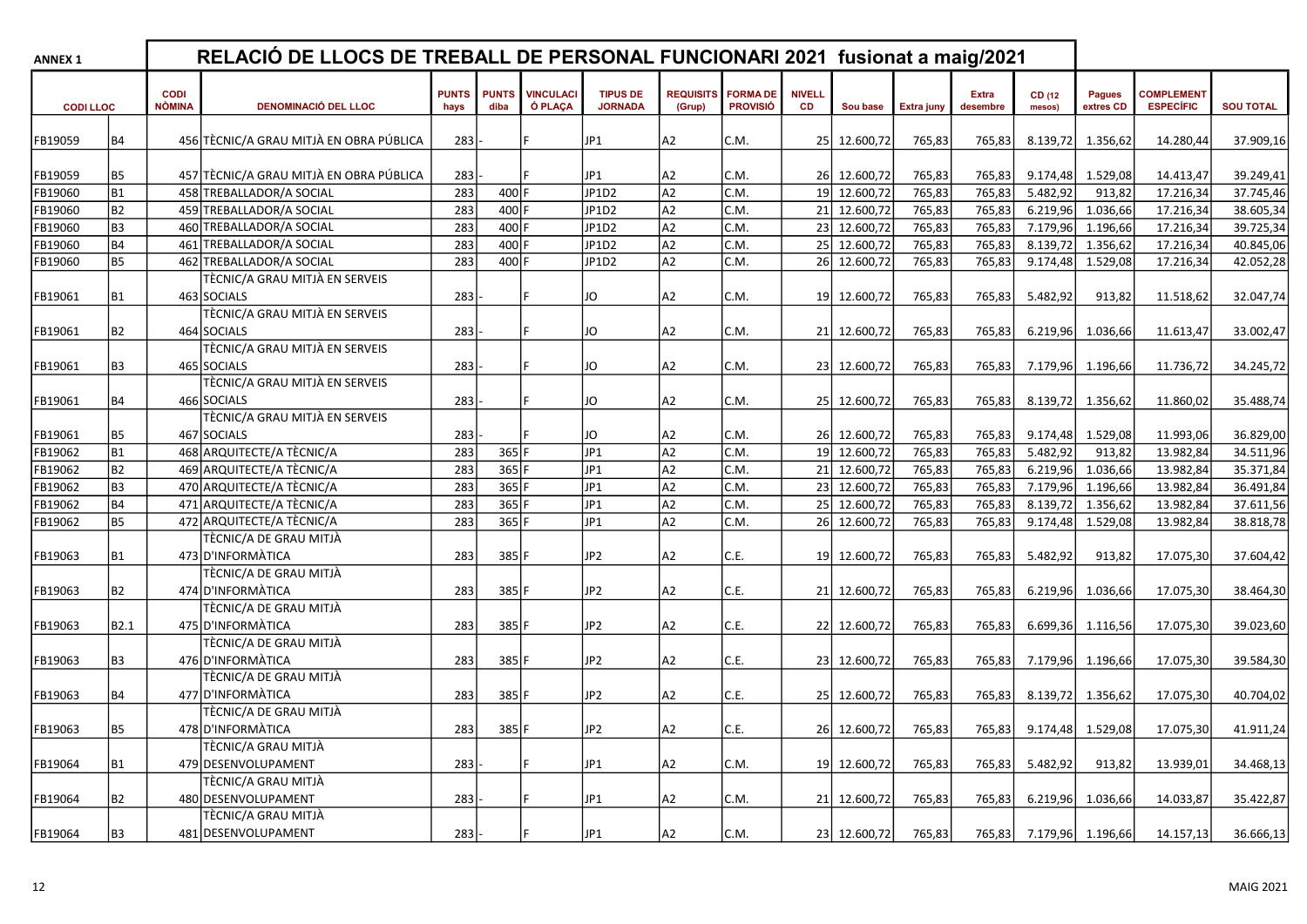ANNEX 1

# RELACIÓ DE LLOCS DE TREBALL DE PERSONAL FUNCIONARI 2021 fusionat a maig/2021

| CODI LLOC | | CODI NÒMINA | DENOMINACIÓ DEL LLOC | PUNTS hays | PUNTS diba | VINCULACIÓ PLAÇA | TIPUS DE JORNADA | REQUISITS (Grup) | FORMA DE PROVISIÓ | NIVELL CD | Sou base | Extra juny | Extra desembre | CD (12 mesos) | Pagues extres CD | COMPLEMENT ESPECÍFIC | SOU TOTAL |
|---|---|---|---|---|---|---|---|---|---|---|---|---|---|---|---|---|---|
| FB19059 | B4 | 456 | TÈCNIC/A GRAU MITJÀ EN OBRA PÚBLICA | 283 | - | F | JP1 | A2 | C.M. | 25 | 12.600,72 | 765,83 | 765,83 | 8.139,72 | 1.356,62 | 14.280,44 | 37.909,16 |
| FB19059 | B5 | 457 | TÈCNIC/A GRAU MITJÀ EN OBRA PÚBLICA | 283 | - | F | JP1 | A2 | C.M. | 26 | 12.600,72 | 765,83 | 765,83 | 9.174,48 | 1.529,08 | 14.413,47 | 39.249,41 |
| FB19060 | B1 | 458 | TREBALLADOR/A SOCIAL | 283 | 400 | F | JP1D2 | A2 | C.M. | 19 | 12.600,72 | 765,83 | 765,83 | 5.482,92 | 913,82 | 17.216,34 | 37.745,46 |
| FB19060 | B2 | 459 | TREBALLADOR/A SOCIAL | 283 | 400 | F | JP1D2 | A2 | C.M. | 21 | 12.600,72 | 765,83 | 765,83 | 6.219,96 | 1.036,66 | 17.216,34 | 38.605,34 |
| FB19060 | B3 | 460 | TREBALLADOR/A SOCIAL | 283 | 400 | F | JP1D2 | A2 | C.M. | 23 | 12.600,72 | 765,83 | 765,83 | 7.179,96 | 1.196,66 | 17.216,34 | 39.725,34 |
| FB19060 | B4 | 461 | TREBALLADOR/A SOCIAL | 283 | 400 | F | JP1D2 | A2 | C.M. | 25 | 12.600,72 | 765,83 | 765,83 | 8.139,72 | 1.356,62 | 17.216,34 | 40.845,06 |
| FB19060 | B5 | 462 | TREBALLADOR/A SOCIAL | 283 | 400 | F | JP1D2 | A2 | C.M. | 26 | 12.600,72 | 765,83 | 765,83 | 9.174,48 | 1.529,08 | 17.216,34 | 42.052,28 |
| FB19061 | B1 | 463 | TÈCNIC/A GRAU MITJÀ EN SERVEIS SOCIALS | 283 | - | F | JO | A2 | C.M. | 19 | 12.600,72 | 765,83 | 765,83 | 5.482,92 | 913,82 | 11.518,62 | 32.047,74 |
| FB19061 | B2 | 464 | TÈCNIC/A GRAU MITJÀ EN SERVEIS SOCIALS | 283 | - | F | JO | A2 | C.M. | 21 | 12.600,72 | 765,83 | 765,83 | 6.219,96 | 1.036,66 | 11.613,47 | 33.002,47 |
| FB19061 | B3 | 465 | TÈCNIC/A GRAU MITJÀ EN SERVEIS SOCIALS | 283 | - | F | JO | A2 | C.M. | 23 | 12.600,72 | 765,83 | 765,83 | 7.179,96 | 1.196,66 | 11.736,72 | 34.245,72 |
| FB19061 | B4 | 466 | TÈCNIC/A GRAU MITJÀ EN SERVEIS SOCIALS | 283 | - | F | JO | A2 | C.M. | 25 | 12.600,72 | 765,83 | 765,83 | 8.139,72 | 1.356,62 | 11.860,02 | 35.488,74 |
| FB19061 | B5 | 467 | TÈCNIC/A GRAU MITJÀ EN SERVEIS SOCIALS | 283 | - | F | JO | A2 | C.M. | 26 | 12.600,72 | 765,83 | 765,83 | 9.174,48 | 1.529,08 | 11.993,06 | 36.829,00 |
| FB19062 | B1 | 468 | ARQUITECTE/A TÈCNIC/A | 283 | 365 | F | JP1 | A2 | C.M. | 19 | 12.600,72 | 765,83 | 765,83 | 5.482,92 | 913,82 | 13.982,84 | 34.511,96 |
| FB19062 | B2 | 469 | ARQUITECTE/A TÈCNIC/A | 283 | 365 | F | JP1 | A2 | C.M. | 21 | 12.600,72 | 765,83 | 765,83 | 6.219,96 | 1.036,66 | 13.982,84 | 35.371,84 |
| FB19062 | B3 | 470 | ARQUITECTE/A TÈCNIC/A | 283 | 365 | F | JP1 | A2 | C.M. | 23 | 12.600,72 | 765,83 | 765,83 | 7.179,96 | 1.196,66 | 13.982,84 | 36.491,84 |
| FB19062 | B4 | 471 | ARQUITECTE/A TÈCNIC/A | 283 | 365 | F | JP1 | A2 | C.M. | 25 | 12.600,72 | 765,83 | 765,83 | 8.139,72 | 1.356,62 | 13.982,84 | 37.611,56 |
| FB19062 | B5 | 472 | ARQUITECTE/A TÈCNIC/A | 283 | 365 | F | JP1 | A2 | C.M. | 26 | 12.600,72 | 765,83 | 765,83 | 9.174,48 | 1.529,08 | 13.982,84 | 38.818,78 |
| FB19063 | B1 | 473 | TÈCNIC/A DE GRAU MITJÀ D'INFORMÀTICA | 283 | 385 | F | JP2 | A2 | C.E. | 19 | 12.600,72 | 765,83 | 765,83 | 5.482,92 | 913,82 | 17.075,30 | 37.604,42 |
| FB19063 | B2 | 474 | TÈCNIC/A DE GRAU MITJÀ D'INFORMÀTICA | 283 | 385 | F | JP2 | A2 | C.E. | 21 | 12.600,72 | 765,83 | 765,83 | 6.219,96 | 1.036,66 | 17.075,30 | 38.464,30 |
| FB19063 | B2.1 | 475 | TÈCNIC/A DE GRAU MITJÀ D'INFORMÀTICA | 283 | 385 | F | JP2 | A2 | C.E. | 22 | 12.600,72 | 765,83 | 765,83 | 6.699,36 | 1.116,56 | 17.075,30 | 39.023,60 |
| FB19063 | B3 | 476 | TÈCNIC/A DE GRAU MITJÀ D'INFORMÀTICA | 283 | 385 | F | JP2 | A2 | C.E. | 23 | 12.600,72 | 765,83 | 765,83 | 7.179,96 | 1.196,66 | 17.075,30 | 39.584,30 |
| FB19063 | B4 | 477 | TÈCNIC/A DE GRAU MITJÀ D'INFORMÀTICA | 283 | 385 | F | JP2 | A2 | C.E. | 25 | 12.600,72 | 765,83 | 765,83 | 8.139,72 | 1.356,62 | 17.075,30 | 40.704,02 |
| FB19063 | B5 | 478 | TÈCNIC/A DE GRAU MITJÀ D'INFORMÀTICA | 283 | 385 | F | JP2 | A2 | C.E. | 26 | 12.600,72 | 765,83 | 765,83 | 9.174,48 | 1.529,08 | 17.075,30 | 41.911,24 |
| FB19064 | B1 | 479 | TÈCNIC/A GRAU MITJÀ DESENVOLUPAMENT | 283 | - | F | JP1 | A2 | C.M. | 19 | 12.600,72 | 765,83 | 765,83 | 5.482,92 | 913,82 | 13.939,01 | 34.468,13 |
| FB19064 | B2 | 480 | TÈCNIC/A GRAU MITJÀ DESENVOLUPAMENT | 283 | - | F | JP1 | A2 | C.M. | 21 | 12.600,72 | 765,83 | 765,83 | 6.219,96 | 1.036,66 | 14.033,87 | 35.422,87 |
| FB19064 | B3 | 481 | TÈCNIC/A GRAU MITJÀ DESENVOLUPAMENT | 283 | - | F | JP1 | A2 | C.M. | 23 | 12.600,72 | 765,83 | 765,83 | 7.179,96 | 1.196,66 | 14.157,13 | 36.666,13 |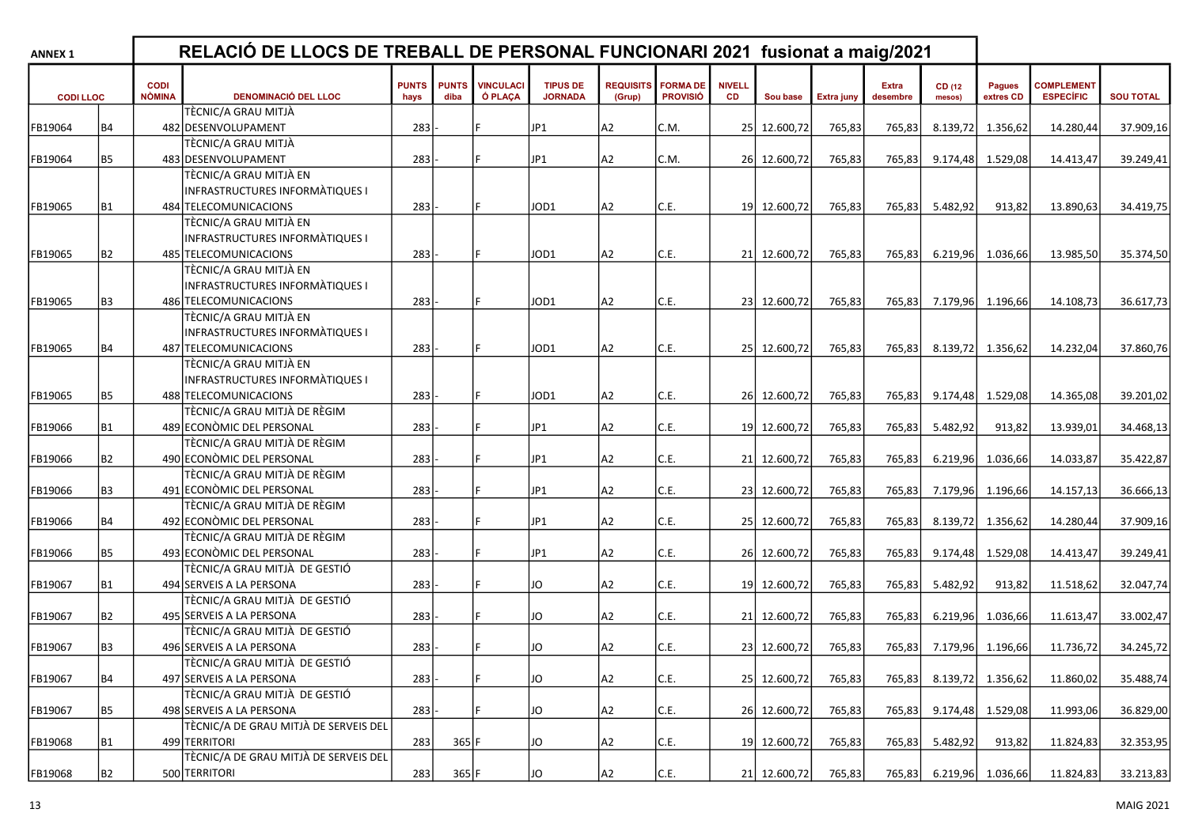ANNEX 1

# RELACIÓ DE LLOCS DE TREBALL DE PERSONAL FUNCIONARI 2021 fusionat a maig/2021

| CODI LLOC | | CODI NÒMINA | DENOMINACIÓ DEL LLOC | PUNTS hays | PUNTS diba | VINCULACIÓ PLAÇA | TIPUS DE JORNADA | REQUISITS (Grup) | FORMA DE PROVISIÓ | NIVELL CD | Sou base | Extra juny | Extra desembre | CD (12 mesos) | Pagues extres CD | COMPLEMENT ESPECÍFIC | SOU TOTAL |
|---|---|---|---|---|---|---|---|---|---|---|---|---|---|---|---|---|---|
| FB19064 | B4 | 482 | TÈCNIC/A GRAU MITJÀ DESENVOLUPAMENT | 283 | - | F | JP1 | A2 | C.M. | 25 | 12.600,72 | 765,83 | 765,83 | 8.139,72 | 1.356,62 | 14.280,44 | 37.909,16 |
| FB19064 | B5 | 483 | TÈCNIC/A GRAU MITJÀ DESENVOLUPAMENT | 283 | - | F | JP1 | A2 | C.M. | 26 | 12.600,72 | 765,83 | 765,83 | 9.174,48 | 1.529,08 | 14.413,47 | 39.249,41 |
| FB19065 | B1 | 484 | TÈCNIC/A GRAU MITJÀ EN INFRASTRUCTURES INFORMÀTIQUES I TELECOMUNICACIONS | 283 | - | F | JOD1 | A2 | C.E. | 19 | 12.600,72 | 765,83 | 765,83 | 5.482,92 | 913,82 | 13.890,63 | 34.419,75 |
| FB19065 | B2 | 485 | TÈCNIC/A GRAU MITJÀ EN INFRASTRUCTURES INFORMÀTIQUES I TELECOMUNICACIONS | 283 | - | F | JOD1 | A2 | C.E. | 21 | 12.600,72 | 765,83 | 765,83 | 6.219,96 | 1.036,66 | 13.985,50 | 35.374,50 |
| FB19065 | B3 | 486 | TÈCNIC/A GRAU MITJÀ EN INFRASTRUCTURES INFORMÀTIQUES I TELECOMUNICACIONS | 283 | - | F | JOD1 | A2 | C.E. | 23 | 12.600,72 | 765,83 | 765,83 | 7.179,96 | 1.196,66 | 14.108,73 | 36.617,73 |
| FB19065 | B4 | 487 | TÈCNIC/A GRAU MITJÀ EN INFRASTRUCTURES INFORMÀTIQUES I TELECOMUNICACIONS | 283 | - | F | JOD1 | A2 | C.E. | 25 | 12.600,72 | 765,83 | 765,83 | 8.139,72 | 1.356,62 | 14.232,04 | 37.860,76 |
| FB19065 | B5 | 488 | TÈCNIC/A GRAU MITJÀ EN INFRASTRUCTURES INFORMÀTIQUES I TELECOMUNICACIONS | 283 | - | F | JOD1 | A2 | C.E. | 26 | 12.600,72 | 765,83 | 765,83 | 9.174,48 | 1.529,08 | 14.365,08 | 39.201,02 |
| FB19066 | B1 | 489 | TÈCNIC/A GRAU MITJÀ DE RÈGIM ECONÒMIC DEL PERSONAL | 283 | - | F | JP1 | A2 | C.E. | 19 | 12.600,72 | 765,83 | 765,83 | 5.482,92 | 913,82 | 13.939,01 | 34.468,13 |
| FB19066 | B2 | 490 | TÈCNIC/A GRAU MITJÀ DE RÈGIM ECONÒMIC DEL PERSONAL | 283 | - | F | JP1 | A2 | C.E. | 21 | 12.600,72 | 765,83 | 765,83 | 6.219,96 | 1.036,66 | 14.033,87 | 35.422,87 |
| FB19066 | B3 | 491 | TÈCNIC/A GRAU MITJÀ DE RÈGIM ECONÒMIC DEL PERSONAL | 283 | - | F | JP1 | A2 | C.E. | 23 | 12.600,72 | 765,83 | 765,83 | 7.179,96 | 1.196,66 | 14.157,13 | 36.666,13 |
| FB19066 | B4 | 492 | TÈCNIC/A GRAU MITJÀ DE RÈGIM ECONÒMIC DEL PERSONAL | 283 | - | F | JP1 | A2 | C.E. | 25 | 12.600,72 | 765,83 | 765,83 | 8.139,72 | 1.356,62 | 14.280,44 | 37.909,16 |
| FB19066 | B5 | 493 | TÈCNIC/A GRAU MITJÀ DE RÈGIM ECONÒMIC DEL PERSONAL | 283 | - | F | JP1 | A2 | C.E. | 26 | 12.600,72 | 765,83 | 765,83 | 9.174,48 | 1.529,08 | 14.413,47 | 39.249,41 |
| FB19067 | B1 | 494 | TÈCNIC/A GRAU MITJÀ DE GESTIÓ SERVEIS A LA PERSONA | 283 | - | F | JO | A2 | C.E. | 19 | 12.600,72 | 765,83 | 765,83 | 5.482,92 | 913,82 | 11.518,62 | 32.047,74 |
| FB19067 | B2 | 495 | TÈCNIC/A GRAU MITJÀ DE GESTIÓ SERVEIS A LA PERSONA | 283 | - | F | JO | A2 | C.E. | 21 | 12.600,72 | 765,83 | 765,83 | 6.219,96 | 1.036,66 | 11.613,47 | 33.002,47 |
| FB19067 | B3 | 496 | TÈCNIC/A GRAU MITJÀ DE GESTIÓ SERVEIS A LA PERSONA | 283 | - | F | JO | A2 | C.E. | 23 | 12.600,72 | 765,83 | 765,83 | 7.179,96 | 1.196,66 | 11.736,72 | 34.245,72 |
| FB19067 | B4 | 497 | TÈCNIC/A GRAU MITJÀ DE GESTIÓ SERVEIS A LA PERSONA | 283 | - | F | JO | A2 | C.E. | 25 | 12.600,72 | 765,83 | 765,83 | 8.139,72 | 1.356,62 | 11.860,02 | 35.488,74 |
| FB19067 | B5 | 498 | TÈCNIC/A GRAU MITJÀ DE GESTIÓ SERVEIS A LA PERSONA | 283 | - | F | JO | A2 | C.E. | 26 | 12.600,72 | 765,83 | 765,83 | 9.174,48 | 1.529,08 | 11.993,06 | 36.829,00 |
| FB19068 | B1 | 499 | TÈCNIC/A DE GRAU MITJÀ DE SERVEIS DEL TERRITORI | 283 | 365 | F | JO | A2 | C.E. | 19 | 12.600,72 | 765,83 | 765,83 | 5.482,92 | 913,82 | 11.824,83 | 32.353,95 |
| FB19068 | B2 | 500 | TÈCNIC/A DE GRAU MITJÀ DE SERVEIS DEL TERRITORI | 283 | 365 | F | JO | A2 | C.E. | 21 | 12.600,72 | 765,83 | 765,83 | 6.219,96 | 1.036,66 | 11.824,83 | 33.213,83 |

MAIG 2021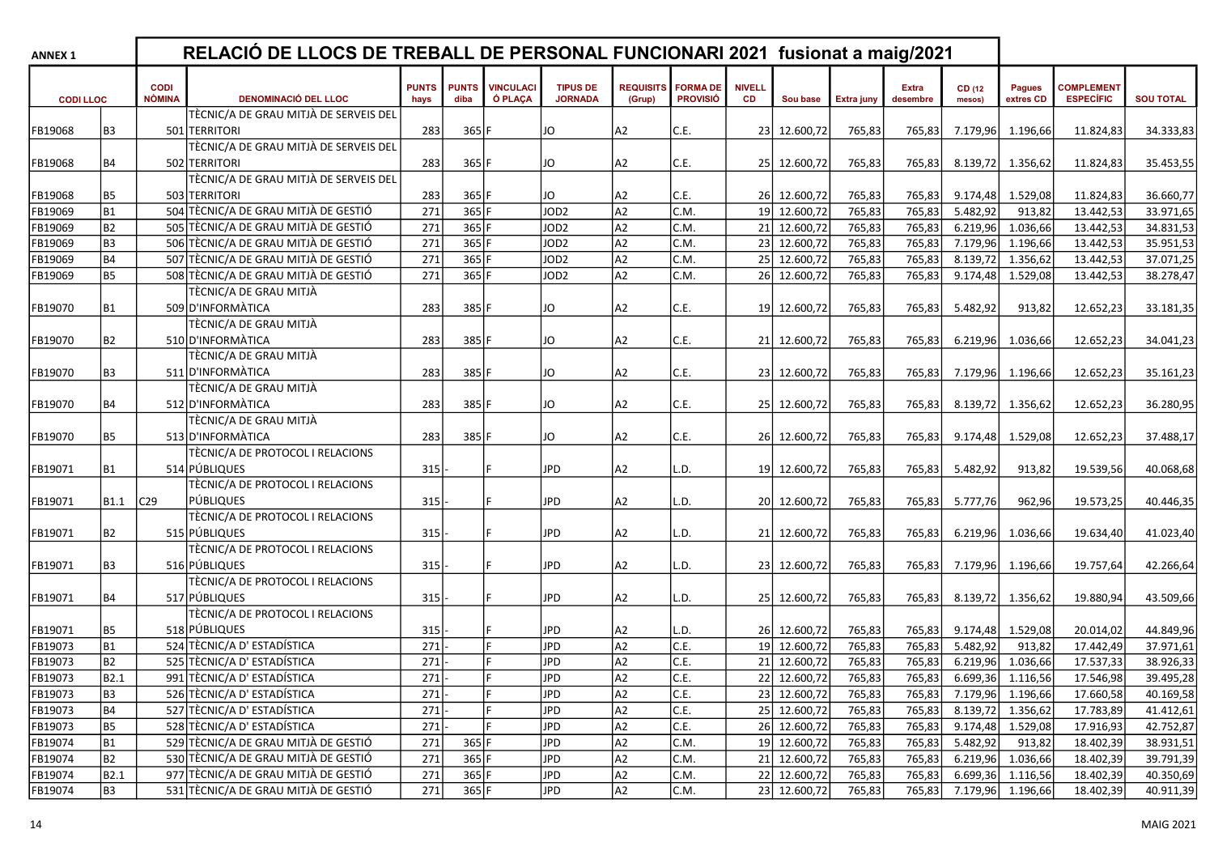**ANNEX 1**

# RELACIÓ DE LLOCS DE TREBALL DE PERSONAL FUNCIONARI 2021 fusionat a maig/2021

| CODI LLOC | | CODI NÒMINA | DENOMINACIÓ DEL LLOC | PUNTS hays | PUNTS diba | VINCULACIÓ PLAÇA | TIPUS DE JORNADA | REQUISITS (Grup) | FORMA DE PROVISIÓ | NIVELL CD | Sou base | Extra juny | Extra desembre | CD (12 mesos) | Pagues extres CD | COMPLEMENT ESPECÍFIC | SOU TOTAL |
|---|---|---|---|---|---|---|---|---|---|---|---|---|---|---|---|---|---|
| FB19068 | B3 | 501 | TÈCNIC/A DE GRAU MITJÀ DE SERVEIS DEL TERRITORI | 283 | 365 | F | JO | A2 | C.E. | 23 | 12.600,72 | 765,83 | 765,83 | 7.179,96 | 1.196,66 | 11.824,83 | 34.333,83 |
| FB19068 | B4 | 502 | TÈCNIC/A DE GRAU MITJÀ DE SERVEIS DEL TERRITORI | 283 | 365 | F | JO | A2 | C.E. | 25 | 12.600,72 | 765,83 | 765,83 | 8.139,72 | 1.356,62 | 11.824,83 | 35.453,55 |
| FB19068 | B5 | 503 | TÈCNIC/A DE GRAU MITJÀ DE SERVEIS DEL TERRITORI | 283 | 365 | F | JO | A2 | C.E. | 26 | 12.600,72 | 765,83 | 765,83 | 9.174,48 | 1.529,08 | 11.824,83 | 36.660,77 |
| FB19069 | B1 | 504 | TÈCNIC/A DE GRAU MITJÀ DE GESTIÓ | 271 | 365 | F | JOD2 | A2 | C.M. | 19 | 12.600,72 | 765,83 | 765,83 | 5.482,92 | 913,82 | 13.442,53 | 33.971,65 |
| FB19069 | B2 | 505 | TÈCNIC/A DE GRAU MITJÀ DE GESTIÓ | 271 | 365 | F | JOD2 | A2 | C.M. | 21 | 12.600,72 | 765,83 | 765,83 | 6.219,96 | 1.036,66 | 13.442,53 | 34.831,53 |
| FB19069 | B3 | 506 | TÈCNIC/A DE GRAU MITJÀ DE GESTIÓ | 271 | 365 | F | JOD2 | A2 | C.M. | 23 | 12.600,72 | 765,83 | 765,83 | 7.179,96 | 1.196,66 | 13.442,53 | 35.951,53 |
| FB19069 | B4 | 507 | TÈCNIC/A DE GRAU MITJÀ DE GESTIÓ | 271 | 365 | F | JOD2 | A2 | C.M. | 25 | 12.600,72 | 765,83 | 765,83 | 8.139,72 | 1.356,62 | 13.442,53 | 37.071,25 |
| FB19069 | B5 | 508 | TÈCNIC/A DE GRAU MITJÀ DE GESTIÓ | 271 | 365 | F | JOD2 | A2 | C.M. | 26 | 12.600,72 | 765,83 | 765,83 | 9.174,48 | 1.529,08 | 13.442,53 | 38.278,47 |
| FB19070 | B1 | 509 | TÈCNIC/A DE GRAU MITJÀ D'INFORMÀTICA | 283 | 385 | F | JO | A2 | C.E. | 19 | 12.600,72 | 765,83 | 765,83 | 5.482,92 | 913,82 | 12.652,23 | 33.181,35 |
| FB19070 | B2 | 510 | TÈCNIC/A DE GRAU MITJÀ D'INFORMÀTICA | 283 | 385 | F | JO | A2 | C.E. | 21 | 12.600,72 | 765,83 | 765,83 | 6.219,96 | 1.036,66 | 12.652,23 | 34.041,23 |
| FB19070 | B3 | 511 | TÈCNIC/A DE GRAU MITJÀ D'INFORMÀTICA | 283 | 385 | F | JO | A2 | C.E. | 23 | 12.600,72 | 765,83 | 765,83 | 7.179,96 | 1.196,66 | 12.652,23 | 35.161,23 |
| FB19070 | B4 | 512 | TÈCNIC/A DE GRAU MITJÀ D'INFORMÀTICA | 283 | 385 | F | JO | A2 | C.E. | 25 | 12.600,72 | 765,83 | 765,83 | 8.139,72 | 1.356,62 | 12.652,23 | 36.280,95 |
| FB19070 | B5 | 513 | TÈCNIC/A DE GRAU MITJÀ D'INFORMÀTICA | 283 | 385 | F | JO | A2 | C.E. | 26 | 12.600,72 | 765,83 | 765,83 | 9.174,48 | 1.529,08 | 12.652,23 | 37.488,17 |
| FB19071 | B1 | 514 | TÈCNIC/A DE PROTOCOL I RELACIONS PÚBLIQUES | 315 | - | | F | JPD | A2 | L.D. | 19 | 12.600,72 | 765,83 | 765,83 | 5.482,92 | 913,82 | 19.539,56 | 40.068,68 |
| FB19071 | B1.1 | C29 | TÈCNIC/A DE PROTOCOL I RELACIONS PÚBLIQUES | 315 | - | | F | JPD | A2 | L.D. | 20 | 12.600,72 | 765,83 | 765,83 | 5.777,76 | 962,96 | 19.573,25 | 40.446,35 |
| FB19071 | B2 | 515 | TÈCNIC/A DE PROTOCOL I RELACIONS PÚBLIQUES | 315 | - | | F | JPD | A2 | L.D. | 21 | 12.600,72 | 765,83 | 765,83 | 6.219,96 | 1.036,66 | 19.634,40 | 41.023,40 |
| FB19071 | B3 | 516 | TÈCNIC/A DE PROTOCOL I RELACIONS PÚBLIQUES | 315 | - | | F | JPD | A2 | L.D. | 23 | 12.600,72 | 765,83 | 765,83 | 7.179,96 | 1.196,66 | 19.757,64 | 42.266,64 |
| FB19071 | B4 | 517 | TÈCNIC/A DE PROTOCOL I RELACIONS PÚBLIQUES | 315 | - | | F | JPD | A2 | L.D. | 25 | 12.600,72 | 765,83 | 765,83 | 8.139,72 | 1.356,62 | 19.880,94 | 43.509,66 |
| FB19071 | B5 | 518 | TÈCNIC/A DE PROTOCOL I RELACIONS PÚBLIQUES | 315 | - | | F | JPD | A2 | L.D. | 26 | 12.600,72 | 765,83 | 765,83 | 9.174,48 | 1.529,08 | 20.014,02 | 44.849,96 |
| FB19073 | B1 | 524 | TÈCNIC/A D' ESTADÍSTICA | 271 | - | | F | JPD | A2 | C.E. | 19 | 12.600,72 | 765,83 | 765,83 | 5.482,92 | 913,82 | 17.442,49 | 37.971,61 |
| FB19073 | B2 | 525 | TÈCNIC/A D' ESTADÍSTICA | 271 | - | | F | JPD | A2 | C.E. | 21 | 12.600,72 | 765,83 | 765,83 | 6.219,96 | 1.036,66 | 17.537,33 | 38.926,33 |
| FB19073 | B2.1 | 991 | TÈCNIC/A D' ESTADÍSTICA | 271 | - | | F | JPD | A2 | C.E. | 22 | 12.600,72 | 765,83 | 765,83 | 6.699,36 | 1.116,56 | 17.546,98 | 39.495,28 |
| FB19073 | B3 | 526 | TÈCNIC/A D' ESTADÍSTICA | 271 | - | | F | JPD | A2 | C.E. | 23 | 12.600,72 | 765,83 | 765,83 | 7.179,96 | 1.196,66 | 17.660,58 | 40.169,58 |
| FB19073 | B4 | 527 | TÈCNIC/A D' ESTADÍSTICA | 271 | - | | F | JPD | A2 | C.E. | 25 | 12.600,72 | 765,83 | 765,83 | 8.139,72 | 1.356,62 | 17.783,89 | 41.412,61 |
| FB19073 | B5 | 528 | TÈCNIC/A D' ESTADÍSTICA | 271 | - | | F | JPD | A2 | C.E. | 26 | 12.600,72 | 765,83 | 765,83 | 9.174,48 | 1.529,08 | 17.916,93 | 42.752,87 |
| FB19074 | B1 | 529 | TÈCNIC/A DE GRAU MITJÀ DE GESTIÓ | 271 | 365 | F | JPD | A2 | C.M. | 19 | 12.600,72 | 765,83 | 765,83 | 5.482,92 | 913,82 | 18.402,39 | 38.931,51 |
| FB19074 | B2 | 530 | TÈCNIC/A DE GRAU MITJÀ DE GESTIÓ | 271 | 365 | F | JPD | A2 | C.M. | 21 | 12.600,72 | 765,83 | 765,83 | 6.219,96 | 1.036,66 | 18.402,39 | 39.791,39 |
| FB19074 | B2.1 | 977 | TÈCNIC/A DE GRAU MITJÀ DE GESTIÓ | 271 | 365 | F | JPD | A2 | C.M. | 22 | 12.600,72 | 765,83 | 765,83 | 6.699,36 | 1.116,56 | 18.402,39 | 40.350,69 |
| FB19074 | B3 | 531 | TÈCNIC/A DE GRAU MITJÀ DE GESTIÓ | 271 | 365 | F | JPD | A2 | C.M. | 23 | 12.600,72 | 765,83 | 765,83 | 7.179,96 | 1.196,66 | 18.402,39 | 40.911,39 |

MAIG 2021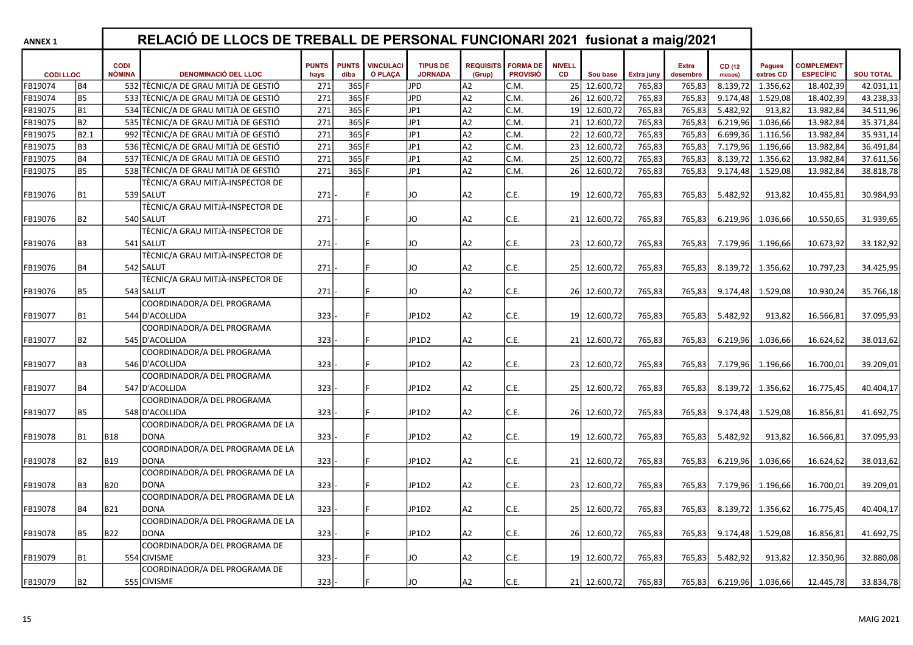ANNEX 1

# RELACIÓ DE LLOCS DE TREBALL DE PERSONAL FUNCIONARI 2021 fusionat a maig/2021

| CODI LLOC | | CODI NÒMINA | DENOMINACIÓ DEL LLOC | PUNTS hays | PUNTS diba | VINCULACIÓ PLAÇA | TIPUS DE JORNADA | REQUISITS (Grup) | FORMA DE PROVISIÓ | NIVELL CD | Sou base | Extra juny | Extra desembre | CD (12 mesos) | Pagues extres CD | COMPLEMENT ESPECÍFIC | SOU TOTAL |
|---|---|---|---|---|---|---|---|---|---|---|---|---|---|---|---|---|---|
| FB19074 | B4 | 532 | TÈCNIC/A DE GRAU MITJÀ DE GESTIÓ | 271 | 365 | F | JPD | A2 | C.M. | 25 | 12.600,72 | 765,83 | 765,83 | 8.139,72 | 1.356,62 | 18.402,39 | 42.031,11 |
| FB19074 | B5 | 533 | TÈCNIC/A DE GRAU MITJÀ DE GESTIÓ | 271 | 365 | F | JPD | A2 | C.M. | 26 | 12.600,72 | 765,83 | 765,83 | 9.174,48 | 1.529,08 | 18.402,39 | 43.238,33 |
| FB19075 | B1 | 534 | TÈCNIC/A DE GRAU MITJÀ DE GESTIÓ | 271 | 365 | F | JP1 | A2 | C.M. | 19 | 12.600,72 | 765,83 | 765,83 | 5.482,92 | 913,82 | 13.982,84 | 34.511,96 |
| FB19075 | B2 | 535 | TÈCNIC/A DE GRAU MITJÀ DE GESTIÓ | 271 | 365 | F | JP1 | A2 | C.M. | 21 | 12.600,72 | 765,83 | 765,83 | 6.219,96 | 1.036,66 | 13.982,84 | 35.371,84 |
| FB19075 | B2.1 | 992 | TÈCNIC/A DE GRAU MITJÀ DE GESTIÓ | 271 | 365 | F | JP1 | A2 | C.M. | 22 | 12.600,72 | 765,83 | 765,83 | 6.699,36 | 1.116,56 | 13.982,84 | 35.931,14 |
| FB19075 | B3 | 536 | TÈCNIC/A DE GRAU MITJÀ DE GESTIÓ | 271 | 365 | F | JP1 | A2 | C.M. | 23 | 12.600,72 | 765,83 | 765,83 | 7.179,96 | 1.196,66 | 13.982,84 | 36.491,84 |
| FB19075 | B4 | 537 | TÈCNIC/A DE GRAU MITJÀ DE GESTIÓ | 271 | 365 | F | JP1 | A2 | C.M. | 25 | 12.600,72 | 765,83 | 765,83 | 8.139,72 | 1.356,62 | 13.982,84 | 37.611,56 |
| FB19075 | B5 | 538 | TÈCNIC/A DE GRAU MITJÀ DE GESTIÓ | 271 | 365 | F | JP1 | A2 | C.M. | 26 | 12.600,72 | 765,83 | 765,83 | 9.174,48 | 1.529,08 | 13.982,84 | 38.818,78 |
| FB19076 | B1 | 539 | TÈCNIC/A GRAU MITJÀ-INSPECTOR DE SALUT | 271 | - | F | JO | A2 | C.E. | 19 | 12.600,72 | 765,83 | 765,83 | 5.482,92 | 913,82 | 10.455,81 | 30.984,93 |
| FB19076 | B2 | 540 | TÈCNIC/A GRAU MITJÀ-INSPECTOR DE SALUT | 271 | - | F | JO | A2 | C.E. | 21 | 12.600,72 | 765,83 | 765,83 | 6.219,96 | 1.036,66 | 10.550,65 | 31.939,65 |
| FB19076 | B3 | 541 | TÈCNIC/A GRAU MITJÀ-INSPECTOR DE SALUT | 271 | - | F | JO | A2 | C.E. | 23 | 12.600,72 | 765,83 | 765,83 | 7.179,96 | 1.196,66 | 10.673,92 | 33.182,92 |
| FB19076 | B4 | 542 | TÈCNIC/A GRAU MITJÀ-INSPECTOR DE SALUT | 271 | - | F | JO | A2 | C.E. | 25 | 12.600,72 | 765,83 | 765,83 | 8.139,72 | 1.356,62 | 10.797,23 | 34.425,95 |
| FB19076 | B5 | 543 | TÈCNIC/A GRAU MITJÀ-INSPECTOR DE SALUT | 271 | - | F | JO | A2 | C.E. | 26 | 12.600,72 | 765,83 | 765,83 | 9.174,48 | 1.529,08 | 10.930,24 | 35.766,18 |
| FB19077 | B1 | 544 | COORDINADOR/A DEL PROGRAMA D'ACOLLIDA | 323 | - | F | JP1D2 | A2 | C.E. | 19 | 12.600,72 | 765,83 | 765,83 | 5.482,92 | 913,82 | 16.566,81 | 37.095,93 |
| FB19077 | B2 | 545 | COORDINADOR/A DEL PROGRAMA D'ACOLLIDA | 323 | - | F | JP1D2 | A2 | C.E. | 21 | 12.600,72 | 765,83 | 765,83 | 6.219,96 | 1.036,66 | 16.624,62 | 38.013,62 |
| FB19077 | B3 | 546 | COORDINADOR/A DEL PROGRAMA D'ACOLLIDA | 323 | - | F | JP1D2 | A2 | C.E. | 23 | 12.600,72 | 765,83 | 765,83 | 7.179,96 | 1.196,66 | 16.700,01 | 39.209,01 |
| FB19077 | B4 | 547 | COORDINADOR/A DEL PROGRAMA D'ACOLLIDA | 323 | - | F | JP1D2 | A2 | C.E. | 25 | 12.600,72 | 765,83 | 765,83 | 8.139,72 | 1.356,62 | 16.775,45 | 40.404,17 |
| FB19077 | B5 | 548 | COORDINADOR/A DEL PROGRAMA D'ACOLLIDA | 323 | - | F | JP1D2 | A2 | C.E. | 26 | 12.600,72 | 765,83 | 765,83 | 9.174,48 | 1.529,08 | 16.856,81 | 41.692,75 |
| FB19078 | B1 | B18 | COORDINADOR/A DEL PROGRAMA DE LA DONA | 323 | - | F | JP1D2 | A2 | C.E. | 19 | 12.600,72 | 765,83 | 765,83 | 5.482,92 | 913,82 | 16.566,81 | 37.095,93 |
| FB19078 | B2 | B19 | COORDINADOR/A DEL PROGRAMA DE LA DONA | 323 | - | F | JP1D2 | A2 | C.E. | 21 | 12.600,72 | 765,83 | 765,83 | 6.219,96 | 1.036,66 | 16.624,62 | 38.013,62 |
| FB19078 | B3 | B20 | COORDINADOR/A DEL PROGRAMA DE LA DONA | 323 | - | F | JP1D2 | A2 | C.E. | 23 | 12.600,72 | 765,83 | 765,83 | 7.179,96 | 1.196,66 | 16.700,01 | 39.209,01 |
| FB19078 | B4 | B21 | COORDINADOR/A DEL PROGRAMA DE LA DONA | 323 | - | F | JP1D2 | A2 | C.E. | 25 | 12.600,72 | 765,83 | 765,83 | 8.139,72 | 1.356,62 | 16.775,45 | 40.404,17 |
| FB19078 | B5 | B22 | COORDINADOR/A DEL PROGRAMA DE LA DONA | 323 | - | F | JP1D2 | A2 | C.E. | 26 | 12.600,72 | 765,83 | 765,83 | 9.174,48 | 1.529,08 | 16.856,81 | 41.692,75 |
| FB19079 | B1 | 554 | COORDINADOR/A DEL PROGRAMA DE CIVISME | 323 | - | F | JO | A2 | C.E. | 19 | 12.600,72 | 765,83 | 765,83 | 5.482,92 | 913,82 | 12.350,96 | 32.880,08 |
| FB19079 | B2 | 555 | COORDINADOR/A DEL PROGRAMA DE CIVISME | 323 | - | F | JO | A2 | C.E. | 21 | 12.600,72 | 765,83 | 765,83 | 6.219,96 | 1.036,66 | 12.445,78 | 33.834,78 |

MAIG 2021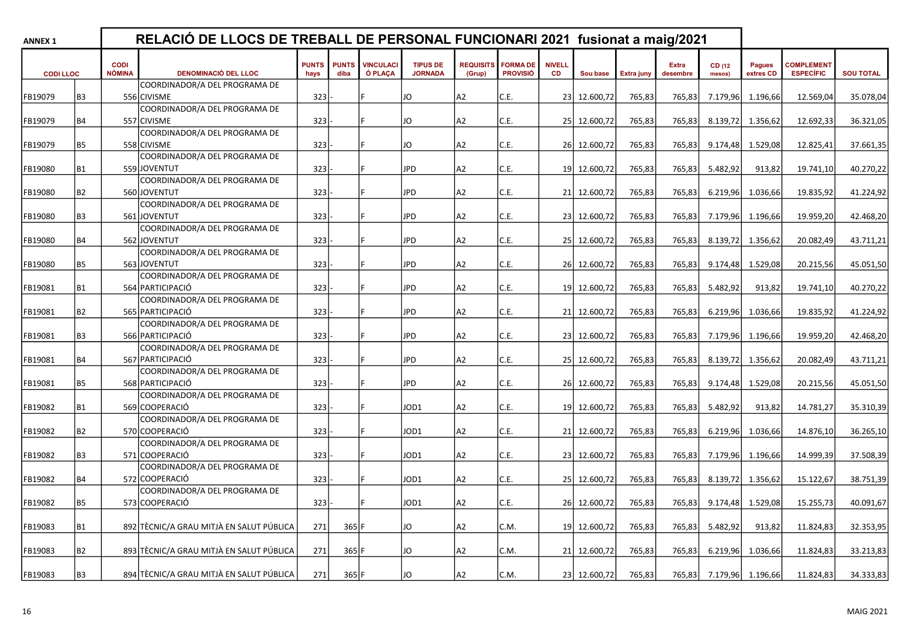ANNEX 1

# RELACIÓ DE LLOCS DE TREBALL DE PERSONAL FUNCIONARI 2021 fusionat a maig/2021

| CODI LLOC | | CODI NÒMINA | DENOMINACIÓ DEL LLOC | PUNTS hays | PUNTS diba | VINCULACIÓ PLAÇA | TIPUS DE JORNADA | REQUISITS (Grup) | FORMA DE PROVISIÓ | NIVELL CD | Sou base | Extra juny | Extra desembre | CD (12 mesos) | Pagues extres CD | COMPLEMENT ESPECÍFIC | SOU TOTAL |
|---|---|---|---|---|---|---|---|---|---|---|---|---|---|---|---|---|---|
| FB19079 | B3 | 556 | COORDINADOR/A DEL PROGRAMA DE CIVISME | 323 | - | F | JO | A2 | C.E. | 23 | 12.600,72 | 765,83 | 765,83 | 7.179,96 | 1.196,66 | 12.569,04 | 35.078,04 |
| FB19079 | B4 | 557 | COORDINADOR/A DEL PROGRAMA DE CIVISME | 323 | - | F | JO | A2 | C.E. | 25 | 12.600,72 | 765,83 | 765,83 | 8.139,72 | 1.356,62 | 12.692,33 | 36.321,05 |
| FB19079 | B5 | 558 | COORDINADOR/A DEL PROGRAMA DE CIVISME | 323 | - | F | JO | A2 | C.E. | 26 | 12.600,72 | 765,83 | 765,83 | 9.174,48 | 1.529,08 | 12.825,41 | 37.661,35 |
| FB19080 | B1 | 559 | COORDINADOR/A DEL PROGRAMA DE JOVENTUT | 323 | - | F | JPD | A2 | C.E. | 19 | 12.600,72 | 765,83 | 765,83 | 5.482,92 | 913,82 | 19.741,10 | 40.270,22 |
| FB19080 | B2 | 560 | COORDINADOR/A DEL PROGRAMA DE JOVENTUT | 323 | - | F | JPD | A2 | C.E. | 21 | 12.600,72 | 765,83 | 765,83 | 6.219,96 | 1.036,66 | 19.835,92 | 41.224,92 |
| FB19080 | B3 | 561 | COORDINADOR/A DEL PROGRAMA DE JOVENTUT | 323 | - | F | JPD | A2 | C.E. | 23 | 12.600,72 | 765,83 | 765,83 | 7.179,96 | 1.196,66 | 19.959,20 | 42.468,20 |
| FB19080 | B4 | 562 | COORDINADOR/A DEL PROGRAMA DE JOVENTUT | 323 | - | F | JPD | A2 | C.E. | 25 | 12.600,72 | 765,83 | 765,83 | 8.139,72 | 1.356,62 | 20.082,49 | 43.711,21 |
| FB19080 | B5 | 563 | COORDINADOR/A DEL PROGRAMA DE JOVENTUT | 323 | - | F | JPD | A2 | C.E. | 26 | 12.600,72 | 765,83 | 765,83 | 9.174,48 | 1.529,08 | 20.215,56 | 45.051,50 |
| FB19081 | B1 | 564 | COORDINADOR/A DEL PROGRAMA DE PARTICIPACIÓ | 323 | - | F | JPD | A2 | C.E. | 19 | 12.600,72 | 765,83 | 765,83 | 5.482,92 | 913,82 | 19.741,10 | 40.270,22 |
| FB19081 | B2 | 565 | COORDINADOR/A DEL PROGRAMA DE PARTICIPACIÓ | 323 | - | F | JPD | A2 | C.E. | 21 | 12.600,72 | 765,83 | 765,83 | 6.219,96 | 1.036,66 | 19.835,92 | 41.224,92 |
| FB19081 | B3 | 566 | COORDINADOR/A DEL PROGRAMA DE PARTICIPACIÓ | 323 | - | F | JPD | A2 | C.E. | 23 | 12.600,72 | 765,83 | 765,83 | 7.179,96 | 1.196,66 | 19.959,20 | 42.468,20 |
| FB19081 | B4 | 567 | COORDINADOR/A DEL PROGRAMA DE PARTICIPACIÓ | 323 | - | F | JPD | A2 | C.E. | 25 | 12.600,72 | 765,83 | 765,83 | 8.139,72 | 1.356,62 | 20.082,49 | 43.711,21 |
| FB19081 | B5 | 568 | COORDINADOR/A DEL PROGRAMA DE PARTICIPACIÓ | 323 | - | F | JPD | A2 | C.E. | 26 | 12.600,72 | 765,83 | 765,83 | 9.174,48 | 1.529,08 | 20.215,56 | 45.051,50 |
| FB19082 | B1 | 569 | COORDINADOR/A DEL PROGRAMA DE COOPERACIÓ | 323 | - | F | JOD1 | A2 | C.E. | 19 | 12.600,72 | 765,83 | 765,83 | 5.482,92 | 913,82 | 14.781,27 | 35.310,39 |
| FB19082 | B2 | 570 | COORDINADOR/A DEL PROGRAMA DE COOPERACIÓ | 323 | - | F | JOD1 | A2 | C.E. | 21 | 12.600,72 | 765,83 | 765,83 | 6.219,96 | 1.036,66 | 14.876,10 | 36.265,10 |
| FB19082 | B3 | 571 | COORDINADOR/A DEL PROGRAMA DE COOPERACIÓ | 323 | - | F | JOD1 | A2 | C.E. | 23 | 12.600,72 | 765,83 | 765,83 | 7.179,96 | 1.196,66 | 14.999,39 | 37.508,39 |
| FB19082 | B4 | 572 | COORDINADOR/A DEL PROGRAMA DE COOPERACIÓ | 323 | - | F | JOD1 | A2 | C.E. | 25 | 12.600,72 | 765,83 | 765,83 | 8.139,72 | 1.356,62 | 15.122,67 | 38.751,39 |
| FB19082 | B5 | 573 | COORDINADOR/A DEL PROGRAMA DE COOPERACIÓ | 323 | - | F | JOD1 | A2 | C.E. | 26 | 12.600,72 | 765,83 | 765,83 | 9.174,48 | 1.529,08 | 15.255,73 | 40.091,67 |
| FB19083 | B1 | 892 | TÈCNIC/A GRAU MITJÀ EN SALUT PÚBLICA | 271 | 365 | F | JO | A2 | C.M. | 19 | 12.600,72 | 765,83 | 765,83 | 5.482,92 | 913,82 | 11.824,83 | 32.353,95 |
| FB19083 | B2 | 893 | TÈCNIC/A GRAU MITJÀ EN SALUT PÚBLICA | 271 | 365 | F | JO | A2 | C.M. | 21 | 12.600,72 | 765,83 | 765,83 | 6.219,96 | 1.036,66 | 11.824,83 | 33.213,83 |
| FB19083 | B3 | 894 | TÈCNIC/A GRAU MITJÀ EN SALUT PÚBLICA | 271 | 365 | F | JO | A2 | C.M. | 23 | 12.600,72 | 765,83 | 765,83 | 7.179,96 | 1.196,66 | 11.824,83 | 34.333,83 |

MAIG 2021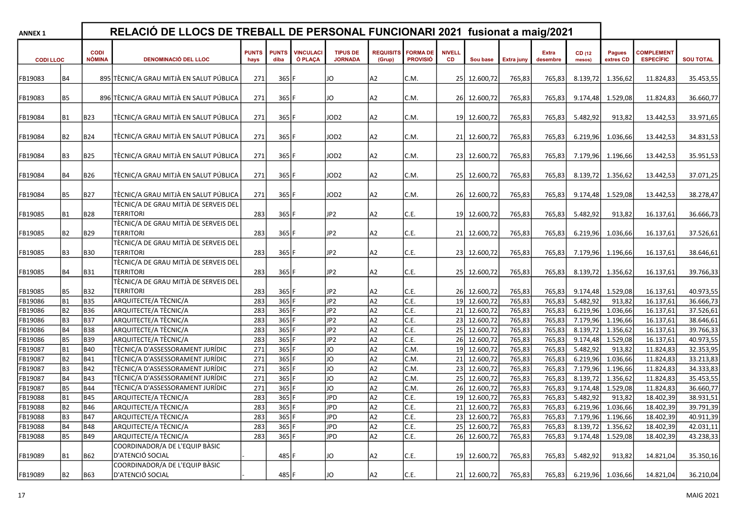ANNEX 1

# RELACIÓ DE LLOCS DE TREBALL DE PERSONAL FUNCIONARI 2021 fusionat a maig/2021

| CODI LLOC | | CODI NÒMINA | DENOMINACIÓ DEL LLOC | PUNTS hays | PUNTS diba | VINCULACIÓ PLAÇA | TIPUS DE JORNADA | REQUISITS (Grup) | FORMA DE PROVISIÓ | NIVELL CD | Sou base | Extra juny | Extra desembre | CD (12 mesos) | Pagues extres CD | COMPLEMENT ESPECÍFIC | SOU TOTAL |
|---|---|---|---|---|---|---|---|---|---|---|---|---|---|---|---|---|---|
| FB19083 | B4 | 895 | TÈCNIC/A GRAU MITJÀ EN SALUT PÚBLICA | 271 | 365 | F | JO | A2 | C.M. | 25 | 12.600,72 | 765,83 | 765,83 | 8.139,72 | 1.356,62 | 11.824,83 | 35.453,55 |
| FB19083 | B5 | 896 | TÈCNIC/A GRAU MITJÀ EN SALUT PÚBLICA | 271 | 365 | F | JO | A2 | C.M. | 26 | 12.600,72 | 765,83 | 765,83 | 9.174,48 | 1.529,08 | 11.824,83 | 36.660,77 |
| FB19084 | B1 | B23 | TÈCNIC/A GRAU MITJÀ EN SALUT PÚBLICA | 271 | 365 | F | JOD2 | A2 | C.M. | 19 | 12.600,72 | 765,83 | 765,83 | 5.482,92 | 913,82 | 13.442,53 | 33.971,65 |
| FB19084 | B2 | B24 | TÈCNIC/A GRAU MITJÀ EN SALUT PÚBLICA | 271 | 365 | F | JOD2 | A2 | C.M. | 21 | 12.600,72 | 765,83 | 765,83 | 6.219,96 | 1.036,66 | 13.442,53 | 34.831,53 |
| FB19084 | B3 | B25 | TÈCNIC/A GRAU MITJÀ EN SALUT PÚBLICA | 271 | 365 | F | JOD2 | A2 | C.M. | 23 | 12.600,72 | 765,83 | 765,83 | 7.179,96 | 1.196,66 | 13.442,53 | 35.951,53 |
| FB19084 | B4 | B26 | TÈCNIC/A GRAU MITJÀ EN SALUT PÚBLICA | 271 | 365 | F | JOD2 | A2 | C.M. | 25 | 12.600,72 | 765,83 | 765,83 | 8.139,72 | 1.356,62 | 13.442,53 | 37.071,25 |
| FB19084 | B5 | B27 | TÈCNIC/A GRAU MITJÀ EN SALUT PÚBLICA | 271 | 365 | F | JOD2 | A2 | C.M. | 26 | 12.600,72 | 765,83 | 765,83 | 9.174,48 | 1.529,08 | 13.442,53 | 38.278,47 |
| FB19085 | B1 | B28 | TÈCNIC/A DE GRAU MITJÀ DE SERVEIS DEL TERRITORI | 283 | 365 | F | JP2 | A2 | C.E. | 19 | 12.600,72 | 765,83 | 765,83 | 5.482,92 | 913,82 | 16.137,61 | 36.666,73 |
| FB19085 | B2 | B29 | TÈCNIC/A DE GRAU MITJÀ DE SERVEIS DEL TERRITORI | 283 | 365 | F | JP2 | A2 | C.E. | 21 | 12.600,72 | 765,83 | 765,83 | 6.219,96 | 1.036,66 | 16.137,61 | 37.526,61 |
| FB19085 | B3 | B30 | TÈCNIC/A DE GRAU MITJÀ DE SERVEIS DEL TERRITORI | 283 | 365 | F | JP2 | A2 | C.E. | 23 | 12.600,72 | 765,83 | 765,83 | 7.179,96 | 1.196,66 | 16.137,61 | 38.646,61 |
| FB19085 | B4 | B31 | TÈCNIC/A DE GRAU MITJÀ DE SERVEIS DEL TERRITORI | 283 | 365 | F | JP2 | A2 | C.E. | 25 | 12.600,72 | 765,83 | 765,83 | 8.139,72 | 1.356,62 | 16.137,61 | 39.766,33 |
| FB19085 | B5 | B32 | TÈCNIC/A DE GRAU MITJÀ DE SERVEIS DEL TERRITORI | 283 | 365 | F | JP2 | A2 | C.E. | 26 | 12.600,72 | 765,83 | 765,83 | 9.174,48 | 1.529,08 | 16.137,61 | 40.973,55 |
| FB19086 | B1 | B35 | ARQUITECTE/A TÈCNIC/A | 283 | 365 | F | JP2 | A2 | C.E. | 19 | 12.600,72 | 765,83 | 765,83 | 5.482,92 | 913,82 | 16.137,61 | 36.666,73 |
| FB19086 | B2 | B36 | ARQUITECTE/A TÈCNIC/A | 283 | 365 | F | JP2 | A2 | C.E. | 21 | 12.600,72 | 765,83 | 765,83 | 6.219,96 | 1.036,66 | 16.137,61 | 37.526,61 |
| FB19086 | B3 | B37 | ARQUITECTE/A TÈCNIC/A | 283 | 365 | F | JP2 | A2 | C.E. | 23 | 12.600,72 | 765,83 | 765,83 | 7.179,96 | 1.196,66 | 16.137,61 | 38.646,61 |
| FB19086 | B4 | B38 | ARQUITECTE/A TÈCNIC/A | 283 | 365 | F | JP2 | A2 | C.E. | 25 | 12.600,72 | 765,83 | 765,83 | 8.139,72 | 1.356,62 | 16.137,61 | 39.766,33 |
| FB19086 | B5 | B39 | ARQUITECTE/A TÈCNIC/A | 283 | 365 | F | JP2 | A2 | C.E. | 26 | 12.600,72 | 765,83 | 765,83 | 9.174,48 | 1.529,08 | 16.137,61 | 40.973,55 |
| FB19087 | B1 | B40 | TÈCNIC/A D'ASSESSORAMENT JURÍDIC | 271 | 365 | F | JO | A2 | C.M. | 19 | 12.600,72 | 765,83 | 765,83 | 5.482,92 | 913,82 | 11.824,83 | 32.353,95 |
| FB19087 | B2 | B41 | TÈCNIC/A D'ASSESSORAMENT JURÍDIC | 271 | 365 | F | JO | A2 | C.M. | 21 | 12.600,72 | 765,83 | 765,83 | 6.219,96 | 1.036,66 | 11.824,83 | 33.213,83 |
| FB19087 | B3 | B42 | TÈCNIC/A D'ASSESSORAMENT JURÍDIC | 271 | 365 | F | JO | A2 | C.M. | 23 | 12.600,72 | 765,83 | 765,83 | 7.179,96 | 1.196,66 | 11.824,83 | 34.333,83 |
| FB19087 | B4 | B43 | TÈCNIC/A D'ASSESSORAMENT JURÍDIC | 271 | 365 | F | JO | A2 | C.M. | 25 | 12.600,72 | 765,83 | 765,83 | 8.139,72 | 1.356,62 | 11.824,83 | 35.453,55 |
| FB19087 | B5 | B44 | TÈCNIC/A D'ASSESSORAMENT JURÍDIC | 271 | 365 | F | JO | A2 | C.M. | 26 | 12.600,72 | 765,83 | 765,83 | 9.174,48 | 1.529,08 | 11.824,83 | 36.660,77 |
| FB19088 | B1 | B45 | ARQUITECTE/A TÈCNIC/A | 283 | 365 | F | JPD | A2 | C.E. | 19 | 12.600,72 | 765,83 | 765,83 | 5.482,92 | 913,82 | 18.402,39 | 38.931,51 |
| FB19088 | B2 | B46 | ARQUITECTE/A TÈCNIC/A | 283 | 365 | F | JPD | A2 | C.E. | 21 | 12.600,72 | 765,83 | 765,83 | 6.219,96 | 1.036,66 | 18.402,39 | 39.791,39 |
| FB19088 | B3 | B47 | ARQUITECTE/A TÈCNIC/A | 283 | 365 | F | JPD | A2 | C.E. | 23 | 12.600,72 | 765,83 | 765,83 | 7.179,96 | 1.196,66 | 18.402,39 | 40.911,39 |
| FB19088 | B4 | B48 | ARQUITECTE/A TÈCNIC/A | 283 | 365 | F | JPD | A2 | C.E. | 25 | 12.600,72 | 765,83 | 765,83 | 8.139,72 | 1.356,62 | 18.402,39 | 42.031,11 |
| FB19088 | B5 | B49 | ARQUITECTE/A TÈCNIC/A | 283 | 365 | F | JPD | A2 | C.E. | 26 | 12.600,72 | 765,83 | 765,83 | 9.174,48 | 1.529,08 | 18.402,39 | 43.238,33 |
| FB19089 | B1 | B62 | COORDINADOR/A DE L'EQUIP BÀSIC D'ATENCIÓ SOCIAL | - | 485 | F | JO | A2 | C.E. | 19 | 12.600,72 | 765,83 | 765,83 | 5.482,92 | 913,82 | 14.821,04 | 35.350,16 |
| FB19089 | B2 | B63 | COORDINADOR/A DE L'EQUIP BÀSIC D'ATENCIÓ SOCIAL | - | 485 | F | JO | A2 | C.E. | 21 | 12.600,72 | 765,83 | 765,83 | 6.219,96 | 1.036,66 | 14.821,04 | 36.210,04 |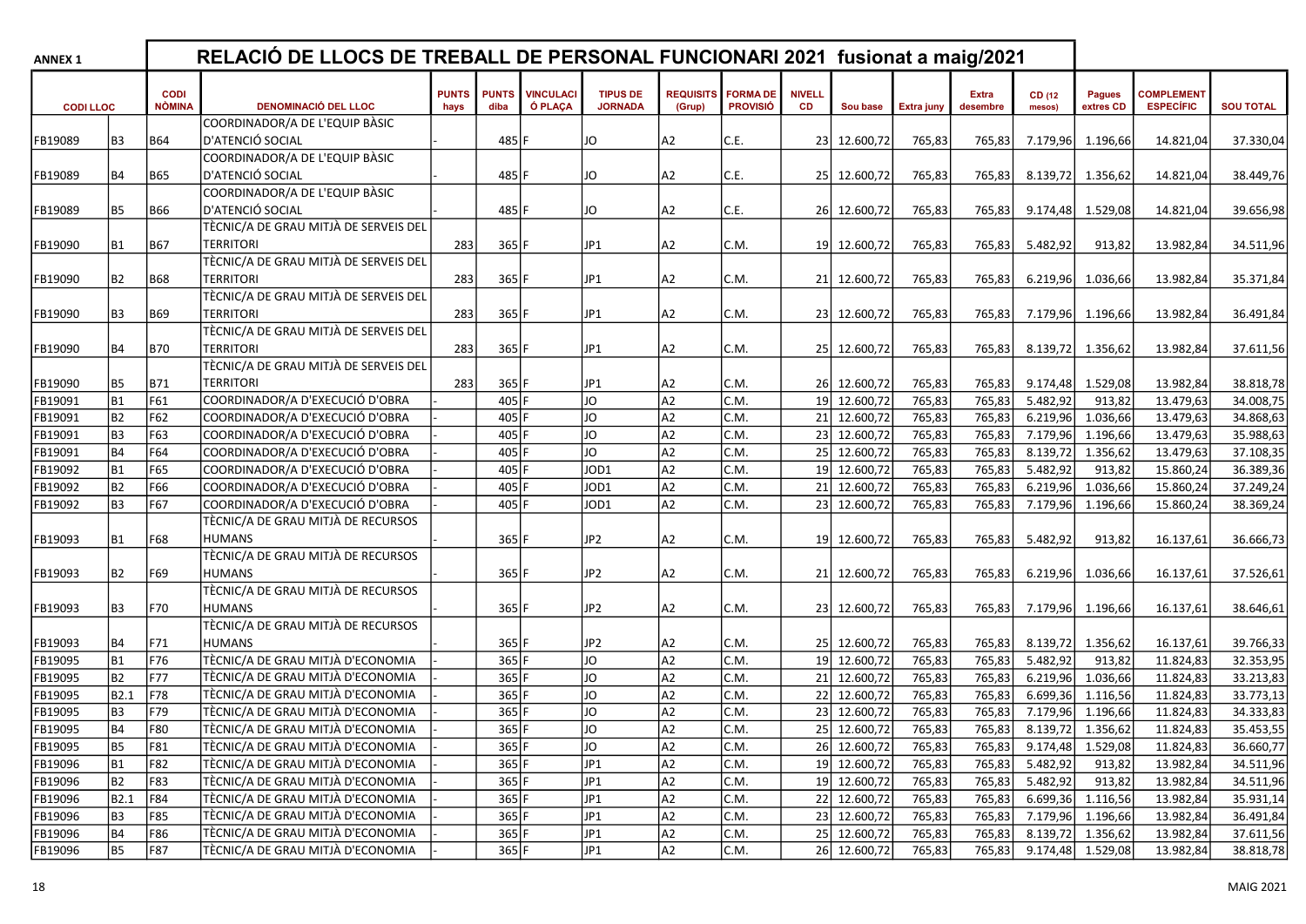ANNEX 1

# RELACIÓ DE LLOCS DE TREBALL DE PERSONAL FUNCIONARI 2021 fusionat a maig/2021

| CODI LLOC | | CODI NÒMINA | DENOMINACIÓ DEL LLOC | PUNTS hays | PUNTS diba | VINCULACIÓ PLAÇA | TIPUS DE JORNADA | REQUISITS (Grup) | FORMA DE PROVISIÓ | NIVELL CD | Sou base | Extra juny | Extra desembre | CD (12 mesos) | Pagues extres CD | COMPLEMENT ESPECÍFIC | SOU TOTAL |
|---|---|---|---|---|---|---|---|---|---|---|---|---|---|---|---|---|---|
| FB19089 | B3 | B64 | COORDINADOR/A DE L'EQUIP BÀSIC D'ATENCIÓ SOCIAL | - | 485 | F | JO | A2 | C.E. | 23 | 12.600,72 | 765,83 | 765,83 | 7.179,96 | 1.196,66 | 14.821,04 | 37.330,04 |
| FB19089 | B4 | B65 | COORDINADOR/A DE L'EQUIP BÀSIC D'ATENCIÓ SOCIAL | - | 485 | F | JO | A2 | C.E. | 25 | 12.600,72 | 765,83 | 765,83 | 8.139,72 | 1.356,62 | 14.821,04 | 38.449,76 |
| FB19089 | B5 | B66 | COORDINADOR/A DE L'EQUIP BÀSIC D'ATENCIÓ SOCIAL | - | 485 | F | JO | A2 | C.E. | 26 | 12.600,72 | 765,83 | 765,83 | 9.174,48 | 1.529,08 | 14.821,04 | 39.656,98 |
| FB19090 | B1 | B67 | TÈCNIC/A DE GRAU MITJÀ DE SERVEIS DEL TERRITORI | 283 | 365 | F | JP1 | A2 | C.M. | 19 | 12.600,72 | 765,83 | 765,83 | 5.482,92 | 913,82 | 13.982,84 | 34.511,96 |
| FB19090 | B2 | B68 | TÈCNIC/A DE GRAU MITJÀ DE SERVEIS DEL TERRITORI | 283 | 365 | F | JP1 | A2 | C.M. | 21 | 12.600,72 | 765,83 | 765,83 | 6.219,96 | 1.036,66 | 13.982,84 | 35.371,84 |
| FB19090 | B3 | B69 | TÈCNIC/A DE GRAU MITJÀ DE SERVEIS DEL TERRITORI | 283 | 365 | F | JP1 | A2 | C.M. | 23 | 12.600,72 | 765,83 | 765,83 | 7.179,96 | 1.196,66 | 13.982,84 | 36.491,84 |
| FB19090 | B4 | B70 | TÈCNIC/A DE GRAU MITJÀ DE SERVEIS DEL TERRITORI | 283 | 365 | F | JP1 | A2 | C.M. | 25 | 12.600,72 | 765,83 | 765,83 | 8.139,72 | 1.356,62 | 13.982,84 | 37.611,56 |
| FB19090 | B5 | B71 | TÈCNIC/A DE GRAU MITJÀ DE SERVEIS DEL TERRITORI | 283 | 365 | F | JP1 | A2 | C.M. | 26 | 12.600,72 | 765,83 | 765,83 | 9.174,48 | 1.529,08 | 13.982,84 | 38.818,78 |
| FB19091 | B1 | F61 | COORDINADOR/A D'EXECUCIÓ D'OBRA | - | 405 | F | JO | A2 | C.M. | 19 | 12.600,72 | 765,83 | 765,83 | 5.482,92 | 913,82 | 13.479,63 | 34.008,75 |
| FB19091 | B2 | F62 | COORDINADOR/A D'EXECUCIÓ D'OBRA | - | 405 | F | JO | A2 | C.M. | 21 | 12.600,72 | 765,83 | 765,83 | 6.219,96 | 1.036,66 | 13.479,63 | 34.868,63 |
| FB19091 | B3 | F63 | COORDINADOR/A D'EXECUCIÓ D'OBRA | - | 405 | F | JO | A2 | C.M. | 23 | 12.600,72 | 765,83 | 765,83 | 7.179,96 | 1.196,66 | 13.479,63 | 35.988,63 |
| FB19091 | B4 | F64 | COORDINADOR/A D'EXECUCIÓ D'OBRA | - | 405 | F | JO | A2 | C.M. | 25 | 12.600,72 | 765,83 | 765,83 | 8.139,72 | 1.356,62 | 13.479,63 | 37.108,35 |
| FB19092 | B1 | F65 | COORDINADOR/A D'EXECUCIÓ D'OBRA | - | 405 | F | JOD1 | A2 | C.M. | 19 | 12.600,72 | 765,83 | 765,83 | 5.482,92 | 913,82 | 15.860,24 | 36.389,36 |
| FB19092 | B2 | F66 | COORDINADOR/A D'EXECUCIÓ D'OBRA | - | 405 | F | JOD1 | A2 | C.M. | 21 | 12.600,72 | 765,83 | 765,83 | 6.219,96 | 1.036,66 | 15.860,24 | 37.249,24 |
| FB19092 | B3 | F67 | COORDINADOR/A D'EXECUCIÓ D'OBRA | - | 405 | F | JOD1 | A2 | C.M. | 23 | 12.600,72 | 765,83 | 765,83 | 7.179,96 | 1.196,66 | 15.860,24 | 38.369,24 |
| FB19093 | B1 | F68 | TÈCNIC/A DE GRAU MITJÀ DE RECURSOS HUMANS | - | 365 | F | JP2 | A2 | C.M. | 19 | 12.600,72 | 765,83 | 765,83 | 5.482,92 | 913,82 | 16.137,61 | 36.666,73 |
| FB19093 | B2 | F69 | TÈCNIC/A DE GRAU MITJÀ DE RECURSOS HUMANS | - | 365 | F | JP2 | A2 | C.M. | 21 | 12.600,72 | 765,83 | 765,83 | 6.219,96 | 1.036,66 | 16.137,61 | 37.526,61 |
| FB19093 | B3 | F70 | TÈCNIC/A DE GRAU MITJÀ DE RECURSOS HUMANS | - | 365 | F | JP2 | A2 | C.M. | 23 | 12.600,72 | 765,83 | 765,83 | 7.179,96 | 1.196,66 | 16.137,61 | 38.646,61 |
| FB19093 | B4 | F71 | TÈCNIC/A DE GRAU MITJÀ DE RECURSOS HUMANS | - | 365 | F | JP2 | A2 | C.M. | 25 | 12.600,72 | 765,83 | 765,83 | 8.139,72 | 1.356,62 | 16.137,61 | 39.766,33 |
| FB19095 | B1 | F76 | TÈCNIC/A DE GRAU MITJÀ D'ECONOMIA | - | 365 | F | JO | A2 | C.M. | 19 | 12.600,72 | 765,83 | 765,83 | 5.482,92 | 913,82 | 11.824,83 | 32.353,95 |
| FB19095 | B2 | F77 | TÈCNIC/A DE GRAU MITJÀ D'ECONOMIA | - | 365 | F | JO | A2 | C.M. | 21 | 12.600,72 | 765,83 | 765,83 | 6.219,96 | 1.036,66 | 11.824,83 | 33.213,83 |
| FB19095 | B2.1 | F78 | TÈCNIC/A DE GRAU MITJÀ D'ECONOMIA | - | 365 | F | JO | A2 | C.M. | 22 | 12.600,72 | 765,83 | 765,83 | 6.699,36 | 1.116,56 | 11.824,83 | 33.773,13 |
| FB19095 | B3 | F79 | TÈCNIC/A DE GRAU MITJÀ D'ECONOMIA | - | 365 | F | JO | A2 | C.M. | 23 | 12.600,72 | 765,83 | 765,83 | 7.179,96 | 1.196,66 | 11.824,83 | 34.333,83 |
| FB19095 | B4 | F80 | TÈCNIC/A DE GRAU MITJÀ D'ECONOMIA | - | 365 | F | JO | A2 | C.M. | 25 | 12.600,72 | 765,83 | 765,83 | 8.139,72 | 1.356,62 | 11.824,83 | 35.453,55 |
| FB19095 | B5 | F81 | TÈCNIC/A DE GRAU MITJÀ D'ECONOMIA | - | 365 | F | JO | A2 | C.M. | 26 | 12.600,72 | 765,83 | 765,83 | 9.174,48 | 1.529,08 | 11.824,83 | 36.660,77 |
| FB19096 | B1 | F82 | TÈCNIC/A DE GRAU MITJÀ D'ECONOMIA | - | 365 | F | JP1 | A2 | C.M. | 19 | 12.600,72 | 765,83 | 765,83 | 5.482,92 | 913,82 | 13.982,84 | 34.511,96 |
| FB19096 | B2 | F83 | TÈCNIC/A DE GRAU MITJÀ D'ECONOMIA | - | 365 | F | JP1 | A2 | C.M. | 19 | 12.600,72 | 765,83 | 765,83 | 5.482,92 | 913,82 | 13.982,84 | 34.511,96 |
| FB19096 | B2.1 | F84 | TÈCNIC/A DE GRAU MITJÀ D'ECONOMIA | - | 365 | F | JP1 | A2 | C.M. | 22 | 12.600,72 | 765,83 | 765,83 | 6.699,36 | 1.116,56 | 13.982,84 | 35.931,14 |
| FB19096 | B3 | F85 | TÈCNIC/A DE GRAU MITJÀ D'ECONOMIA | - | 365 | F | JP1 | A2 | C.M. | 23 | 12.600,72 | 765,83 | 765,83 | 7.179,96 | 1.196,66 | 13.982,84 | 36.491,84 |
| FB19096 | B4 | F86 | TÈCNIC/A DE GRAU MITJÀ D'ECONOMIA | - | 365 | F | JP1 | A2 | C.M. | 25 | 12.600,72 | 765,83 | 765,83 | 8.139,72 | 1.356,62 | 13.982,84 | 37.611,56 |
| FB19096 | B5 | F87 | TÈCNIC/A DE GRAU MITJÀ D'ECONOMIA | - | 365 | F | JP1 | A2 | C.M. | 26 | 12.600,72 | 765,83 | 765,83 | 9.174,48 | 1.529,08 | 13.982,84 | 38.818,78 |

MAIG 2021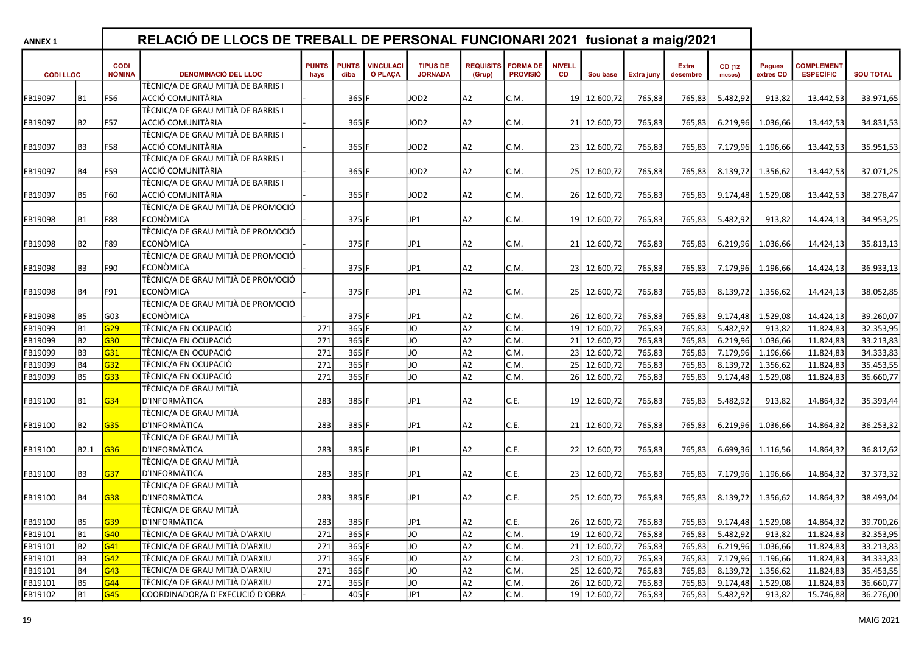ANNEX 1

# RELACIÓ DE LLOCS DE TREBALL DE PERSONAL FUNCIONARI 2021 fusionat a maig/2021

| CODI LLOC | | CODI NÒMINA | DENOMINACIÓ DEL LLOC | PUNTS hays | PUNTS diba | VINCULACIÓ PLAÇA | TIPUS DE JORNADA | REQUISITS (Grup) | FORMA DE PROVISIÓ | NIVELL CD | Sou base | Extra juny | Extra desembre | CD (12 mesos) | Pagues extres CD | COMPLEMENT ESPECÍFIC | SOU TOTAL |
|---|---|---|---|---|---|---|---|---|---|---|---|---|---|---|---|---|---|
| FB19097 | B1 | F56 | TÈCNIC/A DE GRAU MITJÀ DE BARRIS I ACCIÓ COMUNITÀRIA | - | 365 | F | JOD2 | A2 | C.M. | 19 | 12.600,72 | 765,83 | 765,83 | 5.482,92 | 913,82 | 13.442,53 | 33.971,65 |
| FB19097 | B2 | F57 | TÈCNIC/A DE GRAU MITJÀ DE BARRIS I ACCIÓ COMUNITÀRIA | - | 365 | F | JOD2 | A2 | C.M. | 21 | 12.600,72 | 765,83 | 765,83 | 6.219,96 | 1.036,66 | 13.442,53 | 34.831,53 |
| FB19097 | B3 | F58 | TÈCNIC/A DE GRAU MITJÀ DE BARRIS I ACCIÓ COMUNITÀRIA | - | 365 | F | JOD2 | A2 | C.M. | 23 | 12.600,72 | 765,83 | 765,83 | 7.179,96 | 1.196,66 | 13.442,53 | 35.951,53 |
| FB19097 | B4 | F59 | TÈCNIC/A DE GRAU MITJÀ DE BARRIS I ACCIÓ COMUNITÀRIA | - | 365 | F | JOD2 | A2 | C.M. | 25 | 12.600,72 | 765,83 | 765,83 | 8.139,72 | 1.356,62 | 13.442,53 | 37.071,25 |
| FB19097 | B5 | F60 | TÈCNIC/A DE GRAU MITJÀ DE BARRIS I ACCIÓ COMUNITÀRIA | - | 365 | F | JOD2 | A2 | C.M. | 26 | 12.600,72 | 765,83 | 765,83 | 9.174,48 | 1.529,08 | 13.442,53 | 38.278,47 |
| FB19098 | B1 | F88 | TÈCNIC/A DE GRAU MITJÀ DE PROMOCIÓ ECONÒMICA | - | 375 | F | JP1 | A2 | C.M. | 19 | 12.600,72 | 765,83 | 765,83 | 5.482,92 | 913,82 | 14.424,13 | 34.953,25 |
| FB19098 | B2 | F89 | TÈCNIC/A DE GRAU MITJÀ DE PROMOCIÓ ECONÒMICA | - | 375 | F | JP1 | A2 | C.M. | 21 | 12.600,72 | 765,83 | 765,83 | 6.219,96 | 1.036,66 | 14.424,13 | 35.813,13 |
| FB19098 | B3 | F90 | TÈCNIC/A DE GRAU MITJÀ DE PROMOCIÓ ECONÒMICA | - | 375 | F | JP1 | A2 | C.M. | 23 | 12.600,72 | 765,83 | 765,83 | 7.179,96 | 1.196,66 | 14.424,13 | 36.933,13 |
| FB19098 | B4 | F91 | TÈCNIC/A DE GRAU MITJÀ DE PROMOCIÓ ECONÒMICA | - | 375 | F | JP1 | A2 | C.M. | 25 | 12.600,72 | 765,83 | 765,83 | 8.139,72 | 1.356,62 | 14.424,13 | 38.052,85 |
| FB19098 | B5 | G03 | TÈCNIC/A DE GRAU MITJÀ DE PROMOCIÓ ECONÒMICA | - | 375 | F | JP1 | A2 | C.M. | 26 | 12.600,72 | 765,83 | 765,83 | 9.174,48 | 1.529,08 | 14.424,13 | 39.260,07 |
| FB19099 | B1 | G29 | TÈCNIC/A EN OCUPACIÓ | 271 | 365 | F | JO | A2 | C.M. | 19 | 12.600,72 | 765,83 | 765,83 | 5.482,92 | 913,82 | 11.824,83 | 32.353,95 |
| FB19099 | B2 | G30 | TÈCNIC/A EN OCUPACIÓ | 271 | 365 | F | JO | A2 | C.M. | 21 | 12.600,72 | 765,83 | 765,83 | 6.219,96 | 1.036,66 | 11.824,83 | 33.213,83 |
| FB19099 | B3 | G31 | TÈCNIC/A EN OCUPACIÓ | 271 | 365 | F | JO | A2 | C.M. | 23 | 12.600,72 | 765,83 | 765,83 | 7.179,96 | 1.196,66 | 11.824,83 | 34.333,83 |
| FB19099 | B4 | G32 | TÈCNIC/A EN OCUPACIÓ | 271 | 365 | F | JO | A2 | C.M. | 25 | 12.600,72 | 765,83 | 765,83 | 8.139,72 | 1.356,62 | 11.824,83 | 35.453,55 |
| FB19099 | B5 | G33 | TÈCNIC/A EN OCUPACIÓ | 271 | 365 | F | JO | A2 | C.M. | 26 | 12.600,72 | 765,83 | 765,83 | 9.174,48 | 1.529,08 | 11.824,83 | 36.660,77 |
| FB19100 | B1 | G34 | TÈCNIC/A DE GRAU MITJÀ D'INFORMÀTICA | 283 | 385 | F | JP1 | A2 | C.E. | 19 | 12.600,72 | 765,83 | 765,83 | 5.482,92 | 913,82 | 14.864,32 | 35.393,44 |
| FB19100 | B2 | G35 | TÈCNIC/A DE GRAU MITJÀ D'INFORMÀTICA | 283 | 385 | F | JP1 | A2 | C.E. | 21 | 12.600,72 | 765,83 | 765,83 | 6.219,96 | 1.036,66 | 14.864,32 | 36.253,32 |
| FB19100 | B2.1 | G36 | TÈCNIC/A DE GRAU MITJÀ D'INFORMÀTICA | 283 | 385 | F | JP1 | A2 | C.E. | 22 | 12.600,72 | 765,83 | 765,83 | 6.699,36 | 1.116,56 | 14.864,32 | 36.812,62 |
| FB19100 | B3 | G37 | TÈCNIC/A DE GRAU MITJÀ D'INFORMÀTICA | 283 | 385 | F | JP1 | A2 | C.E. | 23 | 12.600,72 | 765,83 | 765,83 | 7.179,96 | 1.196,66 | 14.864,32 | 37.373,32 |
| FB19100 | B4 | G38 | TÈCNIC/A DE GRAU MITJÀ D'INFORMÀTICA | 283 | 385 | F | JP1 | A2 | C.E. | 25 | 12.600,72 | 765,83 | 765,83 | 8.139,72 | 1.356,62 | 14.864,32 | 38.493,04 |
| FB19100 | B5 | G39 | TÈCNIC/A DE GRAU MITJÀ D'INFORMÀTICA | 283 | 385 | F | JP1 | A2 | C.E. | 26 | 12.600,72 | 765,83 | 765,83 | 9.174,48 | 1.529,08 | 14.864,32 | 39.700,26 |
| FB19101 | B1 | G40 | TÈCNIC/A DE GRAU MITJÀ D'ARXIU | 271 | 365 | F | JO | A2 | C.M. | 19 | 12.600,72 | 765,83 | 765,83 | 5.482,92 | 913,82 | 11.824,83 | 32.353,95 |
| FB19101 | B2 | G41 | TÈCNIC/A DE GRAU MITJÀ D'ARXIU | 271 | 365 | F | JO | A2 | C.M. | 21 | 12.600,72 | 765,83 | 765,83 | 6.219,96 | 1.036,66 | 11.824,83 | 33.213,83 |
| FB19101 | B3 | G42 | TÈCNIC/A DE GRAU MITJÀ D'ARXIU | 271 | 365 | F | JO | A2 | C.M. | 23 | 12.600,72 | 765,83 | 765,83 | 7.179,96 | 1.196,66 | 11.824,83 | 34.333,83 |
| FB19101 | B4 | G43 | TÈCNIC/A DE GRAU MITJÀ D'ARXIU | 271 | 365 | F | JO | A2 | C.M. | 25 | 12.600,72 | 765,83 | 765,83 | 8.139,72 | 1.356,62 | 11.824,83 | 35.453,55 |
| FB19101 | B5 | G44 | TÈCNIC/A DE GRAU MITJÀ D'ARXIU | 271 | 365 | F | JO | A2 | C.M. | 26 | 12.600,72 | 765,83 | 765,83 | 9.174,48 | 1.529,08 | 11.824,83 | 36.660,77 |
| FB19102 | B1 | G45 | COORDINADOR/A D'EXECUCIÓ D'OBRA | - | 405 | F | JP1 | A2 | C.M. | 19 | 12.600,72 | 765,83 | 765,83 | 5.482,92 | 913,82 | 15.746,88 | 36.276,00 |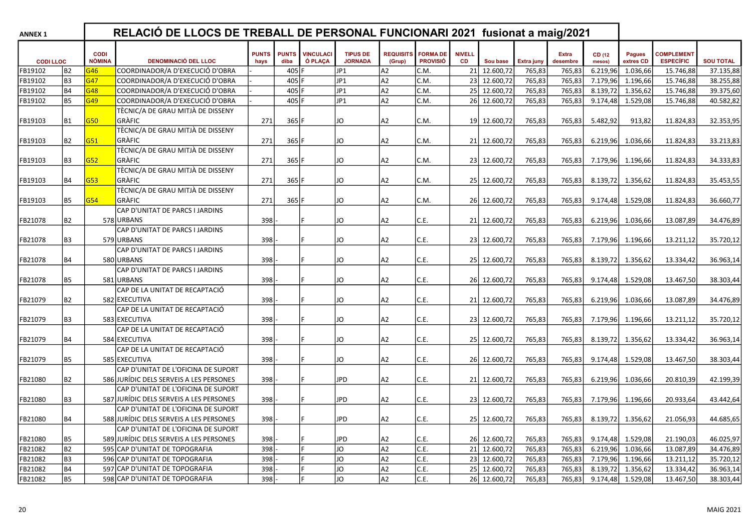ANNEX 1

# RELACIÓ DE LLOCS DE TREBALL DE PERSONAL FUNCIONARI 2021 fusionat a maig/2021

| CODI LLOC | | CODI NÒMINA | DENOMINACIÓ DEL LLOC | PUNTS hays | PUNTS diba | VINCULACIÓ PLAÇA | TIPUS DE JORNADA | REQUISITS (Grup) | FORMA DE PROVISIÓ | NIVELL CD | Sou base | Extra juny | Extra desembre | CD (12 mesos) | Pagues extres CD | COMPLEMENT ESPECÍFIC | SOU TOTAL |
|---|---|---|---|---|---|---|---|---|---|---|---|---|---|---|---|---|---|
| FB19102 | B2 | G46 | COORDINADOR/A D'EXECUCIÓ D'OBRA | - | 405 | F | JP1 | A2 | C.M. | 21 | 12.600,72 | 765,83 | 765,83 | 6.219,96 | 1.036,66 | 15.746,88 | 37.135,88 |
| FB19102 | B3 | G47 | COORDINADOR/A D'EXECUCIÓ D'OBRA | - | 405 | F | JP1 | A2 | C.M. | 23 | 12.600,72 | 765,83 | 765,83 | 7.179,96 | 1.196,66 | 15.746,88 | 38.255,88 |
| FB19102 | B4 | G48 | COORDINADOR/A D'EXECUCIÓ D'OBRA | - | 405 | F | JP1 | A2 | C.M. | 25 | 12.600,72 | 765,83 | 765,83 | 8.139,72 | 1.356,62 | 15.746,88 | 39.375,60 |
| FB19102 | B5 | G49 | COORDINADOR/A D'EXECUCIÓ D'OBRA | - | 405 | F | JP1 | A2 | C.M. | 26 | 12.600,72 | 765,83 | 765,83 | 9.174,48 | 1.529,08 | 15.746,88 | 40.582,82 |
| FB19103 | B1 | G50 | TÈCNIC/A DE GRAU MITJÀ DE DISSENY GRÀFIC | 271 | 365 | F | JO | A2 | C.M. | 19 | 12.600,72 | 765,83 | 765,83 | 5.482,92 | 913,82 | 11.824,83 | 32.353,95 |
| FB19103 | B2 | G51 | TÈCNIC/A DE GRAU MITJÀ DE DISSENY GRÀFIC | 271 | 365 | F | JO | A2 | C.M. | 21 | 12.600,72 | 765,83 | 765,83 | 6.219,96 | 1.036,66 | 11.824,83 | 33.213,83 |
| FB19103 | B3 | G52 | TÈCNIC/A DE GRAU MITJÀ DE DISSENY GRÀFIC | 271 | 365 | F | JO | A2 | C.M. | 23 | 12.600,72 | 765,83 | 765,83 | 7.179,96 | 1.196,66 | 11.824,83 | 34.333,83 |
| FB19103 | B4 | G53 | TÈCNIC/A DE GRAU MITJÀ DE DISSENY GRÀFIC | 271 | 365 | F | JO | A2 | C.M. | 25 | 12.600,72 | 765,83 | 765,83 | 8.139,72 | 1.356,62 | 11.824,83 | 35.453,55 |
| FB19103 | B5 | G54 | TÈCNIC/A DE GRAU MITJÀ DE DISSENY GRÀFIC | 271 | 365 | F | JO | A2 | C.M. | 26 | 12.600,72 | 765,83 | 765,83 | 9.174,48 | 1.529,08 | 11.824,83 | 36.660,77 |
| FB21078 | B2 | 578 | CAP D'UNITAT DE PARCS I JARDINS URBANS | 398 | - | F | JO | A2 | C.E. | 21 | 12.600,72 | 765,83 | 765,83 | 6.219,96 | 1.036,66 | 13.087,89 | 34.476,89 |
| FB21078 | B3 | 579 | CAP D'UNITAT DE PARCS I JARDINS URBANS | 398 | - | F | JO | A2 | C.E. | 23 | 12.600,72 | 765,83 | 765,83 | 7.179,96 | 1.196,66 | 13.211,12 | 35.720,12 |
| FB21078 | B4 | 580 | CAP D'UNITAT DE PARCS I JARDINS URBANS | 398 | - | F | JO | A2 | C.E. | 25 | 12.600,72 | 765,83 | 765,83 | 8.139,72 | 1.356,62 | 13.334,42 | 36.963,14 |
| FB21078 | B5 | 581 | CAP D'UNITAT DE PARCS I JARDINS URBANS | 398 | - | F | JO | A2 | C.E. | 26 | 12.600,72 | 765,83 | 765,83 | 9.174,48 | 1.529,08 | 13.467,50 | 38.303,44 |
| FB21079 | B2 | 582 | CAP DE LA UNITAT DE RECAPTACIÓ EXECUTIVA | 398 | - | F | JO | A2 | C.E. | 21 | 12.600,72 | 765,83 | 765,83 | 6.219,96 | 1.036,66 | 13.087,89 | 34.476,89 |
| FB21079 | B3 | 583 | CAP DE LA UNITAT DE RECAPTACIÓ EXECUTIVA | 398 | - | F | JO | A2 | C.E. | 23 | 12.600,72 | 765,83 | 765,83 | 7.179,96 | 1.196,66 | 13.211,12 | 35.720,12 |
| FB21079 | B4 | 584 | CAP DE LA UNITAT DE RECAPTACIÓ EXECUTIVA | 398 | - | F | JO | A2 | C.E. | 25 | 12.600,72 | 765,83 | 765,83 | 8.139,72 | 1.356,62 | 13.334,42 | 36.963,14 |
| FB21079 | B5 | 585 | CAP DE LA UNITAT DE RECAPTACIÓ EXECUTIVA | 398 | - | F | JO | A2 | C.E. | 26 | 12.600,72 | 765,83 | 765,83 | 9.174,48 | 1.529,08 | 13.467,50 | 38.303,44 |
| FB21080 | B2 | 586 | CAP D'UNITAT DE L'OFICINA DE SUPORT JURÍDIC DELS SERVEIS A LES PERSONES | 398 | - | F | JPD | A2 | C.E. | 21 | 12.600,72 | 765,83 | 765,83 | 6.219,96 | 1.036,66 | 20.810,39 | 42.199,39 |
| FB21080 | B3 | 587 | CAP D'UNITAT DE L'OFICINA DE SUPORT JURÍDIC DELS SERVEIS A LES PERSONES | 398 | - | F | JPD | A2 | C.E. | 23 | 12.600,72 | 765,83 | 765,83 | 7.179,96 | 1.196,66 | 20.933,64 | 43.442,64 |
| FB21080 | B4 | 588 | CAP D'UNITAT DE L'OFICINA DE SUPORT JURÍDIC DELS SERVEIS A LES PERSONES | 398 | - | F | JPD | A2 | C.E. | 25 | 12.600,72 | 765,83 | 765,83 | 8.139,72 | 1.356,62 | 21.056,93 | 44.685,65 |
| FB21080 | B5 | 589 | CAP D'UNITAT DE L'OFICINA DE SUPORT JURÍDIC DELS SERVEIS A LES PERSONES | 398 | - | F | JPD | A2 | C.E. | 26 | 12.600,72 | 765,83 | 765,83 | 9.174,48 | 1.529,08 | 21.190,03 | 46.025,97 |
| FB21082 | B2 | 595 | CAP D'UNITAT DE TOPOGRAFIA | 398 | - | F | JO | A2 | C.E. | 21 | 12.600,72 | 765,83 | 765,83 | 6.219,96 | 1.036,66 | 13.087,89 | 34.476,89 |
| FB21082 | B3 | 596 | CAP D'UNITAT DE TOPOGRAFIA | 398 | - | F | JO | A2 | C.E. | 23 | 12.600,72 | 765,83 | 765,83 | 7.179,96 | 1.196,66 | 13.211,12 | 35.720,12 |
| FB21082 | B4 | 597 | CAP D'UNITAT DE TOPOGRAFIA | 398 | - | F | JO | A2 | C.E. | 25 | 12.600,72 | 765,83 | 765,83 | 8.139,72 | 1.356,62 | 13.334,42 | 36.963,14 |
| FB21082 | B5 | 598 | CAP D'UNITAT DE TOPOGRAFIA | 398 | - | F | JO | A2 | C.E. | 26 | 12.600,72 | 765,83 | 765,83 | 9.174,48 | 1.529,08 | 13.467,50 | 38.303,44 |

MAIG 2021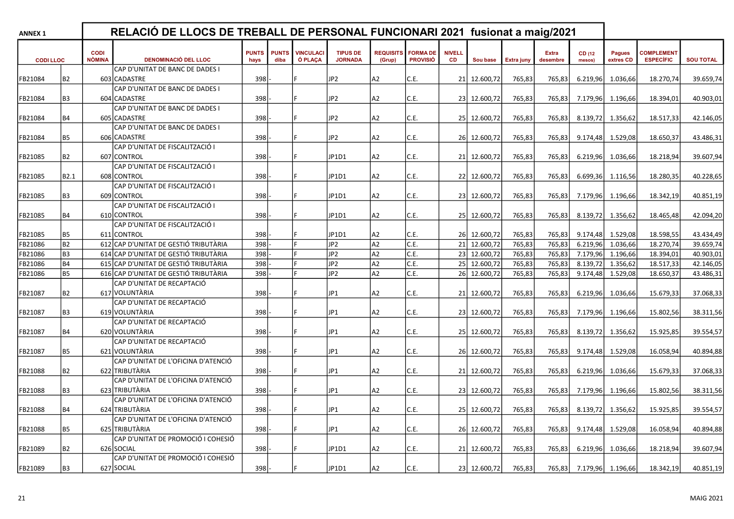ANNEX 1

# RELACIÓ DE LLOCS DE TREBALL DE PERSONAL FUNCIONARI 2021 fusionat a maig/2021

| CODI LLOC | | CODI NÒMINA | DENOMINACIÓ DEL LLOC | PUNTS hays | PUNTS diba | VINCULACIÓ PLAÇA | TIPUS DE JORNADA | REQUISITS (Grup) | FORMA DE PROVISIÓ | NIVELL CD | Sou base | Extra juny | Extra desembre | CD (12 mesos) | Pagues extres CD | COMPLEMENT ESPECÍFIC | SOU TOTAL |
|---|---|---|---|---|---|---|---|---|---|---|---|---|---|---|---|---|---|
| FB21084 | B2 | 603 | CAP D'UNITAT DE BANC DE DADES I CADASTRE | 398 | - | F | JP2 | A2 | C.E. | 21 | 12.600,72 | 765,83 | 765,83 | 6.219,96 | 1.036,66 | 18.270,74 | 39.659,74 |
| FB21084 | B3 | 604 | CAP D'UNITAT DE BANC DE DADES I CADASTRE | 398 | - | F | JP2 | A2 | C.E. | 23 | 12.600,72 | 765,83 | 765,83 | 7.179,96 | 1.196,66 | 18.394,01 | 40.903,01 |
| FB21084 | B4 | 605 | CAP D'UNITAT DE BANC DE DADES I CADASTRE | 398 | - | F | JP2 | A2 | C.E. | 25 | 12.600,72 | 765,83 | 765,83 | 8.139,72 | 1.356,62 | 18.517,33 | 42.146,05 |
| FB21084 | B5 | 606 | CAP D'UNITAT DE BANC DE DADES I CADASTRE | 398 | - | F | JP2 | A2 | C.E. | 26 | 12.600,72 | 765,83 | 765,83 | 9.174,48 | 1.529,08 | 18.650,37 | 43.486,31 |
| FB21085 | B2 | 607 | CAP D'UNITAT DE FISCALITZACIÓ I CONTROL | 398 | - | F | JP1D1 | A2 | C.E. | 21 | 12.600,72 | 765,83 | 765,83 | 6.219,96 | 1.036,66 | 18.218,94 | 39.607,94 |
| FB21085 | B2.1 | 608 | CAP D'UNITAT DE FISCALITZACIÓ I CONTROL | 398 | - | F | JP1D1 | A2 | C.E. | 22 | 12.600,72 | 765,83 | 765,83 | 6.699,36 | 1.116,56 | 18.280,35 | 40.228,65 |
| FB21085 | B3 | 609 | CAP D'UNITAT DE FISCALITZACIÓ I CONTROL | 398 | - | F | JP1D1 | A2 | C.E. | 23 | 12.600,72 | 765,83 | 765,83 | 7.179,96 | 1.196,66 | 18.342,19 | 40.851,19 |
| FB21085 | B4 | 610 | CAP D'UNITAT DE FISCALITZACIÓ I CONTROL | 398 | - | F | JP1D1 | A2 | C.E. | 25 | 12.600,72 | 765,83 | 765,83 | 8.139,72 | 1.356,62 | 18.465,48 | 42.094,20 |
| FB21085 | B5 | 611 | CAP D'UNITAT DE FISCALITZACIÓ I CONTROL | 398 | - | F | JP1D1 | A2 | C.E. | 26 | 12.600,72 | 765,83 | 765,83 | 9.174,48 | 1.529,08 | 18.598,55 | 43.434,49 |
| FB21086 | B2 | 612 | CAP D'UNITAT DE GESTIÓ TRIBUTÀRIA | 398 | - | F | JP2 | A2 | C.E. | 21 | 12.600,72 | 765,83 | 765,83 | 6.219,96 | 1.036,66 | 18.270,74 | 39.659,74 |
| FB21086 | B3 | 614 | CAP D'UNITAT DE GESTIÓ TRIBUTÀRIA | 398 | - | F | JP2 | A2 | C.E. | 23 | 12.600,72 | 765,83 | 765,83 | 7.179,96 | 1.196,66 | 18.394,01 | 40.903,01 |
| FB21086 | B4 | 615 | CAP D'UNITAT DE GESTIÓ TRIBUTÀRIA | 398 | - | F | JP2 | A2 | C.E. | 25 | 12.600,72 | 765,83 | 765,83 | 8.139,72 | 1.356,62 | 18.517,33 | 42.146,05 |
| FB21086 | B5 | 616 | CAP D'UNITAT DE GESTIÓ TRIBUTÀRIA | 398 | - | F | JP2 | A2 | C.E. | 26 | 12.600,72 | 765,83 | 765,83 | 9.174,48 | 1.529,08 | 18.650,37 | 43.486,31 |
| FB21087 | B2 | 617 | CAP D'UNITAT DE RECAPTACIÓ VOLUNTÀRIA | 398 | - | F | JP1 | A2 | C.E. | 21 | 12.600,72 | 765,83 | 765,83 | 6.219,96 | 1.036,66 | 15.679,33 | 37.068,33 |
| FB21087 | B3 | 619 | CAP D'UNITAT DE RECAPTACIÓ VOLUNTÀRIA | 398 | - | F | JP1 | A2 | C.E. | 23 | 12.600,72 | 765,83 | 765,83 | 7.179,96 | 1.196,66 | 15.802,56 | 38.311,56 |
| FB21087 | B4 | 620 | CAP D'UNITAT DE RECAPTACIÓ VOLUNTÀRIA | 398 | - | F | JP1 | A2 | C.E. | 25 | 12.600,72 | 765,83 | 765,83 | 8.139,72 | 1.356,62 | 15.925,85 | 39.554,57 |
| FB21087 | B5 | 621 | CAP D'UNITAT DE RECAPTACIÓ VOLUNTÀRIA | 398 | - | F | JP1 | A2 | C.E. | 26 | 12.600,72 | 765,83 | 765,83 | 9.174,48 | 1.529,08 | 16.058,94 | 40.894,88 |
| FB21088 | B2 | 622 | CAP D'UNITAT DE L'OFICINA D'ATENCIÓ TRIBUTÀRIA | 398 | - | F | JP1 | A2 | C.E. | 21 | 12.600,72 | 765,83 | 765,83 | 6.219,96 | 1.036,66 | 15.679,33 | 37.068,33 |
| FB21088 | B3 | 623 | CAP D'UNITAT DE L'OFICINA D'ATENCIÓ TRIBUTÀRIA | 398 | - | F | JP1 | A2 | C.E. | 23 | 12.600,72 | 765,83 | 765,83 | 7.179,96 | 1.196,66 | 15.802,56 | 38.311,56 |
| FB21088 | B4 | 624 | CAP D'UNITAT DE L'OFICINA D'ATENCIÓ TRIBUTÀRIA | 398 | - | F | JP1 | A2 | C.E. | 25 | 12.600,72 | 765,83 | 765,83 | 8.139,72 | 1.356,62 | 15.925,85 | 39.554,57 |
| FB21088 | B5 | 625 | CAP D'UNITAT DE L'OFICINA D'ATENCIÓ TRIBUTÀRIA | 398 | - | F | JP1 | A2 | C.E. | 26 | 12.600,72 | 765,83 | 765,83 | 9.174,48 | 1.529,08 | 16.058,94 | 40.894,88 |
| FB21089 | B2 | 626 | CAP D'UNITAT DE PROMOCIÓ I COHESIÓ SOCIAL | 398 | - | F | JP1D1 | A2 | C.E. | 21 | 12.600,72 | 765,83 | 765,83 | 6.219,96 | 1.036,66 | 18.218,94 | 39.607,94 |
| FB21089 | B3 | 627 | CAP D'UNITAT DE PROMOCIÓ I COHESIÓ SOCIAL | 398 | - | F | JP1D1 | A2 | C.E. | 23 | 12.600,72 | 765,83 | 765,83 | 7.179,96 | 1.196,66 | 18.342,19 | 40.851,19 |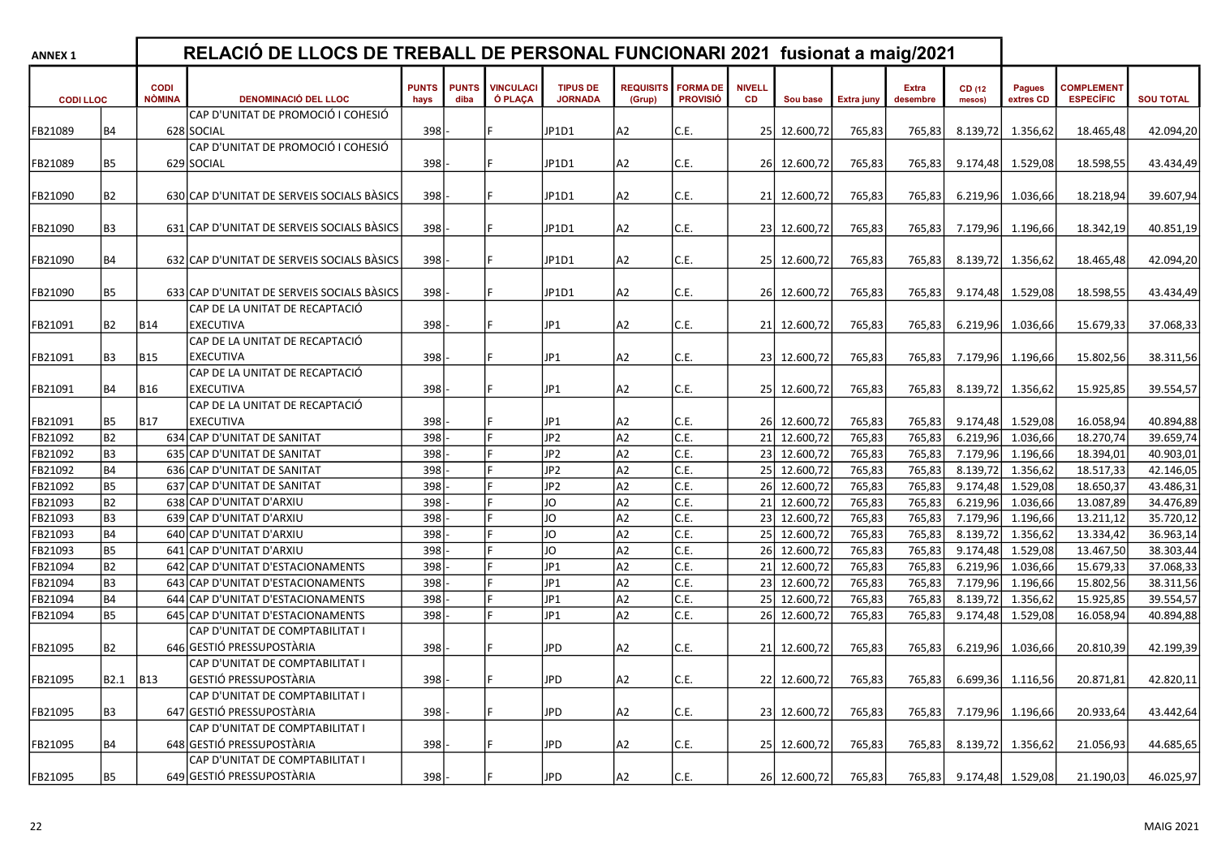ANNEX 1

# RELACIÓ DE LLOCS DE TREBALL DE PERSONAL FUNCIONARI 2021 fusionat a maig/2021

| CODI LLOC | | CODI NÒMINA | DENOMINACIÓ DEL LLOC | PUNTS hays | PUNTS diba | VINCULACIÓ PLAÇA | TIPUS DE JORNADA | REQUISITS (Grup) | FORMA DE PROVISIÓ | NIVELL CD | Sou base | Extra juny | Extra desembre | CD (12 mesos) | Pagues extres CD | COMPLEMENT ESPECÍFIC | SOU TOTAL |
|---|---|---|---|---|---|---|---|---|---|---|---|---|---|---|---|---|---|
| FB21089 | B4 | 628 | CAP D'UNITAT DE PROMOCIÓ I COHESIÓ SOCIAL | 398 | - | F | JP1D1 | A2 | C.E. | 25 | 12.600,72 | 765,83 | 765,83 | 8.139,72 | 1.356,62 | 18.465,48 | 42.094,20 |
| FB21089 | B5 | 629 | CAP D'UNITAT DE PROMOCIÓ I COHESIÓ SOCIAL | 398 | - | F | JP1D1 | A2 | C.E. | 26 | 12.600,72 | 765,83 | 765,83 | 9.174,48 | 1.529,08 | 18.598,55 | 43.434,49 |
| FB21090 | B2 | 630 | CAP D'UNITAT DE SERVEIS SOCIALS BÀSICS | 398 | - | F | JP1D1 | A2 | C.E. | 21 | 12.600,72 | 765,83 | 765,83 | 6.219,96 | 1.036,66 | 18.218,94 | 39.607,94 |
| FB21090 | B3 | 631 | CAP D'UNITAT DE SERVEIS SOCIALS BÀSICS | 398 | - | F | JP1D1 | A2 | C.E. | 23 | 12.600,72 | 765,83 | 765,83 | 7.179,96 | 1.196,66 | 18.342,19 | 40.851,19 |
| FB21090 | B4 | 632 | CAP D'UNITAT DE SERVEIS SOCIALS BÀSICS | 398 | - | F | JP1D1 | A2 | C.E. | 25 | 12.600,72 | 765,83 | 765,83 | 8.139,72 | 1.356,62 | 18.465,48 | 42.094,20 |
| FB21090 | B5 | 633 | CAP D'UNITAT DE SERVEIS SOCIALS BÀSICS | 398 | - | F | JP1D1 | A2 | C.E. | 26 | 12.600,72 | 765,83 | 765,83 | 9.174,48 | 1.529,08 | 18.598,55 | 43.434,49 |
| FB21091 | B2 | B14 | CAP DE LA UNITAT DE RECAPTACIÓ EXECUTIVA | 398 | - | F | JP1 | A2 | C.E. | 21 | 12.600,72 | 765,83 | 765,83 | 6.219,96 | 1.036,66 | 15.679,33 | 37.068,33 |
| FB21091 | B3 | B15 | CAP DE LA UNITAT DE RECAPTACIÓ EXECUTIVA | 398 | - | F | JP1 | A2 | C.E. | 23 | 12.600,72 | 765,83 | 765,83 | 7.179,96 | 1.196,66 | 15.802,56 | 38.311,56 |
| FB21091 | B4 | B16 | CAP DE LA UNITAT DE RECAPTACIÓ EXECUTIVA | 398 | - | F | JP1 | A2 | C.E. | 25 | 12.600,72 | 765,83 | 765,83 | 8.139,72 | 1.356,62 | 15.925,85 | 39.554,57 |
| FB21091 | B5 | B17 | CAP DE LA UNITAT DE RECAPTACIÓ EXECUTIVA | 398 | - | F | JP1 | A2 | C.E. | 26 | 12.600,72 | 765,83 | 765,83 | 9.174,48 | 1.529,08 | 16.058,94 | 40.894,88 |
| FB21092 | B2 | 634 | CAP D'UNITAT DE SANITAT | 398 | - | F | JP2 | A2 | C.E. | 21 | 12.600,72 | 765,83 | 765,83 | 6.219,96 | 1.036,66 | 18.270,74 | 39.659,74 |
| FB21092 | B3 | 635 | CAP D'UNITAT DE SANITAT | 398 | - | F | JP2 | A2 | C.E. | 23 | 12.600,72 | 765,83 | 765,83 | 7.179,96 | 1.196,66 | 18.394,01 | 40.903,01 |
| FB21092 | B4 | 636 | CAP D'UNITAT DE SANITAT | 398 | - | F | JP2 | A2 | C.E. | 25 | 12.600,72 | 765,83 | 765,83 | 8.139,72 | 1.356,62 | 18.517,33 | 42.146,05 |
| FB21092 | B5 | 637 | CAP D'UNITAT DE SANITAT | 398 | - | F | JP2 | A2 | C.E. | 26 | 12.600,72 | 765,83 | 765,83 | 9.174,48 | 1.529,08 | 18.650,37 | 43.486,31 |
| FB21093 | B2 | 638 | CAP D'UNITAT D'ARXIU | 398 | - | F | JO | A2 | C.E. | 21 | 12.600,72 | 765,83 | 765,83 | 6.219,96 | 1.036,66 | 13.087,89 | 34.476,89 |
| FB21093 | B3 | 639 | CAP D'UNITAT D'ARXIU | 398 | - | F | JO | A2 | C.E. | 23 | 12.600,72 | 765,83 | 765,83 | 7.179,96 | 1.196,66 | 13.211,12 | 35.720,12 |
| FB21093 | B4 | 640 | CAP D'UNITAT D'ARXIU | 398 | - | F | JO | A2 | C.E. | 25 | 12.600,72 | 765,83 | 765,83 | 8.139,72 | 1.356,62 | 13.334,42 | 36.963,14 |
| FB21093 | B5 | 641 | CAP D'UNITAT D'ARXIU | 398 | - | F | JO | A2 | C.E. | 26 | 12.600,72 | 765,83 | 765,83 | 9.174,48 | 1.529,08 | 13.467,50 | 38.303,44 |
| FB21094 | B2 | 642 | CAP D'UNITAT D'ESTACIONAMENTS | 398 | - | F | JP1 | A2 | C.E. | 21 | 12.600,72 | 765,83 | 765,83 | 6.219,96 | 1.036,66 | 15.679,33 | 37.068,33 |
| FB21094 | B3 | 643 | CAP D'UNITAT D'ESTACIONAMENTS | 398 | - | F | JP1 | A2 | C.E. | 23 | 12.600,72 | 765,83 | 765,83 | 7.179,96 | 1.196,66 | 15.802,56 | 38.311,56 |
| FB21094 | B4 | 644 | CAP D'UNITAT D'ESTACIONAMENTS | 398 | - | F | JP1 | A2 | C.E. | 25 | 12.600,72 | 765,83 | 765,83 | 8.139,72 | 1.356,62 | 15.925,85 | 39.554,57 |
| FB21094 | B5 | 645 | CAP D'UNITAT D'ESTACIONAMENTS | 398 | - | F | JP1 | A2 | C.E. | 26 | 12.600,72 | 765,83 | 765,83 | 9.174,48 | 1.529,08 | 16.058,94 | 40.894,88 |
| FB21095 | B2 | 646 | CAP D'UNITAT DE COMPTABILITAT I GESTIÓ PRESSUPOSTÀRIA | 398 | - | F | JPD | A2 | C.E. | 21 | 12.600,72 | 765,83 | 765,83 | 6.219,96 | 1.036,66 | 20.810,39 | 42.199,39 |
| FB21095 | B2.1 | B13 | CAP D'UNITAT DE COMPTABILITAT I GESTIÓ PRESSUPOSTÀRIA | 398 | - | F | JPD | A2 | C.E. | 22 | 12.600,72 | 765,83 | 765,83 | 6.699,36 | 1.116,56 | 20.871,81 | 42.820,11 |
| FB21095 | B3 | 647 | CAP D'UNITAT DE COMPTABILITAT I GESTIÓ PRESSUPOSTÀRIA | 398 | - | F | JPD | A2 | C.E. | 23 | 12.600,72 | 765,83 | 765,83 | 7.179,96 | 1.196,66 | 20.933,64 | 43.442,64 |
| FB21095 | B4 | 648 | CAP D'UNITAT DE COMPTABILITAT I GESTIÓ PRESSUPOSTÀRIA | 398 | - | F | JPD | A2 | C.E. | 25 | 12.600,72 | 765,83 | 765,83 | 8.139,72 | 1.356,62 | 21.056,93 | 44.685,65 |
| FB21095 | B5 | 649 | CAP D'UNITAT DE COMPTABILITAT I GESTIÓ PRESSUPOSTÀRIA | 398 | - | F | JPD | A2 | C.E. | 26 | 12.600,72 | 765,83 | 765,83 | 9.174,48 | 1.529,08 | 21.190,03 | 46.025,97 |

MAIG 2021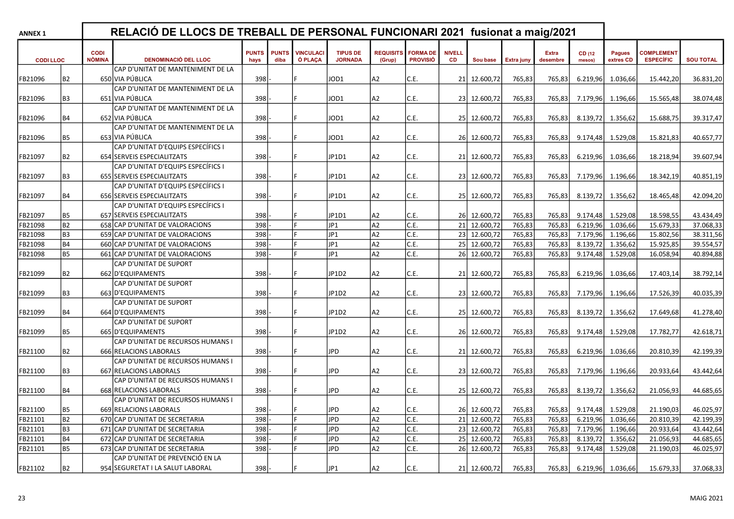**ANNEX 1**

# RELACIÓ DE LLOCS DE TREBALL DE PERSONAL FUNCIONARI 2021 fusionat a maig/2021

| CODI LLOC | | CODI NÒMINA | DENOMINACIÓ DEL LLOC | PUNTS hays | PUNTS diba | VINCULACIÓ PLAÇA | TIPUS DE JORNADA | REQUISITS (Grup) | FORMA DE PROVISIÓ | NIVELL CD | Sou base | Extra juny | Extra desembre | CD (12 mesos) | Pagues extres CD | COMPLEMENT ESPECÍFIC | SOU TOTAL |
|---|---|---|---|---|---|---|---|---|---|---|---|---|---|---|---|---|---|
| FB21096 | B2 | 650 | CAP D'UNITAT DE MANTENIMENT DE LA VIA PÚBLICA | 398 | - | F | JOD1 | A2 | C.E. | 21 | 12.600,72 | 765,83 | 765,83 | 6.219,96 | 1.036,66 | 15.442,20 | 36.831,20 |
| FB21096 | B3 | 651 | CAP D'UNITAT DE MANTENIMENT DE LA VIA PÚBLICA | 398 | - | F | JOD1 | A2 | C.E. | 23 | 12.600,72 | 765,83 | 765,83 | 7.179,96 | 1.196,66 | 15.565,48 | 38.074,48 |
| FB21096 | B4 | 652 | CAP D'UNITAT DE MANTENIMENT DE LA VIA PÚBLICA | 398 | - | F | JOD1 | A2 | C.E. | 25 | 12.600,72 | 765,83 | 765,83 | 8.139,72 | 1.356,62 | 15.688,75 | 39.317,47 |
| FB21096 | B5 | 653 | CAP D'UNITAT DE MANTENIMENT DE LA VIA PÚBLICA | 398 | - | F | JOD1 | A2 | C.E. | 26 | 12.600,72 | 765,83 | 765,83 | 9.174,48 | 1.529,08 | 15.821,83 | 40.657,77 |
| FB21097 | B2 | 654 | CAP D'UNITAT D'EQUIPS ESPECÍFICS I SERVEIS ESPECIALITZATS | 398 | - | F | JP1D1 | A2 | C.E. | 21 | 12.600,72 | 765,83 | 765,83 | 6.219,96 | 1.036,66 | 18.218,94 | 39.607,94 |
| FB21097 | B3 | 655 | CAP D'UNITAT D'EQUIPS ESPECÍFICS I SERVEIS ESPECIALITZATS | 398 | - | F | JP1D1 | A2 | C.E. | 23 | 12.600,72 | 765,83 | 765,83 | 7.179,96 | 1.196,66 | 18.342,19 | 40.851,19 |
| FB21097 | B4 | 656 | CAP D'UNITAT D'EQUIPS ESPECÍFICS I SERVEIS ESPECIALITZATS | 398 | - | F | JP1D1 | A2 | C.E. | 25 | 12.600,72 | 765,83 | 765,83 | 8.139,72 | 1.356,62 | 18.465,48 | 42.094,20 |
| FB21097 | B5 | 657 | CAP D'UNITAT D'EQUIPS ESPECÍFICS I SERVEIS ESPECIALITZATS | 398 | - | F | JP1D1 | A2 | C.E. | 26 | 12.600,72 | 765,83 | 765,83 | 9.174,48 | 1.529,08 | 18.598,55 | 43.434,49 |
| FB21098 | B2 | 658 | CAP D'UNITAT DE VALORACIONS | 398 | - | F | JP1 | A2 | C.E. | 21 | 12.600,72 | 765,83 | 765,83 | 6.219,96 | 1.036,66 | 15.679,33 | 37.068,33 |
| FB21098 | B3 | 659 | CAP D'UNITAT DE VALORACIONS | 398 | - | F | JP1 | A2 | C.E. | 23 | 12.600,72 | 765,83 | 765,83 | 7.179,96 | 1.196,66 | 15.802,56 | 38.311,56 |
| FB21098 | B4 | 660 | CAP D'UNITAT DE VALORACIONS | 398 | - | F | JP1 | A2 | C.E. | 25 | 12.600,72 | 765,83 | 765,83 | 8.139,72 | 1.356,62 | 15.925,85 | 39.554,57 |
| FB21098 | B5 | 661 | CAP D'UNITAT DE VALORACIONS | 398 | - | F | JP1 | A2 | C.E. | 26 | 12.600,72 | 765,83 | 765,83 | 9.174,48 | 1.529,08 | 16.058,94 | 40.894,88 |
| FB21099 | B2 | 662 | CAP D'UNITAT DE SUPORT D'EQUIPAMENTS | 398 | - | F | JP1D2 | A2 | C.E. | 21 | 12.600,72 | 765,83 | 765,83 | 6.219,96 | 1.036,66 | 17.403,14 | 38.792,14 |
| FB21099 | B3 | 663 | CAP D'UNITAT DE SUPORT D'EQUIPAMENTS | 398 | - | F | JP1D2 | A2 | C.E. | 23 | 12.600,72 | 765,83 | 765,83 | 7.179,96 | 1.196,66 | 17.526,39 | 40.035,39 |
| FB21099 | B4 | 664 | CAP D'UNITAT DE SUPORT D'EQUIPAMENTS | 398 | - | F | JP1D2 | A2 | C.E. | 25 | 12.600,72 | 765,83 | 765,83 | 8.139,72 | 1.356,62 | 17.649,68 | 41.278,40 |
| FB21099 | B5 | 665 | CAP D'UNITAT DE SUPORT D'EQUIPAMENTS | 398 | - | F | JP1D2 | A2 | C.E. | 26 | 12.600,72 | 765,83 | 765,83 | 9.174,48 | 1.529,08 | 17.782,77 | 42.618,71 |
| FB21100 | B2 | 666 | CAP D'UNITAT DE RECURSOS HUMANS I RELACIONS LABORALS | 398 | - | F | JPD | A2 | C.E. | 21 | 12.600,72 | 765,83 | 765,83 | 6.219,96 | 1.036,66 | 20.810,39 | 42.199,39 |
| FB21100 | B3 | 667 | CAP D'UNITAT DE RECURSOS HUMANS I RELACIONS LABORALS | 398 | - | F | JPD | A2 | C.E. | 23 | 12.600,72 | 765,83 | 765,83 | 7.179,96 | 1.196,66 | 20.933,64 | 43.442,64 |
| FB21100 | B4 | 668 | CAP D'UNITAT DE RECURSOS HUMANS I RELACIONS LABORALS | 398 | - | F | JPD | A2 | C.E. | 25 | 12.600,72 | 765,83 | 765,83 | 8.139,72 | 1.356,62 | 21.056,93 | 44.685,65 |
| FB21100 | B5 | 669 | CAP D'UNITAT DE RECURSOS HUMANS I RELACIONS LABORALS | 398 | - | F | JPD | A2 | C.E. | 26 | 12.600,72 | 765,83 | 765,83 | 9.174,48 | 1.529,08 | 21.190,03 | 46.025,97 |
| FB21101 | B2 | 670 | CAP D'UNITAT DE SECRETARIA | 398 | - | F | JPD | A2 | C.E. | 21 | 12.600,72 | 765,83 | 765,83 | 6.219,96 | 1.036,66 | 20.810,39 | 42.199,39 |
| FB21101 | B3 | 671 | CAP D'UNITAT DE SECRETARIA | 398 | - | F | JPD | A2 | C.E. | 23 | 12.600,72 | 765,83 | 765,83 | 7.179,96 | 1.196,66 | 20.933,64 | 43.442,64 |
| FB21101 | B4 | 672 | CAP D'UNITAT DE SECRETARIA | 398 | - | F | JPD | A2 | C.E. | 25 | 12.600,72 | 765,83 | 765,83 | 8.139,72 | 1.356,62 | 21.056,93 | 44.685,65 |
| FB21101 | B5 | 673 | CAP D'UNITAT DE SECRETARIA | 398 | - | F | JPD | A2 | C.E. | 26 | 12.600,72 | 765,83 | 765,83 | 9.174,48 | 1.529,08 | 21.190,03 | 46.025,97 |
| FB21102 | B2 | 954 | CAP D'UNITAT DE PREVENCIÓ EN LA SEGURETAT I LA SALUT LABORAL | 398 | - | F | JP1 | A2 | C.E. | 21 | 12.600,72 | 765,83 | 765,83 | 6.219,96 | 1.036,66 | 15.679,33 | 37.068,33 |

MAIG 2021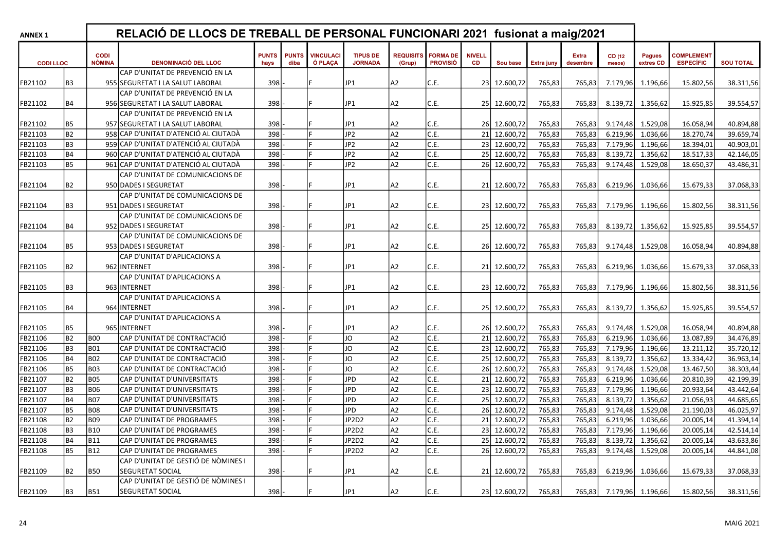**ANNEX 1**

# RELACIÓ DE LLOCS DE TREBALL DE PERSONAL FUNCIONARI 2021 fusionat a maig/2021

| CODI LLOC | | CODI NÒMINA | DENOMINACIÓ DEL LLOC | PUNTS hays | PUNTS diba | VINCULACIÓ PLAÇA | TIPUS DE JORNADA | REQUISITS (Grup) | FORMA DE PROVISIÓ | NIVELL CD | Sou base | Extra juny | Extra desembre | CD (12 mesos) | Pagues extres CD | COMPLEMENT ESPECÍFIC | SOU TOTAL |
|---|---|---|---|---|---|---|---|---|---|---|---|---|---|---|---|---|---|
| FB21102 | B3 | 955 | CAP D'UNITAT DE PREVENCIÓ EN LA SEGURETAT I LA SALUT LABORAL | 398 | | F | JP1 | A2 | C.E. | 23 | 12.600,72 | 765,83 | 765,83 | 7.179,96 | 1.196,66 | 15.802,56 | 38.311,56 |
| FB21102 | B4 | 956 | CAP D'UNITAT DE PREVENCIÓ EN LA SEGURETAT I LA SALUT LABORAL | 398 | - | F | JP1 | A2 | C.E. | 25 | 12.600,72 | 765,83 | 765,83 | 8.139,72 | 1.356,62 | 15.925,85 | 39.554,57 |
| FB21102 | B5 | 957 | CAP D'UNITAT DE PREVENCIÓ EN LA SEGURETAT I LA SALUT LABORAL | 398 | - | F | JP1 | A2 | C.E. | 26 | 12.600,72 | 765,83 | 765,83 | 9.174,48 | 1.529,08 | 16.058,94 | 40.894,88 |
| FB21103 | B2 | 958 | CAP D'UNITAT D'ATENCIÓ AL CIUTADÀ | 398 | - | F | JP2 | A2 | C.E. | 21 | 12.600,72 | 765,83 | 765,83 | 6.219,96 | 1.036,66 | 18.270,74 | 39.659,74 |
| FB21103 | B3 | 959 | CAP D'UNITAT D'ATENCIÓ AL CIUTADÀ | 398 | - | F | JP2 | A2 | C.E. | 23 | 12.600,72 | 765,83 | 765,83 | 7.179,96 | 1.196,66 | 18.394,01 | 40.903,01 |
| FB21103 | B4 | 960 | CAP D'UNITAT D'ATENCIÓ AL CIUTADÀ | 398 | - | F | JP2 | A2 | C.E. | 25 | 12.600,72 | 765,83 | 765,83 | 8.139,72 | 1.356,62 | 18.517,33 | 42.146,05 |
| FB21103 | B5 | 961 | CAP D'UNITAT D'ATENCIÓ AL CIUTADÀ | 398 | - | F | JP2 | A2 | C.E. | 26 | 12.600,72 | 765,83 | 765,83 | 9.174,48 | 1.529,08 | 18.650,37 | 43.486,31 |
| FB21104 | B2 | 950 | CAP D'UNITAT DE COMUNICACIONS DE DADES I SEGURETAT | 398 | - | F | JP1 | A2 | C.E. | 21 | 12.600,72 | 765,83 | 765,83 | 6.219,96 | 1.036,66 | 15.679,33 | 37.068,33 |
| FB21104 | B3 | 951 | CAP D'UNITAT DE COMUNICACIONS DE DADES I SEGURETAT | 398 | - | F | JP1 | A2 | C.E. | 23 | 12.600,72 | 765,83 | 765,83 | 7.179,96 | 1.196,66 | 15.802,56 | 38.311,56 |
| FB21104 | B4 | 952 | CAP D'UNITAT DE COMUNICACIONS DE DADES I SEGURETAT | 398 | - | F | JP1 | A2 | C.E. | 25 | 12.600,72 | 765,83 | 765,83 | 8.139,72 | 1.356,62 | 15.925,85 | 39.554,57 |
| FB21104 | B5 | 953 | CAP D'UNITAT DE COMUNICACIONS DE DADES I SEGURETAT | 398 | - | F | JP1 | A2 | C.E. | 26 | 12.600,72 | 765,83 | 765,83 | 9.174,48 | 1.529,08 | 16.058,94 | 40.894,88 |
| FB21105 | B2 | 962 | CAP D'UNITAT D'APLICACIONS A INTERNET | 398 | - | F | JP1 | A2 | C.E. | 21 | 12.600,72 | 765,83 | 765,83 | 6.219,96 | 1.036,66 | 15.679,33 | 37.068,33 |
| FB21105 | B3 | 963 | CAP D'UNITAT D'APLICACIONS A INTERNET | 398 | - | F | JP1 | A2 | C.E. | 23 | 12.600,72 | 765,83 | 765,83 | 7.179,96 | 1.196,66 | 15.802,56 | 38.311,56 |
| FB21105 | B4 | 964 | CAP D'UNITAT D'APLICACIONS A INTERNET | 398 | - | F | JP1 | A2 | C.E. | 25 | 12.600,72 | 765,83 | 765,83 | 8.139,72 | 1.356,62 | 15.925,85 | 39.554,57 |
| FB21105 | B5 | 965 | CAP D'UNITAT D'APLICACIONS A INTERNET | 398 | - | F | JP1 | A2 | C.E. | 26 | 12.600,72 | 765,83 | 765,83 | 9.174,48 | 1.529,08 | 16.058,94 | 40.894,88 |
| FB21106 | B2 | B00 | CAP D'UNITAT DE CONTRACTACIÓ | 398 | - | F | JO | A2 | C.E. | 21 | 12.600,72 | 765,83 | 765,83 | 6.219,96 | 1.036,66 | 13.087,89 | 34.476,89 |
| FB21106 | B3 | B01 | CAP D'UNITAT DE CONTRACTACIÓ | 398 | - | F | JO | A2 | C.E. | 23 | 12.600,72 | 765,83 | 765,83 | 7.179,96 | 1.196,66 | 13.211,12 | 35.720,12 |
| FB21106 | B4 | B02 | CAP D'UNITAT DE CONTRACTACIÓ | 398 | - | F | JO | A2 | C.E. | 25 | 12.600,72 | 765,83 | 765,83 | 8.139,72 | 1.356,62 | 13.334,42 | 36.963,14 |
| FB21106 | B5 | B03 | CAP D'UNITAT DE CONTRACTACIÓ | 398 | - | F | JO | A2 | C.E. | 26 | 12.600,72 | 765,83 | 765,83 | 9.174,48 | 1.529,08 | 13.467,50 | 38.303,44 |
| FB21107 | B2 | B05 | CAP D'UNITAT D'UNIVERSITATS | 398 | - | F | JPD | A2 | C.E. | 21 | 12.600,72 | 765,83 | 765,83 | 6.219,96 | 1.036,66 | 20.810,39 | 42.199,39 |
| FB21107 | B3 | B06 | CAP D'UNITAT D'UNIVERSITATS | 398 | - | F | JPD | A2 | C.E. | 23 | 12.600,72 | 765,83 | 765,83 | 7.179,96 | 1.196,66 | 20.933,64 | 43.442,64 |
| FB21107 | B4 | B07 | CAP D'UNITAT D'UNIVERSITATS | 398 | - | F | JPD | A2 | C.E. | 25 | 12.600,72 | 765,83 | 765,83 | 8.139,72 | 1.356,62 | 21.056,93 | 44.685,65 |
| FB21107 | B5 | B08 | CAP D'UNITAT D'UNIVERSITATS | 398 | - | F | JPD | A2 | C.E. | 26 | 12.600,72 | 765,83 | 765,83 | 9.174,48 | 1.529,08 | 21.190,03 | 46.025,97 |
| FB21108 | B2 | B09 | CAP D'UNITAT DE PROGRAMES | 398 | - | F | JP2D2 | A2 | C.E. | 21 | 12.600,72 | 765,83 | 765,83 | 6.219,96 | 1.036,66 | 20.005,14 | 41.394,14 |
| FB21108 | B3 | B10 | CAP D'UNITAT DE PROGRAMES | 398 | - | F | JP2D2 | A2 | C.E. | 23 | 12.600,72 | 765,83 | 765,83 | 7.179,96 | 1.196,66 | 20.005,14 | 42.514,14 |
| FB21108 | B4 | B11 | CAP D'UNITAT DE PROGRAMES | 398 | - | F | JP2D2 | A2 | C.E. | 25 | 12.600,72 | 765,83 | 765,83 | 8.139,72 | 1.356,62 | 20.005,14 | 43.633,86 |
| FB21108 | B5 | B12 | CAP D'UNITAT DE PROGRAMES | 398 | - | F | JP2D2 | A2 | C.E. | 26 | 12.600,72 | 765,83 | 765,83 | 9.174,48 | 1.529,08 | 20.005,14 | 44.841,08 |
| FB21109 | B2 | B50 | CAP D'UNITAT DE GESTIÓ DE NÒMINES I SEGURETAT SOCIAL | 398 | - | F | JP1 | A2 | C.E. | 21 | 12.600,72 | 765,83 | 765,83 | 6.219,96 | 1.036,66 | 15.679,33 | 37.068,33 |
| FB21109 | B3 | B51 | CAP D'UNITAT DE GESTIÓ DE NÒMINES I SEGURETAT SOCIAL | 398 | - | F | JP1 | A2 | C.E. | 23 | 12.600,72 | 765,83 | 765,83 | 7.179,96 | 1.196,66 | 15.802,56 | 38.311,56 |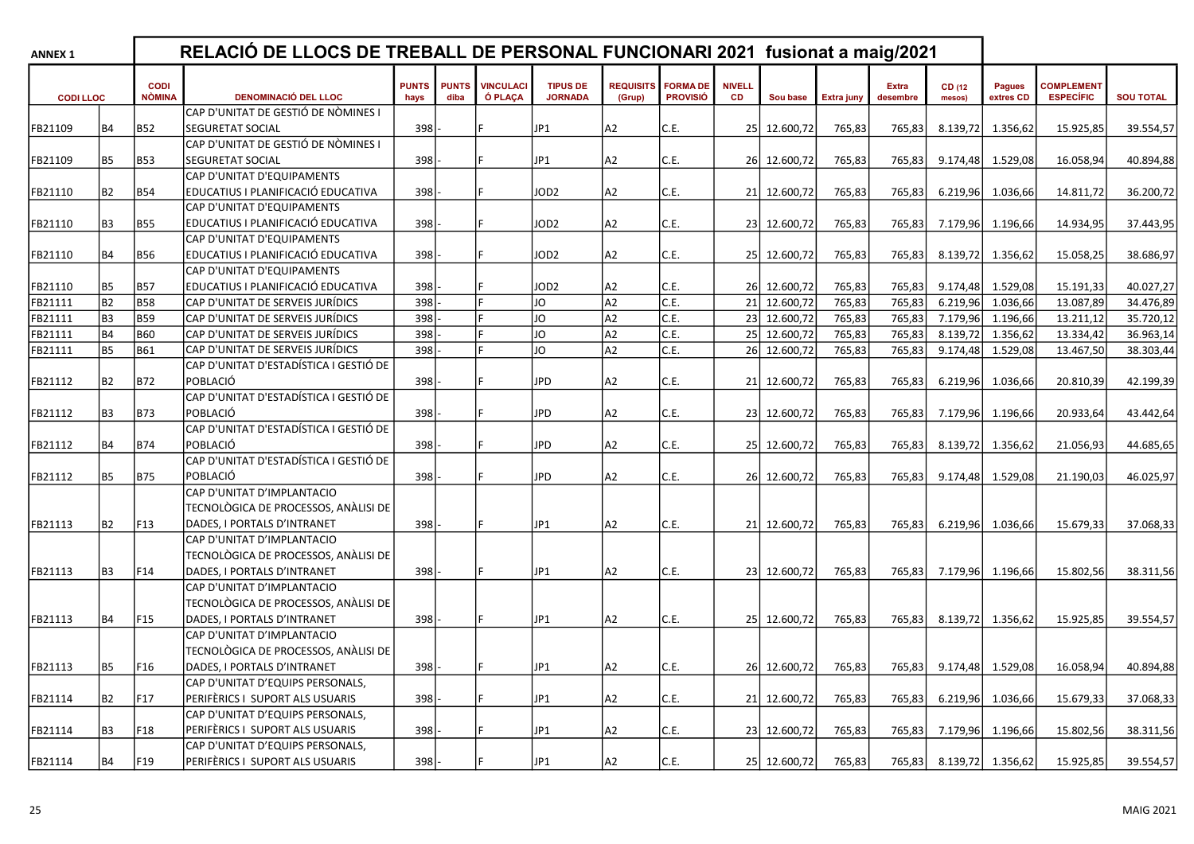ANNEX 1

# RELACIÓ DE LLOCS DE TREBALL DE PERSONAL FUNCIONARI 2021 fusionat a maig/2021

| CODI LLOC | | CODI NÒMINA | DENOMINACIÓ DEL LLOC | PUNTS hays | PUNTS diba | VINCULACIÓ PLAÇA | TIPUS DE JORNADA | REQUISITS (Grup) | FORMA DE PROVISIÓ | NIVELL CD | Sou base | Extra juny | Extra desembre | CD (12 mesos) | Pagues extres CD | COMPLEMENT ESPECÍFIC | SOU TOTAL |
|---|---|---|---|---|---|---|---|---|---|---|---|---|---|---|---|---|---|
| FB21109 | B4 | B52 | CAP D'UNITAT DE GESTIÓ DE NÒMINES I SEGURETAT SOCIAL | 398 | - | F | JP1 | A2 | C.E. | 25 | 12.600,72 | 765,83 | 765,83 | 8.139,72 | 1.356,62 | 15.925,85 | 39.554,57 |
| FB21109 | B5 | B53 | CAP D'UNITAT DE GESTIÓ DE NÒMINES I SEGURETAT SOCIAL | 398 | - | F | JP1 | A2 | C.E. | 26 | 12.600,72 | 765,83 | 765,83 | 9.174,48 | 1.529,08 | 16.058,94 | 40.894,88 |
| FB21110 | B2 | B54 | CAP D'UNITAT D'EQUIPAMENTS EDUCATIUS I PLANIFICACIÓ EDUCATIVA | 398 | - | F | JOD2 | A2 | C.E. | 21 | 12.600,72 | 765,83 | 765,83 | 6.219,96 | 1.036,66 | 14.811,72 | 36.200,72 |
| FB21110 | B3 | B55 | CAP D'UNITAT D'EQUIPAMENTS EDUCATIUS I PLANIFICACIÓ EDUCATIVA | 398 | - | F | JOD2 | A2 | C.E. | 23 | 12.600,72 | 765,83 | 765,83 | 7.179,96 | 1.196,66 | 14.934,95 | 37.443,95 |
| FB21110 | B4 | B56 | CAP D'UNITAT D'EQUIPAMENTS EDUCATIUS I PLANIFICACIÓ EDUCATIVA | 398 | - | F | JOD2 | A2 | C.E. | 25 | 12.600,72 | 765,83 | 765,83 | 8.139,72 | 1.356,62 | 15.058,25 | 38.686,97 |
| FB21110 | B5 | B57 | CAP D'UNITAT D'EQUIPAMENTS EDUCATIUS I PLANIFICACIÓ EDUCATIVA | 398 | - | F | JOD2 | A2 | C.E. | 26 | 12.600,72 | 765,83 | 765,83 | 9.174,48 | 1.529,08 | 15.191,33 | 40.027,27 |
| FB21111 | B2 | B58 | CAP D'UNITAT DE SERVEIS JURÍDICS | 398 | - | F | JO | A2 | C.E. | 21 | 12.600,72 | 765,83 | 765,83 | 6.219,96 | 1.036,66 | 13.087,89 | 34.476,89 |
| FB21111 | B3 | B59 | CAP D'UNITAT DE SERVEIS JURÍDICS | 398 | - | F | JO | A2 | C.E. | 23 | 12.600,72 | 765,83 | 765,83 | 7.179,96 | 1.196,66 | 13.211,12 | 35.720,12 |
| FB21111 | B4 | B60 | CAP D'UNITAT DE SERVEIS JURÍDICS | 398 | - | F | JO | A2 | C.E. | 25 | 12.600,72 | 765,83 | 765,83 | 8.139,72 | 1.356,62 | 13.334,42 | 36.963,14 |
| FB21111 | B5 | B61 | CAP D'UNITAT DE SERVEIS JURÍDICS | 398 | - | F | JO | A2 | C.E. | 26 | 12.600,72 | 765,83 | 765,83 | 9.174,48 | 1.529,08 | 13.467,50 | 38.303,44 |
| FB21112 | B2 | B72 | CAP D'UNITAT D'ESTADÍSTICA I GESTIÓ DE POBLACIÓ | 398 | - | F | JPD | A2 | C.E. | 21 | 12.600,72 | 765,83 | 765,83 | 6.219,96 | 1.036,66 | 20.810,39 | 42.199,39 |
| FB21112 | B3 | B73 | CAP D'UNITAT D'ESTADÍSTICA I GESTIÓ DE POBLACIÓ | 398 | - | F | JPD | A2 | C.E. | 23 | 12.600,72 | 765,83 | 765,83 | 7.179,96 | 1.196,66 | 20.933,64 | 43.442,64 |
| FB21112 | B4 | B74 | CAP D'UNITAT D'ESTADÍSTICA I GESTIÓ DE POBLACIÓ | 398 | - | F | JPD | A2 | C.E. | 25 | 12.600,72 | 765,83 | 765,83 | 8.139,72 | 1.356,62 | 21.056,93 | 44.685,65 |
| FB21112 | B5 | B75 | CAP D'UNITAT D'ESTADÍSTICA I GESTIÓ DE POBLACIÓ | 398 | - | F | JPD | A2 | C.E. | 26 | 12.600,72 | 765,83 | 765,83 | 9.174,48 | 1.529,08 | 21.190,03 | 46.025,97 |
| FB21113 | B2 | F13 | CAP D'UNITAT D'IMPLANTACIO TECNOLÒGICA DE PROCESSOS, ANÀLISI DE DADES, I PORTALS D'INTRANET | 398 | - | F | JP1 | A2 | C.E. | 21 | 12.600,72 | 765,83 | 765,83 | 6.219,96 | 1.036,66 | 15.679,33 | 37.068,33 |
| FB21113 | B3 | F14 | CAP D'UNITAT D'IMPLANTACIO TECNOLÒGICA DE PROCESSOS, ANÀLISI DE DADES, I PORTALS D'INTRANET | 398 | - | F | JP1 | A2 | C.E. | 23 | 12.600,72 | 765,83 | 765,83 | 7.179,96 | 1.196,66 | 15.802,56 | 38.311,56 |
| FB21113 | B4 | F15 | CAP D'UNITAT D'IMPLANTACIO TECNOLÒGICA DE PROCESSOS, ANÀLISI DE DADES, I PORTALS D'INTRANET | 398 | - | F | JP1 | A2 | C.E. | 25 | 12.600,72 | 765,83 | 765,83 | 8.139,72 | 1.356,62 | 15.925,85 | 39.554,57 |
| FB21113 | B5 | F16 | CAP D'UNITAT D'IMPLANTACIO TECNOLÒGICA DE PROCESSOS, ANÀLISI DE DADES, I PORTALS D'INTRANET | 398 | - | F | JP1 | A2 | C.E. | 26 | 12.600,72 | 765,83 | 765,83 | 9.174,48 | 1.529,08 | 16.058,94 | 40.894,88 |
| FB21114 | B2 | F17 | CAP D'UNITAT D'EQUIPS PERSONALS, PERIFÈRICS I SUPORT ALS USUARIS | 398 | - | F | JP1 | A2 | C.E. | 21 | 12.600,72 | 765,83 | 765,83 | 6.219,96 | 1.036,66 | 15.679,33 | 37.068,33 |
| FB21114 | B3 | F18 | CAP D'UNITAT D'EQUIPS PERSONALS, PERIFÈRICS I SUPORT ALS USUARIS | 398 | - | F | JP1 | A2 | C.E. | 23 | 12.600,72 | 765,83 | 765,83 | 7.179,96 | 1.196,66 | 15.802,56 | 38.311,56 |
| FB21114 | B4 | F19 | CAP D'UNITAT D'EQUIPS PERSONALS, PERIFÈRICS I SUPORT ALS USUARIS | 398 | - | F | JP1 | A2 | C.E. | 25 | 12.600,72 | 765,83 | 765,83 | 8.139,72 | 1.356,62 | 15.925,85 | 39.554,57 |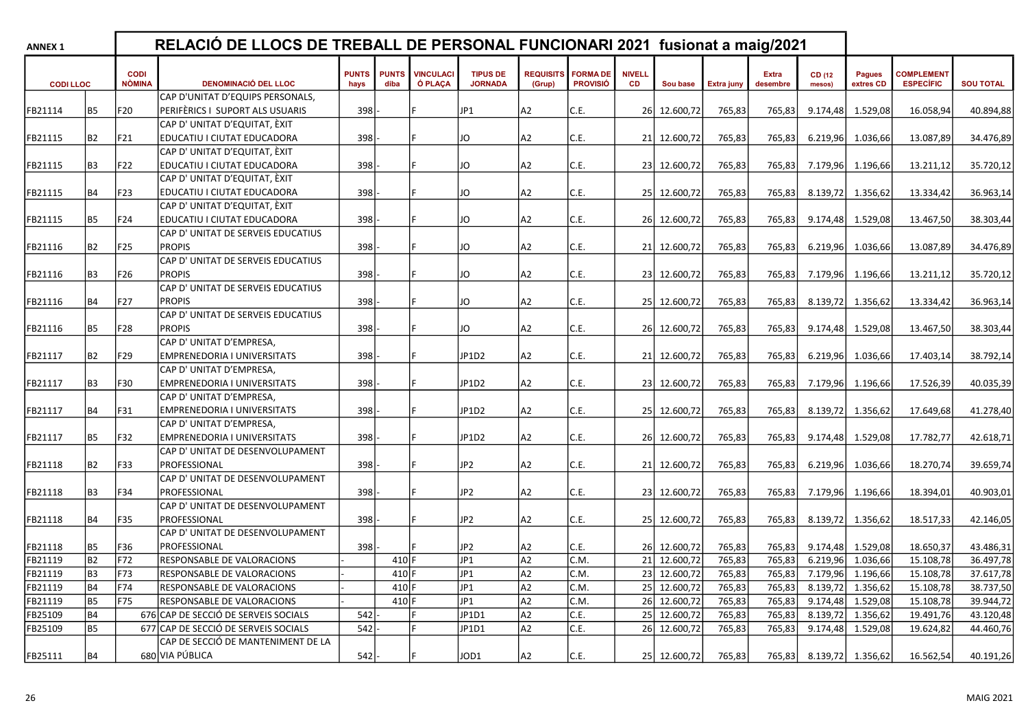**ANNEX 1**

# RELACIÓ DE LLOCS DE TREBALL DE PERSONAL FUNCIONARI 2021 fusionat a maig/2021

| CODI LLOC | | CODI NÒMINA | DENOMINACIÓ DEL LLOC | PUNTS hays | PUNTS diba | VINCULACIÓ PLAÇA | TIPUS DE JORNADA | REQUISITS (Grup) | FORMA DE PROVISIÓ | NIVELL CD | Sou base | Extra juny | Extra desembre | CD (12 mesos) | Pagues extres CD | COMPLEMENT ESPECÍFIC | SOU TOTAL |
|---|---|---|---|---|---|---|---|---|---|---|---|---|---|---|---|---|---|
| FB21114 | B5 | F20 | CAP D'UNITAT D'EQUIPS PERSONALS, PERIFÈRICS I SUPORT ALS USUARIS | 398 | - | F | JP1 | A2 | C.E. | 26 | 12.600,72 | 765,83 | 765,83 | 9.174,48 | 1.529,08 | 16.058,94 | 40.894,88 |
| FB21115 | B2 | F21 | CAP D' UNITAT D'EQUITAT, ÈXIT EDUCATIU I CIUTAT EDUCADORA | 398 | - | F | JO | A2 | C.E. | 21 | 12.600,72 | 765,83 | 765,83 | 6.219,96 | 1.036,66 | 13.087,89 | 34.476,89 |
| FB21115 | B3 | F22 | CAP D' UNITAT D'EQUITAT, ÈXIT EDUCATIU I CIUTAT EDUCADORA | 398 | - | F | JO | A2 | C.E. | 23 | 12.600,72 | 765,83 | 765,83 | 7.179,96 | 1.196,66 | 13.211,12 | 35.720,12 |
| FB21115 | B4 | F23 | CAP D' UNITAT D'EQUITAT, ÈXIT EDUCATIU I CIUTAT EDUCADORA | 398 | - | F | JO | A2 | C.E. | 25 | 12.600,72 | 765,83 | 765,83 | 8.139,72 | 1.356,62 | 13.334,42 | 36.963,14 |
| FB21115 | B5 | F24 | CAP D' UNITAT D'EQUITAT, ÈXIT EDUCATIU I CIUTAT EDUCADORA | 398 | - | F | JO | A2 | C.E. | 26 | 12.600,72 | 765,83 | 765,83 | 9.174,48 | 1.529,08 | 13.467,50 | 38.303,44 |
| FB21116 | B2 | F25 | CAP D' UNITAT DE SERVEIS EDUCATIUS PROPIS | 398 | - | F | JO | A2 | C.E. | 21 | 12.600,72 | 765,83 | 765,83 | 6.219,96 | 1.036,66 | 13.087,89 | 34.476,89 |
| FB21116 | B3 | F26 | CAP D' UNITAT DE SERVEIS EDUCATIUS PROPIS | 398 | - | F | JO | A2 | C.E. | 23 | 12.600,72 | 765,83 | 765,83 | 7.179,96 | 1.196,66 | 13.211,12 | 35.720,12 |
| FB21116 | B4 | F27 | CAP D' UNITAT DE SERVEIS EDUCATIUS PROPIS | 398 | - | F | JO | A2 | C.E. | 25 | 12.600,72 | 765,83 | 765,83 | 8.139,72 | 1.356,62 | 13.334,42 | 36.963,14 |
| FB21116 | B5 | F28 | CAP D' UNITAT DE SERVEIS EDUCATIUS PROPIS | 398 | - | F | JO | A2 | C.E. | 26 | 12.600,72 | 765,83 | 765,83 | 9.174,48 | 1.529,08 | 13.467,50 | 38.303,44 |
| FB21117 | B2 | F29 | CAP D' UNITAT D'EMPRESA, EMPRENEDORIA I UNIVERSITATS | 398 | - | F | JP1D2 | A2 | C.E. | 21 | 12.600,72 | 765,83 | 765,83 | 6.219,96 | 1.036,66 | 17.403,14 | 38.792,14 |
| FB21117 | B3 | F30 | CAP D' UNITAT D'EMPRESA, EMPRENEDORIA I UNIVERSITATS | 398 | - | F | JP1D2 | A2 | C.E. | 23 | 12.600,72 | 765,83 | 765,83 | 7.179,96 | 1.196,66 | 17.526,39 | 40.035,39 |
| FB21117 | B4 | F31 | CAP D' UNITAT D'EMPRESA, EMPRENEDORIA I UNIVERSITATS | 398 | - | F | JP1D2 | A2 | C.E. | 25 | 12.600,72 | 765,83 | 765,83 | 8.139,72 | 1.356,62 | 17.649,68 | 41.278,40 |
| FB21117 | B5 | F32 | CAP D' UNITAT D'EMPRESA, EMPRENEDORIA I UNIVERSITATS | 398 | - | F | JP1D2 | A2 | C.E. | 26 | 12.600,72 | 765,83 | 765,83 | 9.174,48 | 1.529,08 | 17.782,77 | 42.618,71 |
| FB21118 | B2 | F33 | CAP D' UNITAT DE DESENVOLUPAMENT PROFESSIONAL | 398 | - | F | JP2 | A2 | C.E. | 21 | 12.600,72 | 765,83 | 765,83 | 6.219,96 | 1.036,66 | 18.270,74 | 39.659,74 |
| FB21118 | B3 | F34 | CAP D' UNITAT DE DESENVOLUPAMENT PROFESSIONAL | 398 | - | F | JP2 | A2 | C.E. | 23 | 12.600,72 | 765,83 | 765,83 | 7.179,96 | 1.196,66 | 18.394,01 | 40.903,01 |
| FB21118 | B4 | F35 | CAP D' UNITAT DE DESENVOLUPAMENT PROFESSIONAL | 398 | - | F | JP2 | A2 | C.E. | 25 | 12.600,72 | 765,83 | 765,83 | 8.139,72 | 1.356,62 | 18.517,33 | 42.146,05 |
| FB21118 | B5 | F36 | CAP D' UNITAT DE DESENVOLUPAMENT PROFESSIONAL | 398 | - | F | JP2 | A2 | C.E. | 26 | 12.600,72 | 765,83 | 765,83 | 9.174,48 | 1.529,08 | 18.650,37 | 43.486,31 |
| FB21119 | B2 | F72 | RESPONSABLE DE VALORACIONS | - | 410 | F | JP1 | A2 | C.M. | 21 | 12.600,72 | 765,83 | 765,83 | 6.219,96 | 1.036,66 | 15.108,78 | 36.497,78 |
| FB21119 | B3 | F73 | RESPONSABLE DE VALORACIONS | - | 410 | F | JP1 | A2 | C.M. | 23 | 12.600,72 | 765,83 | 765,83 | 7.179,96 | 1.196,66 | 15.108,78 | 37.617,78 |
| FB21119 | B4 | F74 | RESPONSABLE DE VALORACIONS | - | 410 | F | JP1 | A2 | C.M. | 25 | 12.600,72 | 765,83 | 765,83 | 8.139,72 | 1.356,62 | 15.108,78 | 38.737,50 |
| FB21119 | B5 | F75 | RESPONSABLE DE VALORACIONS | - | 410 | F | JP1 | A2 | C.M. | 26 | 12.600,72 | 765,83 | 765,83 | 9.174,48 | 1.529,08 | 15.108,78 | 39.944,72 |
| FB25109 | B4 | 676 | CAP DE SECCIÓ DE SERVEIS SOCIALS | 542 | - | F | JP1D1 | A2 | C.E. | 25 | 12.600,72 | 765,83 | 765,83 | 8.139,72 | 1.356,62 | 19.491,76 | 43.120,48 |
| FB25109 | B5 | 677 | CAP DE SECCIÓ DE SERVEIS SOCIALS | 542 | - | F | JP1D1 | A2 | C.E. | 26 | 12.600,72 | 765,83 | 765,83 | 9.174,48 | 1.529,08 | 19.624,82 | 44.460,76 |
| FB25111 | B4 | 680 | CAP DE SECCIÓ DE MANTENIMENT DE LA VIA PÚBLICA | 542 | - | F | JOD1 | A2 | C.E. | 25 | 12.600,72 | 765,83 | 765,83 | 8.139,72 | 1.356,62 | 16.562,54 | 40.191,26 |

MAIG 2021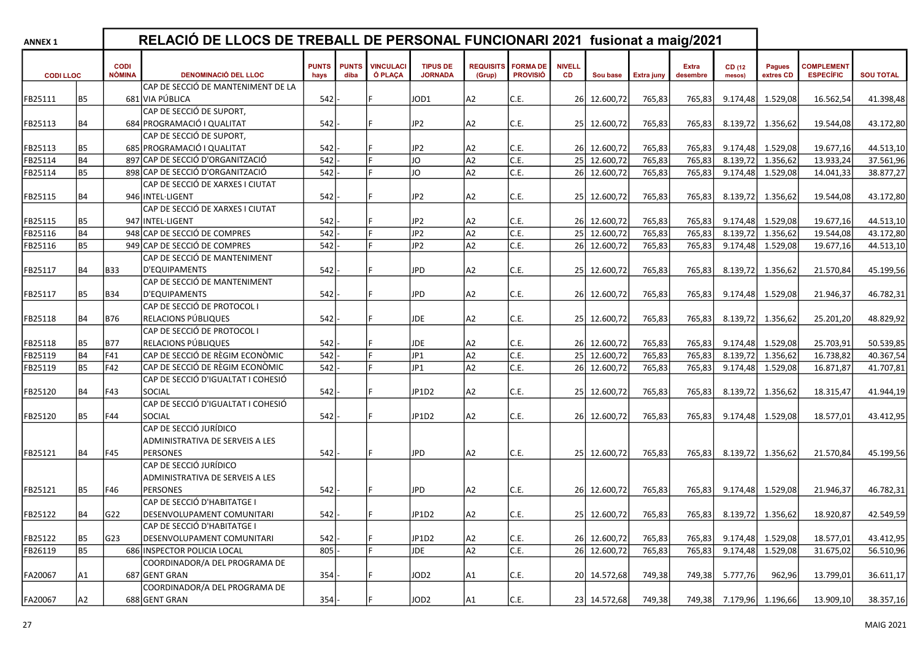**ANNEX 1**

# RELACIÓ DE LLOCS DE TREBALL DE PERSONAL FUNCIONARI 2021 fusionat a maig/2021

| CODI LLOC | | CODI NÒMINA | DENOMINACIÓ DEL LLOC | PUNTS hays | PUNTS diba | VINCULACIÓ PLAÇA | TIPUS DE JORNADA | REQUISITS (Grup) | FORMA DE PROVISIÓ | NIVELL CD | Sou base | Extra juny | Extra desembre | CD (12 mesos) | Pagues extres CD | COMPLEMENT ESPECÍFIC | SOU TOTAL |
|---|---|---|---|---|---|---|---|---|---|---|---|---|---|---|---|---|---|
| FB25111 | B5 | 681 | CAP DE SECCIÓ DE MANTENIMENT DE LA VIA PÚBLICA | 542 | - | F | JOD1 | A2 | C.E. | 26 | 12.600,72 | 765,83 | 765,83 | 9.174,48 | 1.529,08 | 16.562,54 | 41.398,48 |
| FB25113 | B4 | 684 | CAP DE SECCIÓ DE SUPORT, PROGRAMACIÓ I QUALITAT | 542 | - | F | JP2 | A2 | C.E. | 25 | 12.600,72 | 765,83 | 765,83 | 8.139,72 | 1.356,62 | 19.544,08 | 43.172,80 |
| FB25113 | B5 | 685 | CAP DE SECCIÓ DE SUPORT, PROGRAMACIÓ I QUALITAT | 542 | - | F | JP2 | A2 | C.E. | 26 | 12.600,72 | 765,83 | 765,83 | 9.174,48 | 1.529,08 | 19.677,16 | 44.513,10 |
| FB25114 | B4 | 897 | CAP DE SECCIÓ D'ORGANITZACIÓ | 542 | - | F | JO | A2 | C.E. | 25 | 12.600,72 | 765,83 | 765,83 | 8.139,72 | 1.356,62 | 13.933,24 | 37.561,96 |
| FB25114 | B5 | 898 | CAP DE SECCIÓ D'ORGANITZACIÓ | 542 | - | F | JO | A2 | C.E. | 26 | 12.600,72 | 765,83 | 765,83 | 9.174,48 | 1.529,08 | 14.041,33 | 38.877,27 |
| FB25115 | B4 | 946 | CAP DE SECCIÓ DE XARXES I CIUTAT INTEL·LIGENT | 542 | - | F | JP2 | A2 | C.E. | 25 | 12.600,72 | 765,83 | 765,83 | 8.139,72 | 1.356,62 | 19.544,08 | 43.172,80 |
| FB25115 | B5 | 947 | CAP DE SECCIÓ DE XARXES I CIUTAT INTEL·LIGENT | 542 | - | F | JP2 | A2 | C.E. | 26 | 12.600,72 | 765,83 | 765,83 | 9.174,48 | 1.529,08 | 19.677,16 | 44.513,10 |
| FB25116 | B4 | 948 | CAP DE SECCIÓ DE COMPRES | 542 | - | F | JP2 | A2 | C.E. | 25 | 12.600,72 | 765,83 | 765,83 | 8.139,72 | 1.356,62 | 19.544,08 | 43.172,80 |
| FB25116 | B5 | 949 | CAP DE SECCIÓ DE COMPRES | 542 | - | F | JP2 | A2 | C.E. | 26 | 12.600,72 | 765,83 | 765,83 | 9.174,48 | 1.529,08 | 19.677,16 | 44.513,10 |
| FB25117 | B4 | B33 | CAP DE SECCIÓ DE MANTENIMENT D'EQUIPAMENTS | 542 | - | F | JPD | A2 | C.E. | 25 | 12.600,72 | 765,83 | 765,83 | 8.139,72 | 1.356,62 | 21.570,84 | 45.199,56 |
| FB25117 | B5 | B34 | CAP DE SECCIÓ DE MANTENIMENT D'EQUIPAMENTS | 542 | - | F | JPD | A2 | C.E. | 26 | 12.600,72 | 765,83 | 765,83 | 9.174,48 | 1.529,08 | 21.946,37 | 46.782,31 |
| FB25118 | B4 | B76 | CAP DE SECCIÓ DE PROTOCOL I RELACIONS PÚBLIQUES | 542 | - | F | JDE | A2 | C.E. | 25 | 12.600,72 | 765,83 | 765,83 | 8.139,72 | 1.356,62 | 25.201,20 | 48.829,92 |
| FB25118 | B5 | B77 | CAP DE SECCIÓ DE PROTOCOL I RELACIONS PÚBLIQUES | 542 | - | F | JDE | A2 | C.E. | 26 | 12.600,72 | 765,83 | 765,83 | 9.174,48 | 1.529,08 | 25.703,91 | 50.539,85 |
| FB25119 | B4 | F41 | CAP DE SECCIÓ DE RÈGIM ECONÒMIC | 542 | - | F | JP1 | A2 | C.E. | 25 | 12.600,72 | 765,83 | 765,83 | 8.139,72 | 1.356,62 | 16.738,82 | 40.367,54 |
| FB25119 | B5 | F42 | CAP DE SECCIÓ DE RÈGIM ECONÒMIC | 542 | - | F | JP1 | A2 | C.E. | 26 | 12.600,72 | 765,83 | 765,83 | 9.174,48 | 1.529,08 | 16.871,87 | 41.707,81 |
| FB25120 | B4 | F43 | CAP DE SECCIÓ D'IGUALTAT I COHESIÓ SOCIAL | 542 | - | F | JP1D2 | A2 | C.E. | 25 | 12.600,72 | 765,83 | 765,83 | 8.139,72 | 1.356,62 | 18.315,47 | 41.944,19 |
| FB25120 | B5 | F44 | CAP DE SECCIÓ D'IGUALTAT I COHESIÓ SOCIAL | 542 | - | F | JP1D2 | A2 | C.E. | 26 | 12.600,72 | 765,83 | 765,83 | 9.174,48 | 1.529,08 | 18.577,01 | 43.412,95 |
| FB25121 | B4 | F45 | CAP DE SECCIÓ JURÍDICO ADMINISTRATIVA DE SERVEIS A LES PERSONES | 542 | - | F | JPD | A2 | C.E. | 25 | 12.600,72 | 765,83 | 765,83 | 8.139,72 | 1.356,62 | 21.570,84 | 45.199,56 |
| FB25121 | B5 | F46 | CAP DE SECCIÓ JURÍDICO ADMINISTRATIVA DE SERVEIS A LES PERSONES | 542 | - | F | JPD | A2 | C.E. | 26 | 12.600,72 | 765,83 | 765,83 | 9.174,48 | 1.529,08 | 21.946,37 | 46.782,31 |
| FB25122 | B4 | G22 | CAP DE SECCIÓ D'HABITATGE I DESENVOLUPAMENT COMUNITARI | 542 | - | F | JP1D2 | A2 | C.E. | 25 | 12.600,72 | 765,83 | 765,83 | 8.139,72 | 1.356,62 | 18.920,87 | 42.549,59 |
| FB25122 | B5 | G23 | CAP DE SECCIÓ D'HABITATGE I DESENVOLUPAMENT COMUNITARI | 542 | - | F | JP1D2 | A2 | C.E. | 26 | 12.600,72 | 765,83 | 765,83 | 9.174,48 | 1.529,08 | 18.577,01 | 43.412,95 |
| FB26119 | B5 | 686 | INSPECTOR POLICIA LOCAL | 805 | - | F | JDE | A2 | C.E. | 26 | 12.600,72 | 765,83 | 765,83 | 9.174,48 | 1.529,08 | 31.675,02 | 56.510,96 |
| FA20067 | A1 | 687 | COORDINADOR/A DEL PROGRAMA DE GENT GRAN | 354 | - | F | JOD2 | A1 | C.E. | 20 | 14.572,68 | 749,38 | 749,38 | 5.777,76 | 962,96 | 13.799,01 | 36.611,17 |
| FA20067 | A2 | 688 | COORDINADOR/A DEL PROGRAMA DE GENT GRAN | 354 | - | F | JOD2 | A1 | C.E. | 23 | 14.572,68 | 749,38 | 749,38 | 7.179,96 | 1.196,66 | 13.909,10 | 38.357,16 |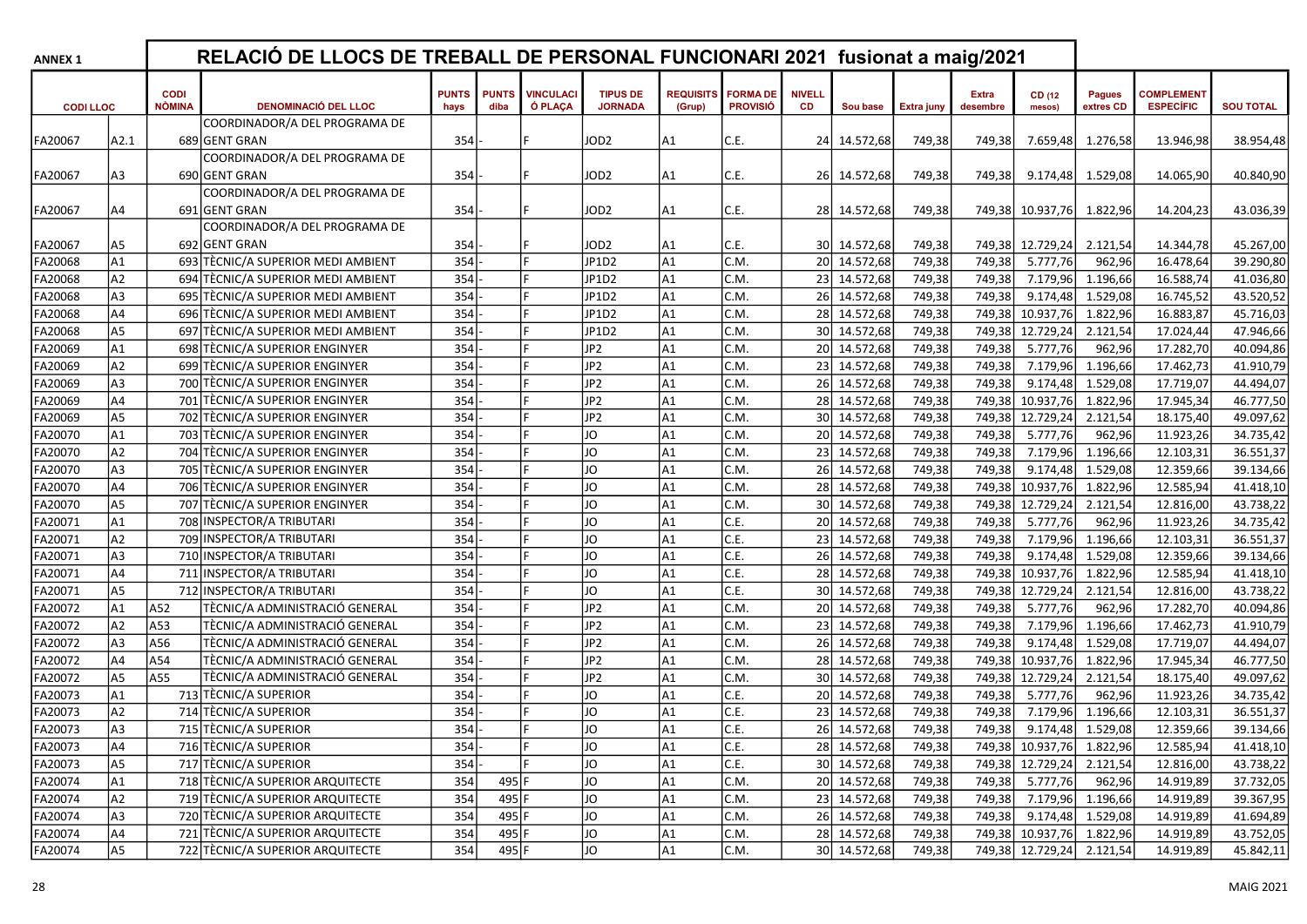ANNEX 1

# RELACIÓ DE LLOCS DE TREBALL DE PERSONAL FUNCIONARI 2021 fusionat a maig/2021

| CODI LLOC | | CODI NÒMINA | DENOMINACIÓ DEL LLOC | PUNTS hays | PUNTS diba | VINCULACIÓ PLAÇA | TIPUS DE JORNADA | REQUISITS (Grup) | FORMA DE PROVISIÓ | NIVELL CD | Sou base | Extra juny | Extra desembre | CD (12 mesos) | Pagues extres CD | COMPLEMENT ESPECÍFIC | SOU TOTAL |
|---|---|---|---|---|---|---|---|---|---|---|---|---|---|---|---|---|---|
| FA20067 | A2.1 | 689 | COORDINADOR/A DEL PROGRAMA DE GENT GRAN | 354 | - | F | JOD2 | A1 | C.E. | 24 | 14.572,68 | 749,38 | 749,38 | 7.659,48 | 1.276,58 | 13.946,98 | 38.954,48 |
| FA20067 | A3 | 690 | COORDINADOR/A DEL PROGRAMA DE GENT GRAN | 354 | - | F | JOD2 | A1 | C.E. | 26 | 14.572,68 | 749,38 | 749,38 | 9.174,48 | 1.529,08 | 14.065,90 | 40.840,90 |
| FA20067 | A4 | 691 | COORDINADOR/A DEL PROGRAMA DE GENT GRAN | 354 | - | F | JOD2 | A1 | C.E. | 28 | 14.572,68 | 749,38 | 749,38 | 10.937,76 | 1.822,96 | 14.204,23 | 43.036,39 |
| FA20067 | A5 | 692 | COORDINADOR/A DEL PROGRAMA DE GENT GRAN | 354 | - | F | JOD2 | A1 | C.E. | 30 | 14.572,68 | 749,38 | 749,38 | 12.729,24 | 2.121,54 | 14.344,78 | 45.267,00 |
| FA20068 | A1 | 693 | TÈCNIC/A SUPERIOR MEDI AMBIENT | 354 | - | F | JP1D2 | A1 | C.M. | 20 | 14.572,68 | 749,38 | 749,38 | 5.777,76 | 962,96 | 16.478,64 | 39.290,80 |
| FA20068 | A2 | 694 | TÈCNIC/A SUPERIOR MEDI AMBIENT | 354 | - | F | JP1D2 | A1 | C.M. | 23 | 14.572,68 | 749,38 | 749,38 | 7.179,96 | 1.196,66 | 16.588,74 | 41.036,80 |
| FA20068 | A3 | 695 | TÈCNIC/A SUPERIOR MEDI AMBIENT | 354 | - | F | JP1D2 | A1 | C.M. | 26 | 14.572,68 | 749,38 | 749,38 | 9.174,48 | 1.529,08 | 16.745,52 | 43.520,52 |
| FA20068 | A4 | 696 | TÈCNIC/A SUPERIOR MEDI AMBIENT | 354 | - | F | JP1D2 | A1 | C.M. | 28 | 14.572,68 | 749,38 | 749,38 | 10.937,76 | 1.822,96 | 16.883,87 | 45.716,03 |
| FA20068 | A5 | 697 | TÈCNIC/A SUPERIOR MEDI AMBIENT | 354 | - | F | JP1D2 | A1 | C.M. | 30 | 14.572,68 | 749,38 | 749,38 | 12.729,24 | 2.121,54 | 17.024,44 | 47.946,66 |
| FA20069 | A1 | 698 | TÈCNIC/A SUPERIOR ENGINYER | 354 | - | F | JP2 | A1 | C.M. | 20 | 14.572,68 | 749,38 | 749,38 | 5.777,76 | 962,96 | 17.282,70 | 40.094,86 |
| FA20069 | A2 | 699 | TÈCNIC/A SUPERIOR ENGINYER | 354 | - | F | JP2 | A1 | C.M. | 23 | 14.572,68 | 749,38 | 749,38 | 7.179,96 | 1.196,66 | 17.462,73 | 41.910,79 |
| FA20069 | A3 | 700 | TÈCNIC/A SUPERIOR ENGINYER | 354 | - | F | JP2 | A1 | C.M. | 26 | 14.572,68 | 749,38 | 749,38 | 9.174,48 | 1.529,08 | 17.719,07 | 44.494,07 |
| FA20069 | A4 | 701 | TÈCNIC/A SUPERIOR ENGINYER | 354 | - | F | JP2 | A1 | C.M. | 28 | 14.572,68 | 749,38 | 749,38 | 10.937,76 | 1.822,96 | 17.945,34 | 46.777,50 |
| FA20069 | A5 | 702 | TÈCNIC/A SUPERIOR ENGINYER | 354 | - | F | JP2 | A1 | C.M. | 30 | 14.572,68 | 749,38 | 749,38 | 12.729,24 | 2.121,54 | 18.175,40 | 49.097,62 |
| FA20070 | A1 | 703 | TÈCNIC/A SUPERIOR ENGINYER | 354 | - | F | JO | A1 | C.M. | 20 | 14.572,68 | 749,38 | 749,38 | 5.777,76 | 962,96 | 11.923,26 | 34.735,42 |
| FA20070 | A2 | 704 | TÈCNIC/A SUPERIOR ENGINYER | 354 | - | F | JO | A1 | C.M. | 23 | 14.572,68 | 749,38 | 749,38 | 7.179,96 | 1.196,66 | 12.103,31 | 36.551,37 |
| FA20070 | A3 | 705 | TÈCNIC/A SUPERIOR ENGINYER | 354 | - | F | JO | A1 | C.M. | 26 | 14.572,68 | 749,38 | 749,38 | 9.174,48 | 1.529,08 | 12.359,66 | 39.134,66 |
| FA20070 | A4 | 706 | TÈCNIC/A SUPERIOR ENGINYER | 354 | - | F | JO | A1 | C.M. | 28 | 14.572,68 | 749,38 | 749,38 | 10.937,76 | 1.822,96 | 12.585,94 | 41.418,10 |
| FA20070 | A5 | 707 | TÈCNIC/A SUPERIOR ENGINYER | 354 | - | F | JO | A1 | C.M. | 30 | 14.572,68 | 749,38 | 749,38 | 12.729,24 | 2.121,54 | 12.816,00 | 43.738,22 |
| FA20071 | A1 | 708 | INSPECTOR/A TRIBUTARI | 354 | - | F | JO | A1 | C.E. | 20 | 14.572,68 | 749,38 | 749,38 | 5.777,76 | 962,96 | 11.923,26 | 34.735,42 |
| FA20071 | A2 | 709 | INSPECTOR/A TRIBUTARI | 354 | - | F | JO | A1 | C.E. | 23 | 14.572,68 | 749,38 | 749,38 | 7.179,96 | 1.196,66 | 12.103,31 | 36.551,37 |
| FA20071 | A3 | 710 | INSPECTOR/A TRIBUTARI | 354 | - | F | JO | A1 | C.E. | 26 | 14.572,68 | 749,38 | 749,38 | 9.174,48 | 1.529,08 | 12.359,66 | 39.134,66 |
| FA20071 | A4 | 711 | INSPECTOR/A TRIBUTARI | 354 | - | F | JO | A1 | C.E. | 28 | 14.572,68 | 749,38 | 749,38 | 10.937,76 | 1.822,96 | 12.585,94 | 41.418,10 |
| FA20071 | A5 | 712 | INSPECTOR/A TRIBUTARI | 354 | - | F | JO | A1 | C.E. | 30 | 14.572,68 | 749,38 | 749,38 | 12.729,24 | 2.121,54 | 12.816,00 | 43.738,22 |
| FA20072 | A1 | A52 | TÈCNIC/A ADMINISTRACIÓ GENERAL | 354 | - | F | JP2 | A1 | C.M. | 20 | 14.572,68 | 749,38 | 749,38 | 5.777,76 | 962,96 | 17.282,70 | 40.094,86 |
| FA20072 | A2 | A53 | TÈCNIC/A ADMINISTRACIÓ GENERAL | 354 | - | F | JP2 | A1 | C.M. | 23 | 14.572,68 | 749,38 | 749,38 | 7.179,96 | 1.196,66 | 17.462,73 | 41.910,79 |
| FA20072 | A3 | A56 | TÈCNIC/A ADMINISTRACIÓ GENERAL | 354 | - | F | JP2 | A1 | C.M. | 26 | 14.572,68 | 749,38 | 749,38 | 9.174,48 | 1.529,08 | 17.719,07 | 44.494,07 |
| FA20072 | A4 | A54 | TÈCNIC/A ADMINISTRACIÓ GENERAL | 354 | - | F | JP2 | A1 | C.M. | 28 | 14.572,68 | 749,38 | 749,38 | 10.937,76 | 1.822,96 | 17.945,34 | 46.777,50 |
| FA20072 | A5 | A55 | TÈCNIC/A ADMINISTRACIÓ GENERAL | 354 | - | F | JP2 | A1 | C.M. | 30 | 14.572,68 | 749,38 | 749,38 | 12.729,24 | 2.121,54 | 18.175,40 | 49.097,62 |
| FA20073 | A1 | 713 | TÈCNIC/A SUPERIOR | 354 | - | F | JO | A1 | C.E. | 20 | 14.572,68 | 749,38 | 749,38 | 5.777,76 | 962,96 | 11.923,26 | 34.735,42 |
| FA20073 | A2 | 714 | TÈCNIC/A SUPERIOR | 354 | - | F | JO | A1 | C.E. | 23 | 14.572,68 | 749,38 | 749,38 | 7.179,96 | 1.196,66 | 12.103,31 | 36.551,37 |
| FA20073 | A3 | 715 | TÈCNIC/A SUPERIOR | 354 | - | F | JO | A1 | C.E. | 26 | 14.572,68 | 749,38 | 749,38 | 9.174,48 | 1.529,08 | 12.359,66 | 39.134,66 |
| FA20073 | A4 | 716 | TÈCNIC/A SUPERIOR | 354 | - | F | JO | A1 | C.E. | 28 | 14.572,68 | 749,38 | 749,38 | 10.937,76 | 1.822,96 | 12.585,94 | 41.418,10 |
| FA20073 | A5 | 717 | TÈCNIC/A SUPERIOR | 354 | - | F | JO | A1 | C.E. | 30 | 14.572,68 | 749,38 | 749,38 | 12.729,24 | 2.121,54 | 12.816,00 | 43.738,22 |
| FA20074 | A1 | 718 | TÈCNIC/A SUPERIOR ARQUITECTE | 354 | 495 | F | JO | A1 | C.M. | 20 | 14.572,68 | 749,38 | 749,38 | 5.777,76 | 962,96 | 14.919,89 | 37.732,05 |
| FA20074 | A2 | 719 | TÈCNIC/A SUPERIOR ARQUITECTE | 354 | 495 | F | JO | A1 | C.M. | 23 | 14.572,68 | 749,38 | 749,38 | 7.179,96 | 1.196,66 | 14.919,89 | 39.367,95 |
| FA20074 | A3 | 720 | TÈCNIC/A SUPERIOR ARQUITECTE | 354 | 495 | F | JO | A1 | C.M. | 26 | 14.572,68 | 749,38 | 749,38 | 9.174,48 | 1.529,08 | 14.919,89 | 41.694,89 |
| FA20074 | A4 | 721 | TÈCNIC/A SUPERIOR ARQUITECTE | 354 | 495 | F | JO | A1 | C.M. | 28 | 14.572,68 | 749,38 | 749,38 | 10.937,76 | 1.822,96 | 14.919,89 | 43.752,05 |
| FA20074 | A5 | 722 | TÈCNIC/A SUPERIOR ARQUITECTE | 354 | 495 | F | JO | A1 | C.M. | 30 | 14.572,68 | 749,38 | 749,38 | 12.729,24 | 2.121,54 | 14.919,89 | 45.842,11 |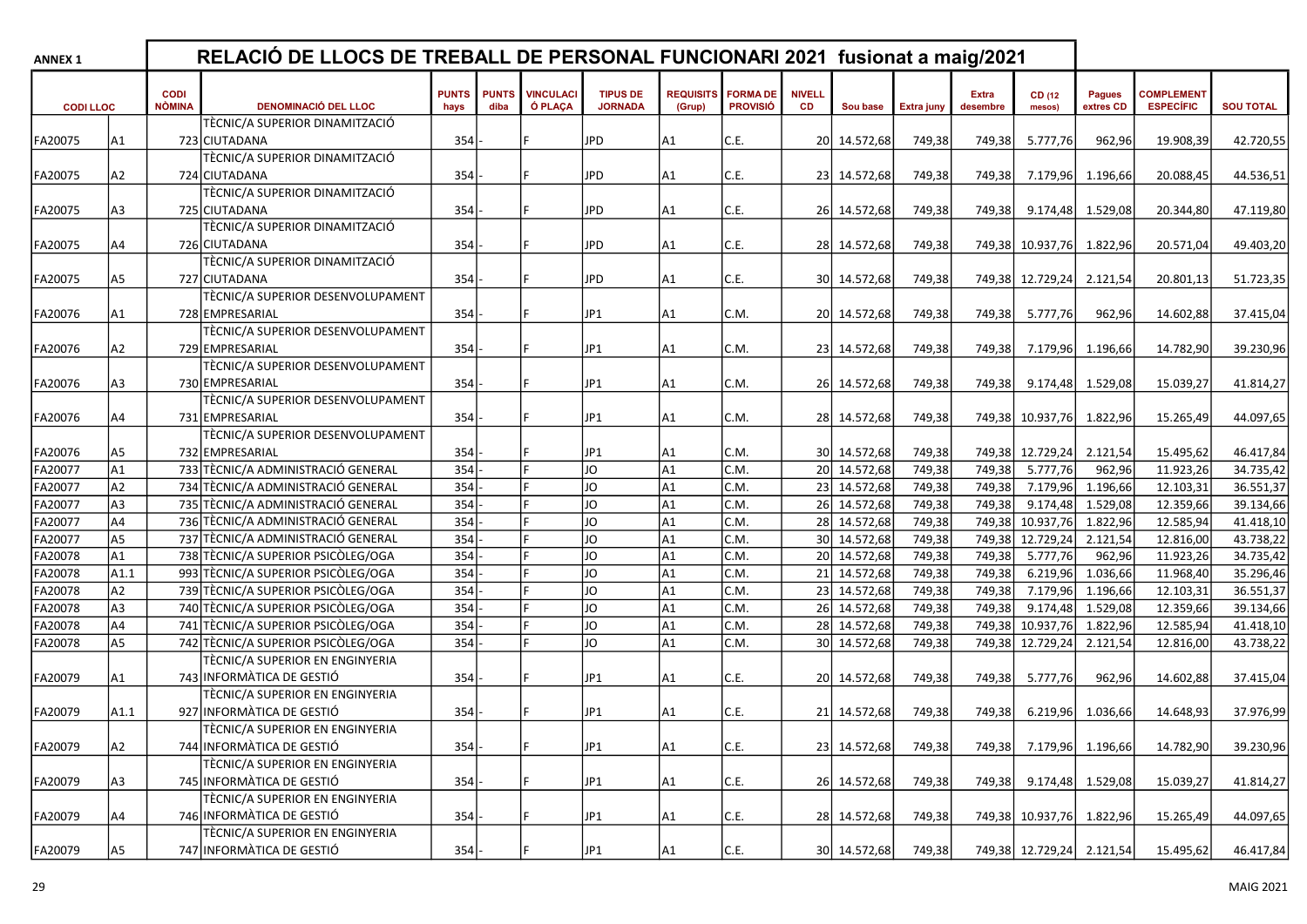ANNEX 1

# RELACIÓ DE LLOCS DE TREBALL DE PERSONAL FUNCIONARI 2021 fusionat a maig/2021

| CODI LLOC | | CODI NÒMINA | DENOMINACIÓ DEL LLOC | PUNTS hays | PUNTS diba | VINCULACIÓ PLAÇA | TIPUS DE JORNADA | REQUISITS (Grup) | FORMA DE PROVISIÓ | NIVELL CD | Sou base | Extra juny | Extra desembre | CD (12 mesos) | Pagues extres CD | COMPLEMENT ESPECÍFIC | SOU TOTAL |
|---|---|---|---|---|---|---|---|---|---|---|---|---|---|---|---|---|---|
| FA20075 | A1 | 723 | TÈCNIC/A SUPERIOR DINAMITZACIÓ CIUTADANA | 354 | - | F | JPD | A1 | C.E. | 20 | 14.572,68 | 749,38 | 749,38 | 5.777,76 | 962,96 | 19.908,39 | 42.720,55 |
| FA20075 | A2 | 724 | TÈCNIC/A SUPERIOR DINAMITZACIÓ CIUTADANA | 354 | - | F | JPD | A1 | C.E. | 23 | 14.572,68 | 749,38 | 749,38 | 7.179,96 | 1.196,66 | 20.088,45 | 44.536,51 |
| FA20075 | A3 | 725 | TÈCNIC/A SUPERIOR DINAMITZACIÓ CIUTADANA | 354 | - | F | JPD | A1 | C.E. | 26 | 14.572,68 | 749,38 | 749,38 | 9.174,48 | 1.529,08 | 20.344,80 | 47.119,80 |
| FA20075 | A4 | 726 | TÈCNIC/A SUPERIOR DINAMITZACIÓ CIUTADANA | 354 | - | F | JPD | A1 | C.E. | 28 | 14.572,68 | 749,38 | 749,38 | 10.937,76 | 1.822,96 | 20.571,04 | 49.403,20 |
| FA20075 | A5 | 727 | TÈCNIC/A SUPERIOR DINAMITZACIÓ CIUTADANA | 354 | - | F | JPD | A1 | C.E. | 30 | 14.572,68 | 749,38 | 749,38 | 12.729,24 | 2.121,54 | 20.801,13 | 51.723,35 |
| FA20076 | A1 | 728 | TÈCNIC/A SUPERIOR DESENVOLUPAMENT EMPRESARIAL | 354 | - | F | JP1 | A1 | C.M. | 20 | 14.572,68 | 749,38 | 749,38 | 5.777,76 | 962,96 | 14.602,88 | 37.415,04 |
| FA20076 | A2 | 729 | TÈCNIC/A SUPERIOR DESENVOLUPAMENT EMPRESARIAL | 354 | - | F | JP1 | A1 | C.M. | 23 | 14.572,68 | 749,38 | 749,38 | 7.179,96 | 1.196,66 | 14.782,90 | 39.230,96 |
| FA20076 | A3 | 730 | TÈCNIC/A SUPERIOR DESENVOLUPAMENT EMPRESARIAL | 354 | - | F | JP1 | A1 | C.M. | 26 | 14.572,68 | 749,38 | 749,38 | 9.174,48 | 1.529,08 | 15.039,27 | 41.814,27 |
| FA20076 | A4 | 731 | TÈCNIC/A SUPERIOR DESENVOLUPAMENT EMPRESARIAL | 354 | - | F | JP1 | A1 | C.M. | 28 | 14.572,68 | 749,38 | 749,38 | 10.937,76 | 1.822,96 | 15.265,49 | 44.097,65 |
| FA20076 | A5 | 732 | TÈCNIC/A SUPERIOR DESENVOLUPAMENT EMPRESARIAL | 354 | - | F | JP1 | A1 | C.M. | 30 | 14.572,68 | 749,38 | 749,38 | 12.729,24 | 2.121,54 | 15.495,62 | 46.417,84 |
| FA20077 | A1 | 733 | TÈCNIC/A ADMINISTRACIÓ GENERAL | 354 | - | F | JO | A1 | C.M. | 20 | 14.572,68 | 749,38 | 749,38 | 5.777,76 | 962,96 | 11.923,26 | 34.735,42 |
| FA20077 | A2 | 734 | TÈCNIC/A ADMINISTRACIÓ GENERAL | 354 | - | F | JO | A1 | C.M. | 23 | 14.572,68 | 749,38 | 749,38 | 7.179,96 | 1.196,66 | 12.103,31 | 36.551,37 |
| FA20077 | A3 | 735 | TÈCNIC/A ADMINISTRACIÓ GENERAL | 354 | - | F | JO | A1 | C.M. | 26 | 14.572,68 | 749,38 | 749,38 | 9.174,48 | 1.529,08 | 12.359,66 | 39.134,66 |
| FA20077 | A4 | 736 | TÈCNIC/A ADMINISTRACIÓ GENERAL | 354 | - | F | JO | A1 | C.M. | 28 | 14.572,68 | 749,38 | 749,38 | 10.937,76 | 1.822,96 | 12.585,94 | 41.418,10 |
| FA20077 | A5 | 737 | TÈCNIC/A ADMINISTRACIÓ GENERAL | 354 | - | F | JO | A1 | C.M. | 30 | 14.572,68 | 749,38 | 749,38 | 12.729,24 | 2.121,54 | 12.816,00 | 43.738,22 |
| FA20078 | A1 | 738 | TÈCNIC/A SUPERIOR PSICÒLEG/OGA | 354 | - | F | JO | A1 | C.M. | 20 | 14.572,68 | 749,38 | 749,38 | 5.777,76 | 962,96 | 11.923,26 | 34.735,42 |
| FA20078 | A1.1 | 993 | TÈCNIC/A SUPERIOR PSICÒLEG/OGA | 354 | - | F | JO | A1 | C.M. | 21 | 14.572,68 | 749,38 | 749,38 | 6.219,96 | 1.036,66 | 11.968,40 | 35.296,46 |
| FA20078 | A2 | 739 | TÈCNIC/A SUPERIOR PSICÒLEG/OGA | 354 | - | F | JO | A1 | C.M. | 23 | 14.572,68 | 749,38 | 749,38 | 7.179,96 | 1.196,66 | 12.103,31 | 36.551,37 |
| FA20078 | A3 | 740 | TÈCNIC/A SUPERIOR PSICÒLEG/OGA | 354 | - | F | JO | A1 | C.M. | 26 | 14.572,68 | 749,38 | 749,38 | 9.174,48 | 1.529,08 | 12.359,66 | 39.134,66 |
| FA20078 | A4 | 741 | TÈCNIC/A SUPERIOR PSICÒLEG/OGA | 354 | - | F | JO | A1 | C.M. | 28 | 14.572,68 | 749,38 | 749,38 | 10.937,76 | 1.822,96 | 12.585,94 | 41.418,10 |
| FA20078 | A5 | 742 | TÈCNIC/A SUPERIOR PSICÒLEG/OGA | 354 | - | F | JO | A1 | C.M. | 30 | 14.572,68 | 749,38 | 749,38 | 12.729,24 | 2.121,54 | 12.816,00 | 43.738,22 |
| FA20079 | A1 | 743 | TÈCNIC/A SUPERIOR EN ENGINYERIA INFORMÀTICA DE GESTIÓ | 354 | - | F | JP1 | A1 | C.E. | 20 | 14.572,68 | 749,38 | 749,38 | 5.777,76 | 962,96 | 14.602,88 | 37.415,04 |
| FA20079 | A1.1 | 927 | TÈCNIC/A SUPERIOR EN ENGINYERIA INFORMÀTICA DE GESTIÓ | 354 | - | F | JP1 | A1 | C.E. | 21 | 14.572,68 | 749,38 | 749,38 | 6.219,96 | 1.036,66 | 14.648,93 | 37.976,99 |
| FA20079 | A2 | 744 | TÈCNIC/A SUPERIOR EN ENGINYERIA INFORMÀTICA DE GESTIÓ | 354 | - | F | JP1 | A1 | C.E. | 23 | 14.572,68 | 749,38 | 749,38 | 7.179,96 | 1.196,66 | 14.782,90 | 39.230,96 |
| FA20079 | A3 | 745 | TÈCNIC/A SUPERIOR EN ENGINYERIA INFORMÀTICA DE GESTIÓ | 354 | - | F | JP1 | A1 | C.E. | 26 | 14.572,68 | 749,38 | 749,38 | 9.174,48 | 1.529,08 | 15.039,27 | 41.814,27 |
| FA20079 | A4 | 746 | TÈCNIC/A SUPERIOR EN ENGINYERIA INFORMÀTICA DE GESTIÓ | 354 | - | F | JP1 | A1 | C.E. | 28 | 14.572,68 | 749,38 | 749,38 | 10.937,76 | 1.822,96 | 15.265,49 | 44.097,65 |
| FA20079 | A5 | 747 | TÈCNIC/A SUPERIOR EN ENGINYERIA INFORMÀTICA DE GESTIÓ | 354 | - | F | JP1 | A1 | C.E. | 30 | 14.572,68 | 749,38 | 749,38 | 12.729,24 | 2.121,54 | 15.495,62 | 46.417,84 |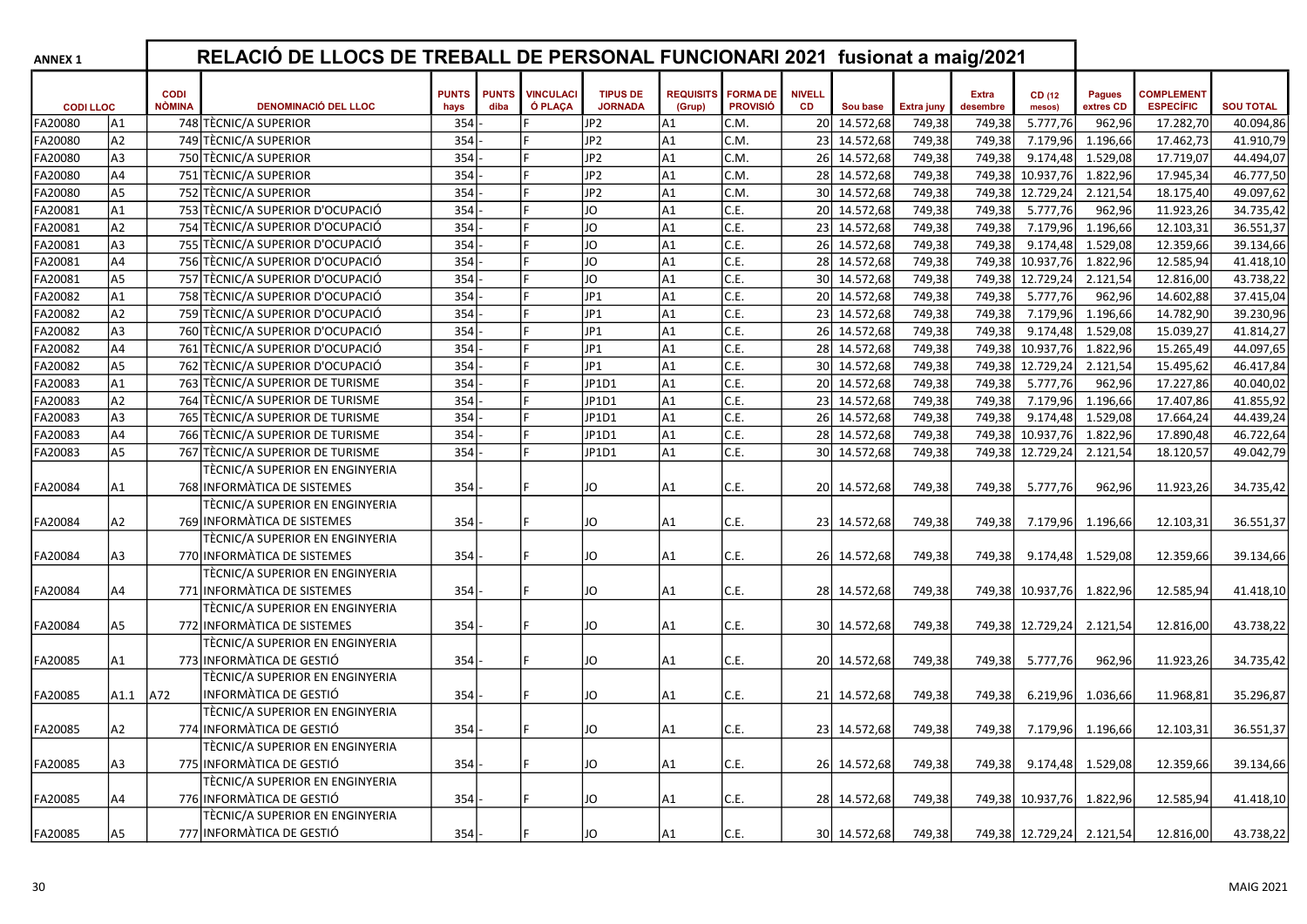ANNEX 1

# RELACIÓ DE LLOCS DE TREBALL DE PERSONAL FUNCIONARI 2021 fusionat a maig/2021

| CODI LLOC | | CODI NÒMINA | DENOMINACIÓ DEL LLOC | PUNTS hays | PUNTS diba | VINCULACIÓ PLAÇA | TIPUS DE JORNADA | REQUISITS (Grup) | FORMA DE PROVISIÓ | NIVELL CD | Sou base | Extra juny | Extra desembre | CD (12 mesos) | Pagues extres CD | COMPLEMENT ESPECÍFIC | SOU TOTAL |
|---|---|---|---|---|---|---|---|---|---|---|---|---|---|---|---|---|---|
| FA20080 | A1 | 748 | TÈCNIC/A SUPERIOR | 354 | - | F | JP2 | A1 | C.M. | 20 | 14.572,68 | 749,38 | 749,38 | 5.777,76 | 962,96 | 17.282,70 | 40.094,86 |
| FA20080 | A2 | 749 | TÈCNIC/A SUPERIOR | 354 | - | F | JP2 | A1 | C.M. | 23 | 14.572,68 | 749,38 | 749,38 | 7.179,96 | 1.196,66 | 17.462,73 | 41.910,79 |
| FA20080 | A3 | 750 | TÈCNIC/A SUPERIOR | 354 | - | F | JP2 | A1 | C.M. | 26 | 14.572,68 | 749,38 | 749,38 | 9.174,48 | 1.529,08 | 17.719,07 | 44.494,07 |
| FA20080 | A4 | 751 | TÈCNIC/A SUPERIOR | 354 | - | F | JP2 | A1 | C.M. | 28 | 14.572,68 | 749,38 | 749,38 | 10.937,76 | 1.822,96 | 17.945,34 | 46.777,50 |
| FA20080 | A5 | 752 | TÈCNIC/A SUPERIOR | 354 | - | F | JP2 | A1 | C.M. | 30 | 14.572,68 | 749,38 | 749,38 | 12.729,24 | 2.121,54 | 18.175,40 | 49.097,62 |
| FA20081 | A1 | 753 | TÈCNIC/A SUPERIOR D'OCUPACIÓ | 354 | - | F | JO | A1 | C.E. | 20 | 14.572,68 | 749,38 | 749,38 | 5.777,76 | 962,96 | 11.923,26 | 34.735,42 |
| FA20081 | A2 | 754 | TÈCNIC/A SUPERIOR D'OCUPACIÓ | 354 | - | F | JO | A1 | C.E. | 23 | 14.572,68 | 749,38 | 749,38 | 7.179,96 | 1.196,66 | 12.103,31 | 36.551,37 |
| FA20081 | A3 | 755 | TÈCNIC/A SUPERIOR D'OCUPACIÓ | 354 | - | F | JO | A1 | C.E. | 26 | 14.572,68 | 749,38 | 749,38 | 9.174,48 | 1.529,08 | 12.359,66 | 39.134,66 |
| FA20081 | A4 | 756 | TÈCNIC/A SUPERIOR D'OCUPACIÓ | 354 | - | F | JO | A1 | C.E. | 28 | 14.572,68 | 749,38 | 749,38 | 10.937,76 | 1.822,96 | 12.585,94 | 41.418,10 |
| FA20081 | A5 | 757 | TÈCNIC/A SUPERIOR D'OCUPACIÓ | 354 | - | F | JO | A1 | C.E. | 30 | 14.572,68 | 749,38 | 749,38 | 12.729,24 | 2.121,54 | 12.816,00 | 43.738,22 |
| FA20082 | A1 | 758 | TÈCNIC/A SUPERIOR D'OCUPACIÓ | 354 | - | F | JP1 | A1 | C.E. | 20 | 14.572,68 | 749,38 | 749,38 | 5.777,76 | 962,96 | 14.602,88 | 37.415,04 |
| FA20082 | A2 | 759 | TÈCNIC/A SUPERIOR D'OCUPACIÓ | 354 | - | F | JP1 | A1 | C.E. | 23 | 14.572,68 | 749,38 | 749,38 | 7.179,96 | 1.196,66 | 14.782,90 | 39.230,96 |
| FA20082 | A3 | 760 | TÈCNIC/A SUPERIOR D'OCUPACIÓ | 354 | - | F | JP1 | A1 | C.E. | 26 | 14.572,68 | 749,38 | 749,38 | 9.174,48 | 1.529,08 | 15.039,27 | 41.814,27 |
| FA20082 | A4 | 761 | TÈCNIC/A SUPERIOR D'OCUPACIÓ | 354 | - | F | JP1 | A1 | C.E. | 28 | 14.572,68 | 749,38 | 749,38 | 10.937,76 | 1.822,96 | 15.265,49 | 44.097,65 |
| FA20082 | A5 | 762 | TÈCNIC/A SUPERIOR D'OCUPACIÓ | 354 | - | F | JP1 | A1 | C.E. | 30 | 14.572,68 | 749,38 | 749,38 | 12.729,24 | 2.121,54 | 15.495,62 | 46.417,84 |
| FA20083 | A1 | 763 | TÈCNIC/A SUPERIOR DE TURISME | 354 | - | F | JP1D1 | A1 | C.E. | 20 | 14.572,68 | 749,38 | 749,38 | 5.777,76 | 962,96 | 17.227,86 | 40.040,02 |
| FA20083 | A2 | 764 | TÈCNIC/A SUPERIOR DE TURISME | 354 | - | F | JP1D1 | A1 | C.E. | 23 | 14.572,68 | 749,38 | 749,38 | 7.179,96 | 1.196,66 | 17.407,86 | 41.855,92 |
| FA20083 | A3 | 765 | TÈCNIC/A SUPERIOR DE TURISME | 354 | - | F | JP1D1 | A1 | C.E. | 26 | 14.572,68 | 749,38 | 749,38 | 9.174,48 | 1.529,08 | 17.664,24 | 44.439,24 |
| FA20083 | A4 | 766 | TÈCNIC/A SUPERIOR DE TURISME | 354 | - | F | JP1D1 | A1 | C.E. | 28 | 14.572,68 | 749,38 | 749,38 | 10.937,76 | 1.822,96 | 17.890,48 | 46.722,64 |
| FA20083 | A5 | 767 | TÈCNIC/A SUPERIOR DE TURISME | 354 | - | F | JP1D1 | A1 | C.E. | 30 | 14.572,68 | 749,38 | 749,38 | 12.729,24 | 2.121,54 | 18.120,57 | 49.042,79 |
| FA20084 | A1 | 768 | TÈCNIC/A SUPERIOR EN ENGINYERIA INFORMÀTICA DE SISTEMES | 354 | - | F | JO | A1 | C.E. | 20 | 14.572,68 | 749,38 | 749,38 | 5.777,76 | 962,96 | 11.923,26 | 34.735,42 |
| FA20084 | A2 | 769 | TÈCNIC/A SUPERIOR EN ENGINYERIA INFORMÀTICA DE SISTEMES | 354 | - | F | JO | A1 | C.E. | 23 | 14.572,68 | 749,38 | 749,38 | 7.179,96 | 1.196,66 | 12.103,31 | 36.551,37 |
| FA20084 | A3 | 770 | TÈCNIC/A SUPERIOR EN ENGINYERIA INFORMÀTICA DE SISTEMES | 354 | - | F | JO | A1 | C.E. | 26 | 14.572,68 | 749,38 | 749,38 | 9.174,48 | 1.529,08 | 12.359,66 | 39.134,66 |
| FA20084 | A4 | 771 | TÈCNIC/A SUPERIOR EN ENGINYERIA INFORMÀTICA DE SISTEMES | 354 | - | F | JO | A1 | C.E. | 28 | 14.572,68 | 749,38 | 749,38 | 10.937,76 | 1.822,96 | 12.585,94 | 41.418,10 |
| FA20084 | A5 | 772 | TÈCNIC/A SUPERIOR EN ENGINYERIA INFORMÀTICA DE SISTEMES | 354 | - | F | JO | A1 | C.E. | 30 | 14.572,68 | 749,38 | 749,38 | 12.729,24 | 2.121,54 | 12.816,00 | 43.738,22 |
| FA20085 | A1 | 773 | TÈCNIC/A SUPERIOR EN ENGINYERIA INFORMÀTICA DE GESTIÓ | 354 | - | F | JO | A1 | C.E. | 20 | 14.572,68 | 749,38 | 749,38 | 5.777,76 | 962,96 | 11.923,26 | 34.735,42 |
| FA20085 | A1.1 | A72 | TÈCNIC/A SUPERIOR EN ENGINYERIA INFORMÀTICA DE GESTIÓ | 354 | - | F | JO | A1 | C.E. | 21 | 14.572,68 | 749,38 | 749,38 | 6.219,96 | 1.036,66 | 11.968,81 | 35.296,87 |
| FA20085 | A2 | 774 | TÈCNIC/A SUPERIOR EN ENGINYERIA INFORMÀTICA DE GESTIÓ | 354 | - | F | JO | A1 | C.E. | 23 | 14.572,68 | 749,38 | 749,38 | 7.179,96 | 1.196,66 | 12.103,31 | 36.551,37 |
| FA20085 | A3 | 775 | TÈCNIC/A SUPERIOR EN ENGINYERIA INFORMÀTICA DE GESTIÓ | 354 | - | F | JO | A1 | C.E. | 26 | 14.572,68 | 749,38 | 749,38 | 9.174,48 | 1.529,08 | 12.359,66 | 39.134,66 |
| FA20085 | A4 | 776 | TÈCNIC/A SUPERIOR EN ENGINYERIA INFORMÀTICA DE GESTIÓ | 354 | - | F | JO | A1 | C.E. | 28 | 14.572,68 | 749,38 | 749,38 | 10.937,76 | 1.822,96 | 12.585,94 | 41.418,10 |
| FA20085 | A5 | 777 | TÈCNIC/A SUPERIOR EN ENGINYERIA INFORMÀTICA DE GESTIÓ | 354 | - | F | JO | A1 | C.E. | 30 | 14.572,68 | 749,38 | 749,38 | 12.729,24 | 2.121,54 | 12.816,00 | 43.738,22 |

MAIG 2021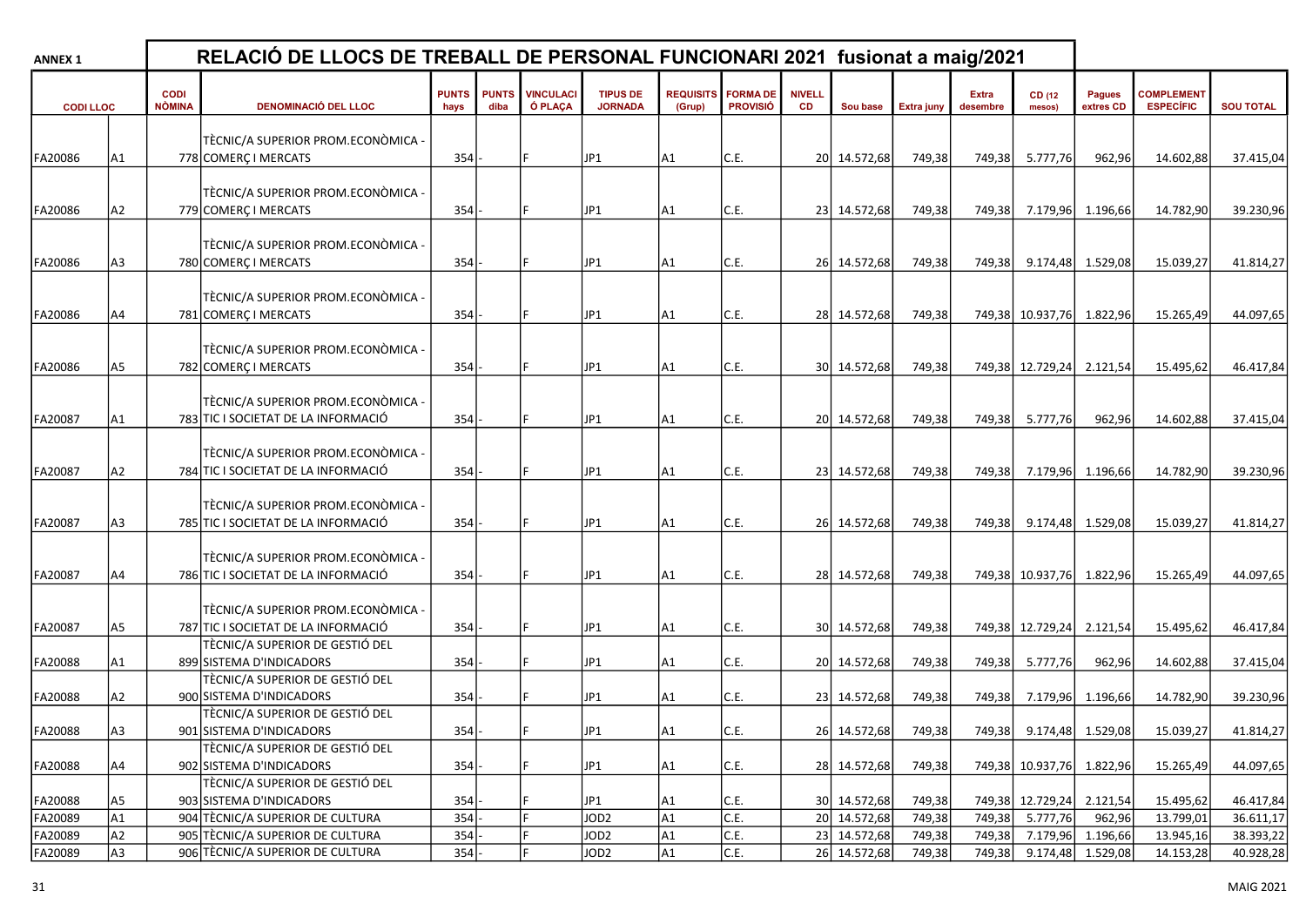ANNEX 1

# RELACIÓ DE LLOCS DE TREBALL DE PERSONAL FUNCIONARI 2021 fusionat a maig/2021

| CODI LLOC | | CODI NÒMINA | DENOMINACIÓ DEL LLOC | PUNTS hays | PUNTS diba | VINCULACIÓ PLAÇA | TIPUS DE JORNADA | REQUISITS (Grup) | FORMA DE PROVISIÓ | NIVELL CD | Sou base | Extra juny | Extra desembre | CD (12 mesos) | Pagues extres CD | COMPLEMENT ESPECÍFIC | SOU TOTAL |
|---|---|---|---|---|---|---|---|---|---|---|---|---|---|---|---|---|---|
| FA20086 | A1 | 778 | TÈCNIC/A SUPERIOR PROM.ECONÒMICA - COMERÇ I MERCATS | 354 | - | F | JP1 | A1 | C.E. | 20 | 14.572,68 | 749,38 | 749,38 | 5.777,76 | 962,96 | 14.602,88 | 37.415,04 |
| FA20086 | A2 | 779 | TÈCNIC/A SUPERIOR PROM.ECONÒMICA - COMERÇ I MERCATS | 354 | - | F | JP1 | A1 | C.E. | 23 | 14.572,68 | 749,38 | 749,38 | 7.179,96 | 1.196,66 | 14.782,90 | 39.230,96 |
| FA20086 | A3 | 780 | TÈCNIC/A SUPERIOR PROM.ECONÒMICA - COMERÇ I MERCATS | 354 | - | F | JP1 | A1 | C.E. | 26 | 14.572,68 | 749,38 | 749,38 | 9.174,48 | 1.529,08 | 15.039,27 | 41.814,27 |
| FA20086 | A4 | 781 | TÈCNIC/A SUPERIOR PROM.ECONÒMICA - COMERÇ I MERCATS | 354 | - | F | JP1 | A1 | C.E. | 28 | 14.572,68 | 749,38 | 749,38 | 10.937,76 | 1.822,96 | 15.265,49 | 44.097,65 |
| FA20086 | A5 | 782 | TÈCNIC/A SUPERIOR PROM.ECONÒMICA - COMERÇ I MERCATS | 354 | - | F | JP1 | A1 | C.E. | 30 | 14.572,68 | 749,38 | 749,38 | 12.729,24 | 2.121,54 | 15.495,62 | 46.417,84 |
| FA20087 | A1 | 783 | TÈCNIC/A SUPERIOR PROM.ECONÒMICA - TIC I SOCIETAT DE LA INFORMACIÓ | 354 | - | F | JP1 | A1 | C.E. | 20 | 14.572,68 | 749,38 | 749,38 | 5.777,76 | 962,96 | 14.602,88 | 37.415,04 |
| FA20087 | A2 | 784 | TÈCNIC/A SUPERIOR PROM.ECONÒMICA - TIC I SOCIETAT DE LA INFORMACIÓ | 354 | - | F | JP1 | A1 | C.E. | 23 | 14.572,68 | 749,38 | 749,38 | 7.179,96 | 1.196,66 | 14.782,90 | 39.230,96 |
| FA20087 | A3 | 785 | TÈCNIC/A SUPERIOR PROM.ECONÒMICA - TIC I SOCIETAT DE LA INFORMACIÓ | 354 | - | F | JP1 | A1 | C.E. | 26 | 14.572,68 | 749,38 | 749,38 | 9.174,48 | 1.529,08 | 15.039,27 | 41.814,27 |
| FA20087 | A4 | 786 | TÈCNIC/A SUPERIOR PROM.ECONÒMICA - TIC I SOCIETAT DE LA INFORMACIÓ | 354 | - | F | JP1 | A1 | C.E. | 28 | 14.572,68 | 749,38 | 749,38 | 10.937,76 | 1.822,96 | 15.265,49 | 44.097,65 |
| FA20087 | A5 | 787 | TÈCNIC/A SUPERIOR PROM.ECONÒMICA - TIC I SOCIETAT DE LA INFORMACIÓ | 354 | - | F | JP1 | A1 | C.E. | 30 | 14.572,68 | 749,38 | 749,38 | 12.729,24 | 2.121,54 | 15.495,62 | 46.417,84 |
| FA20088 | A1 | 899 | TÈCNIC/A SUPERIOR DE GESTIÓ DEL SISTEMA D'INDICADORS | 354 | - | F | JP1 | A1 | C.E. | 20 | 14.572,68 | 749,38 | 749,38 | 5.777,76 | 962,96 | 14.602,88 | 37.415,04 |
| FA20088 | A2 | 900 | TÈCNIC/A SUPERIOR DE GESTIÓ DEL SISTEMA D'INDICADORS | 354 | - | F | JP1 | A1 | C.E. | 23 | 14.572,68 | 749,38 | 749,38 | 7.179,96 | 1.196,66 | 14.782,90 | 39.230,96 |
| FA20088 | A3 | 901 | TÈCNIC/A SUPERIOR DE GESTIÓ DEL SISTEMA D'INDICADORS | 354 | - | F | JP1 | A1 | C.E. | 26 | 14.572,68 | 749,38 | 749,38 | 9.174,48 | 1.529,08 | 15.039,27 | 41.814,27 |
| FA20088 | A4 | 902 | TÈCNIC/A SUPERIOR DE GESTIÓ DEL SISTEMA D'INDICADORS | 354 | - | F | JP1 | A1 | C.E. | 28 | 14.572,68 | 749,38 | 749,38 | 10.937,76 | 1.822,96 | 15.265,49 | 44.097,65 |
| FA20088 | A5 | 903 | TÈCNIC/A SUPERIOR DE GESTIÓ DEL SISTEMA D'INDICADORS | 354 | - | F | JP1 | A1 | C.E. | 30 | 14.572,68 | 749,38 | 749,38 | 12.729,24 | 2.121,54 | 15.495,62 | 46.417,84 |
| FA20089 | A1 | 904 | TÈCNIC/A SUPERIOR DE CULTURA | 354 | - | F | JOD2 | A1 | C.E. | 20 | 14.572,68 | 749,38 | 749,38 | 5.777,76 | 962,96 | 13.799,01 | 36.611,17 |
| FA20089 | A2 | 905 | TÈCNIC/A SUPERIOR DE CULTURA | 354 | - | F | JOD2 | A1 | C.E. | 23 | 14.572,68 | 749,38 | 749,38 | 7.179,96 | 1.196,66 | 13.945,16 | 38.393,22 |
| FA20089 | A3 | 906 | TÈCNIC/A SUPERIOR DE CULTURA | 354 | - | F | JOD2 | A1 | C.E. | 26 | 14.572,68 | 749,38 | 749,38 | 9.174,48 | 1.529,08 | 14.153,28 | 40.928,28 |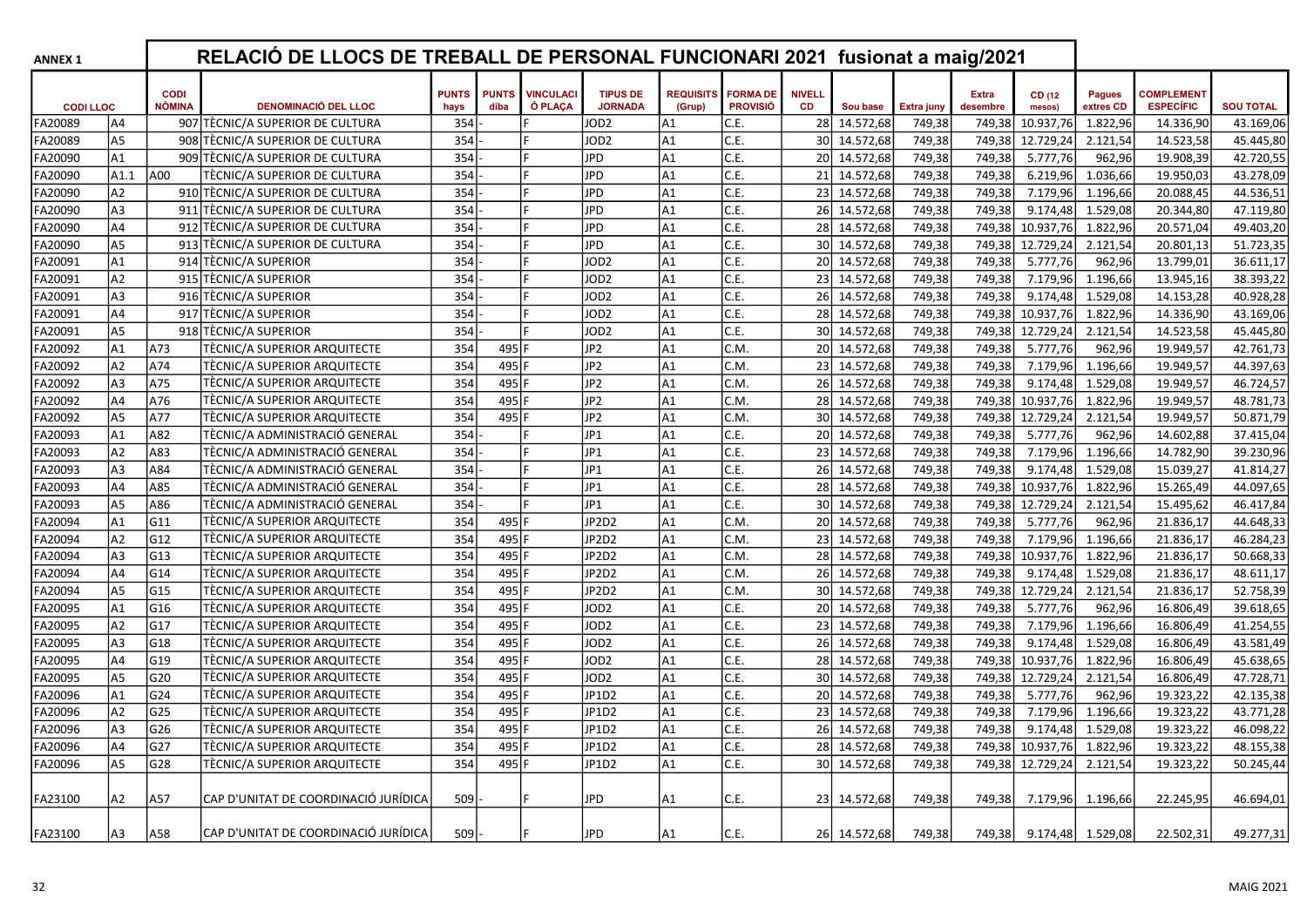ANNEX 1

# RELACIÓ DE LLOCS DE TREBALL DE PERSONAL FUNCIONARI 2021 fusionat a maig/2021

| CODI LLOC | | CODI NÒMINA | DENOMINACIÓ DEL LLOC | PUNTS hays | PUNTS diba | VINCULACIÓ PLAÇA | TIPUS DE JORNADA | REQUISITS (Grup) | FORMA DE PROVISIÓ | NIVELL CD | Sou base | Extra juny | Extra desembre | CD (12 mesos) | Pagues extres CD | COMPLEMENT ESPECÍFIC | SOU TOTAL |
|---|---|---|---|---|---|---|---|---|---|---|---|---|---|---|---|---|---|
| FA20089 | A4 | 907 | TÈCNIC/A SUPERIOR DE CULTURA | 354 | - | F | JOD2 | A1 | C.E. | 28 | 14.572,68 | 749,38 | 749,38 | 10.937,76 | 1.822,96 | 14.336,90 | 43.169,06 |
| FA20089 | A5 | 908 | TÈCNIC/A SUPERIOR DE CULTURA | 354 | - | F | JOD2 | A1 | C.E. | 30 | 14.572,68 | 749,38 | 749,38 | 12.729,24 | 2.121,54 | 14.523,58 | 45.445,80 |
| FA20090 | A1 | 909 | TÈCNIC/A SUPERIOR DE CULTURA | 354 | - | F | JPD | A1 | C.E. | 20 | 14.572,68 | 749,38 | 749,38 | 5.777,76 | 962,96 | 19.908,39 | 42.720,55 |
| FA20090 | A1.1 | A00 | TÈCNIC/A SUPERIOR DE CULTURA | 354 | - | F | JPD | A1 | C.E. | 21 | 14.572,68 | 749,38 | 749,38 | 6.219,96 | 1.036,66 | 19.950,03 | 43.278,09 |
| FA20090 | A2 | 910 | TÈCNIC/A SUPERIOR DE CULTURA | 354 | - | F | JPD | A1 | C.E. | 23 | 14.572,68 | 749,38 | 749,38 | 7.179,96 | 1.196,66 | 20.088,45 | 44.536,51 |
| FA20090 | A3 | 911 | TÈCNIC/A SUPERIOR DE CULTURA | 354 | - | F | JPD | A1 | C.E. | 26 | 14.572,68 | 749,38 | 749,38 | 9.174,48 | 1.529,08 | 20.344,80 | 47.119,80 |
| FA20090 | A4 | 912 | TÈCNIC/A SUPERIOR DE CULTURA | 354 | - | F | JPD | A1 | C.E. | 28 | 14.572,68 | 749,38 | 749,38 | 10.937,76 | 1.822,96 | 20.571,04 | 49.403,20 |
| FA20090 | A5 | 913 | TÈCNIC/A SUPERIOR DE CULTURA | 354 | - | F | JPD | A1 | C.E. | 30 | 14.572,68 | 749,38 | 749,38 | 12.729,24 | 2.121,54 | 20.801,13 | 51.723,35 |
| FA20091 | A1 | 914 | TÈCNIC/A SUPERIOR | 354 | - | F | JOD2 | A1 | C.E. | 20 | 14.572,68 | 749,38 | 749,38 | 5.777,76 | 962,96 | 13.799,01 | 36.611,17 |
| FA20091 | A2 | 915 | TÈCNIC/A SUPERIOR | 354 | - | F | JOD2 | A1 | C.E. | 23 | 14.572,68 | 749,38 | 749,38 | 7.179,96 | 1.196,66 | 13.945,16 | 38.393,22 |
| FA20091 | A3 | 916 | TÈCNIC/A SUPERIOR | 354 | - | F | JOD2 | A1 | C.E. | 26 | 14.572,68 | 749,38 | 749,38 | 9.174,48 | 1.529,08 | 14.153,28 | 40.928,28 |
| FA20091 | A4 | 917 | TÈCNIC/A SUPERIOR | 354 | - | F | JOD2 | A1 | C.E. | 28 | 14.572,68 | 749,38 | 749,38 | 10.937,76 | 1.822,96 | 14.336,90 | 43.169,06 |
| FA20091 | A5 | 918 | TÈCNIC/A SUPERIOR | 354 | - | F | JOD2 | A1 | C.E. | 30 | 14.572,68 | 749,38 | 749,38 | 12.729,24 | 2.121,54 | 14.523,58 | 45.445,80 |
| FA20092 | A1 | A73 | TÈCNIC/A SUPERIOR ARQUITECTE | 354 | 495 | F | JP2 | A1 | C.M. | 20 | 14.572,68 | 749,38 | 749,38 | 5.777,76 | 962,96 | 19.949,57 | 42.761,73 |
| FA20092 | A2 | A74 | TÈCNIC/A SUPERIOR ARQUITECTE | 354 | 495 | F | JP2 | A1 | C.M. | 23 | 14.572,68 | 749,38 | 749,38 | 7.179,96 | 1.196,66 | 19.949,57 | 44.397,63 |
| FA20092 | A3 | A75 | TÈCNIC/A SUPERIOR ARQUITECTE | 354 | 495 | F | JP2 | A1 | C.M. | 26 | 14.572,68 | 749,38 | 749,38 | 9.174,48 | 1.529,08 | 19.949,57 | 46.724,57 |
| FA20092 | A4 | A76 | TÈCNIC/A SUPERIOR ARQUITECTE | 354 | 495 | F | JP2 | A1 | C.M. | 28 | 14.572,68 | 749,38 | 749,38 | 10.937,76 | 1.822,96 | 19.949,57 | 48.781,73 |
| FA20092 | A5 | A77 | TÈCNIC/A SUPERIOR ARQUITECTE | 354 | 495 | F | JP2 | A1 | C.M. | 30 | 14.572,68 | 749,38 | 749,38 | 12.729,24 | 2.121,54 | 19.949,57 | 50.871,79 |
| FA20093 | A1 | A82 | TÈCNIC/A ADMINISTRACIÓ GENERAL | 354 | - | F | JP1 | A1 | C.E. | 20 | 14.572,68 | 749,38 | 749,38 | 5.777,76 | 962,96 | 14.602,88 | 37.415,04 |
| FA20093 | A2 | A83 | TÈCNIC/A ADMINISTRACIÓ GENERAL | 354 | - | F | JP1 | A1 | C.E. | 23 | 14.572,68 | 749,38 | 749,38 | 7.179,96 | 1.196,66 | 14.782,90 | 39.230,96 |
| FA20093 | A3 | A84 | TÈCNIC/A ADMINISTRACIÓ GENERAL | 354 | - | F | JP1 | A1 | C.E. | 26 | 14.572,68 | 749,38 | 749,38 | 9.174,48 | 1.529,08 | 15.039,27 | 41.814,27 |
| FA20093 | A4 | A85 | TÈCNIC/A ADMINISTRACIÓ GENERAL | 354 | - | F | JP1 | A1 | C.E. | 28 | 14.572,68 | 749,38 | 749,38 | 10.937,76 | 1.822,96 | 15.265,49 | 44.097,65 |
| FA20093 | A5 | A86 | TÈCNIC/A ADMINISTRACIÓ GENERAL | 354 | - | F | JP1 | A1 | C.E. | 30 | 14.572,68 | 749,38 | 749,38 | 12.729,24 | 2.121,54 | 15.495,62 | 46.417,84 |
| FA20094 | A1 | G11 | TÈCNIC/A SUPERIOR ARQUITECTE | 354 | 495 | F | JP2D2 | A1 | C.M. | 20 | 14.572,68 | 749,38 | 749,38 | 5.777,76 | 962,96 | 21.836,17 | 44.648,33 |
| FA20094 | A2 | G12 | TÈCNIC/A SUPERIOR ARQUITECTE | 354 | 495 | F | JP2D2 | A1 | C.M. | 23 | 14.572,68 | 749,38 | 749,38 | 7.179,96 | 1.196,66 | 21.836,17 | 46.284,23 |
| FA20094 | A3 | G13 | TÈCNIC/A SUPERIOR ARQUITECTE | 354 | 495 | F | JP2D2 | A1 | C.M. | 28 | 14.572,68 | 749,38 | 749,38 | 10.937,76 | 1.822,96 | 21.836,17 | 50.668,33 |
| FA20094 | A4 | G14 | TÈCNIC/A SUPERIOR ARQUITECTE | 354 | 495 | F | JP2D2 | A1 | C.M. | 26 | 14.572,68 | 749,38 | 749,38 | 9.174,48 | 1.529,08 | 21.836,17 | 48.611,17 |
| FA20094 | A5 | G15 | TÈCNIC/A SUPERIOR ARQUITECTE | 354 | 495 | F | JP2D2 | A1 | C.M. | 30 | 14.572,68 | 749,38 | 749,38 | 12.729,24 | 2.121,54 | 21.836,17 | 52.758,39 |
| FA20095 | A1 | G16 | TÈCNIC/A SUPERIOR ARQUITECTE | 354 | 495 | F | JOD2 | A1 | C.E. | 20 | 14.572,68 | 749,38 | 749,38 | 5.777,76 | 962,96 | 16.806,49 | 39.618,65 |
| FA20095 | A2 | G17 | TÈCNIC/A SUPERIOR ARQUITECTE | 354 | 495 | F | JOD2 | A1 | C.E. | 23 | 14.572,68 | 749,38 | 749,38 | 7.179,96 | 1.196,66 | 16.806,49 | 41.254,55 |
| FA20095 | A3 | G18 | TÈCNIC/A SUPERIOR ARQUITECTE | 354 | 495 | F | JOD2 | A1 | C.E. | 26 | 14.572,68 | 749,38 | 749,38 | 9.174,48 | 1.529,08 | 16.806,49 | 43.581,49 |
| FA20095 | A4 | G19 | TÈCNIC/A SUPERIOR ARQUITECTE | 354 | 495 | F | JOD2 | A1 | C.E. | 28 | 14.572,68 | 749,38 | 749,38 | 10.937,76 | 1.822,96 | 16.806,49 | 45.638,65 |
| FA20095 | A5 | G20 | TÈCNIC/A SUPERIOR ARQUITECTE | 354 | 495 | F | JOD2 | A1 | C.E. | 30 | 14.572,68 | 749,38 | 749,38 | 12.729,24 | 2.121,54 | 16.806,49 | 47.728,71 |
| FA20096 | A1 | G24 | TÈCNIC/A SUPERIOR ARQUITECTE | 354 | 495 | F | JP1D2 | A1 | C.E. | 20 | 14.572,68 | 749,38 | 749,38 | 5.777,76 | 962,96 | 19.323,22 | 42.135,38 |
| FA20096 | A2 | G25 | TÈCNIC/A SUPERIOR ARQUITECTE | 354 | 495 | F | JP1D2 | A1 | C.E. | 23 | 14.572,68 | 749,38 | 749,38 | 7.179,96 | 1.196,66 | 19.323,22 | 43.771,28 |
| FA20096 | A3 | G26 | TÈCNIC/A SUPERIOR ARQUITECTE | 354 | 495 | F | JP1D2 | A1 | C.E. | 26 | 14.572,68 | 749,38 | 749,38 | 9.174,48 | 1.529,08 | 19.323,22 | 46.098,22 |
| FA20096 | A4 | G27 | TÈCNIC/A SUPERIOR ARQUITECTE | 354 | 495 | F | JP1D2 | A1 | C.E. | 28 | 14.572,68 | 749,38 | 749,38 | 10.937,76 | 1.822,96 | 19.323,22 | 48.155,38 |
| FA20096 | A5 | G28 | TÈCNIC/A SUPERIOR ARQUITECTE | 354 | 495 | F | JP1D2 | A1 | C.E. | 30 | 14.572,68 | 749,38 | 749,38 | 12.729,24 | 2.121,54 | 19.323,22 | 50.245,44 |
| FA23100 | A2 | A57 | CAP D'UNITAT DE COORDINACIÓ JURÍDICA | 509 | - | F | JPD | A1 | C.E. | 23 | 14.572,68 | 749,38 | 749,38 | 7.179,96 | 1.196,66 | 22.245,95 | 46.694,01 |
| FA23100 | A3 | A58 | CAP D'UNITAT DE COORDINACIÓ JURÍDICA | 509 | - | F | JPD | A1 | C.E. | 26 | 14.572,68 | 749,38 | 749,38 | 9.174,48 | 1.529,08 | 22.502,31 | 49.277,31 |

MAIG 2021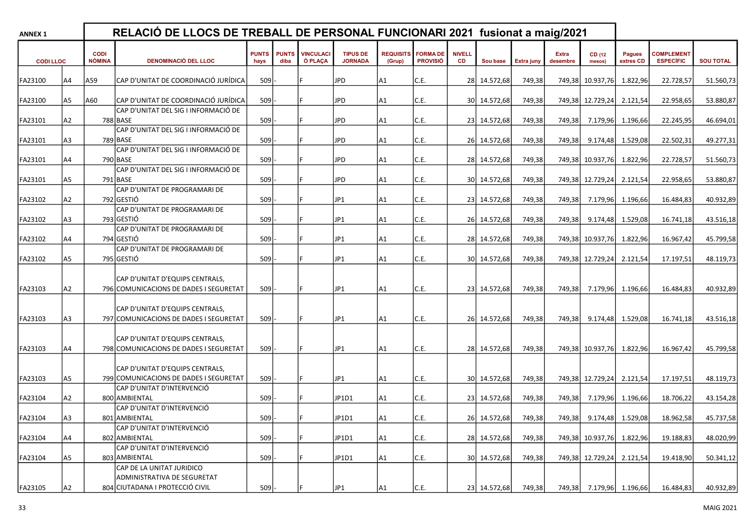ANNEX 1

# RELACIÓ DE LLOCS DE TREBALL DE PERSONAL FUNCIONARI 2021 fusionat a maig/2021

| CODI LLOC | | CODI NÒMINA | DENOMINACIÓ DEL LLOC | PUNTS hays | PUNTS diba | VINCULACIÓ PLAÇA | TIPUS DE JORNADA | REQUISITS (Grup) | FORMA DE PROVISIÓ | NIVELL CD | Sou base | Extra juny | Extra desembre | CD (12 mesos) | Pagues extres CD | COMPLEMENT ESPECÍFIC | SOU TOTAL |
|---|---|---|---|---|---|---|---|---|---|---|---|---|---|---|---|---|---|
| FA23100 | A4 | A59 | CAP D'UNITAT DE COORDINACIÓ JURÍDICA | 509 | - | F | JPD | A1 | C.E. | 28 | 14.572,68 | 749,38 | 749,38 | 10.937,76 | 1.822,96 | 22.728,57 | 51.560,73 |
| FA23100 | A5 | A60 | CAP D'UNITAT DE COORDINACIÓ JURÍDICA | 509 | - | F | JPD | A1 | C.E. | 30 | 14.572,68 | 749,38 | 749,38 | 12.729,24 | 2.121,54 | 22.958,65 | 53.880,87 |
| FA23101 | A2 | 788 | CAP D'UNITAT DEL SIG I INFORMACIÓ DE BASE | 509 | - | F | JPD | A1 | C.E. | 23 | 14.572,68 | 749,38 | 749,38 | 7.179,96 | 1.196,66 | 22.245,95 | 46.694,01 |
| FA23101 | A3 | 789 | CAP D'UNITAT DEL SIG I INFORMACIÓ DE BASE | 509 | - | F | JPD | A1 | C.E. | 26 | 14.572,68 | 749,38 | 749,38 | 9.174,48 | 1.529,08 | 22.502,31 | 49.277,31 |
| FA23101 | A4 | 790 | CAP D'UNITAT DEL SIG I INFORMACIÓ DE BASE | 509 | - | F | JPD | A1 | C.E. | 28 | 14.572,68 | 749,38 | 749,38 | 10.937,76 | 1.822,96 | 22.728,57 | 51.560,73 |
| FA23101 | A5 | 791 | CAP D'UNITAT DEL SIG I INFORMACIÓ DE BASE | 509 | - | F | JPD | A1 | C.E. | 30 | 14.572,68 | 749,38 | 749,38 | 12.729,24 | 2.121,54 | 22.958,65 | 53.880,87 |
| FA23102 | A2 | 792 | CAP D'UNITAT DE PROGRAMARI DE GESTIÓ | 509 | - | F | JP1 | A1 | C.E. | 23 | 14.572,68 | 749,38 | 749,38 | 7.179,96 | 1.196,66 | 16.484,83 | 40.932,89 |
| FA23102 | A3 | 793 | CAP D'UNITAT DE PROGRAMARI DE GESTIÓ | 509 | - | F | JP1 | A1 | C.E. | 26 | 14.572,68 | 749,38 | 749,38 | 9.174,48 | 1.529,08 | 16.741,18 | 43.516,18 |
| FA23102 | A4 | 794 | CAP D'UNITAT DE PROGRAMARI DE GESTIÓ | 509 | - | F | JP1 | A1 | C.E. | 28 | 14.572,68 | 749,38 | 749,38 | 10.937,76 | 1.822,96 | 16.967,42 | 45.799,58 |
| FA23102 | A5 | 795 | CAP D'UNITAT DE PROGRAMARI DE GESTIÓ | 509 | - | F | JP1 | A1 | C.E. | 30 | 14.572,68 | 749,38 | 749,38 | 12.729,24 | 2.121,54 | 17.197,51 | 48.119,73 |
| FA23103 | A2 | 796 | CAP D'UNITAT D'EQUIPS CENTRALS, COMUNICACIONS DE DADES I SEGURETAT | 509 | - | F | JP1 | A1 | C.E. | 23 | 14.572,68 | 749,38 | 749,38 | 7.179,96 | 1.196,66 | 16.484,83 | 40.932,89 |
| FA23103 | A3 | 797 | CAP D'UNITAT D'EQUIPS CENTRALS, COMUNICACIONS DE DADES I SEGURETAT | 509 | - | F | JP1 | A1 | C.E. | 26 | 14.572,68 | 749,38 | 749,38 | 9.174,48 | 1.529,08 | 16.741,18 | 43.516,18 |
| FA23103 | A4 | 798 | CAP D'UNITAT D'EQUIPS CENTRALS, COMUNICACIONS DE DADES I SEGURETAT | 509 | - | F | JP1 | A1 | C.E. | 28 | 14.572,68 | 749,38 | 749,38 | 10.937,76 | 1.822,96 | 16.967,42 | 45.799,58 |
| FA23103 | A5 | 799 | CAP D'UNITAT D'EQUIPS CENTRALS, COMUNICACIONS DE DADES I SEGURETAT | 509 | - | F | JP1 | A1 | C.E. | 30 | 14.572,68 | 749,38 | 749,38 | 12.729,24 | 2.121,54 | 17.197,51 | 48.119,73 |
| FA23104 | A2 | 800 | CAP D'UNITAT D'INTERVENCIÓ AMBIENTAL | 509 | - | F | JP1D1 | A1 | C.E. | 23 | 14.572,68 | 749,38 | 749,38 | 7.179,96 | 1.196,66 | 18.706,22 | 43.154,28 |
| FA23104 | A3 | 801 | CAP D'UNITAT D'INTERVENCIÓ AMBIENTAL | 509 | - | F | JP1D1 | A1 | C.E. | 26 | 14.572,68 | 749,38 | 749,38 | 9.174,48 | 1.529,08 | 18.962,58 | 45.737,58 |
| FA23104 | A4 | 802 | CAP D'UNITAT D'INTERVENCIÓ AMBIENTAL | 509 | - | F | JP1D1 | A1 | C.E. | 28 | 14.572,68 | 749,38 | 749,38 | 10.937,76 | 1.822,96 | 19.188,83 | 48.020,99 |
| FA23104 | A5 | 803 | CAP D'UNITAT D'INTERVENCIÓ AMBIENTAL | 509 | - | F | JP1D1 | A1 | C.E. | 30 | 14.572,68 | 749,38 | 749,38 | 12.729,24 | 2.121,54 | 19.418,90 | 50.341,12 |
| FA23105 | A2 | 804 | CAP DE LA UNITAT JURIDICO ADMINISTRATIVA DE SEGURETAT CIUTADANA I PROTECCIÓ CIVIL | 509 | - | F | JP1 | A1 | C.E. | 23 | 14.572,68 | 749,38 | 749,38 | 7.179,96 | 1.196,66 | 16.484,83 | 40.932,89 |

MAIG 2021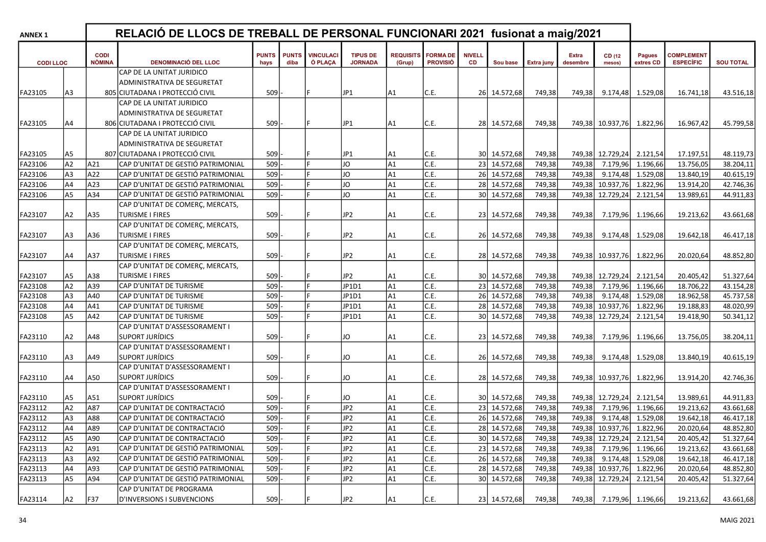ANNEX 1

# RELACIÓ DE LLOCS DE TREBALL DE PERSONAL FUNCIONARI 2021 fusionat a maig/2021

| CODI LLOC | | CODI NÒMINA | DENOMINACIÓ DEL LLOC | PUNTS hays | PUNTS diba | VINCULACIÓ PLAÇA | TIPUS DE JORNADA | REQUISITS (Grup) | FORMA DE PROVISIÓ | NIVELL CD | Sou base | Extra juny | Extra desembre | CD (12 mesos) | Pagues extres CD | COMPLEMENT ESPECÍFIC | SOU TOTAL |
|---|---|---|---|---|---|---|---|---|---|---|---|---|---|---|---|---|---|
| FA23105 | A3 | 805 | CAP DE LA UNITAT JURIDICO ADMINISTRATIVA DE SEGURETAT CIUTADANA I PROTECCIÓ CIVIL | 509 | - | F | JP1 | A1 | C.E. | 26 | 14.572,68 | 749,38 | 749,38 | 9.174,48 | 1.529,08 | 16.741,18 | 43.516,18 |
| FA23105 | A4 | 806 | CAP DE LA UNITAT JURIDICO ADMINISTRATIVA DE SEGURETAT CIUTADANA I PROTECCIÓ CIVIL | 509 | - | F | JP1 | A1 | C.E. | 28 | 14.572,68 | 749,38 | 749,38 | 10.937,76 | 1.822,96 | 16.967,42 | 45.799,58 |
| FA23105 | A5 | 807 | CAP DE LA UNITAT JURIDICO ADMINISTRATIVA DE SEGURETAT CIUTADANA I PROTECCIÓ CIVIL | 509 | - | F | JP1 | A1 | C.E. | 30 | 14.572,68 | 749,38 | 749,38 | 12.729,24 | 2.121,54 | 17.197,51 | 48.119,73 |
| FA23106 | A2 | A21 | CAP D'UNITAT DE GESTIÓ PATRIMONIAL | 509 | - | F | JO | A1 | C.E. | 23 | 14.572,68 | 749,38 | 749,38 | 7.179,96 | 1.196,66 | 13.756,05 | 38.204,11 |
| FA23106 | A3 | A22 | CAP D'UNITAT DE GESTIÓ PATRIMONIAL | 509 | - | F | JO | A1 | C.E. | 26 | 14.572,68 | 749,38 | 749,38 | 9.174,48 | 1.529,08 | 13.840,19 | 40.615,19 |
| FA23106 | A4 | A23 | CAP D'UNITAT DE GESTIÓ PATRIMONIAL | 509 | - | F | JO | A1 | C.E. | 28 | 14.572,68 | 749,38 | 749,38 | 10.937,76 | 1.822,96 | 13.914,20 | 42.746,36 |
| FA23106 | A5 | A34 | CAP D'UNITAT DE GESTIÓ PATRIMONIAL | 509 | - | F | JO | A1 | C.E. | 30 | 14.572,68 | 749,38 | 749,38 | 12.729,24 | 2.121,54 | 13.989,61 | 44.911,83 |
| FA23107 | A2 | A35 | CAP D'UNITAT DE COMERÇ, MERCATS, TURISME I FIRES | 509 | - | F | JP2 | A1 | C.E. | 23 | 14.572,68 | 749,38 | 749,38 | 7.179,96 | 1.196,66 | 19.213,62 | 43.661,68 |
| FA23107 | A3 | A36 | CAP D'UNITAT DE COMERÇ, MERCATS, TURISME I FIRES | 509 | - | F | JP2 | A1 | C.E. | 26 | 14.572,68 | 749,38 | 749,38 | 9.174,48 | 1.529,08 | 19.642,18 | 46.417,18 |
| FA23107 | A4 | A37 | CAP D'UNITAT DE COMERÇ, MERCATS, TURISME I FIRES | 509 | - | F | JP2 | A1 | C.E. | 28 | 14.572,68 | 749,38 | 749,38 | 10.937,76 | 1.822,96 | 20.020,64 | 48.852,80 |
| FA23107 | A5 | A38 | CAP D'UNITAT DE COMERÇ, MERCATS, TURISME I FIRES | 509 | - | F | JP2 | A1 | C.E. | 30 | 14.572,68 | 749,38 | 749,38 | 12.729,24 | 2.121,54 | 20.405,42 | 51.327,64 |
| FA23108 | A2 | A39 | CAP D'UNITAT DE TURISME | 509 | - | F | JP1D1 | A1 | C.E. | 23 | 14.572,68 | 749,38 | 749,38 | 7.179,96 | 1.196,66 | 18.706,22 | 43.154,28 |
| FA23108 | A3 | A40 | CAP D'UNITAT DE TURISME | 509 | - | F | JP1D1 | A1 | C.E. | 26 | 14.572,68 | 749,38 | 749,38 | 9.174,48 | 1.529,08 | 18.962,58 | 45.737,58 |
| FA23108 | A4 | A41 | CAP D'UNITAT DE TURISME | 509 | - | F | JP1D1 | A1 | C.E. | 28 | 14.572,68 | 749,38 | 749,38 | 10.937,76 | 1.822,96 | 19.188,83 | 48.020,99 |
| FA23108 | A5 | A42 | CAP D'UNITAT DE TURISME | 509 | - | F | JP1D1 | A1 | C.E. | 30 | 14.572,68 | 749,38 | 749,38 | 12.729,24 | 2.121,54 | 19.418,90 | 50.341,12 |
| FA23110 | A2 | A48 | CAP D'UNITAT D'ASSESSORAMENT I SUPORT JURÍDICS | 509 | - | F | JO | A1 | C.E. | 23 | 14.572,68 | 749,38 | 749,38 | 7.179,96 | 1.196,66 | 13.756,05 | 38.204,11 |
| FA23110 | A3 | A49 | CAP D'UNITAT D'ASSESSORAMENT I SUPORT JURÍDICS | 509 | - | F | JO | A1 | C.E. | 26 | 14.572,68 | 749,38 | 749,38 | 9.174,48 | 1.529,08 | 13.840,19 | 40.615,19 |
| FA23110 | A4 | A50 | CAP D'UNITAT D'ASSESSORAMENT I SUPORT JURÍDICS | 509 | - | F | JO | A1 | C.E. | 28 | 14.572,68 | 749,38 | 749,38 | 10.937,76 | 1.822,96 | 13.914,20 | 42.746,36 |
| FA23110 | A5 | A51 | CAP D'UNITAT D'ASSESSORAMENT I SUPORT JURÍDICS | 509 | - | F | JO | A1 | C.E. | 30 | 14.572,68 | 749,38 | 749,38 | 12.729,24 | 2.121,54 | 13.989,61 | 44.911,83 |
| FA23112 | A2 | A87 | CAP D'UNITAT DE CONTRACTACIÓ | 509 | - | F | JP2 | A1 | C.E. | 23 | 14.572,68 | 749,38 | 749,38 | 7.179,96 | 1.196,66 | 19.213,62 | 43.661,68 |
| FA23112 | A3 | A88 | CAP D'UNITAT DE CONTRACTACIÓ | 509 | - | F | JP2 | A1 | C.E. | 26 | 14.572,68 | 749,38 | 749,38 | 9.174,48 | 1.529,08 | 19.642,18 | 46.417,18 |
| FA23112 | A4 | A89 | CAP D'UNITAT DE CONTRACTACIÓ | 509 | - | F | JP2 | A1 | C.E. | 28 | 14.572,68 | 749,38 | 749,38 | 10.937,76 | 1.822,96 | 20.020,64 | 48.852,80 |
| FA23112 | A5 | A90 | CAP D'UNITAT DE CONTRACTACIÓ | 509 | - | F | JP2 | A1 | C.E. | 30 | 14.572,68 | 749,38 | 749,38 | 12.729,24 | 2.121,54 | 20.405,42 | 51.327,64 |
| FA23113 | A2 | A91 | CAP D'UNITAT DE GESTIÓ PATRIMONIAL | 509 | - | F | JP2 | A1 | C.E. | 23 | 14.572,68 | 749,38 | 749,38 | 7.179,96 | 1.196,66 | 19.213,62 | 43.661,68 |
| FA23113 | A3 | A92 | CAP D'UNITAT DE GESTIÓ PATRIMONIAL | 509 | - | F | JP2 | A1 | C.E. | 26 | 14.572,68 | 749,38 | 749,38 | 9.174,48 | 1.529,08 | 19.642,18 | 46.417,18 |
| FA23113 | A4 | A93 | CAP D'UNITAT DE GESTIÓ PATRIMONIAL | 509 | - | F | JP2 | A1 | C.E. | 28 | 14.572,68 | 749,38 | 749,38 | 10.937,76 | 1.822,96 | 20.020,64 | 48.852,80 |
| FA23113 | A5 | A94 | CAP D'UNITAT DE GESTIÓ PATRIMONIAL | 509 | - | F | JP2 | A1 | C.E. | 30 | 14.572,68 | 749,38 | 749,38 | 12.729,24 | 2.121,54 | 20.405,42 | 51.327,64 |
| FA23114 | A2 | F37 | CAP D'UNITAT DE PROGRAMA D'INVERSIONS I SUBVENCIONS | 509 | - | F | JP2 | A1 | C.E. | 23 | 14.572,68 | 749,38 | 749,38 | 7.179,96 | 1.196,66 | 19.213,62 | 43.661,68 |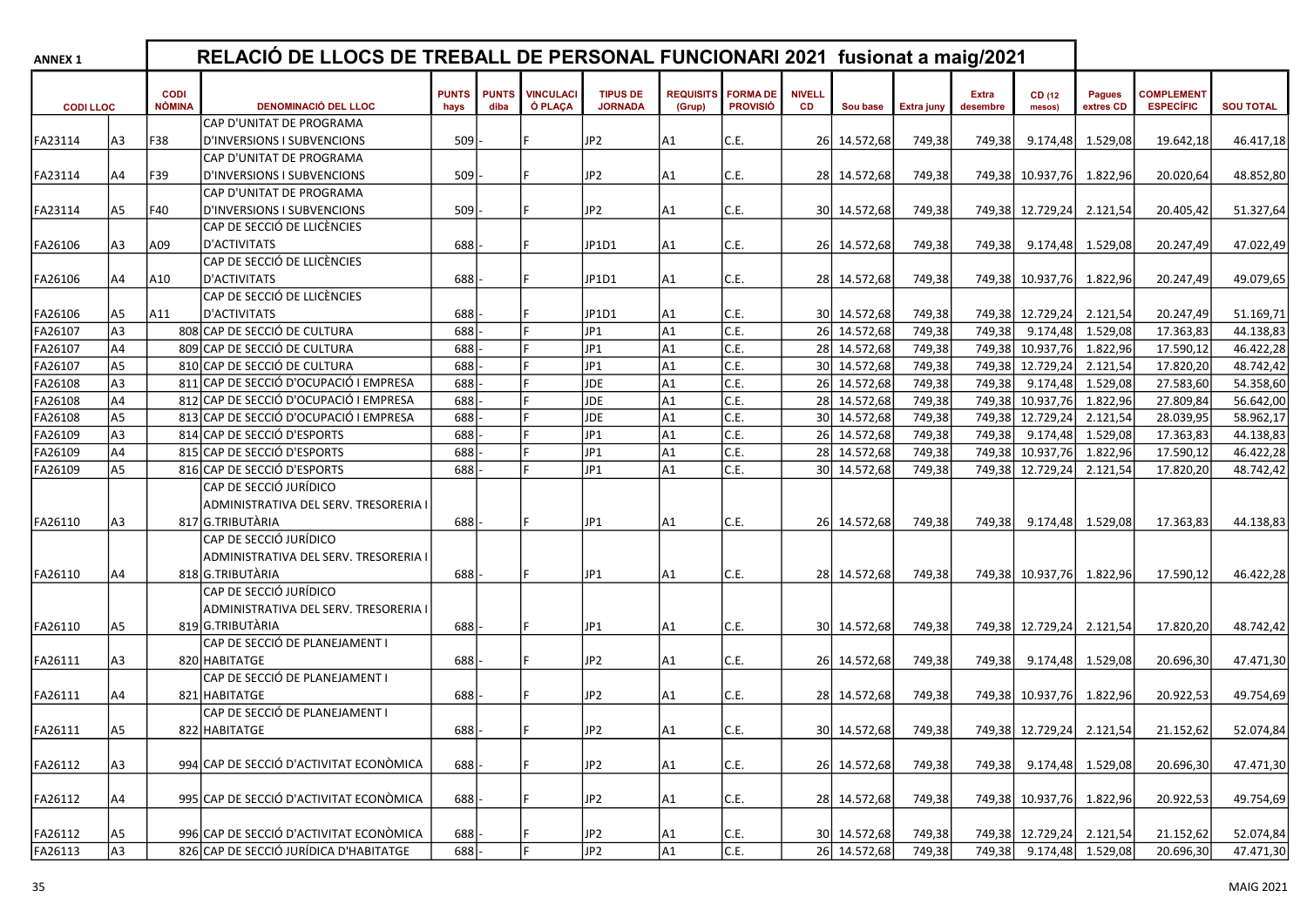ANNEX 1

# RELACIÓ DE LLOCS DE TREBALL DE PERSONAL FUNCIONARI 2021 fusionat a maig/2021

| CODI LLOC | | CODI NÒMINA | DENOMINACIÓ DEL LLOC | PUNTS hays | PUNTS diba | VINCULACIÓ PLAÇA | TIPUS DE JORNADA | REQUISITS (Grup) | FORMA DE PROVISIÓ | NIVELL CD | Sou base | Extra juny | Extra desembre | CD (12 mesos) | Pagues extres CD | COMPLEMENT ESPECÍFIC | SOU TOTAL |
|---|---|---|---|---|---|---|---|---|---|---|---|---|---|---|---|---|---|
| FA23114 | A3 | F38 | CAP D'UNITAT DE PROGRAMA D'INVERSIONS I SUBVENCIONS | 509 | - | F | JP2 | A1 | C.E. | 26 | 14.572,68 | 749,38 | 749,38 | 9.174,48 | 1.529,08 | 19.642,18 | 46.417,18 |
| FA23114 | A4 | F39 | CAP D'UNITAT DE PROGRAMA D'INVERSIONS I SUBVENCIONS | 509 | - | F | JP2 | A1 | C.E. | 28 | 14.572,68 | 749,38 | 749,38 | 10.937,76 | 1.822,96 | 20.020,64 | 48.852,80 |
| FA23114 | A5 | F40 | CAP D'UNITAT DE PROGRAMA D'INVERSIONS I SUBVENCIONS | 509 | - | F | JP2 | A1 | C.E. | 30 | 14.572,68 | 749,38 | 749,38 | 12.729,24 | 2.121,54 | 20.405,42 | 51.327,64 |
| FA26106 | A3 | A09 | CAP DE SECCIÓ DE LLICÈNCIES D'ACTIVITATS | 688 | - | F | JP1D1 | A1 | C.E. | 26 | 14.572,68 | 749,38 | 749,38 | 9.174,48 | 1.529,08 | 20.247,49 | 47.022,49 |
| FA26106 | A4 | A10 | CAP DE SECCIÓ DE LLICÈNCIES D'ACTIVITATS | 688 | - | F | JP1D1 | A1 | C.E. | 28 | 14.572,68 | 749,38 | 749,38 | 10.937,76 | 1.822,96 | 20.247,49 | 49.079,65 |
| FA26106 | A5 | A11 | CAP DE SECCIÓ DE LLICÈNCIES D'ACTIVITATS | 688 | - | F | JP1D1 | A1 | C.E. | 30 | 14.572,68 | 749,38 | 749,38 | 12.729,24 | 2.121,54 | 20.247,49 | 51.169,71 |
| FA26107 | A3 | 808 | CAP DE SECCIÓ DE CULTURA | 688 | - | F | JP1 | A1 | C.E. | 26 | 14.572,68 | 749,38 | 749,38 | 9.174,48 | 1.529,08 | 17.363,83 | 44.138,83 |
| FA26107 | A4 | 809 | CAP DE SECCIÓ DE CULTURA | 688 | - | F | JP1 | A1 | C.E. | 28 | 14.572,68 | 749,38 | 749,38 | 10.937,76 | 1.822,96 | 17.590,12 | 46.422,28 |
| FA26107 | A5 | 810 | CAP DE SECCIÓ DE CULTURA | 688 | - | F | JP1 | A1 | C.E. | 30 | 14.572,68 | 749,38 | 749,38 | 12.729,24 | 2.121,54 | 17.820,20 | 48.742,42 |
| FA26108 | A3 | 811 | CAP DE SECCIÓ D'OCUPACIÓ I EMPRESA | 688 | - | F | JDE | A1 | C.E. | 26 | 14.572,68 | 749,38 | 749,38 | 9.174,48 | 1.529,08 | 27.583,60 | 54.358,60 |
| FA26108 | A4 | 812 | CAP DE SECCIÓ D'OCUPACIÓ I EMPRESA | 688 | - | F | JDE | A1 | C.E. | 28 | 14.572,68 | 749,38 | 749,38 | 10.937,76 | 1.822,96 | 27.809,84 | 56.642,00 |
| FA26108 | A5 | 813 | CAP DE SECCIÓ D'OCUPACIÓ I EMPRESA | 688 | - | F | JDE | A1 | C.E. | 30 | 14.572,68 | 749,38 | 749,38 | 12.729,24 | 2.121,54 | 28.039,95 | 58.962,17 |
| FA26109 | A3 | 814 | CAP DE SECCIÓ D'ESPORTS | 688 | - | F | JP1 | A1 | C.E. | 26 | 14.572,68 | 749,38 | 749,38 | 9.174,48 | 1.529,08 | 17.363,83 | 44.138,83 |
| FA26109 | A4 | 815 | CAP DE SECCIÓ D'ESPORTS | 688 | - | F | JP1 | A1 | C.E. | 28 | 14.572,68 | 749,38 | 749,38 | 10.937,76 | 1.822,96 | 17.590,12 | 46.422,28 |
| FA26109 | A5 | 816 | CAP DE SECCIÓ D'ESPORTS | 688 | - | F | JP1 | A1 | C.E. | 30 | 14.572,68 | 749,38 | 749,38 | 12.729,24 | 2.121,54 | 17.820,20 | 48.742,42 |
| FA26110 | A3 | 817 | CAP DE SECCIÓ JURÍDICO ADMINISTRATIVA DEL SERV. TRESORERIA I G.TRIBUTÀRIA | 688 | - | F | JP1 | A1 | C.E. | 26 | 14.572,68 | 749,38 | 749,38 | 9.174,48 | 1.529,08 | 17.363,83 | 44.138,83 |
| FA26110 | A4 | 818 | CAP DE SECCIÓ JURÍDICO ADMINISTRATIVA DEL SERV. TRESORERIA I G.TRIBUTÀRIA | 688 | - | F | JP1 | A1 | C.E. | 28 | 14.572,68 | 749,38 | 749,38 | 10.937,76 | 1.822,96 | 17.590,12 | 46.422,28 |
| FA26110 | A5 | 819 | CAP DE SECCIÓ JURÍDICO ADMINISTRATIVA DEL SERV. TRESORERIA I G.TRIBUTÀRIA | 688 | - | F | JP1 | A1 | C.E. | 30 | 14.572,68 | 749,38 | 749,38 | 12.729,24 | 2.121,54 | 17.820,20 | 48.742,42 |
| FA26111 | A3 | 820 | CAP DE SECCIÓ DE PLANEJAMENT I HABITATGE | 688 | - | F | JP2 | A1 | C.E. | 26 | 14.572,68 | 749,38 | 749,38 | 9.174,48 | 1.529,08 | 20.696,30 | 47.471,30 |
| FA26111 | A4 | 821 | CAP DE SECCIÓ DE PLANEJAMENT I HABITATGE | 688 | - | F | JP2 | A1 | C.E. | 28 | 14.572,68 | 749,38 | 749,38 | 10.937,76 | 1.822,96 | 20.922,53 | 49.754,69 |
| FA26111 | A5 | 822 | CAP DE SECCIÓ DE PLANEJAMENT I HABITATGE | 688 | - | F | JP2 | A1 | C.E. | 30 | 14.572,68 | 749,38 | 749,38 | 12.729,24 | 2.121,54 | 21.152,62 | 52.074,84 |
| FA26112 | A3 | 994 | CAP DE SECCIÓ D'ACTIVITAT ECONÒMICA | 688 | - | F | JP2 | A1 | C.E. | 26 | 14.572,68 | 749,38 | 749,38 | 9.174,48 | 1.529,08 | 20.696,30 | 47.471,30 |
| FA26112 | A4 | 995 | CAP DE SECCIÓ D'ACTIVITAT ECONÒMICA | 688 | - | F | JP2 | A1 | C.E. | 28 | 14.572,68 | 749,38 | 749,38 | 10.937,76 | 1.822,96 | 20.922,53 | 49.754,69 |
| FA26112 | A5 | 996 | CAP DE SECCIÓ D'ACTIVITAT ECONÒMICA | 688 | - | F | JP2 | A1 | C.E. | 30 | 14.572,68 | 749,38 | 749,38 | 12.729,24 | 2.121,54 | 21.152,62 | 52.074,84 |
| FA26113 | A3 | 826 | CAP DE SECCIÓ JURÍDICA D'HABITATGE | 688 | - | F | JP2 | A1 | C.E. | 26 | 14.572,68 | 749,38 | 749,38 | 9.174,48 | 1.529,08 | 20.696,30 | 47.471,30 |

MAIG 2021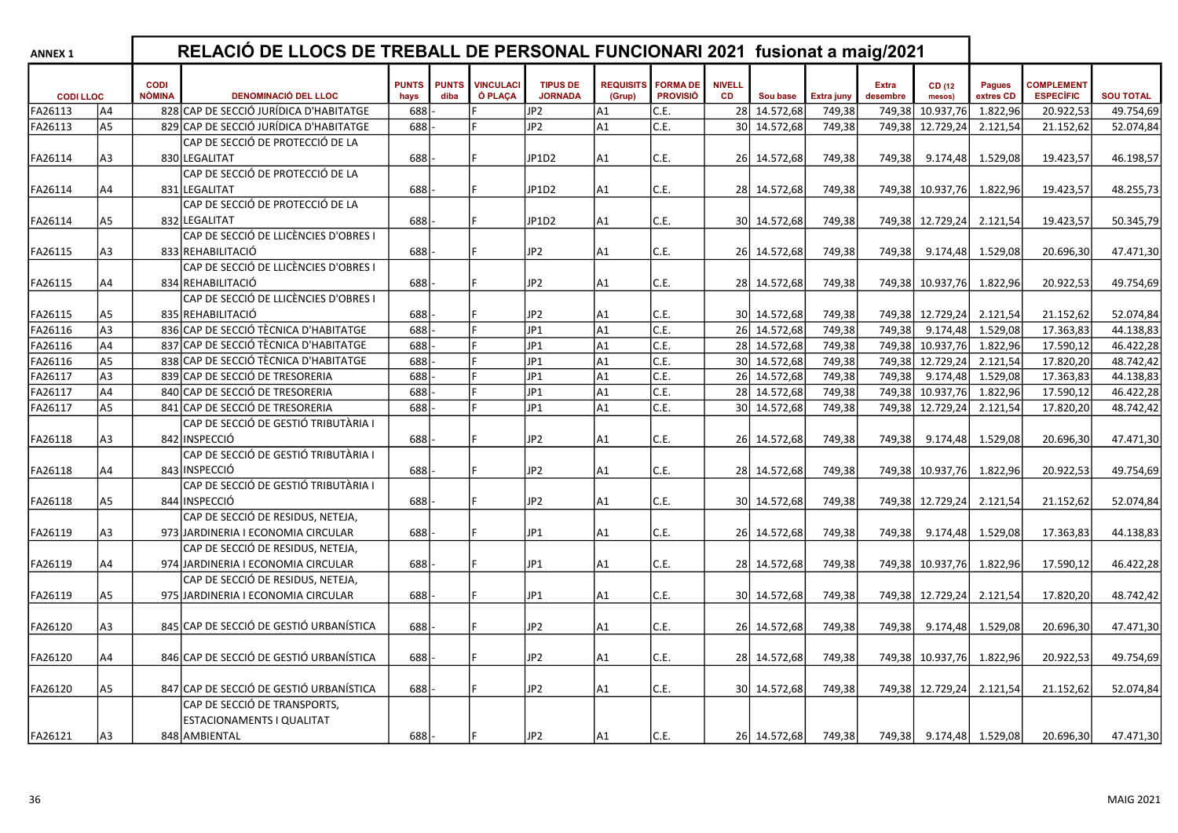ANNEX 1

# RELACIÓ DE LLOCS DE TREBALL DE PERSONAL FUNCIONARI 2021 fusionat a maig/2021

| CODI LLOC | | CODI NÒMINA | DENOMINACIÓ DEL LLOC | PUNTS hays | PUNTS diba | VINCULACIÓ PLAÇA | TIPUS DE JORNADA | REQUISITS (Grup) | FORMA DE PROVISIÓ | NIVELL CD | Sou base | Extra juny | Extra desembre | CD (12 mesos) | Pagues extres CD | COMPLEMENT ESPECÍFIC | SOU TOTAL |
|---|---|---|---|---|---|---|---|---|---|---|---|---|---|---|---|---|---|
| FA26113 | A4 | 828 | CAP DE SECCIÓ JURÍDICA D'HABITATGE | 688 | - | F | JP2 | A1 | C.E. | 28 | 14.572,68 | 749,38 | 749,38 | 10.937,76 | 1.822,96 | 20.922,53 | 49.754,69 |
| FA26113 | A5 | 829 | CAP DE SECCIÓ JURÍDICA D'HABITATGE | 688 | - | F | JP2 | A1 | C.E. | 30 | 14.572,68 | 749,38 | 749,38 | 12.729,24 | 2.121,54 | 21.152,62 | 52.074,84 |
| FA26114 | A3 | 830 | CAP DE SECCIÓ DE PROTECCIÓ DE LA LEGALITAT | 688 | - | F | JP1D2 | A1 | C.E. | 26 | 14.572,68 | 749,38 | 749,38 | 9.174,48 | 1.529,08 | 19.423,57 | 46.198,57 |
| FA26114 | A4 | 831 | CAP DE SECCIÓ DE PROTECCIÓ DE LA LEGALITAT | 688 | - | F | JP1D2 | A1 | C.E. | 28 | 14.572,68 | 749,38 | 749,38 | 10.937,76 | 1.822,96 | 19.423,57 | 48.255,73 |
| FA26114 | A5 | 832 | CAP DE SECCIÓ DE PROTECCIÓ DE LA LEGALITAT | 688 | - | F | JP1D2 | A1 | C.E. | 30 | 14.572,68 | 749,38 | 749,38 | 12.729,24 | 2.121,54 | 19.423,57 | 50.345,79 |
| FA26115 | A3 | 833 | CAP DE SECCIÓ DE LLICÈNCIES D'OBRES I REHABILITACIÓ | 688 | - | F | JP2 | A1 | C.E. | 26 | 14.572,68 | 749,38 | 749,38 | 9.174,48 | 1.529,08 | 20.696,30 | 47.471,30 |
| FA26115 | A4 | 834 | CAP DE SECCIÓ DE LLICÈNCIES D'OBRES I REHABILITACIÓ | 688 | - | F | JP2 | A1 | C.E. | 28 | 14.572,68 | 749,38 | 749,38 | 10.937,76 | 1.822,96 | 20.922,53 | 49.754,69 |
| FA26115 | A5 | 835 | CAP DE SECCIÓ DE LLICÈNCIES D'OBRES I REHABILITACIÓ | 688 | - | F | JP2 | A1 | C.E. | 30 | 14.572,68 | 749,38 | 749,38 | 12.729,24 | 2.121,54 | 21.152,62 | 52.074,84 |
| FA26116 | A3 | 836 | CAP DE SECCIÓ TÈCNICA D'HABITATGE | 688 | - | F | JP1 | A1 | C.E. | 26 | 14.572,68 | 749,38 | 749,38 | 9.174,48 | 1.529,08 | 17.363,83 | 44.138,83 |
| FA26116 | A4 | 837 | CAP DE SECCIÓ TÈCNICA D'HABITATGE | 688 | - | F | JP1 | A1 | C.E. | 28 | 14.572,68 | 749,38 | 749,38 | 10.937,76 | 1.822,96 | 17.590,12 | 46.422,28 |
| FA26116 | A5 | 838 | CAP DE SECCIÓ TÈCNICA D'HABITATGE | 688 | - | F | JP1 | A1 | C.E. | 30 | 14.572,68 | 749,38 | 749,38 | 12.729,24 | 2.121,54 | 17.820,20 | 48.742,42 |
| FA26117 | A3 | 839 | CAP DE SECCIÓ DE TRESORERIA | 688 | - | F | JP1 | A1 | C.E. | 26 | 14.572,68 | 749,38 | 749,38 | 9.174,48 | 1.529,08 | 17.363,83 | 44.138,83 |
| FA26117 | A4 | 840 | CAP DE SECCIÓ DE TRESORERIA | 688 | - | F | JP1 | A1 | C.E. | 28 | 14.572,68 | 749,38 | 749,38 | 10.937,76 | 1.822,96 | 17.590,12 | 46.422,28 |
| FA26117 | A5 | 841 | CAP DE SECCIÓ DE TRESORERIA | 688 | - | F | JP1 | A1 | C.E. | 30 | 14.572,68 | 749,38 | 749,38 | 12.729,24 | 2.121,54 | 17.820,20 | 48.742,42 |
| FA26118 | A3 | 842 | CAP DE SECCIÓ DE GESTIÓ TRIBUTÀRIA I INSPECCIÓ | 688 | - | F | JP2 | A1 | C.E. | 26 | 14.572,68 | 749,38 | 749,38 | 9.174,48 | 1.529,08 | 20.696,30 | 47.471,30 |
| FA26118 | A4 | 843 | CAP DE SECCIÓ DE GESTIÓ TRIBUTÀRIA I INSPECCIÓ | 688 | - | F | JP2 | A1 | C.E. | 28 | 14.572,68 | 749,38 | 749,38 | 10.937,76 | 1.822,96 | 20.922,53 | 49.754,69 |
| FA26118 | A5 | 844 | CAP DE SECCIÓ DE GESTIÓ TRIBUTÀRIA I INSPECCIÓ | 688 | - | F | JP2 | A1 | C.E. | 30 | 14.572,68 | 749,38 | 749,38 | 12.729,24 | 2.121,54 | 21.152,62 | 52.074,84 |
| FA26119 | A3 | 973 | CAP DE SECCIÓ DE RESIDUS, NETEJA, JARDINERIA I ECONOMIA CIRCULAR | 688 | - | F | JP1 | A1 | C.E. | 26 | 14.572,68 | 749,38 | 749,38 | 9.174,48 | 1.529,08 | 17.363,83 | 44.138,83 |
| FA26119 | A4 | 974 | CAP DE SECCIÓ DE RESIDUS, NETEJA, JARDINERIA I ECONOMIA CIRCULAR | 688 | - | F | JP1 | A1 | C.E. | 28 | 14.572,68 | 749,38 | 749,38 | 10.937,76 | 1.822,96 | 17.590,12 | 46.422,28 |
| FA26119 | A5 | 975 | CAP DE SECCIÓ DE RESIDUS, NETEJA, JARDINERIA I ECONOMIA CIRCULAR | 688 | - | F | JP1 | A1 | C.E. | 30 | 14.572,68 | 749,38 | 749,38 | 12.729,24 | 2.121,54 | 17.820,20 | 48.742,42 |
| FA26120 | A3 | 845 | CAP DE SECCIÓ DE GESTIÓ URBANÍSTICA | 688 | - | F | JP2 | A1 | C.E. | 26 | 14.572,68 | 749,38 | 749,38 | 9.174,48 | 1.529,08 | 20.696,30 | 47.471,30 |
| FA26120 | A4 | 846 | CAP DE SECCIÓ DE GESTIÓ URBANÍSTICA | 688 | - | F | JP2 | A1 | C.E. | 28 | 14.572,68 | 749,38 | 749,38 | 10.937,76 | 1.822,96 | 20.922,53 | 49.754,69 |
| FA26120 | A5 | 847 | CAP DE SECCIÓ DE GESTIÓ URBANÍSTICA | 688 | - | F | JP2 | A1 | C.E. | 30 | 14.572,68 | 749,38 | 749,38 | 12.729,24 | 2.121,54 | 21.152,62 | 52.074,84 |
| FA26121 | A3 | 848 | CAP DE SECCIÓ DE TRANSPORTS, ESTACIONAMENTS I QUALITAT AMBIENTAL | 688 | - | F | JP2 | A1 | C.E. | 26 | 14.572,68 | 749,38 | 749,38 | 9.174,48 | 1.529,08 | 20.696,30 | 47.471,30 |

MAIG 2021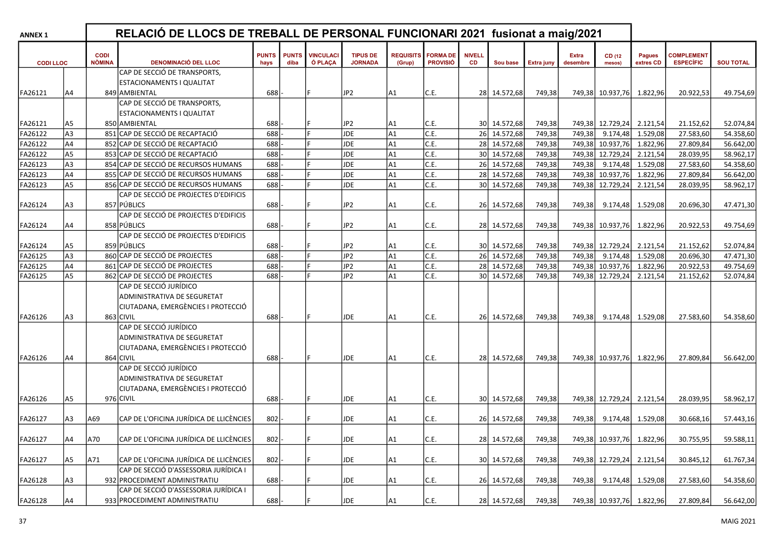ANNEX 1

# RELACIÓ DE LLOCS DE TREBALL DE PERSONAL FUNCIONARI 2021 fusionat a maig/2021

| CODI LLOC | | CODI NÒMINA | DENOMINACIÓ DEL LLOC | PUNTS hays | PUNTS diba | VINCULACIÓ PLAÇA | TIPUS DE JORNADA | REQUISITS (Grup) | FORMA DE PROVISIÓ | NIVELL CD | Sou base | Extra juny | Extra desembre | CD (12 mesos) | Pagues extres CD | COMPLEMENT ESPECÍFIC | SOU TOTAL |
|---|---|---|---|---|---|---|---|---|---|---|---|---|---|---|---|---|---|
| FA26121 | A4 | 849 | CAP DE SECCIÓ DE TRANSPORTS, ESTACIONAMENTS I QUALITAT AMBIENTAL | 688 | - | F | JP2 | A1 | C.E. | 28 | 14.572,68 | 749,38 | 749,38 | 10.937,76 | 1.822,96 | 20.922,53 | 49.754,69 |
| FA26121 | A5 | 850 | CAP DE SECCIÓ DE TRANSPORTS, ESTACIONAMENTS I QUALITAT AMBIENTAL | 688 | - | F | JP2 | A1 | C.E. | 30 | 14.572,68 | 749,38 | 749,38 | 12.729,24 | 2.121,54 | 21.152,62 | 52.074,84 |
| FA26122 | A3 | 851 | CAP DE SECCIÓ DE RECAPTACIÓ | 688 | - | F | JDE | A1 | C.E. | 26 | 14.572,68 | 749,38 | 749,38 | 9.174,48 | 1.529,08 | 27.583,60 | 54.358,60 |
| FA26122 | A4 | 852 | CAP DE SECCIÓ DE RECAPTACIÓ | 688 | - | F | JDE | A1 | C.E. | 28 | 14.572,68 | 749,38 | 749,38 | 10.937,76 | 1.822,96 | 27.809,84 | 56.642,00 |
| FA26122 | A5 | 853 | CAP DE SECCIÓ DE RECAPTACIÓ | 688 | - | F | JDE | A1 | C.E. | 30 | 14.572,68 | 749,38 | 749,38 | 12.729,24 | 2.121,54 | 28.039,95 | 58.962,17 |
| FA26123 | A3 | 854 | CAP DE SECCIÓ DE RECURSOS HUMANS | 688 | - | F | JDE | A1 | C.E. | 26 | 14.572,68 | 749,38 | 749,38 | 9.174,48 | 1.529,08 | 27.583,60 | 54.358,60 |
| FA26123 | A4 | 855 | CAP DE SECCIÓ DE RECURSOS HUMANS | 688 | - | F | JDE | A1 | C.E. | 28 | 14.572,68 | 749,38 | 749,38 | 10.937,76 | 1.822,96 | 27.809,84 | 56.642,00 |
| FA26123 | A5 | 856 | CAP DE SECCIÓ DE RECURSOS HUMANS | 688 | - | F | JDE | A1 | C.E. | 30 | 14.572,68 | 749,38 | 749,38 | 12.729,24 | 2.121,54 | 28.039,95 | 58.962,17 |
| FA26124 | A3 | 857 | CAP DE SECCIÓ DE PROJECTES D'EDIFICIS PÚBLICS | 688 | - | F | JP2 | A1 | C.E. | 26 | 14.572,68 | 749,38 | 749,38 | 9.174,48 | 1.529,08 | 20.696,30 | 47.471,30 |
| FA26124 | A4 | 858 | CAP DE SECCIÓ DE PROJECTES D'EDIFICIS PÚBLICS | 688 | - | F | JP2 | A1 | C.E. | 28 | 14.572,68 | 749,38 | 749,38 | 10.937,76 | 1.822,96 | 20.922,53 | 49.754,69 |
| FA26124 | A5 | 859 | CAP DE SECCIÓ DE PROJECTES D'EDIFICIS PÚBLICS | 688 | - | F | JP2 | A1 | C.E. | 30 | 14.572,68 | 749,38 | 749,38 | 12.729,24 | 2.121,54 | 21.152,62 | 52.074,84 |
| FA26125 | A3 | 860 | CAP DE SECCIÓ DE PROJECTES | 688 | - | F | JP2 | A1 | C.E. | 26 | 14.572,68 | 749,38 | 749,38 | 9.174,48 | 1.529,08 | 20.696,30 | 47.471,30 |
| FA26125 | A4 | 861 | CAP DE SECCIÓ DE PROJECTES | 688 | - | F | JP2 | A1 | C.E. | 28 | 14.572,68 | 749,38 | 749,38 | 10.937,76 | 1.822,96 | 20.922,53 | 49.754,69 |
| FA26125 | A5 | 862 | CAP DE SECCIÓ DE PROJECTES | 688 | - | F | JP2 | A1 | C.E. | 30 | 14.572,68 | 749,38 | 749,38 | 12.729,24 | 2.121,54 | 21.152,62 | 52.074,84 |
| FA26126 | A3 | 863 | CAP DE SECCIÓ JURÍDICO ADMINISTRATIVA DE SEGURETAT CIUTADANA, EMERGÈNCIES I PROTECCIÓ CIVIL | 688 | - | F | JDE | A1 | C.E. | 26 | 14.572,68 | 749,38 | 749,38 | 9.174,48 | 1.529,08 | 27.583,60 | 54.358,60 |
| FA26126 | A4 | 864 | CAP DE SECCIÓ JURÍDICO ADMINISTRATIVA DE SEGURETAT CIUTADANA, EMERGÈNCIES I PROTECCIÓ CIVIL | 688 | - | F | JDE | A1 | C.E. | 28 | 14.572,68 | 749,38 | 749,38 | 10.937,76 | 1.822,96 | 27.809,84 | 56.642,00 |
| FA26126 | A5 | 976 | CAP DE SECCIÓ JURÍDICO ADMINISTRATIVA DE SEGURETAT CIUTADANA, EMERGÈNCIES I PROTECCIÓ CIVIL | 688 | - | F | JDE | A1 | C.E. | 30 | 14.572,68 | 749,38 | 749,38 | 12.729,24 | 2.121,54 | 28.039,95 | 58.962,17 |
| FA26127 | A3 | A69 | CAP DE L'OFICINA JURÍDICA DE LLICÈNCIES | 802 | - | F | JDE | A1 | C.E. | 26 | 14.572,68 | 749,38 | 749,38 | 9.174,48 | 1.529,08 | 30.668,16 | 57.443,16 |
| FA26127 | A4 | A70 | CAP DE L'OFICINA JURÍDICA DE LLICÈNCIES | 802 | - | F | JDE | A1 | C.E. | 28 | 14.572,68 | 749,38 | 749,38 | 10.937,76 | 1.822,96 | 30.755,95 | 59.588,11 |
| FA26127 | A5 | A71 | CAP DE L'OFICINA JURÍDICA DE LLICÈNCIES | 802 | - | F | JDE | A1 | C.E. | 30 | 14.572,68 | 749,38 | 749,38 | 12.729,24 | 2.121,54 | 30.845,12 | 61.767,34 |
| FA26128 | A3 | 932 | CAP DE SECCIÓ D'ASSESSORIA JURÍDICA I PROCEDIMENT ADMINISTRATIU | 688 | - | F | JDE | A1 | C.E. | 26 | 14.572,68 | 749,38 | 749,38 | 9.174,48 | 1.529,08 | 27.583,60 | 54.358,60 |
| FA26128 | A4 | 933 | CAP DE SECCIÓ D'ASSESSORIA JURÍDICA I PROCEDIMENT ADMINISTRATIU | 688 | - | F | JDE | A1 | C.E. | 28 | 14.572,68 | 749,38 | 749,38 | 10.937,76 | 1.822,96 | 27.809,84 | 56.642,00 |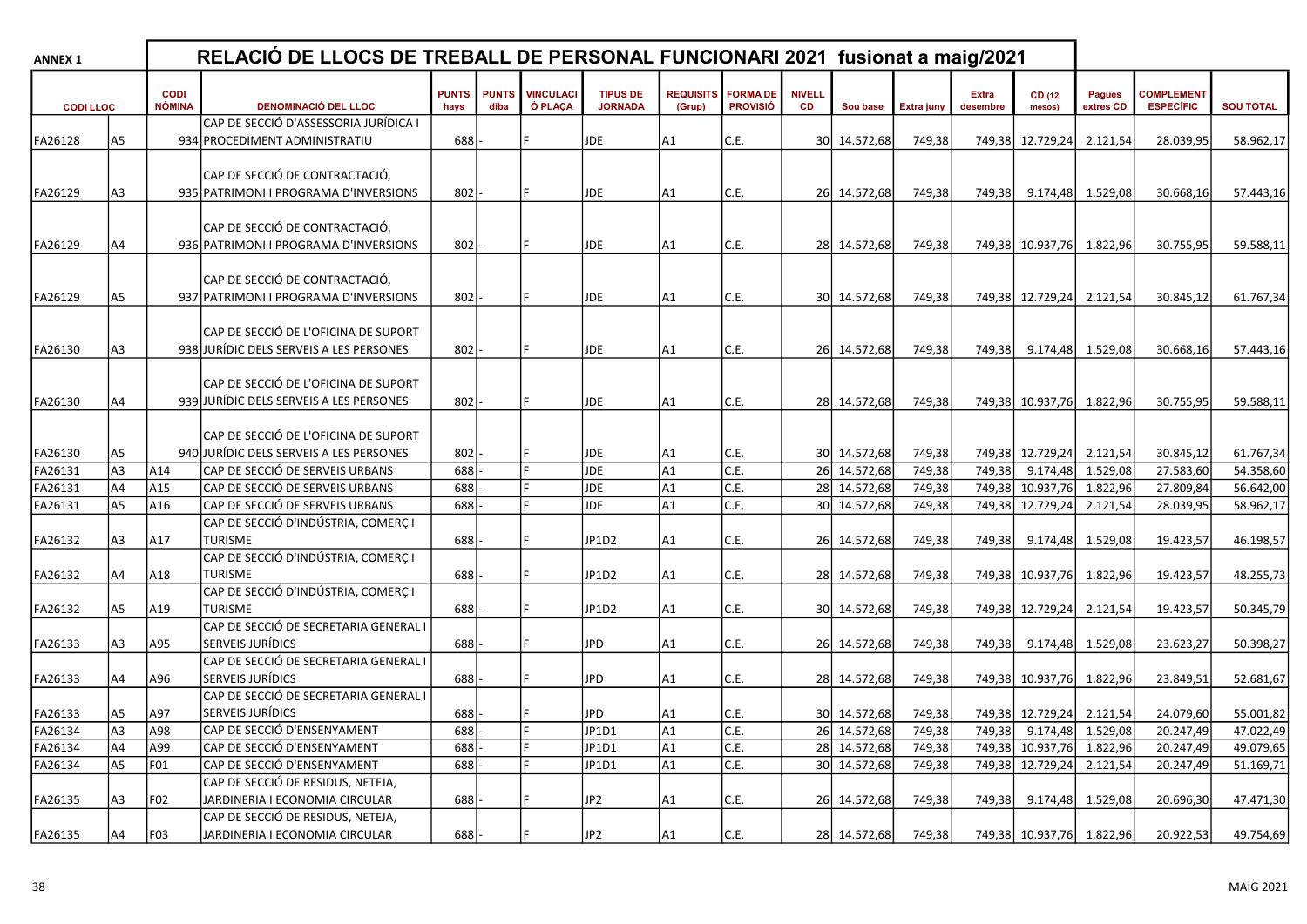ANNEX 1

# RELACIÓ DE LLOCS DE TREBALL DE PERSONAL FUNCIONARI 2021 fusionat a maig/2021

| CODI LLOC | | CODI NÒMINA | DENOMINACIÓ DEL LLOC | PUNTS hays | PUNTS diba | VINCULACIÓ PLAÇA | TIPUS DE JORNADA | REQUISITS (Grup) | FORMA DE PROVISIÓ | NIVELL CD | Sou base | Extra juny | Extra desembre | CD (12 mesos) | Pagues extres CD | COMPLEMENT ESPECÍFIC | SOU TOTAL |
|---|---|---|---|---|---|---|---|---|---|---|---|---|---|---|---|---|---|
| FA26128 | A5 | 934 | CAP DE SECCIÓ D'ASSESSORIA JURÍDICA I PROCEDIMENT ADMINISTRATIU | 688 | - | F | JDE | A1 | C.E. | 30 | 14.572,68 | 749,38 | 749,38 | 12.729,24 | 2.121,54 | 28.039,95 | 58.962,17 |
| FA26129 | A3 | 935 | CAP DE SECCIÓ DE CONTRACTACIÓ, PATRIMONI I PROGRAMA D'INVERSIONS | 802 | - | F | JDE | A1 | C.E. | 26 | 14.572,68 | 749,38 | 749,38 | 9.174,48 | 1.529,08 | 30.668,16 | 57.443,16 |
| FA26129 | A4 | 936 | CAP DE SECCIÓ DE CONTRACTACIÓ, PATRIMONI I PROGRAMA D'INVERSIONS | 802 | - | F | JDE | A1 | C.E. | 28 | 14.572,68 | 749,38 | 749,38 | 10.937,76 | 1.822,96 | 30.755,95 | 59.588,11 |
| FA26129 | A5 | 937 | CAP DE SECCIÓ DE CONTRACTACIÓ, PATRIMONI I PROGRAMA D'INVERSIONS | 802 | - | F | JDE | A1 | C.E. | 30 | 14.572,68 | 749,38 | 749,38 | 12.729,24 | 2.121,54 | 30.845,12 | 61.767,34 |
| FA26130 | A3 | 938 | CAP DE SECCIÓ DE L'OFICINA DE SUPORT JURÍDIC DELS SERVEIS A LES PERSONES | 802 | - | F | JDE | A1 | C.E. | 26 | 14.572,68 | 749,38 | 749,38 | 9.174,48 | 1.529,08 | 30.668,16 | 57.443,16 |
| FA26130 | A4 | 939 | CAP DE SECCIÓ DE L'OFICINA DE SUPORT JURÍDIC DELS SERVEIS A LES PERSONES | 802 | - | F | JDE | A1 | C.E. | 28 | 14.572,68 | 749,38 | 749,38 | 10.937,76 | 1.822,96 | 30.755,95 | 59.588,11 |
| FA26130 | A5 | 940 | CAP DE SECCIÓ DE L'OFICINA DE SUPORT JURÍDIC DELS SERVEIS A LES PERSONES | 802 | - | F | JDE | A1 | C.E. | 30 | 14.572,68 | 749,38 | 749,38 | 12.729,24 | 2.121,54 | 30.845,12 | 61.767,34 |
| FA26131 | A3 | A14 | CAP DE SECCIÓ DE SERVEIS URBANS | 688 | - | F | JDE | A1 | C.E. | 26 | 14.572,68 | 749,38 | 749,38 | 9.174,48 | 1.529,08 | 27.583,60 | 54.358,60 |
| FA26131 | A4 | A15 | CAP DE SECCIÓ DE SERVEIS URBANS | 688 | - | F | JDE | A1 | C.E. | 28 | 14.572,68 | 749,38 | 749,38 | 10.937,76 | 1.822,96 | 27.809,84 | 56.642,00 |
| FA26131 | A5 | A16 | CAP DE SECCIÓ DE SERVEIS URBANS | 688 | - | F | JDE | A1 | C.E. | 30 | 14.572,68 | 749,38 | 749,38 | 12.729,24 | 2.121,54 | 28.039,95 | 58.962,17 |
| FA26132 | A3 | A17 | CAP DE SECCIÓ D'INDÚSTRIA, COMERÇ I TURISME | 688 | - | F | JP1D2 | A1 | C.E. | 26 | 14.572,68 | 749,38 | 749,38 | 9.174,48 | 1.529,08 | 19.423,57 | 46.198,57 |
| FA26132 | A4 | A18 | CAP DE SECCIÓ D'INDÚSTRIA, COMERÇ I TURISME | 688 | - | F | JP1D2 | A1 | C.E. | 28 | 14.572,68 | 749,38 | 749,38 | 10.937,76 | 1.822,96 | 19.423,57 | 48.255,73 |
| FA26132 | A5 | A19 | CAP DE SECCIÓ D'INDÚSTRIA, COMERÇ I TURISME | 688 | - | F | JP1D2 | A1 | C.E. | 30 | 14.572,68 | 749,38 | 749,38 | 12.729,24 | 2.121,54 | 19.423,57 | 50.345,79 |
| FA26133 | A3 | A95 | CAP DE SECCIÓ DE SECRETARIA GENERAL I SERVEIS JURÍDICS | 688 | - | F | JPD | A1 | C.E. | 26 | 14.572,68 | 749,38 | 749,38 | 9.174,48 | 1.529,08 | 23.623,27 | 50.398,27 |
| FA26133 | A4 | A96 | CAP DE SECCIÓ DE SECRETARIA GENERAL I SERVEIS JURÍDICS | 688 | - | F | JPD | A1 | C.E. | 28 | 14.572,68 | 749,38 | 749,38 | 10.937,76 | 1.822,96 | 23.849,51 | 52.681,67 |
| FA26133 | A5 | A97 | CAP DE SECCIÓ DE SECRETARIA GENERAL I SERVEIS JURÍDICS | 688 | - | F | JPD | A1 | C.E. | 30 | 14.572,68 | 749,38 | 749,38 | 12.729,24 | 2.121,54 | 24.079,60 | 55.001,82 |
| FA26134 | A3 | A98 | CAP DE SECCIÓ D'ENSENYAMENT | 688 | - | F | JP1D1 | A1 | C.E. | 26 | 14.572,68 | 749,38 | 749,38 | 9.174,48 | 1.529,08 | 20.247,49 | 47.022,49 |
| FA26134 | A4 | A99 | CAP DE SECCIÓ D'ENSENYAMENT | 688 | - | F | JP1D1 | A1 | C.E. | 28 | 14.572,68 | 749,38 | 749,38 | 10.937,76 | 1.822,96 | 20.247,49 | 49.079,65 |
| FA26134 | A5 | F01 | CAP DE SECCIÓ D'ENSENYAMENT | 688 | - | F | JP1D1 | A1 | C.E. | 30 | 14.572,68 | 749,38 | 749,38 | 12.729,24 | 2.121,54 | 20.247,49 | 51.169,71 |
| FA26135 | A3 | F02 | CAP DE SECCIÓ DE RESIDUS, NETEJA, JARDINERIA I ECONOMIA CIRCULAR | 688 | - | F | JP2 | A1 | C.E. | 26 | 14.572,68 | 749,38 | 749,38 | 9.174,48 | 1.529,08 | 20.696,30 | 47.471,30 |
| FA26135 | A4 | F03 | CAP DE SECCIÓ DE RESIDUS, NETEJA, JARDINERIA I ECONOMIA CIRCULAR | 688 | - | F | JP2 | A1 | C.E. | 28 | 14.572,68 | 749,38 | 749,38 | 10.937,76 | 1.822,96 | 20.922,53 | 49.754,69 |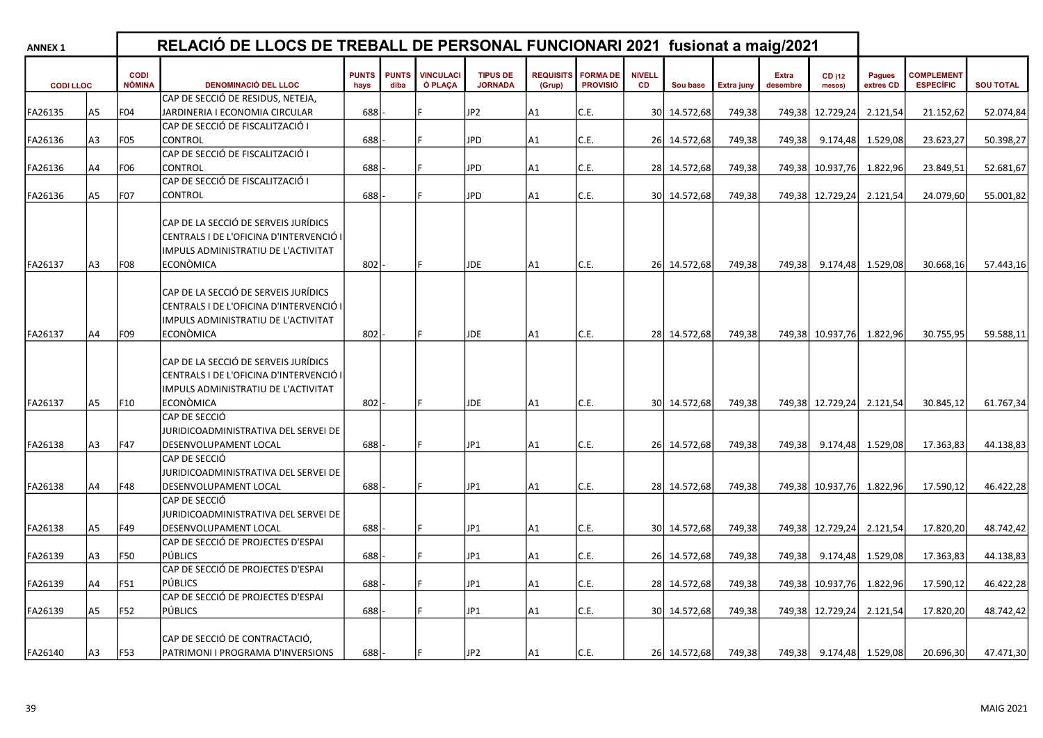ANNEX 1

# RELACIÓ DE LLOCS DE TREBALL DE PERSONAL FUNCIONARI 2021 fusionat a maig/2021

| CODI LLOC | | CODI NÒMINA | DENOMINACIÓ DEL LLOC | PUNTS hays | PUNTS diba | VINCULACIÓ PLAÇA | TIPUS DE JORNADA | REQUISITS (Grup) | FORMA DE PROVISIÓ | NIVELL CD | Sou base | Extra juny | Extra desembre | CD (12 mesos) | Pagues extres CD | COMPLEMENT ESPECÍFIC | SOU TOTAL |
|---|---|---|---|---|---|---|---|---|---|---|---|---|---|---|---|---|---|
| FA26135 | A5 | F04 | CAP DE SECCIÓ DE RESIDUS, NETEJA, JARDINERIA I ECONOMIA CIRCULAR | 688 | - | F | JP2 | A1 | C.E. | 30 | 14.572,68 | 749,38 | 749,38 | 12.729,24 | 2.121,54 | 21.152,62 | 52.074,84 |
| FA26136 | A3 | F05 | CAP DE SECCIÓ DE FISCALITZACIÓ I CONTROL | 688 | - | F | JPD | A1 | C.E. | 26 | 14.572,68 | 749,38 | 749,38 | 9.174,48 | 1.529,08 | 23.623,27 | 50.398,27 |
| FA26136 | A4 | F06 | CAP DE SECCIÓ DE FISCALITZACIÓ I CONTROL | 688 | - | F | JPD | A1 | C.E. | 28 | 14.572,68 | 749,38 | 749,38 | 10.937,76 | 1.822,96 | 23.849,51 | 52.681,67 |
| FA26136 | A5 | F07 | CAP DE SECCIÓ DE FISCALITZACIÓ I CONTROL | 688 | - | F | JPD | A1 | C.E. | 30 | 14.572,68 | 749,38 | 749,38 | 12.729,24 | 2.121,54 | 24.079,60 | 55.001,82 |
| FA26137 | A3 | F08 | CAP DE LA SECCIÓ DE SERVEIS JURÍDICS CENTRALS I DE L'OFICINA D'INTERVENCIÓ I IMPULS ADMINISTRATIU DE L'ACTIVITAT ECONÒMICA | 802 | - | F | JDE | A1 | C.E. | 26 | 14.572,68 | 749,38 | 749,38 | 9.174,48 | 1.529,08 | 30.668,16 | 57.443,16 |
| FA26137 | A4 | F09 | CAP DE LA SECCIÓ DE SERVEIS JURÍDICS CENTRALS I DE L'OFICINA D'INTERVENCIÓ I IMPULS ADMINISTRATIU DE L'ACTIVITAT ECONÒMICA | 802 | - | F | JDE | A1 | C.E. | 28 | 14.572,68 | 749,38 | 749,38 | 10.937,76 | 1.822,96 | 30.755,95 | 59.588,11 |
| FA26137 | A5 | F10 | CAP DE LA SECCIÓ DE SERVEIS JURÍDICS CENTRALS I DE L'OFICINA D'INTERVENCIÓ I IMPULS ADMINISTRATIU DE L'ACTIVITAT ECONÒMICA | 802 | - | F | JDE | A1 | C.E. | 30 | 14.572,68 | 749,38 | 749,38 | 12.729,24 | 2.121,54 | 30.845,12 | 61.767,34 |
| FA26138 | A3 | F47 | CAP DE SECCIÓ JURIDICOADMINISTRATIVA DEL SERVEI DE DESENVOLUPAMENT LOCAL | 688 | - | F | JP1 | A1 | C.E. | 26 | 14.572,68 | 749,38 | 749,38 | 9.174,48 | 1.529,08 | 17.363,83 | 44.138,83 |
| FA26138 | A4 | F48 | CAP DE SECCIÓ JURIDICOADMINISTRATIVA DEL SERVEI DE DESENVOLUPAMENT LOCAL | 688 | - | F | JP1 | A1 | C.E. | 28 | 14.572,68 | 749,38 | 749,38 | 10.937,76 | 1.822,96 | 17.590,12 | 46.422,28 |
| FA26138 | A5 | F49 | CAP DE SECCIÓ JURIDICOADMINISTRATIVA DEL SERVEI DE DESENVOLUPAMENT LOCAL | 688 | - | F | JP1 | A1 | C.E. | 30 | 14.572,68 | 749,38 | 749,38 | 12.729,24 | 2.121,54 | 17.820,20 | 48.742,42 |
| FA26139 | A3 | F50 | CAP DE SECCIÓ DE PROJECTES D'ESPAI PÚBLICS | 688 | - | F | JP1 | A1 | C.E. | 26 | 14.572,68 | 749,38 | 749,38 | 9.174,48 | 1.529,08 | 17.363,83 | 44.138,83 |
| FA26139 | A4 | F51 | CAP DE SECCIÓ DE PROJECTES D'ESPAI PÚBLICS | 688 | - | F | JP1 | A1 | C.E. | 28 | 14.572,68 | 749,38 | 749,38 | 10.937,76 | 1.822,96 | 17.590,12 | 46.422,28 |
| FA26139 | A5 | F52 | CAP DE SECCIÓ DE PROJECTES D'ESPAI PÚBLICS | 688 | - | F | JP1 | A1 | C.E. | 30 | 14.572,68 | 749,38 | 749,38 | 12.729,24 | 2.121,54 | 17.820,20 | 48.742,42 |
| FA26140 | A3 | F53 | CAP DE SECCIÓ DE CONTRACTACIÓ, PATRIMONI I PROGRAMA D'INVERSIONS | 688 | - | F | JP2 | A1 | C.E. | 26 | 14.572,68 | 749,38 | 749,38 | 9.174,48 | 1.529,08 | 20.696,30 | 47.471,30 |

MAIG 2021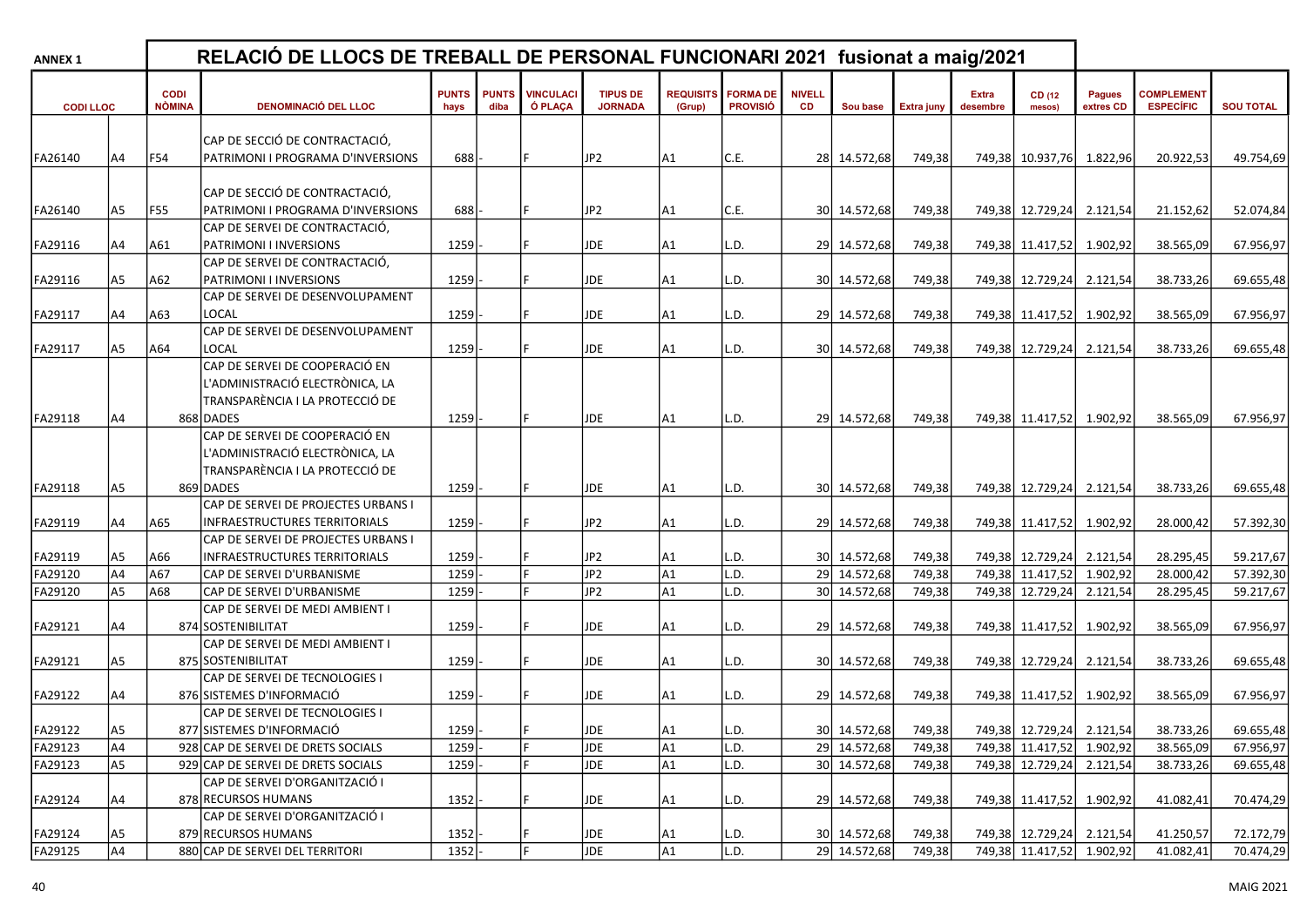**ANNEX 1**

# RELACIÓ DE LLOCS DE TREBALL DE PERSONAL FUNCIONARI 2021 fusionat a maig/2021

| CODI LLOC | | CODI NÒMINA | DENOMINACIÓ DEL LLOC | PUNTS hays | PUNTS diba | VINCULACIÓ PLAÇA | TIPUS DE JORNADA | REQUISITS (Grup) | FORMA DE PROVISIÓ | NIVELL CD | Sou base | Extra juny | Extra desembre | CD (12 mesos) | Pagues extres CD | COMPLEMENT ESPECÍFIC | SOU TOTAL |
|---|---|---|---|---|---|---|---|---|---|---|---|---|---|---|---|---|---|
| FA26140 | A4 | F54 | CAP DE SECCIÓ DE CONTRACTACIÓ, PATRIMONI I PROGRAMA D'INVERSIONS | 688 | - | F | JP2 | A1 | C.E. | 28 | 14.572,68 | 749,38 | 749,38 | 10.937,76 | 1.822,96 | 20.922,53 | 49.754,69 |
| FA26140 | A5 | F55 | CAP DE SECCIÓ DE CONTRACTACIÓ, PATRIMONI I PROGRAMA D'INVERSIONS | 688 | - | F | JP2 | A1 | C.E. | 30 | 14.572,68 | 749,38 | 749,38 | 12.729,24 | 2.121,54 | 21.152,62 | 52.074,84 |
| FA29116 | A4 | A61 | CAP DE SERVEI DE CONTRACTACIÓ, PATRIMONI I INVERSIONS | 1259 | - | F | JDE | A1 | L.D. | 29 | 14.572,68 | 749,38 | 749,38 | 11.417,52 | 1.902,92 | 38.565,09 | 67.956,97 |
| FA29116 | A5 | A62 | CAP DE SERVEI DE CONTRACTACIÓ, PATRIMONI I INVERSIONS | 1259 | - | F | JDE | A1 | L.D. | 30 | 14.572,68 | 749,38 | 749,38 | 12.729,24 | 2.121,54 | 38.733,26 | 69.655,48 |
| FA29117 | A4 | A63 | CAP DE SERVEI DE DESENVOLUPAMENT LOCAL | 1259 | - | F | JDE | A1 | L.D. | 29 | 14.572,68 | 749,38 | 749,38 | 11.417,52 | 1.902,92 | 38.565,09 | 67.956,97 |
| FA29117 | A5 | A64 | CAP DE SERVEI DE DESENVOLUPAMENT LOCAL | 1259 | - | F | JDE | A1 | L.D. | 30 | 14.572,68 | 749,38 | 749,38 | 12.729,24 | 2.121,54 | 38.733,26 | 69.655,48 |
| FA29118 | A4 | 868 | CAP DE SERVEI DE COOPERACIÓ EN L'ADMINISTRACIÓ ELECTRÒNICA, LA TRANSPARÈNCIA I LA PROTECCIÓ DE DADES | 1259 | - | F | JDE | A1 | L.D. | 29 | 14.572,68 | 749,38 | 749,38 | 11.417,52 | 1.902,92 | 38.565,09 | 67.956,97 |
| FA29118 | A5 | 869 | CAP DE SERVEI DE COOPERACIÓ EN L'ADMINISTRACIÓ ELECTRÒNICA, LA TRANSPARÈNCIA I LA PROTECCIÓ DE DADES | 1259 | - | F | JDE | A1 | L.D. | 30 | 14.572,68 | 749,38 | 749,38 | 12.729,24 | 2.121,54 | 38.733,26 | 69.655,48 |
| FA29119 | A4 | A65 | CAP DE SERVEI DE PROJECTES URBANS I INFRAESTRUCTURES TERRITORIALS | 1259 | - | F | JP2 | A1 | L.D. | 29 | 14.572,68 | 749,38 | 749,38 | 11.417,52 | 1.902,92 | 28.000,42 | 57.392,30 |
| FA29119 | A5 | A66 | CAP DE SERVEI DE PROJECTES URBANS I INFRAESTRUCTURES TERRITORIALS | 1259 | - | F | JP2 | A1 | L.D. | 30 | 14.572,68 | 749,38 | 749,38 | 12.729,24 | 2.121,54 | 28.295,45 | 59.217,67 |
| FA29120 | A4 | A67 | CAP DE SERVEI D'URBANISME | 1259 | - | F | JP2 | A1 | L.D. | 29 | 14.572,68 | 749,38 | 749,38 | 11.417,52 | 1.902,92 | 28.000,42 | 57.392,30 |
| FA29120 | A5 | A68 | CAP DE SERVEI D'URBANISME | 1259 | - | F | JP2 | A1 | L.D. | 30 | 14.572,68 | 749,38 | 749,38 | 12.729,24 | 2.121,54 | 28.295,45 | 59.217,67 |
| FA29121 | A4 | 874 | CAP DE SERVEI DE MEDI AMBIENT I SOSTENIBILITAT | 1259 | - | F | JDE | A1 | L.D. | 29 | 14.572,68 | 749,38 | 749,38 | 11.417,52 | 1.902,92 | 38.565,09 | 67.956,97 |
| FA29121 | A5 | 875 | CAP DE SERVEI DE MEDI AMBIENT I SOSTENIBILITAT | 1259 | - | F | JDE | A1 | L.D. | 30 | 14.572,68 | 749,38 | 749,38 | 12.729,24 | 2.121,54 | 38.733,26 | 69.655,48 |
| FA29122 | A4 | 876 | CAP DE SERVEI DE TECNOLOGIES I SISTEMES D'INFORMACIÓ | 1259 | - | F | JDE | A1 | L.D. | 29 | 14.572,68 | 749,38 | 749,38 | 11.417,52 | 1.902,92 | 38.565,09 | 67.956,97 |
| FA29122 | A5 | 877 | CAP DE SERVEI DE TECNOLOGIES I SISTEMES D'INFORMACIÓ | 1259 | - | F | JDE | A1 | L.D. | 30 | 14.572,68 | 749,38 | 749,38 | 12.729,24 | 2.121,54 | 38.733,26 | 69.655,48 |
| FA29123 | A4 | 928 | CAP DE SERVEI DE DRETS SOCIALS | 1259 | - | F | JDE | A1 | L.D. | 29 | 14.572,68 | 749,38 | 749,38 | 11.417,52 | 1.902,92 | 38.565,09 | 67.956,97 |
| FA29123 | A5 | 929 | CAP DE SERVEI DE DRETS SOCIALS | 1259 | - | F | JDE | A1 | L.D. | 30 | 14.572,68 | 749,38 | 749,38 | 12.729,24 | 2.121,54 | 38.733,26 | 69.655,48 |
| FA29124 | A4 | 878 | CAP DE SERVEI D'ORGANITZACIÓ I RECURSOS HUMANS | 1352 | - | F | JDE | A1 | L.D. | 29 | 14.572,68 | 749,38 | 749,38 | 11.417,52 | 1.902,92 | 41.082,41 | 70.474,29 |
| FA29124 | A5 | 879 | CAP DE SERVEI D'ORGANITZACIÓ I RECURSOS HUMANS | 1352 | - | F | JDE | A1 | L.D. | 30 | 14.572,68 | 749,38 | 749,38 | 12.729,24 | 2.121,54 | 41.250,57 | 72.172,79 |
| FA29125 | A4 | 880 | CAP DE SERVEI DEL TERRITORI | 1352 | - | F | JDE | A1 | L.D. | 29 | 14.572,68 | 749,38 | 749,38 | 11.417,52 | 1.902,92 | 41.082,41 | 70.474,29 |

MAIG 2021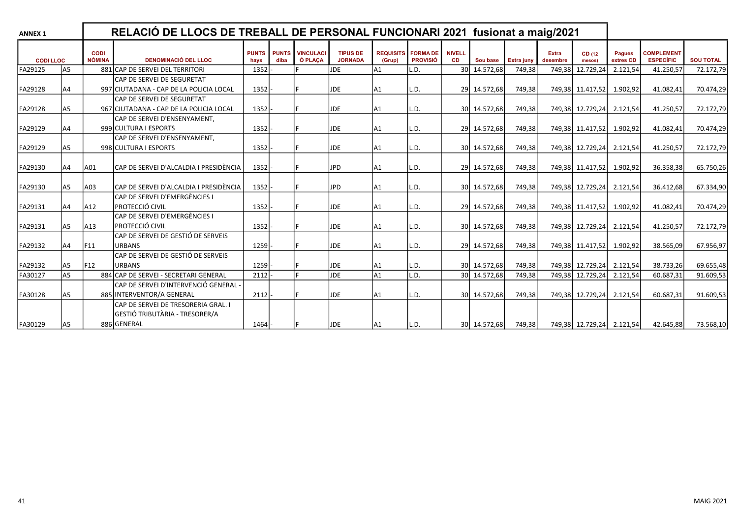**ANNEX 1**

# RELACIÓ DE LLOCS DE TREBALL DE PERSONAL FUNCIONARI 2021 fusionat a maig/2021

| CODI LLOC | | CODI NÒMINA | DENOMINACIÓ DEL LLOC | PUNTS hays | PUNTS diba | VINCULACIÓ PLAÇA | TIPUS DE JORNADA | REQUISITS (Grup) | FORMA DE PROVISIÓ | NIVELL CD | Sou base | Extra juny | Extra desembre | CD (12 mesos) | Pagues extres CD | COMPLEMENT ESPECÍFIC | SOU TOTAL |
|---|---|---|---|---|---|---|---|---|---|---|---|---|---|---|---|---|---|
| FA29125 | A5 | 881 | CAP DE SERVEI DEL TERRITORI | 1352 | - | F | JDE | A1 | L.D. | 30 | 14.572,68 | 749,38 | 749,38 | 12.729,24 | 2.121,54 | 41.250,57 | 72.172,79 |
| FA29128 | A4 | 997 | CAP DE SERVEI DE SEGURETAT CIUTADANA - CAP DE LA POLICIA LOCAL | 1352 | - | F | JDE | A1 | L.D. | 29 | 14.572,68 | 749,38 | 749,38 | 11.417,52 | 1.902,92 | 41.082,41 | 70.474,29 |
| FA29128 | A5 | 967 | CAP DE SERVEI DE SEGURETAT CIUTADANA - CAP DE LA POLICIA LOCAL | 1352 | - | F | JDE | A1 | L.D. | 30 | 14.572,68 | 749,38 | 749,38 | 12.729,24 | 2.121,54 | 41.250,57 | 72.172,79 |
| FA29129 | A4 | 999 | CAP DE SERVEI D'ENSENYAMENT, CULTURA I ESPORTS | 1352 | - | F | JDE | A1 | L.D. | 29 | 14.572,68 | 749,38 | 749,38 | 11.417,52 | 1.902,92 | 41.082,41 | 70.474,29 |
| FA29129 | A5 | 998 | CAP DE SERVEI D'ENSENYAMENT, CULTURA I ESPORTS | 1352 | - | F | JDE | A1 | L.D. | 30 | 14.572,68 | 749,38 | 749,38 | 12.729,24 | 2.121,54 | 41.250,57 | 72.172,79 |
| FA29130 | A4 | A01 | CAP DE SERVEI D'ALCALDIA I PRESIDÈNCIA | 1352 | - | F | JPD | A1 | L.D. | 29 | 14.572,68 | 749,38 | 749,38 | 11.417,52 | 1.902,92 | 36.358,38 | 65.750,26 |
| FA29130 | A5 | A03 | CAP DE SERVEI D'ALCALDIA I PRESIDÈNCIA | 1352 | - | F | JPD | A1 | L.D. | 30 | 14.572,68 | 749,38 | 749,38 | 12.729,24 | 2.121,54 | 36.412,68 | 67.334,90 |
| FA29131 | A4 | A12 | CAP DE SERVEI D'EMERGÈNCIES I PROTECCIÓ CIVIL | 1352 | - | F | JDE | A1 | L.D. | 29 | 14.572,68 | 749,38 | 749,38 | 11.417,52 | 1.902,92 | 41.082,41 | 70.474,29 |
| FA29131 | A5 | A13 | CAP DE SERVEI D'EMERGÈNCIES I PROTECCIÓ CIVIL | 1352 | - | F | JDE | A1 | L.D. | 30 | 14.572,68 | 749,38 | 749,38 | 12.729,24 | 2.121,54 | 41.250,57 | 72.172,79 |
| FA29132 | A4 | F11 | CAP DE SERVEI DE GESTIÓ DE SERVEIS URBANS | 1259 | - | F | JDE | A1 | L.D. | 29 | 14.572,68 | 749,38 | 749,38 | 11.417,52 | 1.902,92 | 38.565,09 | 67.956,97 |
| FA29132 | A5 | F12 | CAP DE SERVEI DE GESTIÓ DE SERVEIS URBANS | 1259 | - | F | JDE | A1 | L.D. | 30 | 14.572,68 | 749,38 | 749,38 | 12.729,24 | 2.121,54 | 38.733,26 | 69.655,48 |
| FA30127 | A5 | 884 | CAP DE SERVEI - SECRETARI GENERAL | 2112 | - | F | JDE | A1 | L.D. | 30 | 14.572,68 | 749,38 | 749,38 | 12.729,24 | 2.121,54 | 60.687,31 | 91.609,53 |
| FA30128 | A5 | 885 | CAP DE SERVEI D'INTERVENCIÓ GENERAL - INTERVENTOR/A GENERAL | 2112 | - | F | JDE | A1 | L.D. | 30 | 14.572,68 | 749,38 | 749,38 | 12.729,24 | 2.121,54 | 60.687,31 | 91.609,53 |
| FA30129 | A5 | 886 | CAP DE SERVEI DE TRESORERIA GRAL. I GESTIÓ TRIBUTÀRIA - TRESORER/A GENERAL | 1464 | - | F | JDE | A1 | L.D. | 30 | 14.572,68 | 749,38 | 749,38 | 12.729,24 | 2.121,54 | 42.645,88 | 73.568,10 |